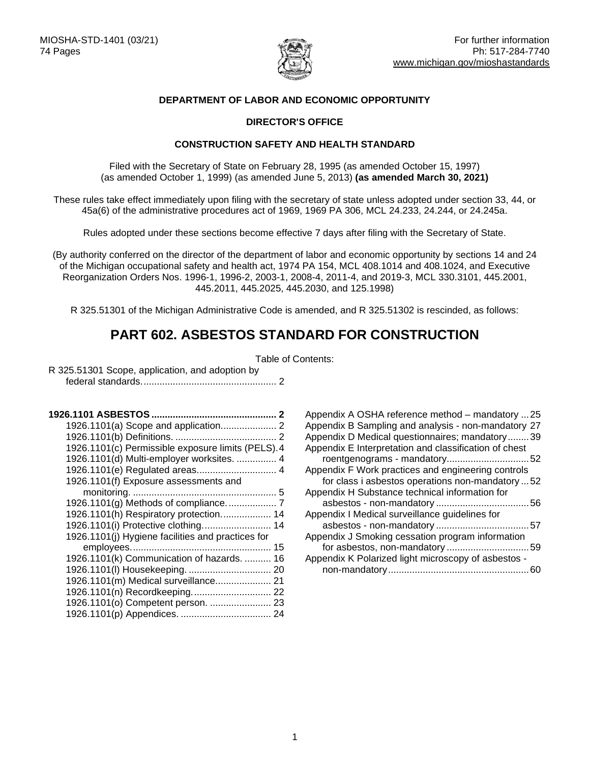MIOSHA-STD-1401 (03/21)
74 Pages

For further information
Ph: 517-284-7740
www.michigan.gov/mioshastandards

**DEPARTMENT OF LABOR AND ECONOMIC OPPORTUNITY**

**DIRECTOR'S OFFICE**

**CONSTRUCTION SAFETY AND HEALTH STANDARD**

Filed with the Secretary of State on February 28, 1995 (as amended October 15, 1997) (as amended October 1, 1999) (as amended June 5, 2013) **(as amended March 30, 2021)**

These rules take effect immediately upon filing with the secretary of state unless adopted under section 33, 44, or 45a(6) of the administrative procedures act of 1969, 1969 PA 306, MCL 24.233, 24.244, or 24.245a.

Rules adopted under these sections become effective 7 days after filing with the Secretary of State.

(By authority conferred on the director of the department of labor and economic opportunity by sections 14 and 24 of the Michigan occupational safety and health act, 1974 PA 154, MCL 408.1014 and 408.1024, and Executive Reorganization Orders Nos. 1996-1, 1996-2, 2003-1, 2008-4, 2011-4, and 2019-3, MCL 330.3101, 445.2001, 445.2011, 445.2025, 445.2030, and 125.1998)

R 325.51301 of the Michigan Administrative Code is amended, and R 325.51302 is rescinded, as follows:

# PART 602. ASBESTOS STANDARD FOR CONSTRUCTION

Table of Contents:

R 325.51301 Scope, application, and adoption by federal standards. .... 2

**1926.1101 ASBESTOS .... 2**
- 1926.1101(a) Scope and application. .... 2
- 1926.1101(b) Definitions. .... 2
- 1926.1101(c) Permissible exposure limits (PELS). 4
- 1926.1101(d) Multi-employer worksites. .... 4
- 1926.1101(e) Regulated areas. .... 4
- 1926.1101(f) Exposure assessments and monitoring. .... 5
- 1926.1101(g) Methods of compliance. .... 7
- 1926.1101(h) Respiratory protection. .... 14
- 1926.1101(i) Protective clothing. .... 14
- 1926.1101(j) Hygiene facilities and practices for employees. .... 15
- 1926.1101(k) Communication of hazards. .... 16
- 1926.1101(l) Housekeeping. .... 20
- 1926.1101(m) Medical surveillance. .... 21
- 1926.1101(n) Recordkeeping. .... 22
- 1926.1101(o) Competent person. .... 23
- 1926.1101(p) Appendices. .... 24

- Appendix A OSHA reference method – mandatory .... 25
- Appendix B Sampling and analysis - non-mandatory 27
- Appendix D Medical questionnaires; mandatory .... 39
- Appendix E Interpretation and classification of chest roentgenograms - mandatory .... 52
- Appendix F Work practices and engineering controls for class i asbestos operations non-mandatory .... 52
- Appendix H Substance technical information for asbestos - non-mandatory .... 56
- Appendix I Medical surveillance guidelines for asbestos - non-mandatory .... 57
- Appendix J Smoking cessation program information for asbestos, non-mandatory .... 59
- Appendix K Polarized light microscopy of asbestos - non-mandatory .... 60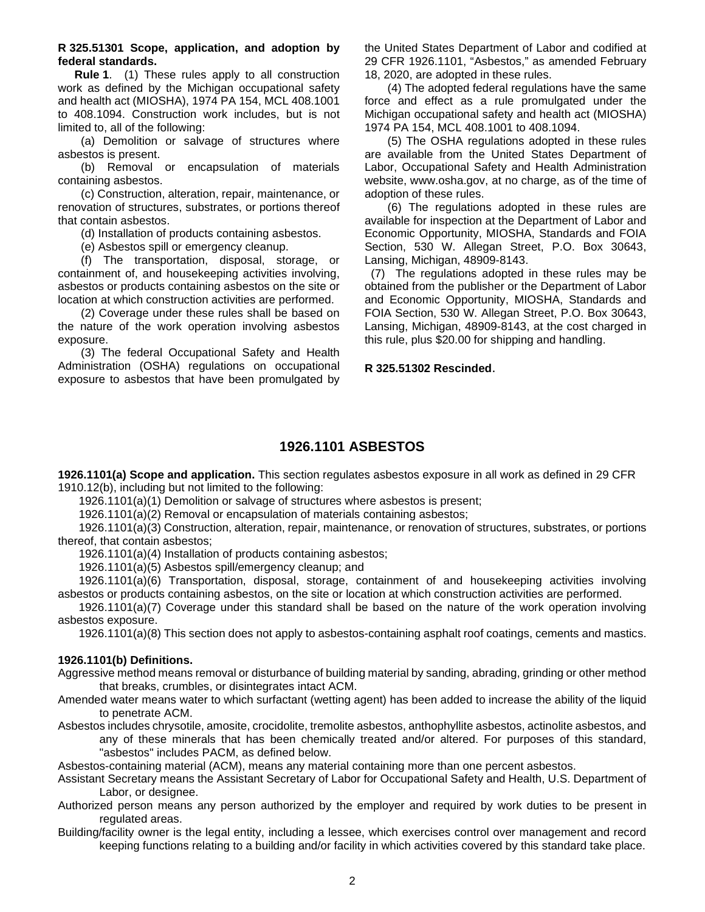**R 325.51301 Scope, application, and adoption by federal standards.**

**Rule 1**. (1) These rules apply to all construction work as defined by the Michigan occupational safety and health act (MIOSHA), 1974 PA 154, MCL 408.1001 to 408.1094. Construction work includes, but is not limited to, all of the following:

(a) Demolition or salvage of structures where asbestos is present.

(b) Removal or encapsulation of materials containing asbestos.

(c) Construction, alteration, repair, maintenance, or renovation of structures, substrates, or portions thereof that contain asbestos.

(d) Installation of products containing asbestos.

(e) Asbestos spill or emergency cleanup.

(f) The transportation, disposal, storage, or containment of, and housekeeping activities involving, asbestos or products containing asbestos on the site or location at which construction activities are performed.

(2) Coverage under these rules shall be based on the nature of the work operation involving asbestos exposure.

(3) The federal Occupational Safety and Health Administration (OSHA) regulations on occupational exposure to asbestos that have been promulgated by the United States Department of Labor and codified at 29 CFR 1926.1101, "Asbestos," as amended February 18, 2020, are adopted in these rules.

(4) The adopted federal regulations have the same force and effect as a rule promulgated under the Michigan occupational safety and health act (MIOSHA) 1974 PA 154, MCL 408.1001 to 408.1094.

(5) The OSHA regulations adopted in these rules are available from the United States Department of Labor, Occupational Safety and Health Administration website, www.osha.gov, at no charge, as of the time of adoption of these rules.

(6) The regulations adopted in these rules are available for inspection at the Department of Labor and Economic Opportunity, MIOSHA, Standards and FOIA Section, 530 W. Allegan Street, P.O. Box 30643, Lansing, Michigan, 48909-8143.

(7) The regulations adopted in these rules may be obtained from the publisher or the Department of Labor and Economic Opportunity, MIOSHA, Standards and FOIA Section, 530 W. Allegan Street, P.O. Box 30643, Lansing, Michigan, 48909-8143, at the cost charged in this rule, plus $20.00 for shipping and handling.

**R 325.51302 Rescinded.**

## 1926.1101 ASBESTOS

**1926.1101(a) Scope and application.** This section regulates asbestos exposure in all work as defined in 29 CFR 1910.12(b), including but not limited to the following:

1926.1101(a)(1) Demolition or salvage of structures where asbestos is present;

1926.1101(a)(2) Removal or encapsulation of materials containing asbestos;

1926.1101(a)(3) Construction, alteration, repair, maintenance, or renovation of structures, substrates, or portions thereof, that contain asbestos;

1926.1101(a)(4) Installation of products containing asbestos;

1926.1101(a)(5) Asbestos spill/emergency cleanup; and

1926.1101(a)(6) Transportation, disposal, storage, containment of and housekeeping activities involving asbestos or products containing asbestos, on the site or location at which construction activities are performed.

1926.1101(a)(7) Coverage under this standard shall be based on the nature of the work operation involving asbestos exposure.

1926.1101(a)(8) This section does not apply to asbestos-containing asphalt roof coatings, cements and mastics.

**1926.1101(b) Definitions.**

Aggressive method means removal or disturbance of building material by sanding, abrading, grinding or other method that breaks, crumbles, or disintegrates intact ACM.

Amended water means water to which surfactant (wetting agent) has been added to increase the ability of the liquid to penetrate ACM.

Asbestos includes chrysotile, amosite, crocidolite, tremolite asbestos, anthophyllite asbestos, actinolite asbestos, and any of these minerals that has been chemically treated and/or altered. For purposes of this standard, "asbestos" includes PACM, as defined below.

Asbestos-containing material (ACM), means any material containing more than one percent asbestos.

Assistant Secretary means the Assistant Secretary of Labor for Occupational Safety and Health, U.S. Department of Labor, or designee.

Authorized person means any person authorized by the employer and required by work duties to be present in regulated areas.

Building/facility owner is the legal entity, including a lessee, which exercises control over management and record keeping functions relating to a building and/or facility in which activities covered by this standard take place.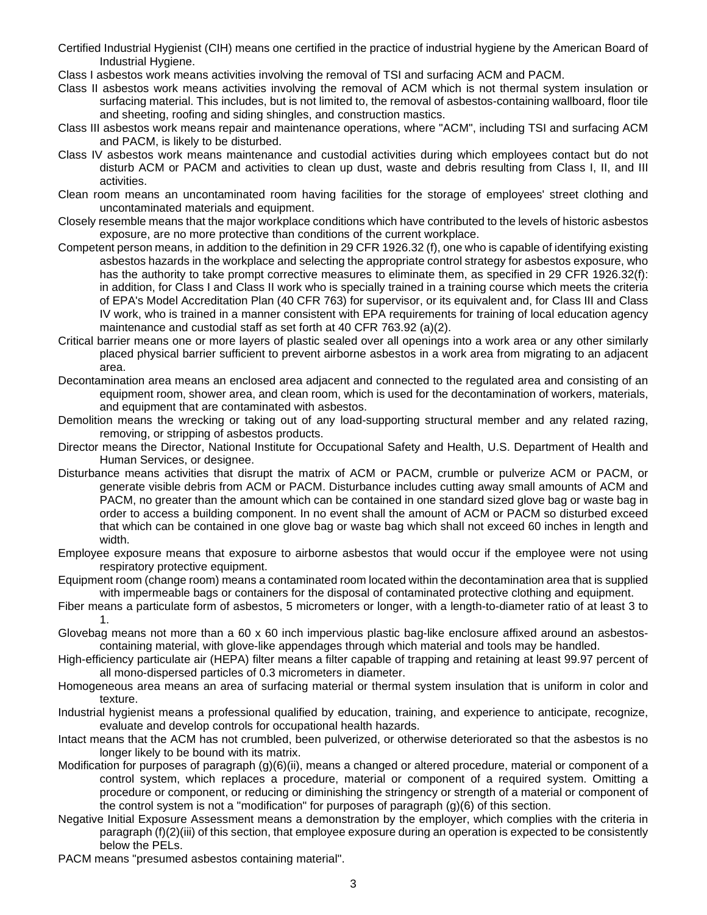Certified Industrial Hygienist (CIH) means one certified in the practice of industrial hygiene by the American Board of Industrial Hygiene.

Class I asbestos work means activities involving the removal of TSI and surfacing ACM and PACM.

Class II asbestos work means activities involving the removal of ACM which is not thermal system insulation or surfacing material. This includes, but is not limited to, the removal of asbestos-containing wallboard, floor tile and sheeting, roofing and siding shingles, and construction mastics.

Class III asbestos work means repair and maintenance operations, where "ACM", including TSI and surfacing ACM and PACM, is likely to be disturbed.

Class IV asbestos work means maintenance and custodial activities during which employees contact but do not disturb ACM or PACM and activities to clean up dust, waste and debris resulting from Class I, II, and III activities.

Clean room means an uncontaminated room having facilities for the storage of employees' street clothing and uncontaminated materials and equipment.

Closely resemble means that the major workplace conditions which have contributed to the levels of historic asbestos exposure, are no more protective than conditions of the current workplace.

Competent person means, in addition to the definition in 29 CFR 1926.32 (f), one who is capable of identifying existing asbestos hazards in the workplace and selecting the appropriate control strategy for asbestos exposure, who has the authority to take prompt corrective measures to eliminate them, as specified in 29 CFR 1926.32(f): in addition, for Class I and Class II work who is specially trained in a training course which meets the criteria of EPA's Model Accreditation Plan (40 CFR 763) for supervisor, or its equivalent and, for Class III and Class IV work, who is trained in a manner consistent with EPA requirements for training of local education agency maintenance and custodial staff as set forth at 40 CFR 763.92 (a)(2).

Critical barrier means one or more layers of plastic sealed over all openings into a work area or any other similarly placed physical barrier sufficient to prevent airborne asbestos in a work area from migrating to an adjacent area.

Decontamination area means an enclosed area adjacent and connected to the regulated area and consisting of an equipment room, shower area, and clean room, which is used for the decontamination of workers, materials, and equipment that are contaminated with asbestos.

Demolition means the wrecking or taking out of any load-supporting structural member and any related razing, removing, or stripping of asbestos products.

Director means the Director, National Institute for Occupational Safety and Health, U.S. Department of Health and Human Services, or designee.

Disturbance means activities that disrupt the matrix of ACM or PACM, crumble or pulverize ACM or PACM, or generate visible debris from ACM or PACM. Disturbance includes cutting away small amounts of ACM and PACM, no greater than the amount which can be contained in one standard sized glove bag or waste bag in order to access a building component. In no event shall the amount of ACM or PACM so disturbed exceed that which can be contained in one glove bag or waste bag which shall not exceed 60 inches in length and width.

Employee exposure means that exposure to airborne asbestos that would occur if the employee were not using respiratory protective equipment.

Equipment room (change room) means a contaminated room located within the decontamination area that is supplied with impermeable bags or containers for the disposal of contaminated protective clothing and equipment.

Fiber means a particulate form of asbestos, 5 micrometers or longer, with a length-to-diameter ratio of at least 3 to 1.

Glovebag means not more than a 60 x 60 inch impervious plastic bag-like enclosure affixed around an asbestos-containing material, with glove-like appendages through which material and tools may be handled.

High-efficiency particulate air (HEPA) filter means a filter capable of trapping and retaining at least 99.97 percent of all mono-dispersed particles of 0.3 micrometers in diameter.

Homogeneous area means an area of surfacing material or thermal system insulation that is uniform in color and texture.

Industrial hygienist means a professional qualified by education, training, and experience to anticipate, recognize, evaluate and develop controls for occupational health hazards.

Intact means that the ACM has not crumbled, been pulverized, or otherwise deteriorated so that the asbestos is no longer likely to be bound with its matrix.

Modification for purposes of paragraph (g)(6)(ii), means a changed or altered procedure, material or component of a control system, which replaces a procedure, material or component of a required system. Omitting a procedure or component, or reducing or diminishing the stringency or strength of a material or component of the control system is not a "modification" for purposes of paragraph (g)(6) of this section.

Negative Initial Exposure Assessment means a demonstration by the employer, which complies with the criteria in paragraph (f)(2)(iii) of this section, that employee exposure during an operation is expected to be consistently below the PELs.

PACM means "presumed asbestos containing material".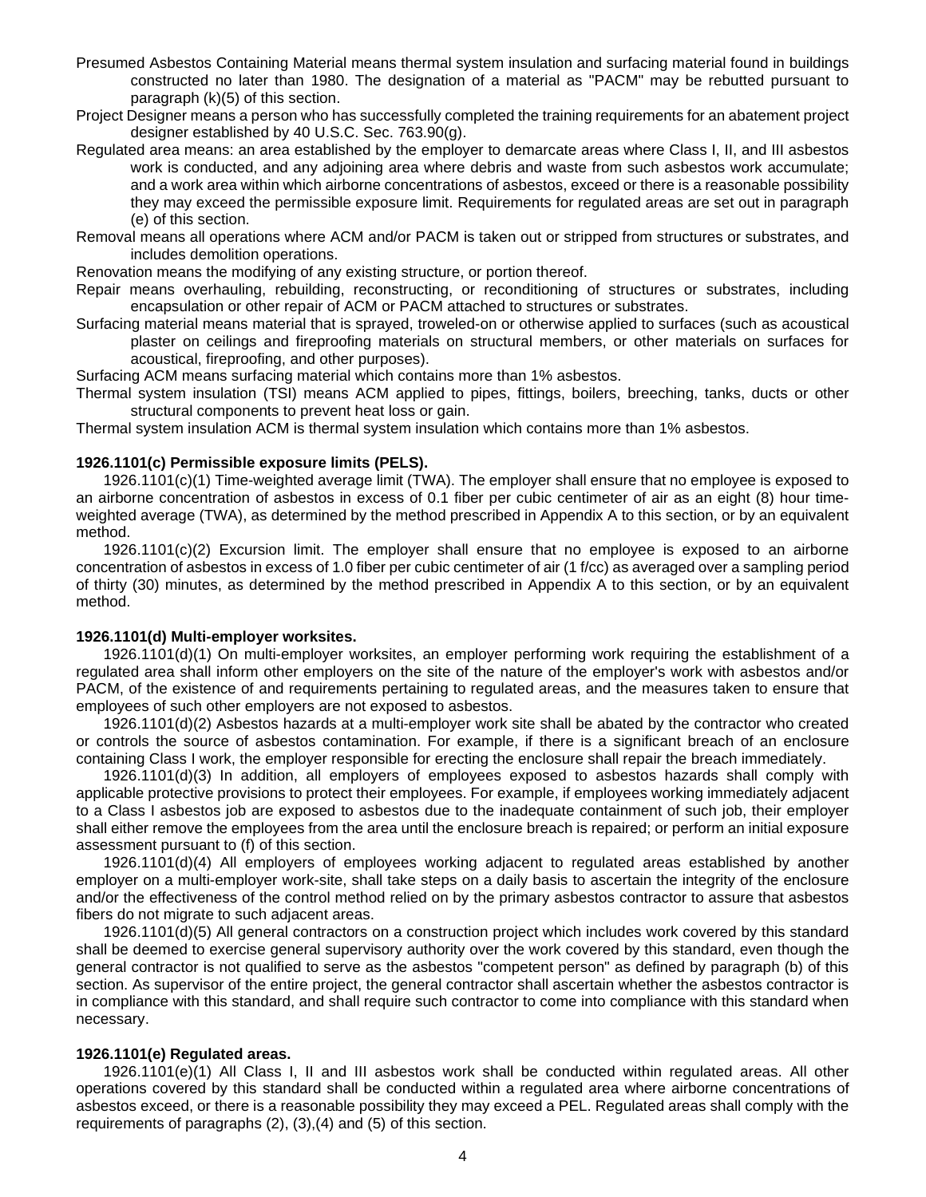Presumed Asbestos Containing Material means thermal system insulation and surfacing material found in buildings constructed no later than 1980. The designation of a material as "PACM" may be rebutted pursuant to paragraph (k)(5) of this section.

Project Designer means a person who has successfully completed the training requirements for an abatement project designer established by 40 U.S.C. Sec. 763.90(g).

Regulated area means: an area established by the employer to demarcate areas where Class I, II, and III asbestos work is conducted, and any adjoining area where debris and waste from such asbestos work accumulate; and a work area within which airborne concentrations of asbestos, exceed or there is a reasonable possibility they may exceed the permissible exposure limit. Requirements for regulated areas are set out in paragraph (e) of this section.

Removal means all operations where ACM and/or PACM is taken out or stripped from structures or substrates, and includes demolition operations.

Renovation means the modifying of any existing structure, or portion thereof.

Repair means overhauling, rebuilding, reconstructing, or reconditioning of structures or substrates, including encapsulation or other repair of ACM or PACM attached to structures or substrates.

Surfacing material means material that is sprayed, troweled-on or otherwise applied to surfaces (such as acoustical plaster on ceilings and fireproofing materials on structural members, or other materials on surfaces for acoustical, fireproofing, and other purposes).

Surfacing ACM means surfacing material which contains more than 1% asbestos.

Thermal system insulation (TSI) means ACM applied to pipes, fittings, boilers, breeching, tanks, ducts or other structural components to prevent heat loss or gain.

Thermal system insulation ACM is thermal system insulation which contains more than 1% asbestos.

**1926.1101(c) Permissible exposure limits (PELS).**

1926.1101(c)(1) Time-weighted average limit (TWA). The employer shall ensure that no employee is exposed to an airborne concentration of asbestos in excess of 0.1 fiber per cubic centimeter of air as an eight (8) hour time-weighted average (TWA), as determined by the method prescribed in Appendix A to this section, or by an equivalent method.

1926.1101(c)(2) Excursion limit. The employer shall ensure that no employee is exposed to an airborne concentration of asbestos in excess of 1.0 fiber per cubic centimeter of air (1 f/cc) as averaged over a sampling period of thirty (30) minutes, as determined by the method prescribed in Appendix A to this section, or by an equivalent method.

**1926.1101(d) Multi-employer worksites.**

1926.1101(d)(1) On multi-employer worksites, an employer performing work requiring the establishment of a regulated area shall inform other employers on the site of the nature of the employer's work with asbestos and/or PACM, of the existence of and requirements pertaining to regulated areas, and the measures taken to ensure that employees of such other employers are not exposed to asbestos.

1926.1101(d)(2) Asbestos hazards at a multi-employer work site shall be abated by the contractor who created or controls the source of asbestos contamination. For example, if there is a significant breach of an enclosure containing Class I work, the employer responsible for erecting the enclosure shall repair the breach immediately.

1926.1101(d)(3) In addition, all employers of employees exposed to asbestos hazards shall comply with applicable protective provisions to protect their employees. For example, if employees working immediately adjacent to a Class I asbestos job are exposed to asbestos due to the inadequate containment of such job, their employer shall either remove the employees from the area until the enclosure breach is repaired; or perform an initial exposure assessment pursuant to (f) of this section.

1926.1101(d)(4) All employers of employees working adjacent to regulated areas established by another employer on a multi-employer work-site, shall take steps on a daily basis to ascertain the integrity of the enclosure and/or the effectiveness of the control method relied on by the primary asbestos contractor to assure that asbestos fibers do not migrate to such adjacent areas.

1926.1101(d)(5) All general contractors on a construction project which includes work covered by this standard shall be deemed to exercise general supervisory authority over the work covered by this standard, even though the general contractor is not qualified to serve as the asbestos "competent person" as defined by paragraph (b) of this section. As supervisor of the entire project, the general contractor shall ascertain whether the asbestos contractor is in compliance with this standard, and shall require such contractor to come into compliance with this standard when necessary.

**1926.1101(e) Regulated areas.**

1926.1101(e)(1) All Class I, II and III asbestos work shall be conducted within regulated areas. All other operations covered by this standard shall be conducted within a regulated area where airborne concentrations of asbestos exceed, or there is a reasonable possibility they may exceed a PEL. Regulated areas shall comply with the requirements of paragraphs (2), (3),(4) and (5) of this section.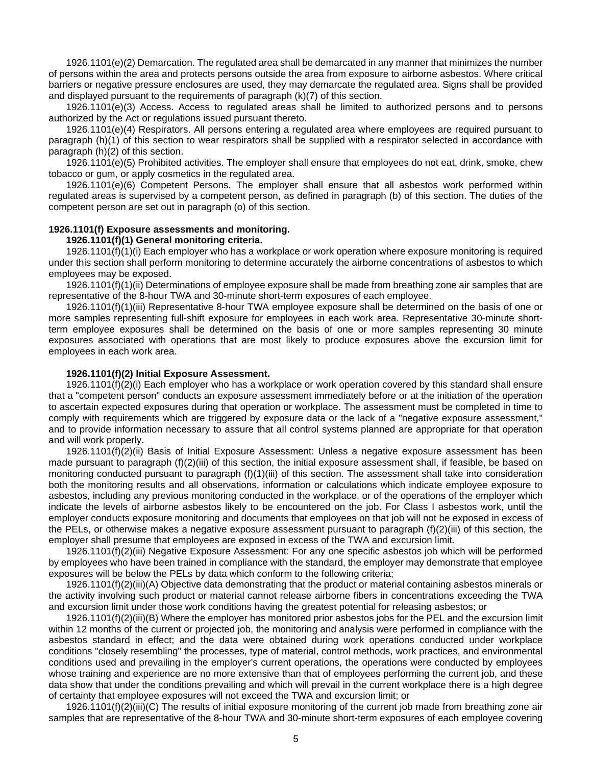1926.1101(e)(2) Demarcation. The regulated area shall be demarcated in any manner that minimizes the number of persons within the area and protects persons outside the area from exposure to airborne asbestos. Where critical barriers or negative pressure enclosures are used, they may demarcate the regulated area. Signs shall be provided and displayed pursuant to the requirements of paragraph (k)(7) of this section.

1926.1101(e)(3) Access. Access to regulated areas shall be limited to authorized persons and to persons authorized by the Act or regulations issued pursuant thereto.

1926.1101(e)(4) Respirators. All persons entering a regulated area where employees are required pursuant to paragraph (h)(1) of this section to wear respirators shall be supplied with a respirator selected in accordance with paragraph (h)(2) of this section.

1926.1101(e)(5) Prohibited activities. The employer shall ensure that employees do not eat, drink, smoke, chew tobacco or gum, or apply cosmetics in the regulated area.

1926.1101(e)(6) Competent Persons. The employer shall ensure that all asbestos work performed within regulated areas is supervised by a competent person, as defined in paragraph (b) of this section. The duties of the competent person are set out in paragraph (o) of this section.

**1926.1101(f) Exposure assessments and monitoring.**

**1926.1101(f)(1) General monitoring criteria.**

1926.1101(f)(1)(i) Each employer who has a workplace or work operation where exposure monitoring is required under this section shall perform monitoring to determine accurately the airborne concentrations of asbestos to which employees may be exposed.

1926.1101(f)(1)(ii) Determinations of employee exposure shall be made from breathing zone air samples that are representative of the 8-hour TWA and 30-minute short-term exposures of each employee.

1926.1101(f)(1)(iii) Representative 8-hour TWA employee exposure shall be determined on the basis of one or more samples representing full-shift exposure for employees in each work area. Representative 30-minute short-term employee exposures shall be determined on the basis of one or more samples representing 30 minute exposures associated with operations that are most likely to produce exposures above the excursion limit for employees in each work area.

**1926.1101(f)(2) Initial Exposure Assessment.**

1926.1101(f)(2)(i) Each employer who has a workplace or work operation covered by this standard shall ensure that a "competent person" conducts an exposure assessment immediately before or at the initiation of the operation to ascertain expected exposures during that operation or workplace. The assessment must be completed in time to comply with requirements which are triggered by exposure data or the lack of a "negative exposure assessment," and to provide information necessary to assure that all control systems planned are appropriate for that operation and will work properly.

1926.1101(f)(2)(ii) Basis of Initial Exposure Assessment: Unless a negative exposure assessment has been made pursuant to paragraph (f)(2)(iii) of this section, the initial exposure assessment shall, if feasible, be based on monitoring conducted pursuant to paragraph (f)(1)(iii) of this section. The assessment shall take into consideration both the monitoring results and all observations, information or calculations which indicate employee exposure to asbestos, including any previous monitoring conducted in the workplace, or of the operations of the employer which indicate the levels of airborne asbestos likely to be encountered on the job. For Class I asbestos work, until the employer conducts exposure monitoring and documents that employees on that job will not be exposed in excess of the PELs, or otherwise makes a negative exposure assessment pursuant to paragraph (f)(2)(iii) of this section, the employer shall presume that employees are exposed in excess of the TWA and excursion limit.

1926.1101(f)(2)(iii) Negative Exposure Assessment: For any one specific asbestos job which will be performed by employees who have been trained in compliance with the standard, the employer may demonstrate that employee exposures will be below the PELs by data which conform to the following criteria;

1926.1101(f)(2)(iii)(A) Objective data demonstrating that the product or material containing asbestos minerals or the activity involving such product or material cannot release airborne fibers in concentrations exceeding the TWA and excursion limit under those work conditions having the greatest potential for releasing asbestos; or

1926.1101(f)(2)(iii)(B) Where the employer has monitored prior asbestos jobs for the PEL and the excursion limit within 12 months of the current or projected job, the monitoring and analysis were performed in compliance with the asbestos standard in effect; and the data were obtained during work operations conducted under workplace conditions "closely resembling" the processes, type of material, control methods, work practices, and environmental conditions used and prevailing in the employer's current operations, the operations were conducted by employees whose training and experience are no more extensive than that of employees performing the current job, and these data show that under the conditions prevailing and which will prevail in the current workplace there is a high degree of certainty that employee exposures will not exceed the TWA and excursion limit; or

1926.1101(f)(2)(iii)(C) The results of initial exposure monitoring of the current job made from breathing zone air samples that are representative of the 8-hour TWA and 30-minute short-term exposures of each employee covering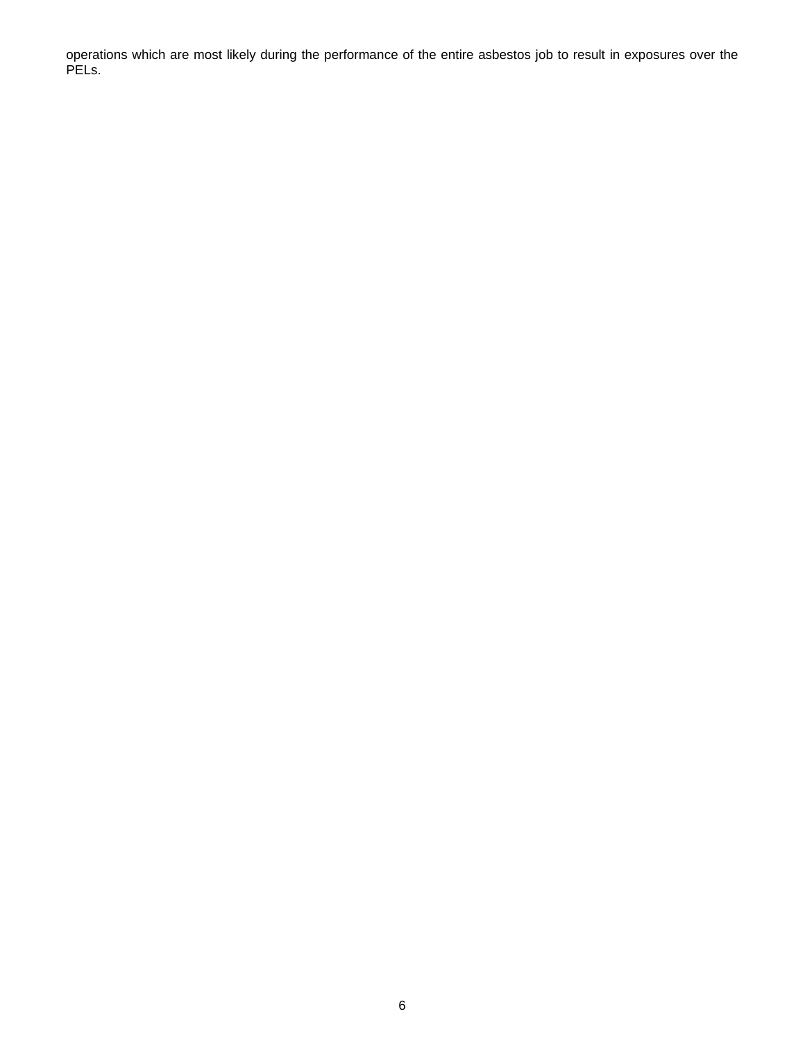operations which are most likely during the performance of the entire asbestos job to result in exposures over the PELs.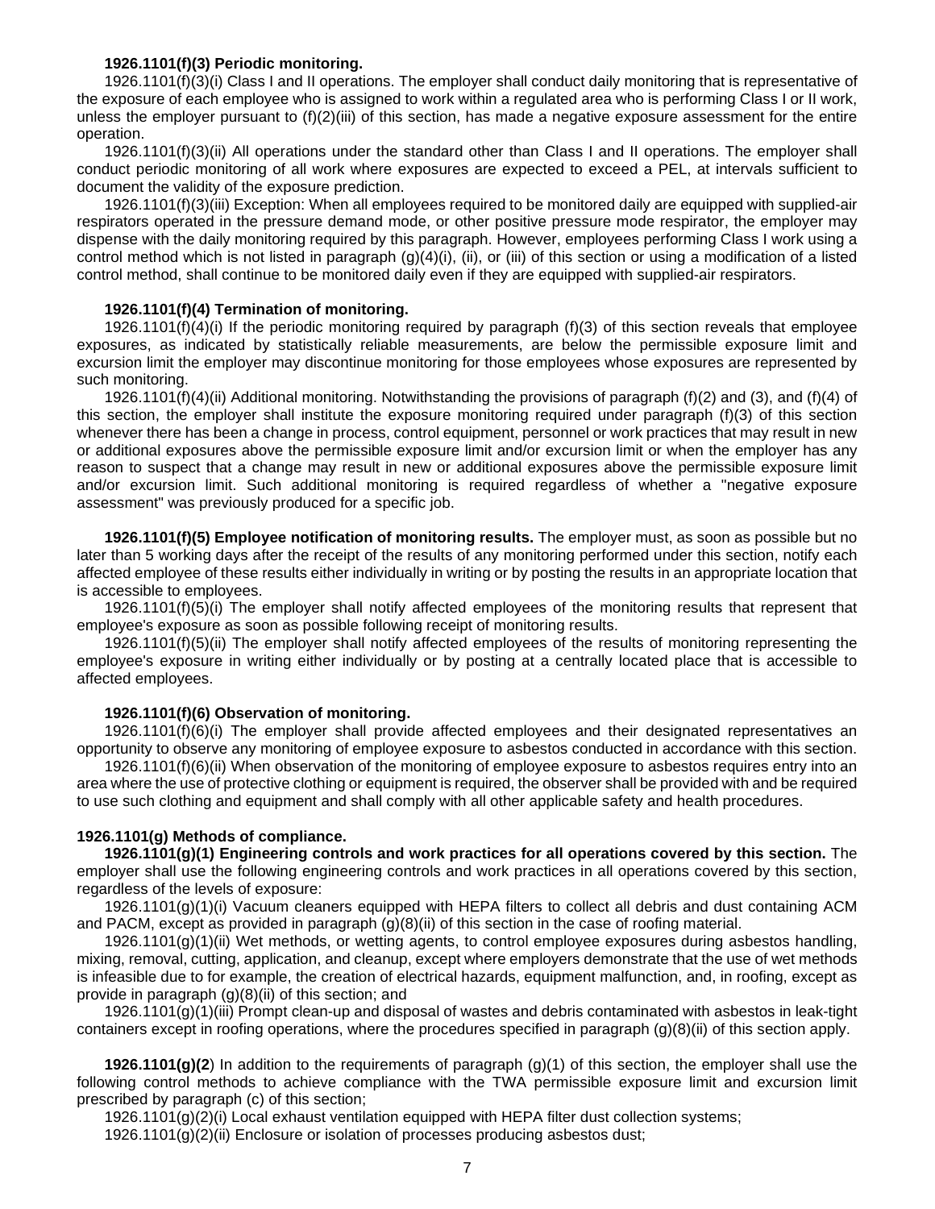**1926.1101(f)(3) Periodic monitoring.**

1926.1101(f)(3)(i) Class I and II operations. The employer shall conduct daily monitoring that is representative of the exposure of each employee who is assigned to work within a regulated area who is performing Class I or II work, unless the employer pursuant to (f)(2)(iii) of this section, has made a negative exposure assessment for the entire operation.

1926.1101(f)(3)(ii) All operations under the standard other than Class I and II operations. The employer shall conduct periodic monitoring of all work where exposures are expected to exceed a PEL, at intervals sufficient to document the validity of the exposure prediction.

1926.1101(f)(3)(iii) Exception: When all employees required to be monitored daily are equipped with supplied-air respirators operated in the pressure demand mode, or other positive pressure mode respirator, the employer may dispense with the daily monitoring required by this paragraph. However, employees performing Class I work using a control method which is not listed in paragraph (g)(4)(i), (ii), or (iii) of this section or using a modification of a listed control method, shall continue to be monitored daily even if they are equipped with supplied-air respirators.

**1926.1101(f)(4) Termination of monitoring.**

1926.1101(f)(4)(i) If the periodic monitoring required by paragraph (f)(3) of this section reveals that employee exposures, as indicated by statistically reliable measurements, are below the permissible exposure limit and excursion limit the employer may discontinue monitoring for those employees whose exposures are represented by such monitoring.

1926.1101(f)(4)(ii) Additional monitoring. Notwithstanding the provisions of paragraph (f)(2) and (3), and (f)(4) of this section, the employer shall institute the exposure monitoring required under paragraph (f)(3) of this section whenever there has been a change in process, control equipment, personnel or work practices that may result in new or additional exposures above the permissible exposure limit and/or excursion limit or when the employer has any reason to suspect that a change may result in new or additional exposures above the permissible exposure limit and/or excursion limit. Such additional monitoring is required regardless of whether a "negative exposure assessment" was previously produced for a specific job.

**1926.1101(f)(5) Employee notification of monitoring results.** The employer must, as soon as possible but no later than 5 working days after the receipt of the results of any monitoring performed under this section, notify each affected employee of these results either individually in writing or by posting the results in an appropriate location that is accessible to employees.

1926.1101(f)(5)(i) The employer shall notify affected employees of the monitoring results that represent that employee's exposure as soon as possible following receipt of monitoring results.

1926.1101(f)(5)(ii) The employer shall notify affected employees of the results of monitoring representing the employee's exposure in writing either individually or by posting at a centrally located place that is accessible to affected employees.

**1926.1101(f)(6) Observation of monitoring.**

1926.1101(f)(6)(i) The employer shall provide affected employees and their designated representatives an opportunity to observe any monitoring of employee exposure to asbestos conducted in accordance with this section.

1926.1101(f)(6)(ii) When observation of the monitoring of employee exposure to asbestos requires entry into an area where the use of protective clothing or equipment is required, the observer shall be provided with and be required to use such clothing and equipment and shall comply with all other applicable safety and health procedures.

**1926.1101(g) Methods of compliance.**

**1926.1101(g)(1) Engineering controls and work practices for all operations covered by this section.** The employer shall use the following engineering controls and work practices in all operations covered by this section, regardless of the levels of exposure:

1926.1101(g)(1)(i) Vacuum cleaners equipped with HEPA filters to collect all debris and dust containing ACM and PACM, except as provided in paragraph (g)(8)(ii) of this section in the case of roofing material.

1926.1101(g)(1)(ii) Wet methods, or wetting agents, to control employee exposures during asbestos handling, mixing, removal, cutting, application, and cleanup, except where employers demonstrate that the use of wet methods is infeasible due to for example, the creation of electrical hazards, equipment malfunction, and, in roofing, except as provide in paragraph (g)(8)(ii) of this section; and

1926.1101(g)(1)(iii) Prompt clean-up and disposal of wastes and debris contaminated with asbestos in leak-tight containers except in roofing operations, where the procedures specified in paragraph (g)(8)(ii) of this section apply.

**1926.1101(g)(2**) In addition to the requirements of paragraph (g)(1) of this section, the employer shall use the following control methods to achieve compliance with the TWA permissible exposure limit and excursion limit prescribed by paragraph (c) of this section;

1926.1101(g)(2)(i) Local exhaust ventilation equipped with HEPA filter dust collection systems;

1926.1101(g)(2)(ii) Enclosure or isolation of processes producing asbestos dust;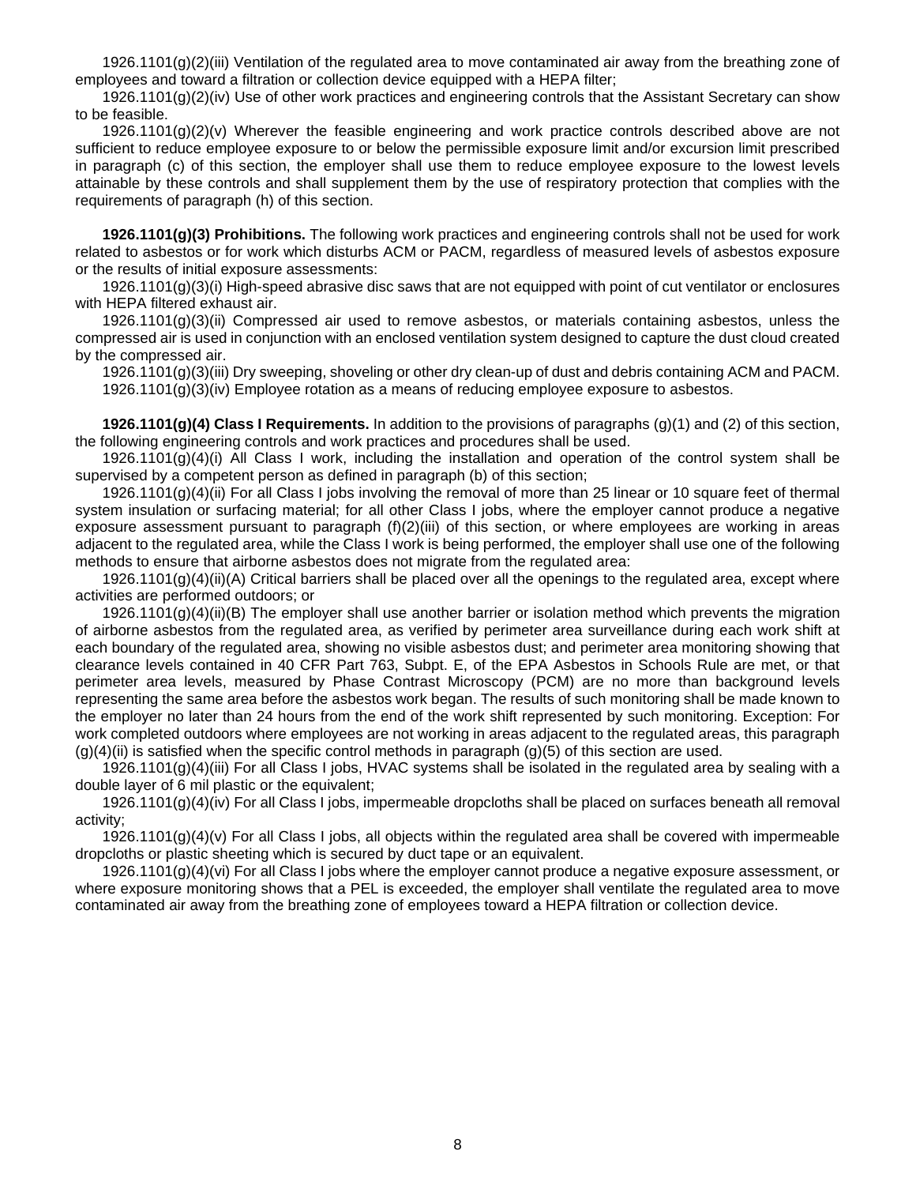1926.1101(g)(2)(iii) Ventilation of the regulated area to move contaminated air away from the breathing zone of employees and toward a filtration or collection device equipped with a HEPA filter;

1926.1101(g)(2)(iv) Use of other work practices and engineering controls that the Assistant Secretary can show to be feasible.

1926.1101(g)(2)(v) Wherever the feasible engineering and work practice controls described above are not sufficient to reduce employee exposure to or below the permissible exposure limit and/or excursion limit prescribed in paragraph (c) of this section, the employer shall use them to reduce employee exposure to the lowest levels attainable by these controls and shall supplement them by the use of respiratory protection that complies with the requirements of paragraph (h) of this section.

**1926.1101(g)(3) Prohibitions.** The following work practices and engineering controls shall not be used for work related to asbestos or for work which disturbs ACM or PACM, regardless of measured levels of asbestos exposure or the results of initial exposure assessments:

1926.1101(g)(3)(i) High-speed abrasive disc saws that are not equipped with point of cut ventilator or enclosures with HEPA filtered exhaust air.

1926.1101(g)(3)(ii) Compressed air used to remove asbestos, or materials containing asbestos, unless the compressed air is used in conjunction with an enclosed ventilation system designed to capture the dust cloud created by the compressed air.

1926.1101(g)(3)(iii) Dry sweeping, shoveling or other dry clean-up of dust and debris containing ACM and PACM.

1926.1101(g)(3)(iv) Employee rotation as a means of reducing employee exposure to asbestos.

**1926.1101(g)(4) Class I Requirements.** In addition to the provisions of paragraphs (g)(1) and (2) of this section, the following engineering controls and work practices and procedures shall be used.

1926.1101(g)(4)(i) All Class I work, including the installation and operation of the control system shall be supervised by a competent person as defined in paragraph (b) of this section;

1926.1101(g)(4)(ii) For all Class I jobs involving the removal of more than 25 linear or 10 square feet of thermal system insulation or surfacing material; for all other Class I jobs, where the employer cannot produce a negative exposure assessment pursuant to paragraph (f)(2)(iii) of this section, or where employees are working in areas adjacent to the regulated area, while the Class I work is being performed, the employer shall use one of the following methods to ensure that airborne asbestos does not migrate from the regulated area:

1926.1101(g)(4)(ii)(A) Critical barriers shall be placed over all the openings to the regulated area, except where activities are performed outdoors; or

1926.1101(g)(4)(ii)(B) The employer shall use another barrier or isolation method which prevents the migration of airborne asbestos from the regulated area, as verified by perimeter area surveillance during each work shift at each boundary of the regulated area, showing no visible asbestos dust; and perimeter area monitoring showing that clearance levels contained in 40 CFR Part 763, Subpt. E, of the EPA Asbestos in Schools Rule are met, or that perimeter area levels, measured by Phase Contrast Microscopy (PCM) are no more than background levels representing the same area before the asbestos work began. The results of such monitoring shall be made known to the employer no later than 24 hours from the end of the work shift represented by such monitoring. Exception: For work completed outdoors where employees are not working in areas adjacent to the regulated areas, this paragraph (g)(4)(ii) is satisfied when the specific control methods in paragraph (g)(5) of this section are used.

1926.1101(g)(4)(iii) For all Class I jobs, HVAC systems shall be isolated in the regulated area by sealing with a double layer of 6 mil plastic or the equivalent;

1926.1101(g)(4)(iv) For all Class I jobs, impermeable dropcloths shall be placed on surfaces beneath all removal activity;

1926.1101(g)(4)(v) For all Class I jobs, all objects within the regulated area shall be covered with impermeable dropcloths or plastic sheeting which is secured by duct tape or an equivalent.

1926.1101(g)(4)(vi) For all Class I jobs where the employer cannot produce a negative exposure assessment, or where exposure monitoring shows that a PEL is exceeded, the employer shall ventilate the regulated area to move contaminated air away from the breathing zone of employees toward a HEPA filtration or collection device.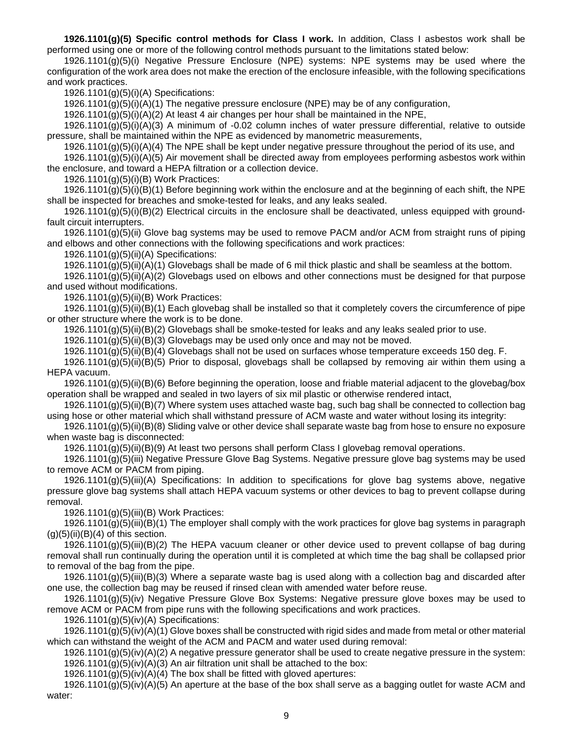**1926.1101(g)(5) Specific control methods for Class I work.** In addition, Class I asbestos work shall be performed using one or more of the following control methods pursuant to the limitations stated below:

1926.1101(g)(5)(i) Negative Pressure Enclosure (NPE) systems: NPE systems may be used where the configuration of the work area does not make the erection of the enclosure infeasible, with the following specifications and work practices.

1926.1101(g)(5)(i)(A) Specifications:

1926.1101(g)(5)(i)(A)(1) The negative pressure enclosure (NPE) may be of any configuration,

1926.1101(g)(5)(i)(A)(2) At least 4 air changes per hour shall be maintained in the NPE,

1926.1101(g)(5)(i)(A)(3) A minimum of -0.02 column inches of water pressure differential, relative to outside pressure, shall be maintained within the NPE as evidenced by manometric measurements,

1926.1101(g)(5)(i)(A)(4) The NPE shall be kept under negative pressure throughout the period of its use, and

1926.1101(g)(5)(i)(A)(5) Air movement shall be directed away from employees performing asbestos work within the enclosure, and toward a HEPA filtration or a collection device.

1926.1101(g)(5)(i)(B) Work Practices:

1926.1101(g)(5)(i)(B)(1) Before beginning work within the enclosure and at the beginning of each shift, the NPE shall be inspected for breaches and smoke-tested for leaks, and any leaks sealed.

1926.1101(g)(5)(i)(B)(2) Electrical circuits in the enclosure shall be deactivated, unless equipped with ground-fault circuit interrupters.

1926.1101(g)(5)(ii) Glove bag systems may be used to remove PACM and/or ACM from straight runs of piping and elbows and other connections with the following specifications and work practices:

1926.1101(g)(5)(ii)(A) Specifications:

1926.1101(g)(5)(ii)(A)(1) Glovebags shall be made of 6 mil thick plastic and shall be seamless at the bottom.

1926.1101(g)(5)(ii)(A)(2) Glovebags used on elbows and other connections must be designed for that purpose and used without modifications.

1926.1101(g)(5)(ii)(B) Work Practices:

1926.1101(g)(5)(ii)(B)(1) Each glovebag shall be installed so that it completely covers the circumference of pipe or other structure where the work is to be done.

1926.1101(g)(5)(ii)(B)(2) Glovebags shall be smoke-tested for leaks and any leaks sealed prior to use.

1926.1101(g)(5)(ii)(B)(3) Glovebags may be used only once and may not be moved.

1926.1101(g)(5)(ii)(B)(4) Glovebags shall not be used on surfaces whose temperature exceeds 150 deg. F.

1926.1101(g)(5)(ii)(B)(5) Prior to disposal, glovebags shall be collapsed by removing air within them using a HEPA vacuum.

1926.1101(g)(5)(ii)(B)(6) Before beginning the operation, loose and friable material adjacent to the glovebag/box operation shall be wrapped and sealed in two layers of six mil plastic or otherwise rendered intact,

1926.1101(g)(5)(ii)(B)(7) Where system uses attached waste bag, such bag shall be connected to collection bag using hose or other material which shall withstand pressure of ACM waste and water without losing its integrity:

1926.1101(g)(5)(ii)(B)(8) Sliding valve or other device shall separate waste bag from hose to ensure no exposure when waste bag is disconnected:

1926.1101(g)(5)(ii)(B)(9) At least two persons shall perform Class I glovebag removal operations.

1926.1101(g)(5)(iii) Negative Pressure Glove Bag Systems. Negative pressure glove bag systems may be used to remove ACM or PACM from piping.

1926.1101(g)(5)(iii)(A) Specifications: In addition to specifications for glove bag systems above, negative pressure glove bag systems shall attach HEPA vacuum systems or other devices to bag to prevent collapse during removal.

1926.1101(g)(5)(iii)(B) Work Practices:

1926.1101(g)(5)(iii)(B)(1) The employer shall comply with the work practices for glove bag systems in paragraph (g)(5)(ii)(B)(4) of this section.

1926.1101(g)(5)(iii)(B)(2) The HEPA vacuum cleaner or other device used to prevent collapse of bag during removal shall run continually during the operation until it is completed at which time the bag shall be collapsed prior to removal of the bag from the pipe.

1926.1101(g)(5)(iii)(B)(3) Where a separate waste bag is used along with a collection bag and discarded after one use, the collection bag may be reused if rinsed clean with amended water before reuse.

1926.1101(g)(5)(iv) Negative Pressure Glove Box Systems: Negative pressure glove boxes may be used to remove ACM or PACM from pipe runs with the following specifications and work practices.

1926.1101(g)(5)(iv)(A) Specifications:

1926.1101(g)(5)(iv)(A)(1) Glove boxes shall be constructed with rigid sides and made from metal or other material which can withstand the weight of the ACM and PACM and water used during removal:

1926.1101(g)(5)(iv)(A)(2) A negative pressure generator shall be used to create negative pressure in the system:

1926.1101(g)(5)(iv)(A)(3) An air filtration unit shall be attached to the box:

1926.1101(g)(5)(iv)(A)(4) The box shall be fitted with gloved apertures:

1926.1101(g)(5)(iv)(A)(5) An aperture at the base of the box shall serve as a bagging outlet for waste ACM and water: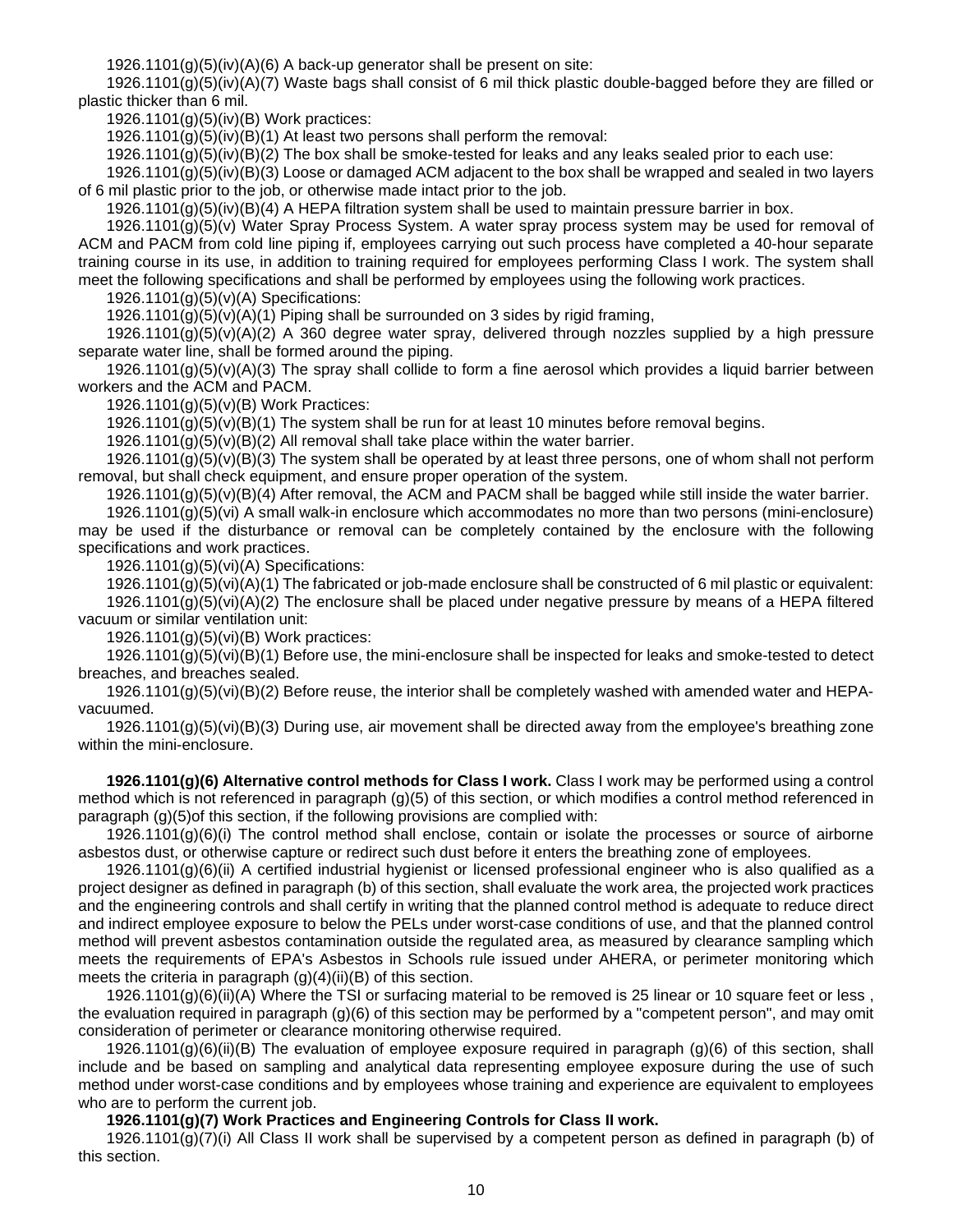1926.1101(g)(5)(iv)(A)(6) A back-up generator shall be present on site:

1926.1101(g)(5)(iv)(A)(7) Waste bags shall consist of 6 mil thick plastic double-bagged before they are filled or plastic thicker than 6 mil.

1926.1101(g)(5)(iv)(B) Work practices:

1926.1101(g)(5)(iv)(B)(1) At least two persons shall perform the removal:

1926.1101(g)(5)(iv)(B)(2) The box shall be smoke-tested for leaks and any leaks sealed prior to each use:

1926.1101(g)(5)(iv)(B)(3) Loose or damaged ACM adjacent to the box shall be wrapped and sealed in two layers of 6 mil plastic prior to the job, or otherwise made intact prior to the job.

1926.1101(g)(5)(iv)(B)(4) A HEPA filtration system shall be used to maintain pressure barrier in box.

1926.1101(g)(5)(v) Water Spray Process System. A water spray process system may be used for removal of ACM and PACM from cold line piping if, employees carrying out such process have completed a 40-hour separate training course in its use, in addition to training required for employees performing Class I work. The system shall meet the following specifications and shall be performed by employees using the following work practices.

1926.1101(g)(5)(v)(A) Specifications:

1926.1101(g)(5)(v)(A)(1) Piping shall be surrounded on 3 sides by rigid framing,

1926.1101(g)(5)(v)(A)(2) A 360 degree water spray, delivered through nozzles supplied by a high pressure separate water line, shall be formed around the piping.

1926.1101(g)(5)(v)(A)(3) The spray shall collide to form a fine aerosol which provides a liquid barrier between workers and the ACM and PACM.

1926.1101(g)(5)(v)(B) Work Practices:

1926.1101(g)(5)(v)(B)(1) The system shall be run for at least 10 minutes before removal begins.

1926.1101(g)(5)(v)(B)(2) All removal shall take place within the water barrier.

1926.1101(g)(5)(v)(B)(3) The system shall be operated by at least three persons, one of whom shall not perform removal, but shall check equipment, and ensure proper operation of the system.

1926.1101(g)(5)(v)(B)(4) After removal, the ACM and PACM shall be bagged while still inside the water barrier.

1926.1101(g)(5)(vi) A small walk-in enclosure which accommodates no more than two persons (mini-enclosure) may be used if the disturbance or removal can be completely contained by the enclosure with the following specifications and work practices.

1926.1101(g)(5)(vi)(A) Specifications:

1926.1101(g)(5)(vi)(A)(1) The fabricated or job-made enclosure shall be constructed of 6 mil plastic or equivalent:

1926.1101(g)(5)(vi)(A)(2) The enclosure shall be placed under negative pressure by means of a HEPA filtered vacuum or similar ventilation unit:

1926.1101(g)(5)(vi)(B) Work practices:

1926.1101(g)(5)(vi)(B)(1) Before use, the mini-enclosure shall be inspected for leaks and smoke-tested to detect breaches, and breaches sealed.

1926.1101(g)(5)(vi)(B)(2) Before reuse, the interior shall be completely washed with amended water and HEPA-vacuumed.

1926.1101(g)(5)(vi)(B)(3) During use, air movement shall be directed away from the employee's breathing zone within the mini-enclosure.

**1926.1101(g)(6) Alternative control methods for Class I work.** Class I work may be performed using a control method which is not referenced in paragraph (g)(5) of this section, or which modifies a control method referenced in paragraph (g)(5)of this section, if the following provisions are complied with:

1926.1101(g)(6)(i) The control method shall enclose, contain or isolate the processes or source of airborne asbestos dust, or otherwise capture or redirect such dust before it enters the breathing zone of employees.

1926.1101(g)(6)(ii) A certified industrial hygienist or licensed professional engineer who is also qualified as a project designer as defined in paragraph (b) of this section, shall evaluate the work area, the projected work practices and the engineering controls and shall certify in writing that the planned control method is adequate to reduce direct and indirect employee exposure to below the PELs under worst-case conditions of use, and that the planned control method will prevent asbestos contamination outside the regulated area, as measured by clearance sampling which meets the requirements of EPA's Asbestos in Schools rule issued under AHERA, or perimeter monitoring which meets the criteria in paragraph (g)(4)(ii)(B) of this section.

1926.1101(g)(6)(ii)(A) Where the TSI or surfacing material to be removed is 25 linear or 10 square feet or less , the evaluation required in paragraph (g)(6) of this section may be performed by a "competent person", and may omit consideration of perimeter or clearance monitoring otherwise required.

1926.1101(g)(6)(ii)(B) The evaluation of employee exposure required in paragraph (g)(6) of this section, shall include and be based on sampling and analytical data representing employee exposure during the use of such method under worst-case conditions and by employees whose training and experience are equivalent to employees who are to perform the current job.

**1926.1101(g)(7) Work Practices and Engineering Controls for Class II work.**

1926.1101(g)(7)(i) All Class II work shall be supervised by a competent person as defined in paragraph (b) of this section.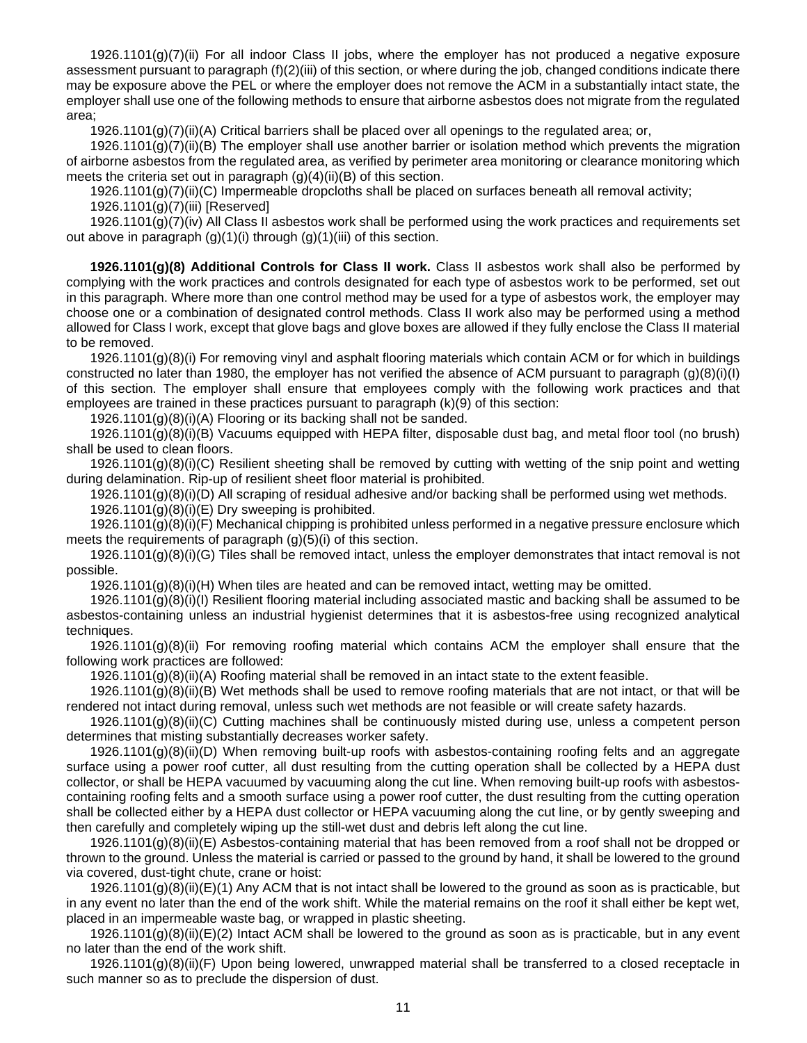1926.1101(g)(7)(ii) For all indoor Class II jobs, where the employer has not produced a negative exposure assessment pursuant to paragraph (f)(2)(iii) of this section, or where during the job, changed conditions indicate there may be exposure above the PEL or where the employer does not remove the ACM in a substantially intact state, the employer shall use one of the following methods to ensure that airborne asbestos does not migrate from the regulated area;

1926.1101(g)(7)(ii)(A) Critical barriers shall be placed over all openings to the regulated area; or,

1926.1101(g)(7)(ii)(B) The employer shall use another barrier or isolation method which prevents the migration of airborne asbestos from the regulated area, as verified by perimeter area monitoring or clearance monitoring which meets the criteria set out in paragraph (g)(4)(ii)(B) of this section.

1926.1101(g)(7)(ii)(C) Impermeable dropcloths shall be placed on surfaces beneath all removal activity;

1926.1101(g)(7)(iii) [Reserved]

1926.1101(g)(7)(iv) All Class II asbestos work shall be performed using the work practices and requirements set out above in paragraph (g)(1)(i) through (g)(1)(iii) of this section.

**1926.1101(g)(8) Additional Controls for Class II work.** Class II asbestos work shall also be performed by complying with the work practices and controls designated for each type of asbestos work to be performed, set out in this paragraph. Where more than one control method may be used for a type of asbestos work, the employer may choose one or a combination of designated control methods. Class II work also may be performed using a method allowed for Class I work, except that glove bags and glove boxes are allowed if they fully enclose the Class II material to be removed.

1926.1101(g)(8)(i) For removing vinyl and asphalt flooring materials which contain ACM or for which in buildings constructed no later than 1980, the employer has not verified the absence of ACM pursuant to paragraph (g)(8)(i)(I) of this section. The employer shall ensure that employees comply with the following work practices and that employees are trained in these practices pursuant to paragraph (k)(9) of this section:

1926.1101(g)(8)(i)(A) Flooring or its backing shall not be sanded.

1926.1101(g)(8)(i)(B) Vacuums equipped with HEPA filter, disposable dust bag, and metal floor tool (no brush) shall be used to clean floors.

1926.1101(g)(8)(i)(C) Resilient sheeting shall be removed by cutting with wetting of the snip point and wetting during delamination. Rip-up of resilient sheet floor material is prohibited.

1926.1101(g)(8)(i)(D) All scraping of residual adhesive and/or backing shall be performed using wet methods.

1926.1101(g)(8)(i)(E) Dry sweeping is prohibited.

1926.1101(g)(8)(i)(F) Mechanical chipping is prohibited unless performed in a negative pressure enclosure which meets the requirements of paragraph (g)(5)(i) of this section.

1926.1101(g)(8)(i)(G) Tiles shall be removed intact, unless the employer demonstrates that intact removal is not possible.

1926.1101(g)(8)(i)(H) When tiles are heated and can be removed intact, wetting may be omitted.

1926.1101(g)(8)(i)(I) Resilient flooring material including associated mastic and backing shall be assumed to be asbestos-containing unless an industrial hygienist determines that it is asbestos-free using recognized analytical techniques.

1926.1101(g)(8)(ii) For removing roofing material which contains ACM the employer shall ensure that the following work practices are followed:

1926.1101(g)(8)(ii)(A) Roofing material shall be removed in an intact state to the extent feasible.

1926.1101(g)(8)(ii)(B) Wet methods shall be used to remove roofing materials that are not intact, or that will be rendered not intact during removal, unless such wet methods are not feasible or will create safety hazards.

1926.1101(g)(8)(ii)(C) Cutting machines shall be continuously misted during use, unless a competent person determines that misting substantially decreases worker safety.

1926.1101(g)(8)(ii)(D) When removing built-up roofs with asbestos-containing roofing felts and an aggregate surface using a power roof cutter, all dust resulting from the cutting operation shall be collected by a HEPA dust collector, or shall be HEPA vacuumed by vacuuming along the cut line. When removing built-up roofs with asbestos-containing roofing felts and a smooth surface using a power roof cutter, the dust resulting from the cutting operation shall be collected either by a HEPA dust collector or HEPA vacuuming along the cut line, or by gently sweeping and then carefully and completely wiping up the still-wet dust and debris left along the cut line.

1926.1101(g)(8)(ii)(E) Asbestos-containing material that has been removed from a roof shall not be dropped or thrown to the ground. Unless the material is carried or passed to the ground by hand, it shall be lowered to the ground via covered, dust-tight chute, crane or hoist:

1926.1101(g)(8)(ii)(E)(1) Any ACM that is not intact shall be lowered to the ground as soon as is practicable, but in any event no later than the end of the work shift. While the material remains on the roof it shall either be kept wet, placed in an impermeable waste bag, or wrapped in plastic sheeting.

1926.1101(g)(8)(ii)(E)(2) Intact ACM shall be lowered to the ground as soon as is practicable, but in any event no later than the end of the work shift.

1926.1101(g)(8)(ii)(F) Upon being lowered, unwrapped material shall be transferred to a closed receptacle in such manner so as to preclude the dispersion of dust.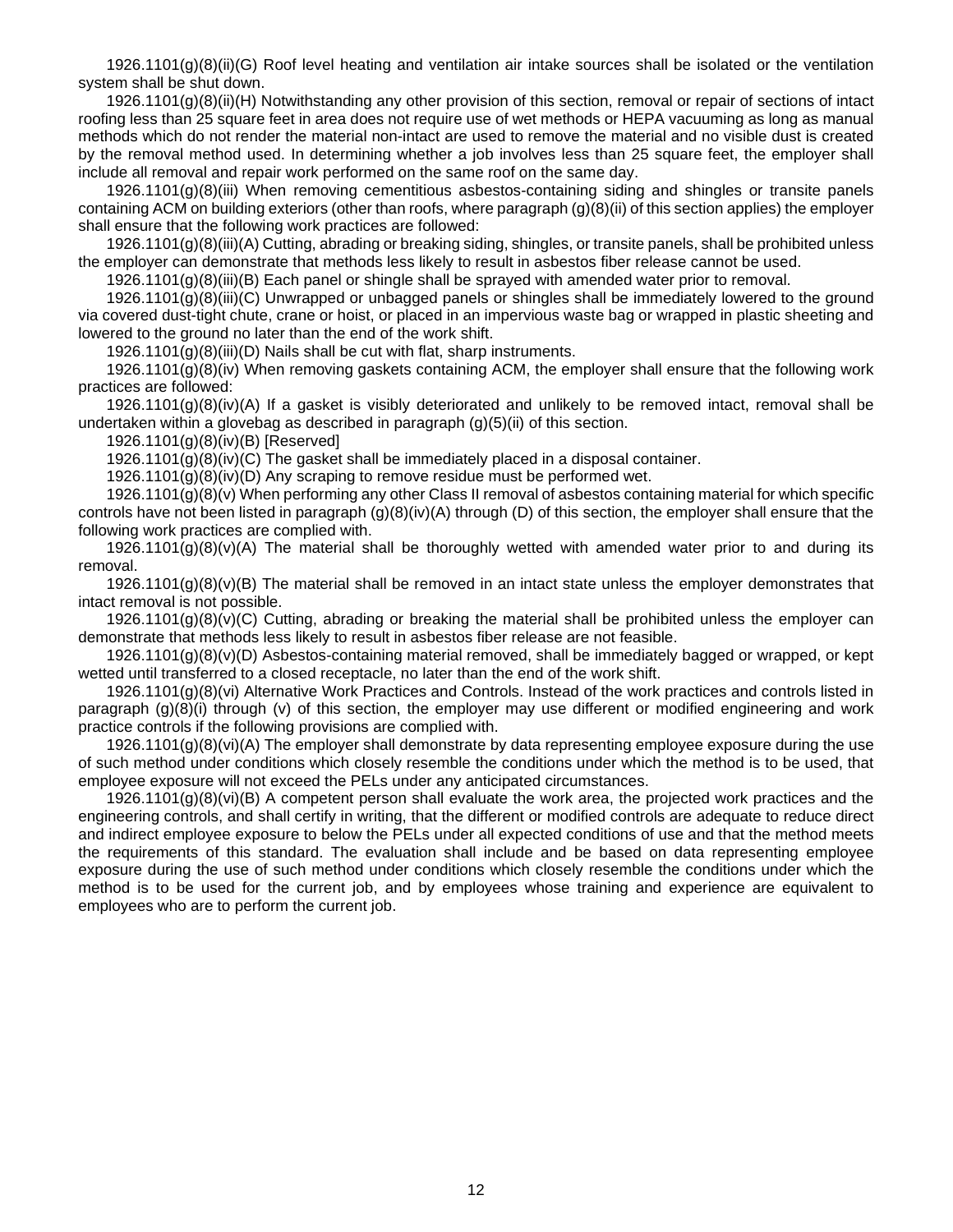1926.1101(g)(8)(ii)(G) Roof level heating and ventilation air intake sources shall be isolated or the ventilation system shall be shut down.

1926.1101(g)(8)(ii)(H) Notwithstanding any other provision of this section, removal or repair of sections of intact roofing less than 25 square feet in area does not require use of wet methods or HEPA vacuuming as long as manual methods which do not render the material non-intact are used to remove the material and no visible dust is created by the removal method used. In determining whether a job involves less than 25 square feet, the employer shall include all removal and repair work performed on the same roof on the same day.

1926.1101(g)(8)(iii) When removing cementitious asbestos-containing siding and shingles or transite panels containing ACM on building exteriors (other than roofs, where paragraph (g)(8)(ii) of this section applies) the employer shall ensure that the following work practices are followed:

1926.1101(g)(8)(iii)(A) Cutting, abrading or breaking siding, shingles, or transite panels, shall be prohibited unless the employer can demonstrate that methods less likely to result in asbestos fiber release cannot be used.

1926.1101(g)(8)(iii)(B) Each panel or shingle shall be sprayed with amended water prior to removal.

1926.1101(g)(8)(iii)(C) Unwrapped or unbagged panels or shingles shall be immediately lowered to the ground via covered dust-tight chute, crane or hoist, or placed in an impervious waste bag or wrapped in plastic sheeting and lowered to the ground no later than the end of the work shift.

1926.1101(g)(8)(iii)(D) Nails shall be cut with flat, sharp instruments.

1926.1101(g)(8)(iv) When removing gaskets containing ACM, the employer shall ensure that the following work practices are followed:

1926.1101(g)(8)(iv)(A) If a gasket is visibly deteriorated and unlikely to be removed intact, removal shall be undertaken within a glovebag as described in paragraph (g)(5)(ii) of this section.

1926.1101(g)(8)(iv)(B) [Reserved]

1926.1101(g)(8)(iv)(C) The gasket shall be immediately placed in a disposal container.

1926.1101(g)(8)(iv)(D) Any scraping to remove residue must be performed wet.

1926.1101(g)(8)(v) When performing any other Class II removal of asbestos containing material for which specific controls have not been listed in paragraph (g)(8)(iv)(A) through (D) of this section, the employer shall ensure that the following work practices are complied with.

1926.1101(g)(8)(v)(A) The material shall be thoroughly wetted with amended water prior to and during its removal.

1926.1101(g)(8)(v)(B) The material shall be removed in an intact state unless the employer demonstrates that intact removal is not possible.

1926.1101(g)(8)(v)(C) Cutting, abrading or breaking the material shall be prohibited unless the employer can demonstrate that methods less likely to result in asbestos fiber release are not feasible.

1926.1101(g)(8)(v)(D) Asbestos-containing material removed, shall be immediately bagged or wrapped, or kept wetted until transferred to a closed receptacle, no later than the end of the work shift.

1926.1101(g)(8)(vi) Alternative Work Practices and Controls. Instead of the work practices and controls listed in paragraph (g)(8)(i) through (v) of this section, the employer may use different or modified engineering and work practice controls if the following provisions are complied with.

1926.1101(g)(8)(vi)(A) The employer shall demonstrate by data representing employee exposure during the use of such method under conditions which closely resemble the conditions under which the method is to be used, that employee exposure will not exceed the PELs under any anticipated circumstances.

1926.1101(g)(8)(vi)(B) A competent person shall evaluate the work area, the projected work practices and the engineering controls, and shall certify in writing, that the different or modified controls are adequate to reduce direct and indirect employee exposure to below the PELs under all expected conditions of use and that the method meets the requirements of this standard. The evaluation shall include and be based on data representing employee exposure during the use of such method under conditions which closely resemble the conditions under which the method is to be used for the current job, and by employees whose training and experience are equivalent to employees who are to perform the current job.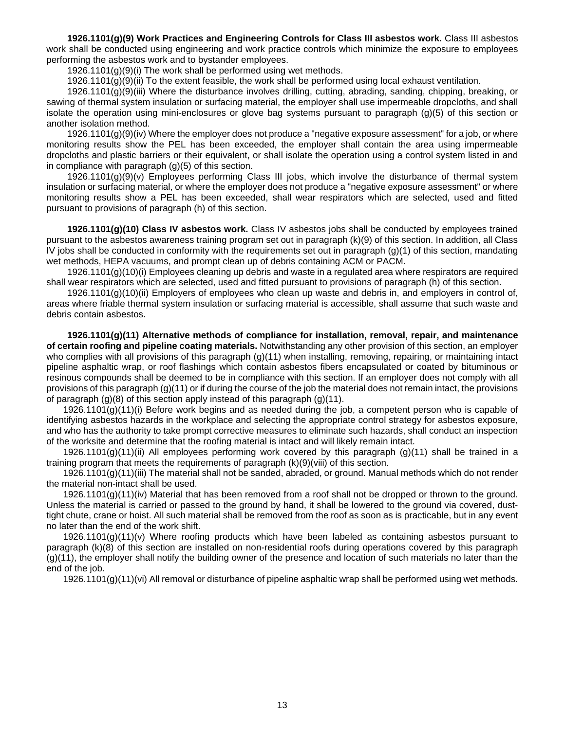**1926.1101(g)(9) Work Practices and Engineering Controls for Class III asbestos work.** Class III asbestos work shall be conducted using engineering and work practice controls which minimize the exposure to employees performing the asbestos work and to bystander employees.

1926.1101(g)(9)(i) The work shall be performed using wet methods.

1926.1101(g)(9)(ii) To the extent feasible, the work shall be performed using local exhaust ventilation.

1926.1101(g)(9)(iii) Where the disturbance involves drilling, cutting, abrading, sanding, chipping, breaking, or sawing of thermal system insulation or surfacing material, the employer shall use impermeable dropcloths, and shall isolate the operation using mini-enclosures or glove bag systems pursuant to paragraph (g)(5) of this section or another isolation method.

1926.1101(g)(9)(iv) Where the employer does not produce a "negative exposure assessment" for a job, or where monitoring results show the PEL has been exceeded, the employer shall contain the area using impermeable dropcloths and plastic barriers or their equivalent, or shall isolate the operation using a control system listed in and in compliance with paragraph (g)(5) of this section.

1926.1101(g)(9)(v) Employees performing Class III jobs, which involve the disturbance of thermal system insulation or surfacing material, or where the employer does not produce a "negative exposure assessment" or where monitoring results show a PEL has been exceeded, shall wear respirators which are selected, used and fitted pursuant to provisions of paragraph (h) of this section.

**1926.1101(g)(10) Class IV asbestos work.** Class IV asbestos jobs shall be conducted by employees trained pursuant to the asbestos awareness training program set out in paragraph (k)(9) of this section. In addition, all Class IV jobs shall be conducted in conformity with the requirements set out in paragraph (g)(1) of this section, mandating wet methods, HEPA vacuums, and prompt clean up of debris containing ACM or PACM.

1926.1101(g)(10)(i) Employees cleaning up debris and waste in a regulated area where respirators are required shall wear respirators which are selected, used and fitted pursuant to provisions of paragraph (h) of this section.

1926.1101(g)(10)(ii) Employers of employees who clean up waste and debris in, and employers in control of, areas where friable thermal system insulation or surfacing material is accessible, shall assume that such waste and debris contain asbestos.

**1926.1101(g)(11) Alternative methods of compliance for installation, removal, repair, and maintenance of certain roofing and pipeline coating materials.** Notwithstanding any other provision of this section, an employer who complies with all provisions of this paragraph (g)(11) when installing, removing, repairing, or maintaining intact pipeline asphaltic wrap, or roof flashings which contain asbestos fibers encapsulated or coated by bituminous or resinous compounds shall be deemed to be in compliance with this section. If an employer does not comply with all provisions of this paragraph (g)(11) or if during the course of the job the material does not remain intact, the provisions of paragraph (g)(8) of this section apply instead of this paragraph (g)(11).

1926.1101(g)(11)(i) Before work begins and as needed during the job, a competent person who is capable of identifying asbestos hazards in the workplace and selecting the appropriate control strategy for asbestos exposure, and who has the authority to take prompt corrective measures to eliminate such hazards, shall conduct an inspection of the worksite and determine that the roofing material is intact and will likely remain intact.

1926.1101(g)(11)(ii) All employees performing work covered by this paragraph (g)(11) shall be trained in a training program that meets the requirements of paragraph (k)(9)(viii) of this section.

1926.1101(g)(11)(iii) The material shall not be sanded, abraded, or ground. Manual methods which do not render the material non-intact shall be used.

1926.1101(g)(11)(iv) Material that has been removed from a roof shall not be dropped or thrown to the ground. Unless the material is carried or passed to the ground by hand, it shall be lowered to the ground via covered, dust-tight chute, crane or hoist. All such material shall be removed from the roof as soon as is practicable, but in any event no later than the end of the work shift.

1926.1101(g)(11)(v) Where roofing products which have been labeled as containing asbestos pursuant to paragraph (k)(8) of this section are installed on non-residential roofs during operations covered by this paragraph (g)(11), the employer shall notify the building owner of the presence and location of such materials no later than the end of the job.

1926.1101(g)(11)(vi) All removal or disturbance of pipeline asphaltic wrap shall be performed using wet methods.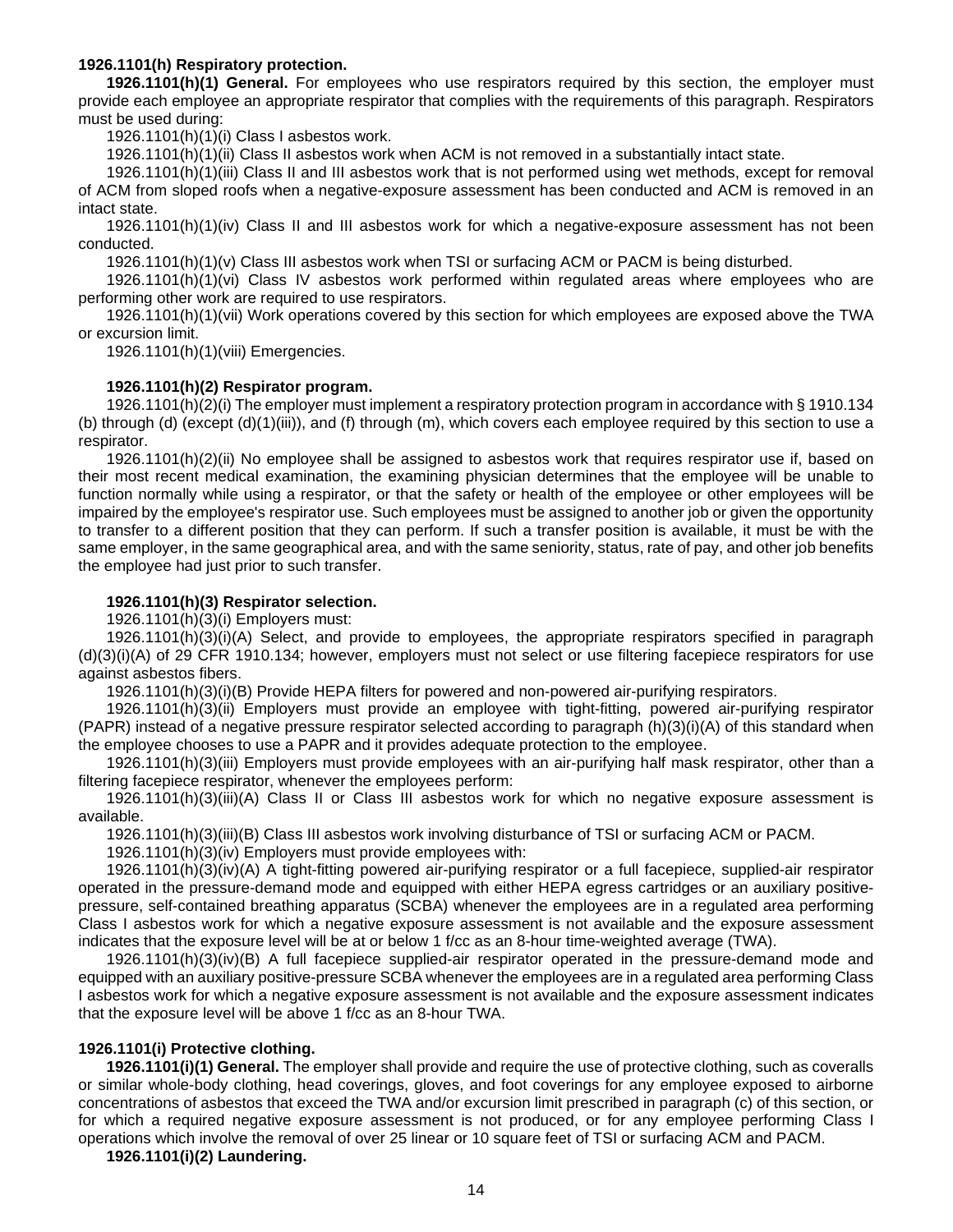**1926.1101(h) Respiratory protection.**

**1926.1101(h)(1) General.** For employees who use respirators required by this section, the employer must provide each employee an appropriate respirator that complies with the requirements of this paragraph. Respirators must be used during:

1926.1101(h)(1)(i) Class I asbestos work.

1926.1101(h)(1)(ii) Class II asbestos work when ACM is not removed in a substantially intact state.

1926.1101(h)(1)(iii) Class II and III asbestos work that is not performed using wet methods, except for removal of ACM from sloped roofs when a negative-exposure assessment has been conducted and ACM is removed in an intact state.

1926.1101(h)(1)(iv) Class II and III asbestos work for which a negative-exposure assessment has not been conducted.

1926.1101(h)(1)(v) Class III asbestos work when TSI or surfacing ACM or PACM is being disturbed.

1926.1101(h)(1)(vi) Class IV asbestos work performed within regulated areas where employees who are performing other work are required to use respirators.

1926.1101(h)(1)(vii) Work operations covered by this section for which employees are exposed above the TWA or excursion limit.

1926.1101(h)(1)(viii) Emergencies.

**1926.1101(h)(2) Respirator program.**

1926.1101(h)(2)(i) The employer must implement a respiratory protection program in accordance with § 1910.134 (b) through (d) (except (d)(1)(iii)), and (f) through (m), which covers each employee required by this section to use a respirator.

1926.1101(h)(2)(ii) No employee shall be assigned to asbestos work that requires respirator use if, based on their most recent medical examination, the examining physician determines that the employee will be unable to function normally while using a respirator, or that the safety or health of the employee or other employees will be impaired by the employee's respirator use. Such employees must be assigned to another job or given the opportunity to transfer to a different position that they can perform. If such a transfer position is available, it must be with the same employer, in the same geographical area, and with the same seniority, status, rate of pay, and other job benefits the employee had just prior to such transfer.

**1926.1101(h)(3) Respirator selection.**

1926.1101(h)(3)(i) Employers must:

1926.1101(h)(3)(i)(A) Select, and provide to employees, the appropriate respirators specified in paragraph (d)(3)(i)(A) of 29 CFR 1910.134; however, employers must not select or use filtering facepiece respirators for use against asbestos fibers.

1926.1101(h)(3)(i)(B) Provide HEPA filters for powered and non-powered air-purifying respirators.

1926.1101(h)(3)(ii) Employers must provide an employee with tight-fitting, powered air-purifying respirator (PAPR) instead of a negative pressure respirator selected according to paragraph (h)(3)(i)(A) of this standard when the employee chooses to use a PAPR and it provides adequate protection to the employee.

1926.1101(h)(3)(iii) Employers must provide employees with an air-purifying half mask respirator, other than a filtering facepiece respirator, whenever the employees perform:

1926.1101(h)(3)(iii)(A) Class II or Class III asbestos work for which no negative exposure assessment is available.

1926.1101(h)(3)(iii)(B) Class III asbestos work involving disturbance of TSI or surfacing ACM or PACM.

1926.1101(h)(3)(iv) Employers must provide employees with:

1926.1101(h)(3)(iv)(A) A tight-fitting powered air-purifying respirator or a full facepiece, supplied-air respirator operated in the pressure-demand mode and equipped with either HEPA egress cartridges or an auxiliary positive-pressure, self-contained breathing apparatus (SCBA) whenever the employees are in a regulated area performing Class I asbestos work for which a negative exposure assessment is not available and the exposure assessment indicates that the exposure level will be at or below 1 f/cc as an 8-hour time-weighted average (TWA).

1926.1101(h)(3)(iv)(B) A full facepiece supplied-air respirator operated in the pressure-demand mode and equipped with an auxiliary positive-pressure SCBA whenever the employees are in a regulated area performing Class I asbestos work for which a negative exposure assessment is not available and the exposure assessment indicates that the exposure level will be above 1 f/cc as an 8-hour TWA.

**1926.1101(i) Protective clothing.**

**1926.1101(i)(1) General.** The employer shall provide and require the use of protective clothing, such as coveralls or similar whole-body clothing, head coverings, gloves, and foot coverings for any employee exposed to airborne concentrations of asbestos that exceed the TWA and/or excursion limit prescribed in paragraph (c) of this section, or for which a required negative exposure assessment is not produced, or for any employee performing Class I operations which involve the removal of over 25 linear or 10 square feet of TSI or surfacing ACM and PACM.

**1926.1101(i)(2) Laundering.**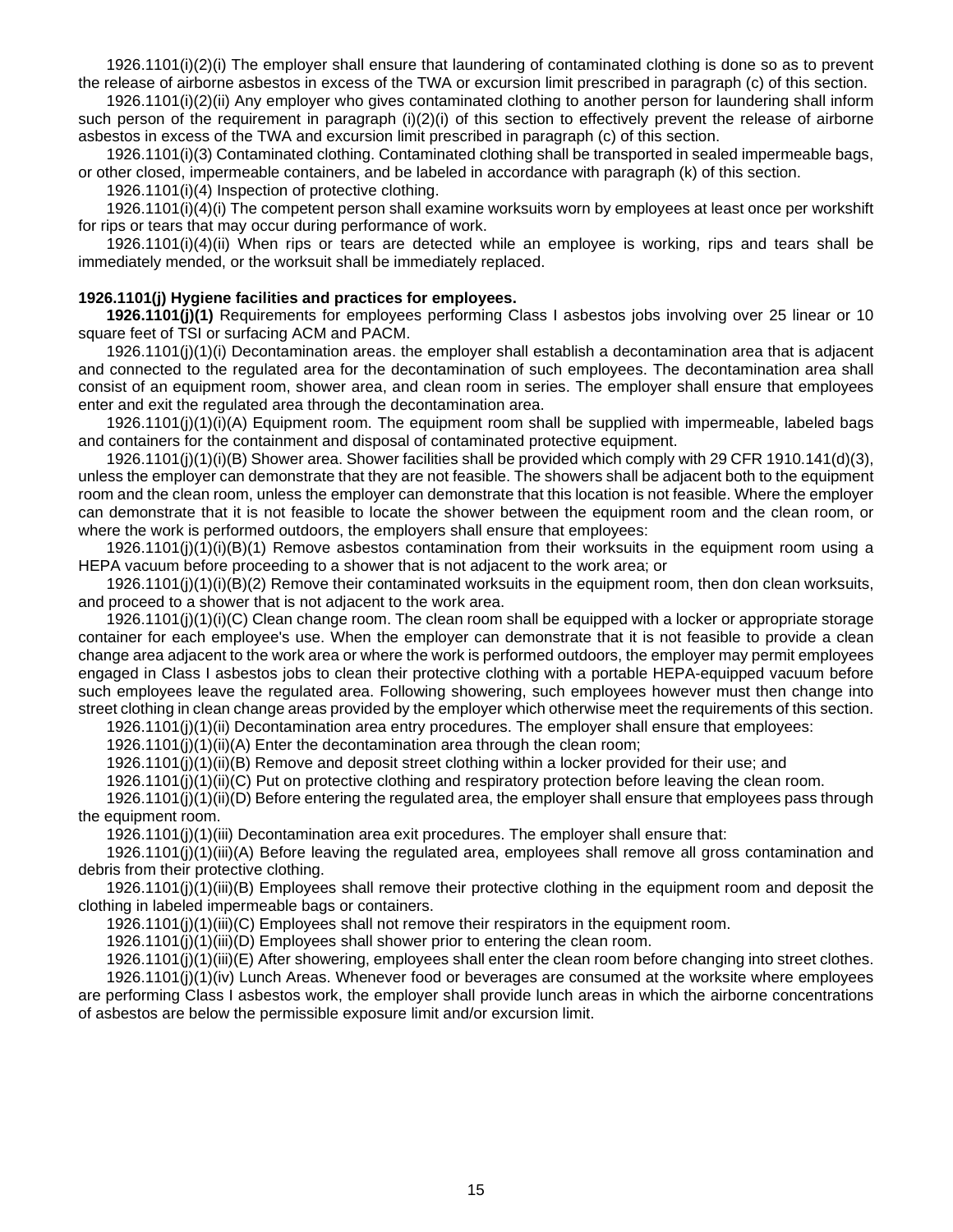1926.1101(i)(2)(i) The employer shall ensure that laundering of contaminated clothing is done so as to prevent the release of airborne asbestos in excess of the TWA or excursion limit prescribed in paragraph (c) of this section.

1926.1101(i)(2)(ii) Any employer who gives contaminated clothing to another person for laundering shall inform such person of the requirement in paragraph (i)(2)(i) of this section to effectively prevent the release of airborne asbestos in excess of the TWA and excursion limit prescribed in paragraph (c) of this section.

1926.1101(i)(3) Contaminated clothing. Contaminated clothing shall be transported in sealed impermeable bags, or other closed, impermeable containers, and be labeled in accordance with paragraph (k) of this section.

1926.1101(i)(4) Inspection of protective clothing.

1926.1101(i)(4)(i) The competent person shall examine worksuits worn by employees at least once per workshift for rips or tears that may occur during performance of work.

1926.1101(i)(4)(ii) When rips or tears are detected while an employee is working, rips and tears shall be immediately mended, or the worksuit shall be immediately replaced.

**1926.1101(j) Hygiene facilities and practices for employees.**

**1926.1101(j)(1)** Requirements for employees performing Class I asbestos jobs involving over 25 linear or 10 square feet of TSI or surfacing ACM and PACM.

1926.1101(j)(1)(i) Decontamination areas. the employer shall establish a decontamination area that is adjacent and connected to the regulated area for the decontamination of such employees. The decontamination area shall consist of an equipment room, shower area, and clean room in series. The employer shall ensure that employees enter and exit the regulated area through the decontamination area.

1926.1101(j)(1)(i)(A) Equipment room. The equipment room shall be supplied with impermeable, labeled bags and containers for the containment and disposal of contaminated protective equipment.

1926.1101(j)(1)(i)(B) Shower area. Shower facilities shall be provided which comply with 29 CFR 1910.141(d)(3), unless the employer can demonstrate that they are not feasible. The showers shall be adjacent both to the equipment room and the clean room, unless the employer can demonstrate that this location is not feasible. Where the employer can demonstrate that it is not feasible to locate the shower between the equipment room and the clean room, or where the work is performed outdoors, the employers shall ensure that employees:

1926.1101(j)(1)(i)(B)(1) Remove asbestos contamination from their worksuits in the equipment room using a HEPA vacuum before proceeding to a shower that is not adjacent to the work area; or

1926.1101(j)(1)(i)(B)(2) Remove their contaminated worksuits in the equipment room, then don clean worksuits, and proceed to a shower that is not adjacent to the work area.

1926.1101(j)(1)(i)(C) Clean change room. The clean room shall be equipped with a locker or appropriate storage container for each employee's use. When the employer can demonstrate that it is not feasible to provide a clean change area adjacent to the work area or where the work is performed outdoors, the employer may permit employees engaged in Class I asbestos jobs to clean their protective clothing with a portable HEPA-equipped vacuum before such employees leave the regulated area. Following showering, such employees however must then change into street clothing in clean change areas provided by the employer which otherwise meet the requirements of this section.

1926.1101(j)(1)(ii) Decontamination area entry procedures. The employer shall ensure that employees:

1926.1101(j)(1)(ii)(A) Enter the decontamination area through the clean room;

1926.1101(j)(1)(ii)(B) Remove and deposit street clothing within a locker provided for their use; and

1926.1101(j)(1)(ii)(C) Put on protective clothing and respiratory protection before leaving the clean room.

1926.1101(j)(1)(ii)(D) Before entering the regulated area, the employer shall ensure that employees pass through the equipment room.

1926.1101(j)(1)(iii) Decontamination area exit procedures. The employer shall ensure that:

1926.1101(j)(1)(iii)(A) Before leaving the regulated area, employees shall remove all gross contamination and debris from their protective clothing.

1926.1101(j)(1)(iii)(B) Employees shall remove their protective clothing in the equipment room and deposit the clothing in labeled impermeable bags or containers.

1926.1101(j)(1)(iii)(C) Employees shall not remove their respirators in the equipment room.

1926.1101(j)(1)(iii)(D) Employees shall shower prior to entering the clean room.

1926.1101(j)(1)(iii)(E) After showering, employees shall enter the clean room before changing into street clothes.

1926.1101(j)(1)(iv) Lunch Areas. Whenever food or beverages are consumed at the worksite where employees are performing Class I asbestos work, the employer shall provide lunch areas in which the airborne concentrations of asbestos are below the permissible exposure limit and/or excursion limit.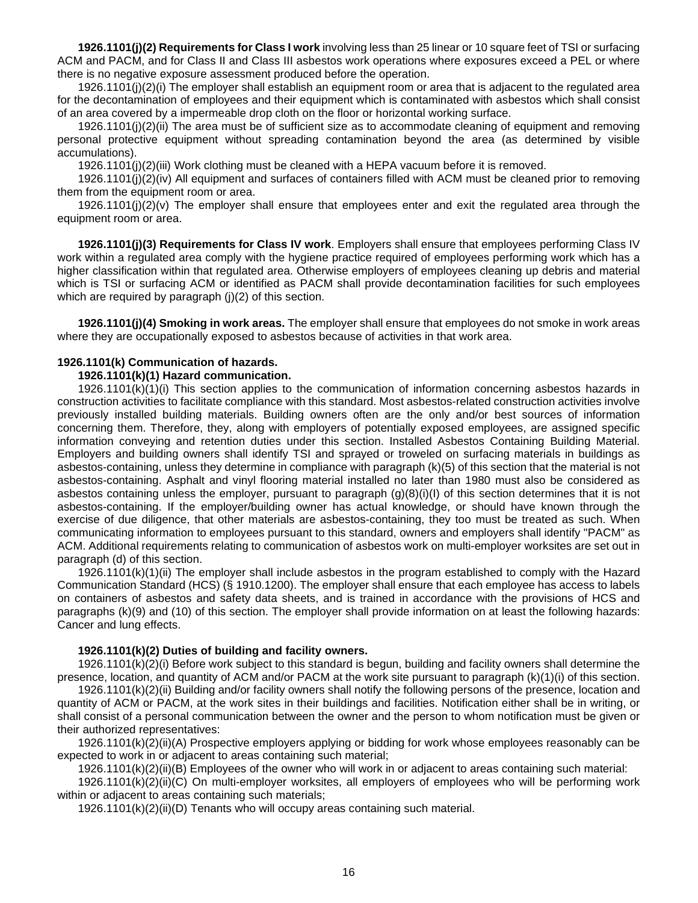**1926.1101(j)(2) Requirements for Class I work** involving less than 25 linear or 10 square feet of TSI or surfacing ACM and PACM, and for Class II and Class III asbestos work operations where exposures exceed a PEL or where there is no negative exposure assessment produced before the operation.

1926.1101(j)(2)(i) The employer shall establish an equipment room or area that is adjacent to the regulated area for the decontamination of employees and their equipment which is contaminated with asbestos which shall consist of an area covered by a impermeable drop cloth on the floor or horizontal working surface.

1926.1101(j)(2)(ii) The area must be of sufficient size as to accommodate cleaning of equipment and removing personal protective equipment without spreading contamination beyond the area (as determined by visible accumulations).

1926.1101(j)(2)(iii) Work clothing must be cleaned with a HEPA vacuum before it is removed.

1926.1101(j)(2)(iv) All equipment and surfaces of containers filled with ACM must be cleaned prior to removing them from the equipment room or area.

1926.1101(j)(2)(v) The employer shall ensure that employees enter and exit the regulated area through the equipment room or area.

**1926.1101(j)(3) Requirements for Class IV work**. Employers shall ensure that employees performing Class IV work within a regulated area comply with the hygiene practice required of employees performing work which has a higher classification within that regulated area. Otherwise employers of employees cleaning up debris and material which is TSI or surfacing ACM or identified as PACM shall provide decontamination facilities for such employees which are required by paragraph (j)(2) of this section.

**1926.1101(j)(4) Smoking in work areas.** The employer shall ensure that employees do not smoke in work areas where they are occupationally exposed to asbestos because of activities in that work area.

**1926.1101(k) Communication of hazards.**

**1926.1101(k)(1) Hazard communication.**

1926.1101(k)(1)(i) This section applies to the communication of information concerning asbestos hazards in construction activities to facilitate compliance with this standard. Most asbestos-related construction activities involve previously installed building materials. Building owners often are the only and/or best sources of information concerning them. Therefore, they, along with employers of potentially exposed employees, are assigned specific information conveying and retention duties under this section. Installed Asbestos Containing Building Material. Employers and building owners shall identify TSI and sprayed or troweled on surfacing materials in buildings as asbestos-containing, unless they determine in compliance with paragraph (k)(5) of this section that the material is not asbestos-containing. Asphalt and vinyl flooring material installed no later than 1980 must also be considered as asbestos containing unless the employer, pursuant to paragraph (g)(8)(i)(I) of this section determines that it is not asbestos-containing. If the employer/building owner has actual knowledge, or should have known through the exercise of due diligence, that other materials are asbestos-containing, they too must be treated as such. When communicating information to employees pursuant to this standard, owners and employers shall identify "PACM" as ACM. Additional requirements relating to communication of asbestos work on multi-employer worksites are set out in paragraph (d) of this section.

1926.1101(k)(1)(ii) The employer shall include asbestos in the program established to comply with the Hazard Communication Standard (HCS) (§ 1910.1200). The employer shall ensure that each employee has access to labels on containers of asbestos and safety data sheets, and is trained in accordance with the provisions of HCS and paragraphs (k)(9) and (10) of this section. The employer shall provide information on at least the following hazards: Cancer and lung effects.

**1926.1101(k)(2) Duties of building and facility owners.**

1926.1101(k)(2)(i) Before work subject to this standard is begun, building and facility owners shall determine the presence, location, and quantity of ACM and/or PACM at the work site pursuant to paragraph (k)(1)(i) of this section.

1926.1101(k)(2)(ii) Building and/or facility owners shall notify the following persons of the presence, location and quantity of ACM or PACM, at the work sites in their buildings and facilities. Notification either shall be in writing, or shall consist of a personal communication between the owner and the person to whom notification must be given or their authorized representatives:

1926.1101(k)(2)(ii)(A) Prospective employers applying or bidding for work whose employees reasonably can be expected to work in or adjacent to areas containing such material;

1926.1101(k)(2)(ii)(B) Employees of the owner who will work in or adjacent to areas containing such material:

1926.1101(k)(2)(ii)(C) On multi-employer worksites, all employers of employees who will be performing work within or adjacent to areas containing such materials;

1926.1101(k)(2)(ii)(D) Tenants who will occupy areas containing such material.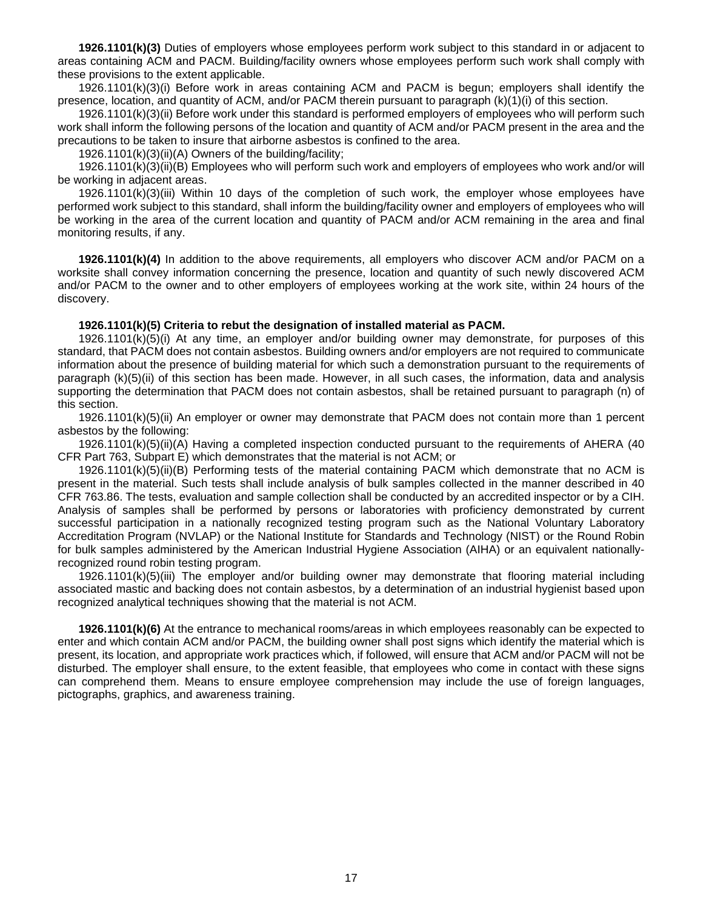**1926.1101(k)(3)** Duties of employers whose employees perform work subject to this standard in or adjacent to areas containing ACM and PACM. Building/facility owners whose employees perform such work shall comply with these provisions to the extent applicable.

1926.1101(k)(3)(i) Before work in areas containing ACM and PACM is begun; employers shall identify the presence, location, and quantity of ACM, and/or PACM therein pursuant to paragraph (k)(1)(i) of this section.

1926.1101(k)(3)(ii) Before work under this standard is performed employers of employees who will perform such work shall inform the following persons of the location and quantity of ACM and/or PACM present in the area and the precautions to be taken to insure that airborne asbestos is confined to the area.

1926.1101(k)(3)(ii)(A) Owners of the building/facility;

1926.1101(k)(3)(ii)(B) Employees who will perform such work and employers of employees who work and/or will be working in adjacent areas.

1926.1101(k)(3)(iii) Within 10 days of the completion of such work, the employer whose employees have performed work subject to this standard, shall inform the building/facility owner and employers of employees who will be working in the area of the current location and quantity of PACM and/or ACM remaining in the area and final monitoring results, if any.

**1926.1101(k)(4)** In addition to the above requirements, all employers who discover ACM and/or PACM on a worksite shall convey information concerning the presence, location and quantity of such newly discovered ACM and/or PACM to the owner and to other employers of employees working at the work site, within 24 hours of the discovery.

**1926.1101(k)(5) Criteria to rebut the designation of installed material as PACM.**

1926.1101(k)(5)(i) At any time, an employer and/or building owner may demonstrate, for purposes of this standard, that PACM does not contain asbestos. Building owners and/or employers are not required to communicate information about the presence of building material for which such a demonstration pursuant to the requirements of paragraph (k)(5)(ii) of this section has been made. However, in all such cases, the information, data and analysis supporting the determination that PACM does not contain asbestos, shall be retained pursuant to paragraph (n) of this section.

1926.1101(k)(5)(ii) An employer or owner may demonstrate that PACM does not contain more than 1 percent asbestos by the following:

1926.1101(k)(5)(ii)(A) Having a completed inspection conducted pursuant to the requirements of AHERA (40 CFR Part 763, Subpart E) which demonstrates that the material is not ACM; or

1926.1101(k)(5)(ii)(B) Performing tests of the material containing PACM which demonstrate that no ACM is present in the material. Such tests shall include analysis of bulk samples collected in the manner described in 40 CFR 763.86. The tests, evaluation and sample collection shall be conducted by an accredited inspector or by a CIH. Analysis of samples shall be performed by persons or laboratories with proficiency demonstrated by current successful participation in a nationally recognized testing program such as the National Voluntary Laboratory Accreditation Program (NVLAP) or the National Institute for Standards and Technology (NIST) or the Round Robin for bulk samples administered by the American Industrial Hygiene Association (AIHA) or an equivalent nationally-recognized round robin testing program.

1926.1101(k)(5)(iii) The employer and/or building owner may demonstrate that flooring material including associated mastic and backing does not contain asbestos, by a determination of an industrial hygienist based upon recognized analytical techniques showing that the material is not ACM.

**1926.1101(k)(6)** At the entrance to mechanical rooms/areas in which employees reasonably can be expected to enter and which contain ACM and/or PACM, the building owner shall post signs which identify the material which is present, its location, and appropriate work practices which, if followed, will ensure that ACM and/or PACM will not be disturbed. The employer shall ensure, to the extent feasible, that employees who come in contact with these signs can comprehend them. Means to ensure employee comprehension may include the use of foreign languages, pictographs, graphics, and awareness training.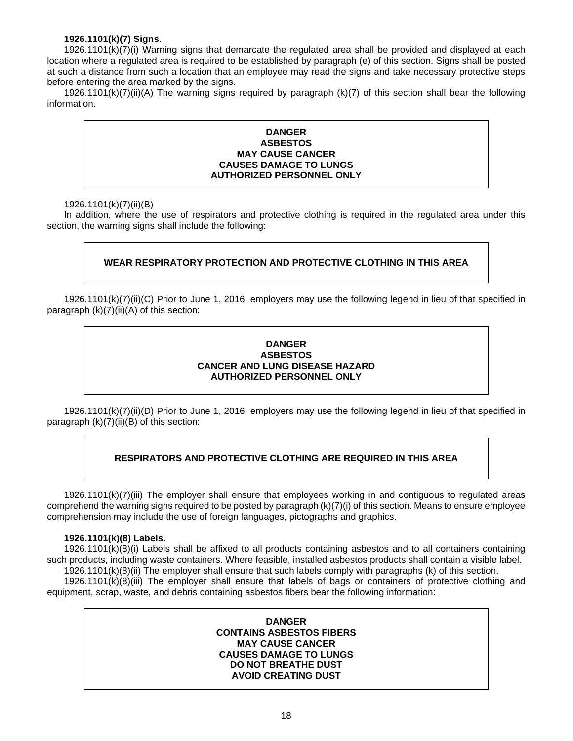**1926.1101(k)(7) Signs.**

1926.1101(k)(7)(i) Warning signs that demarcate the regulated area shall be provided and displayed at each location where a regulated area is required to be established by paragraph (e) of this section. Signs shall be posted at such a distance from such a location that an employee may read the signs and take necessary protective steps before entering the area marked by the signs.

1926.1101(k)(7)(ii)(A) The warning signs required by paragraph (k)(7) of this section shall bear the following information.

> **DANGER**
> **ASBESTOS**
> **MAY CAUSE CANCER**
> **CAUSES DAMAGE TO LUNGS**
> **AUTHORIZED PERSONNEL ONLY**

1926.1101(k)(7)(ii)(B)

In addition, where the use of respirators and protective clothing is required in the regulated area under this section, the warning signs shall include the following:

> **WEAR RESPIRATORY PROTECTION AND PROTECTIVE CLOTHING IN THIS AREA**

1926.1101(k)(7)(ii)(C) Prior to June 1, 2016, employers may use the following legend in lieu of that specified in paragraph (k)(7)(ii)(A) of this section:

> **DANGER**
> **ASBESTOS**
> **CANCER AND LUNG DISEASE HAZARD**
> **AUTHORIZED PERSONNEL ONLY**

1926.1101(k)(7)(ii)(D) Prior to June 1, 2016, employers may use the following legend in lieu of that specified in paragraph (k)(7)(ii)(B) of this section:

> **RESPIRATORS AND PROTECTIVE CLOTHING ARE REQUIRED IN THIS AREA**

1926.1101(k)(7)(iii) The employer shall ensure that employees working in and contiguous to regulated areas comprehend the warning signs required to be posted by paragraph (k)(7)(i) of this section. Means to ensure employee comprehension may include the use of foreign languages, pictographs and graphics.

**1926.1101(k)(8) Labels.**

1926.1101(k)(8)(i) Labels shall be affixed to all products containing asbestos and to all containers containing such products, including waste containers. Where feasible, installed asbestos products shall contain a visible label.

1926.1101(k)(8)(ii) The employer shall ensure that such labels comply with paragraphs (k) of this section.

1926.1101(k)(8)(iii) The employer shall ensure that labels of bags or containers of protective clothing and equipment, scrap, waste, and debris containing asbestos fibers bear the following information:

> **DANGER**
> **CONTAINS ASBESTOS FIBERS**
> **MAY CAUSE CANCER**
> **CAUSES DAMAGE TO LUNGS**
> **DO NOT BREATHE DUST**
> **AVOID CREATING DUST**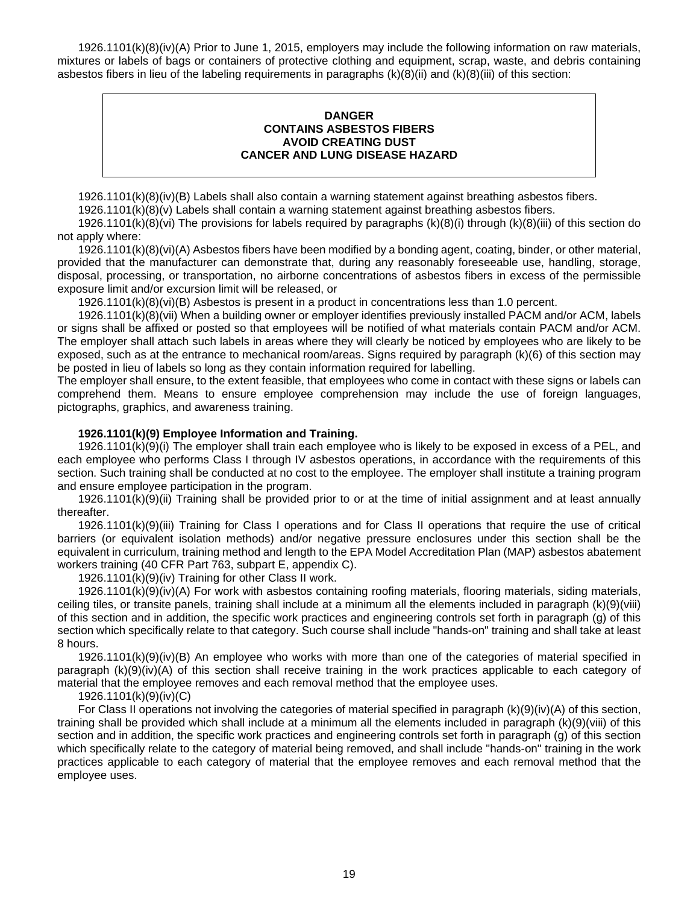1926.1101(k)(8)(iv)(A) Prior to June 1, 2015, employers may include the following information on raw materials, mixtures or labels of bags or containers of protective clothing and equipment, scrap, waste, and debris containing asbestos fibers in lieu of the labeling requirements in paragraphs (k)(8)(ii) and (k)(8)(iii) of this section:

> **DANGER**
> **CONTAINS ASBESTOS FIBERS**
> **AVOID CREATING DUST**
> **CANCER AND LUNG DISEASE HAZARD**

1926.1101(k)(8)(iv)(B) Labels shall also contain a warning statement against breathing asbestos fibers.

1926.1101(k)(8)(v) Labels shall contain a warning statement against breathing asbestos fibers.

1926.1101(k)(8)(vi) The provisions for labels required by paragraphs (k)(8)(i) through (k)(8)(iii) of this section do not apply where:

1926.1101(k)(8)(vi)(A) Asbestos fibers have been modified by a bonding agent, coating, binder, or other material, provided that the manufacturer can demonstrate that, during any reasonably foreseeable use, handling, storage, disposal, processing, or transportation, no airborne concentrations of asbestos fibers in excess of the permissible exposure limit and/or excursion limit will be released, or

1926.1101(k)(8)(vi)(B) Asbestos is present in a product in concentrations less than 1.0 percent.

1926.1101(k)(8)(vii) When a building owner or employer identifies previously installed PACM and/or ACM, labels or signs shall be affixed or posted so that employees will be notified of what materials contain PACM and/or ACM. The employer shall attach such labels in areas where they will clearly be noticed by employees who are likely to be exposed, such as at the entrance to mechanical room/areas. Signs required by paragraph (k)(6) of this section may be posted in lieu of labels so long as they contain information required for labelling.

The employer shall ensure, to the extent feasible, that employees who come in contact with these signs or labels can comprehend them. Means to ensure employee comprehension may include the use of foreign languages, pictographs, graphics, and awareness training.

**1926.1101(k)(9) Employee Information and Training.**

1926.1101(k)(9)(i) The employer shall train each employee who is likely to be exposed in excess of a PEL, and each employee who performs Class I through IV asbestos operations, in accordance with the requirements of this section. Such training shall be conducted at no cost to the employee. The employer shall institute a training program and ensure employee participation in the program.

1926.1101(k)(9)(ii) Training shall be provided prior to or at the time of initial assignment and at least annually thereafter.

1926.1101(k)(9)(iii) Training for Class I operations and for Class II operations that require the use of critical barriers (or equivalent isolation methods) and/or negative pressure enclosures under this section shall be the equivalent in curriculum, training method and length to the EPA Model Accreditation Plan (MAP) asbestos abatement workers training (40 CFR Part 763, subpart E, appendix C).

1926.1101(k)(9)(iv) Training for other Class II work.

1926.1101(k)(9)(iv)(A) For work with asbestos containing roofing materials, flooring materials, siding materials, ceiling tiles, or transite panels, training shall include at a minimum all the elements included in paragraph (k)(9)(viii) of this section and in addition, the specific work practices and engineering controls set forth in paragraph (g) of this section which specifically relate to that category. Such course shall include "hands-on" training and shall take at least 8 hours.

1926.1101(k)(9)(iv)(B) An employee who works with more than one of the categories of material specified in paragraph (k)(9)(iv)(A) of this section shall receive training in the work practices applicable to each category of material that the employee removes and each removal method that the employee uses.

1926.1101(k)(9)(iv)(C)

For Class II operations not involving the categories of material specified in paragraph (k)(9)(iv)(A) of this section, training shall be provided which shall include at a minimum all the elements included in paragraph (k)(9)(viii) of this section and in addition, the specific work practices and engineering controls set forth in paragraph (g) of this section which specifically relate to the category of material being removed, and shall include "hands-on" training in the work practices applicable to each category of material that the employee removes and each removal method that the employee uses.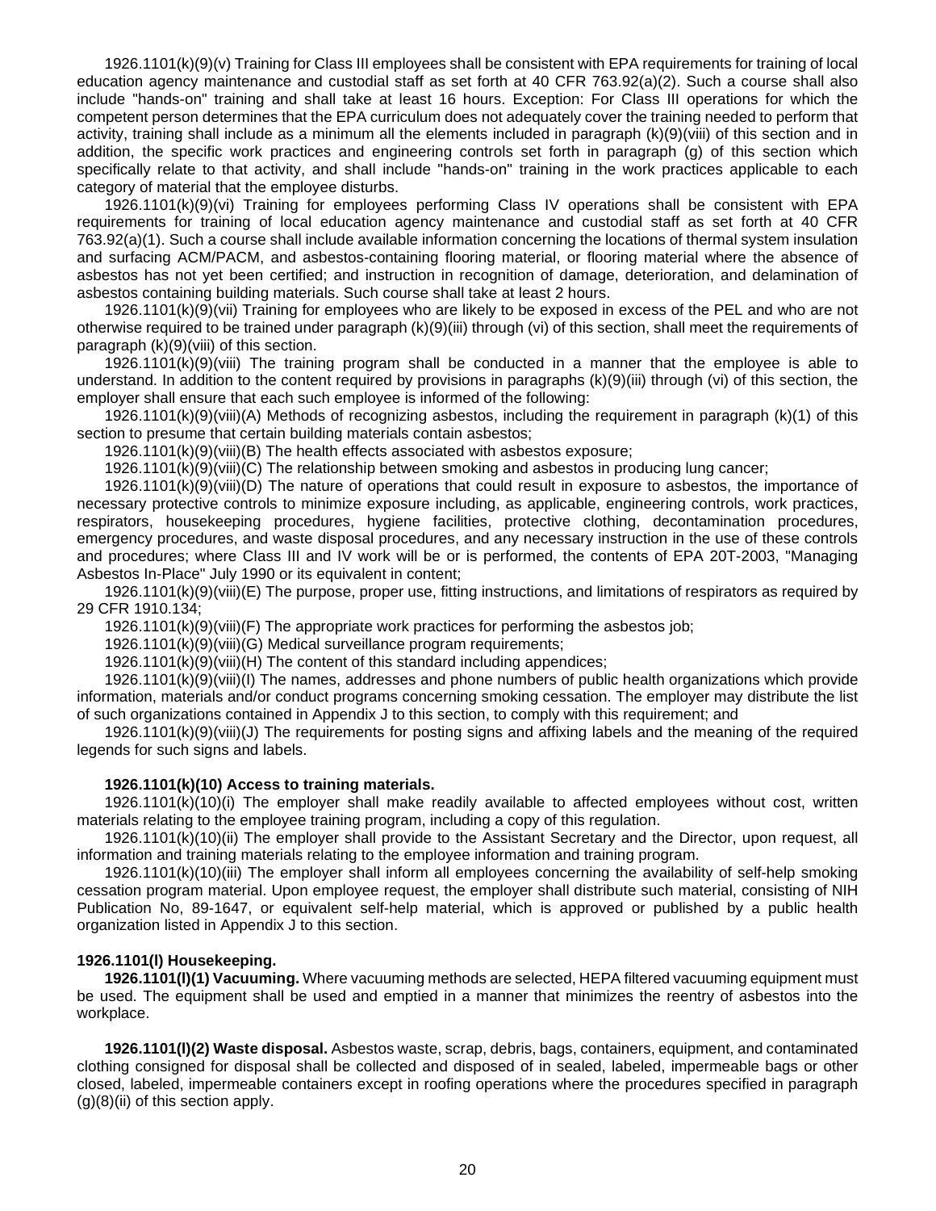1926.1101(k)(9)(v) Training for Class III employees shall be consistent with EPA requirements for training of local education agency maintenance and custodial staff as set forth at 40 CFR 763.92(a)(2). Such a course shall also include "hands-on" training and shall take at least 16 hours. Exception: For Class III operations for which the competent person determines that the EPA curriculum does not adequately cover the training needed to perform that activity, training shall include as a minimum all the elements included in paragraph (k)(9)(viii) of this section and in addition, the specific work practices and engineering controls set forth in paragraph (g) of this section which specifically relate to that activity, and shall include "hands-on" training in the work practices applicable to each category of material that the employee disturbs.

1926.1101(k)(9)(vi) Training for employees performing Class IV operations shall be consistent with EPA requirements for training of local education agency maintenance and custodial staff as set forth at 40 CFR 763.92(a)(1). Such a course shall include available information concerning the locations of thermal system insulation and surfacing ACM/PACM, and asbestos-containing flooring material, or flooring material where the absence of asbestos has not yet been certified; and instruction in recognition of damage, deterioration, and delamination of asbestos containing building materials. Such course shall take at least 2 hours.

1926.1101(k)(9)(vii) Training for employees who are likely to be exposed in excess of the PEL and who are not otherwise required to be trained under paragraph (k)(9)(iii) through (vi) of this section, shall meet the requirements of paragraph (k)(9)(viii) of this section.

1926.1101(k)(9)(viii) The training program shall be conducted in a manner that the employee is able to understand. In addition to the content required by provisions in paragraphs (k)(9)(iii) through (vi) of this section, the employer shall ensure that each such employee is informed of the following:

1926.1101(k)(9)(viii)(A) Methods of recognizing asbestos, including the requirement in paragraph (k)(1) of this section to presume that certain building materials contain asbestos;

1926.1101(k)(9)(viii)(B) The health effects associated with asbestos exposure;

1926.1101(k)(9)(viii)(C) The relationship between smoking and asbestos in producing lung cancer;

1926.1101(k)(9)(viii)(D) The nature of operations that could result in exposure to asbestos, the importance of necessary protective controls to minimize exposure including, as applicable, engineering controls, work practices, respirators, housekeeping procedures, hygiene facilities, protective clothing, decontamination procedures, emergency procedures, and waste disposal procedures, and any necessary instruction in the use of these controls and procedures; where Class III and IV work will be or is performed, the contents of EPA 20T-2003, "Managing Asbestos In-Place" July 1990 or its equivalent in content;

1926.1101(k)(9)(viii)(E) The purpose, proper use, fitting instructions, and limitations of respirators as required by 29 CFR 1910.134;

1926.1101(k)(9)(viii)(F) The appropriate work practices for performing the asbestos job;

1926.1101(k)(9)(viii)(G) Medical surveillance program requirements;

1926.1101(k)(9)(viii)(H) The content of this standard including appendices;

1926.1101(k)(9)(viii)(I) The names, addresses and phone numbers of public health organizations which provide information, materials and/or conduct programs concerning smoking cessation. The employer may distribute the list of such organizations contained in Appendix J to this section, to comply with this requirement; and

1926.1101(k)(9)(viii)(J) The requirements for posting signs and affixing labels and the meaning of the required legends for such signs and labels.

**1926.1101(k)(10) Access to training materials.**

1926.1101(k)(10)(i) The employer shall make readily available to affected employees without cost, written materials relating to the employee training program, including a copy of this regulation.

1926.1101(k)(10)(ii) The employer shall provide to the Assistant Secretary and the Director, upon request, all information and training materials relating to the employee information and training program.

1926.1101(k)(10)(iii) The employer shall inform all employees concerning the availability of self-help smoking cessation program material. Upon employee request, the employer shall distribute such material, consisting of NIH Publication No, 89-1647, or equivalent self-help material, which is approved or published by a public health organization listed in Appendix J to this section.

**1926.1101(l) Housekeeping.**

**1926.1101(l)(1) Vacuuming.** Where vacuuming methods are selected, HEPA filtered vacuuming equipment must be used. The equipment shall be used and emptied in a manner that minimizes the reentry of asbestos into the workplace.

**1926.1101(l)(2) Waste disposal.** Asbestos waste, scrap, debris, bags, containers, equipment, and contaminated clothing consigned for disposal shall be collected and disposed of in sealed, labeled, impermeable bags or other closed, labeled, impermeable containers except in roofing operations where the procedures specified in paragraph (g)(8)(ii) of this section apply.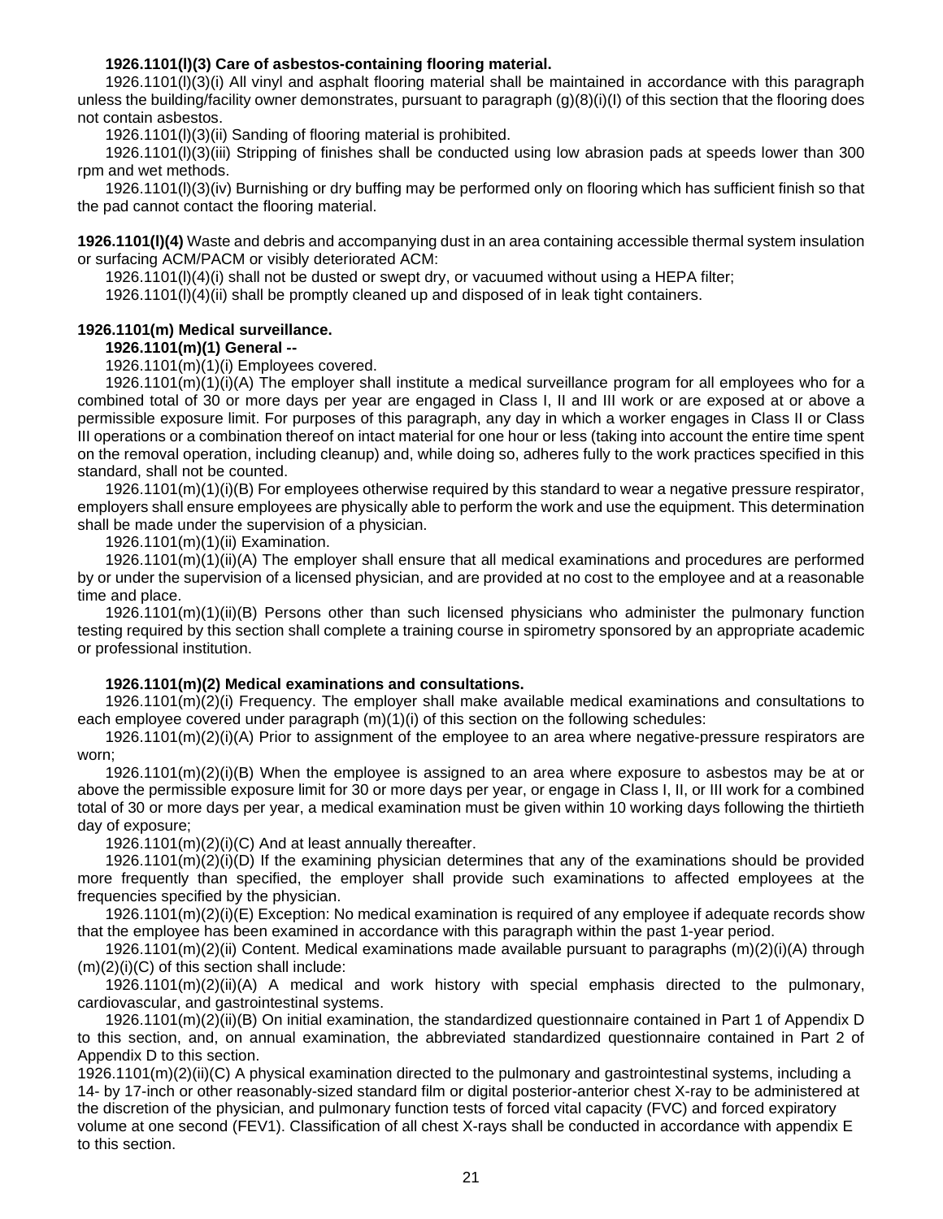**1926.1101(l)(3) Care of asbestos-containing flooring material.**

1926.1101(l)(3)(i) All vinyl and asphalt flooring material shall be maintained in accordance with this paragraph unless the building/facility owner demonstrates, pursuant to paragraph (g)(8)(i)(I) of this section that the flooring does not contain asbestos.

1926.1101(l)(3)(ii) Sanding of flooring material is prohibited.

1926.1101(l)(3)(iii) Stripping of finishes shall be conducted using low abrasion pads at speeds lower than 300 rpm and wet methods.

1926.1101(l)(3)(iv) Burnishing or dry buffing may be performed only on flooring which has sufficient finish so that the pad cannot contact the flooring material.

**1926.1101(l)(4)** Waste and debris and accompanying dust in an area containing accessible thermal system insulation or surfacing ACM/PACM or visibly deteriorated ACM:

1926.1101(l)(4)(i) shall not be dusted or swept dry, or vacuumed without using a HEPA filter;

1926.1101(l)(4)(ii) shall be promptly cleaned up and disposed of in leak tight containers.

**1926.1101(m) Medical surveillance.**

**1926.1101(m)(1) General --**

1926.1101(m)(1)(i) Employees covered.

1926.1101(m)(1)(i)(A) The employer shall institute a medical surveillance program for all employees who for a combined total of 30 or more days per year are engaged in Class I, II and III work or are exposed at or above a permissible exposure limit. For purposes of this paragraph, any day in which a worker engages in Class II or Class III operations or a combination thereof on intact material for one hour or less (taking into account the entire time spent on the removal operation, including cleanup) and, while doing so, adheres fully to the work practices specified in this standard, shall not be counted.

1926.1101(m)(1)(i)(B) For employees otherwise required by this standard to wear a negative pressure respirator, employers shall ensure employees are physically able to perform the work and use the equipment. This determination shall be made under the supervision of a physician.

1926.1101(m)(1)(ii) Examination.

1926.1101(m)(1)(ii)(A) The employer shall ensure that all medical examinations and procedures are performed by or under the supervision of a licensed physician, and are provided at no cost to the employee and at a reasonable time and place.

1926.1101(m)(1)(ii)(B) Persons other than such licensed physicians who administer the pulmonary function testing required by this section shall complete a training course in spirometry sponsored by an appropriate academic or professional institution.

**1926.1101(m)(2) Medical examinations and consultations.**

1926.1101(m)(2)(i) Frequency. The employer shall make available medical examinations and consultations to each employee covered under paragraph (m)(1)(i) of this section on the following schedules:

1926.1101(m)(2)(i)(A) Prior to assignment of the employee to an area where negative-pressure respirators are worn;

1926.1101(m)(2)(i)(B) When the employee is assigned to an area where exposure to asbestos may be at or above the permissible exposure limit for 30 or more days per year, or engage in Class I, II, or III work for a combined total of 30 or more days per year, a medical examination must be given within 10 working days following the thirtieth day of exposure;

1926.1101(m)(2)(i)(C) And at least annually thereafter.

1926.1101(m)(2)(i)(D) If the examining physician determines that any of the examinations should be provided more frequently than specified, the employer shall provide such examinations to affected employees at the frequencies specified by the physician.

1926.1101(m)(2)(i)(E) Exception: No medical examination is required of any employee if adequate records show that the employee has been examined in accordance with this paragraph within the past 1-year period.

1926.1101(m)(2)(ii) Content. Medical examinations made available pursuant to paragraphs (m)(2)(i)(A) through (m)(2)(i)(C) of this section shall include:

1926.1101(m)(2)(ii)(A) A medical and work history with special emphasis directed to the pulmonary, cardiovascular, and gastrointestinal systems.

1926.1101(m)(2)(ii)(B) On initial examination, the standardized questionnaire contained in Part 1 of Appendix D to this section, and, on annual examination, the abbreviated standardized questionnaire contained in Part 2 of Appendix D to this section.

1926.1101(m)(2)(ii)(C) A physical examination directed to the pulmonary and gastrointestinal systems, including a 14- by 17-inch or other reasonably-sized standard film or digital posterior-anterior chest X-ray to be administered at the discretion of the physician, and pulmonary function tests of forced vital capacity (FVC) and forced expiratory volume at one second (FEV1). Classification of all chest X-rays shall be conducted in accordance with appendix E to this section.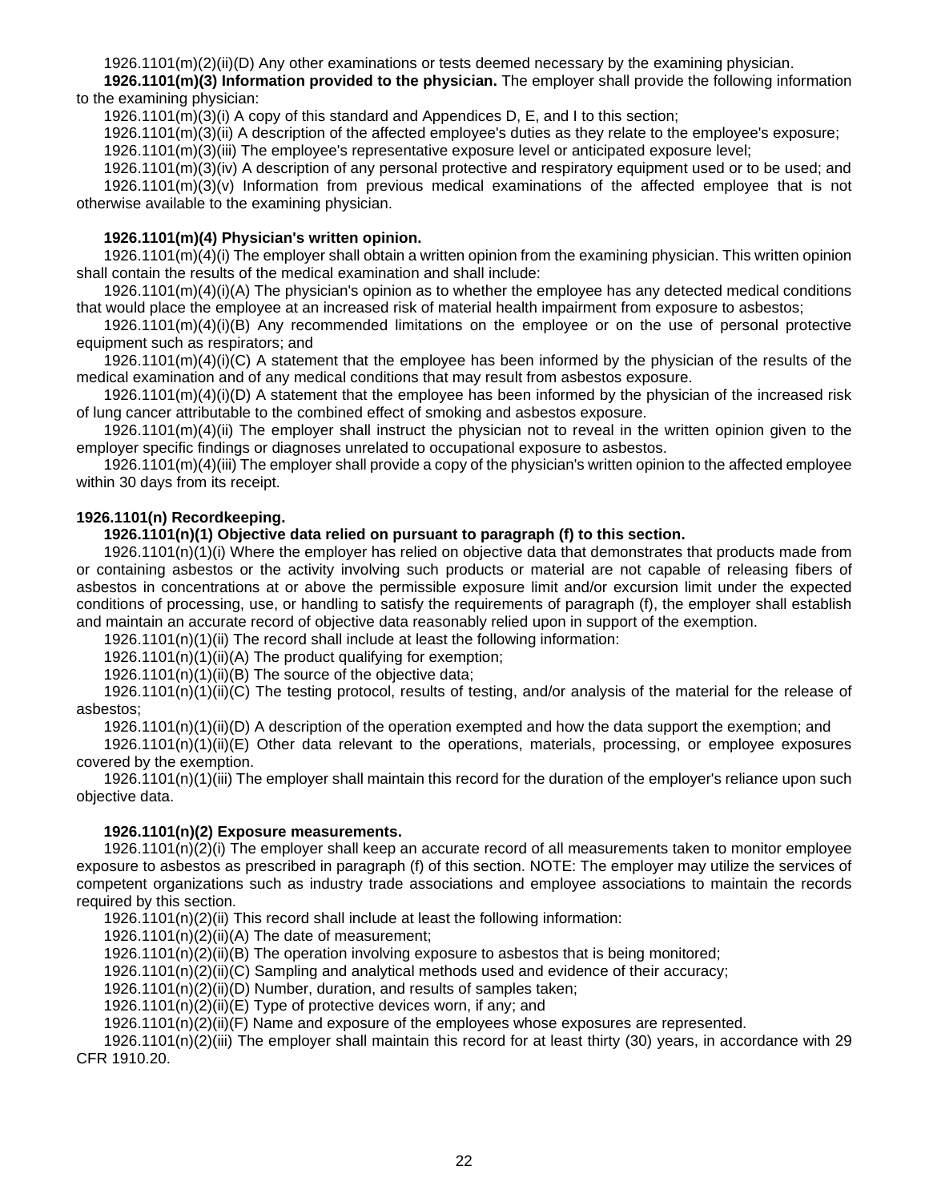1926.1101(m)(2)(ii)(D) Any other examinations or tests deemed necessary by the examining physician.

**1926.1101(m)(3) Information provided to the physician.** The employer shall provide the following information to the examining physician:

1926.1101(m)(3)(i) A copy of this standard and Appendices D, E, and I to this section;

1926.1101(m)(3)(ii) A description of the affected employee's duties as they relate to the employee's exposure;

1926.1101(m)(3)(iii) The employee's representative exposure level or anticipated exposure level;

1926.1101(m)(3)(iv) A description of any personal protective and respiratory equipment used or to be used; and

1926.1101(m)(3)(v) Information from previous medical examinations of the affected employee that is not otherwise available to the examining physician.

**1926.1101(m)(4) Physician's written opinion.**

1926.1101(m)(4)(i) The employer shall obtain a written opinion from the examining physician. This written opinion shall contain the results of the medical examination and shall include:

1926.1101(m)(4)(i)(A) The physician's opinion as to whether the employee has any detected medical conditions that would place the employee at an increased risk of material health impairment from exposure to asbestos;

1926.1101(m)(4)(i)(B) Any recommended limitations on the employee or on the use of personal protective equipment such as respirators; and

1926.1101(m)(4)(i)(C) A statement that the employee has been informed by the physician of the results of the medical examination and of any medical conditions that may result from asbestos exposure.

1926.1101(m)(4)(i)(D) A statement that the employee has been informed by the physician of the increased risk of lung cancer attributable to the combined effect of smoking and asbestos exposure.

1926.1101(m)(4)(ii) The employer shall instruct the physician not to reveal in the written opinion given to the employer specific findings or diagnoses unrelated to occupational exposure to asbestos.

1926.1101(m)(4)(iii) The employer shall provide a copy of the physician's written opinion to the affected employee within 30 days from its receipt.

**1926.1101(n) Recordkeeping.**

**1926.1101(n)(1) Objective data relied on pursuant to paragraph (f) to this section.**

1926.1101(n)(1)(i) Where the employer has relied on objective data that demonstrates that products made from or containing asbestos or the activity involving such products or material are not capable of releasing fibers of asbestos in concentrations at or above the permissible exposure limit and/or excursion limit under the expected conditions of processing, use, or handling to satisfy the requirements of paragraph (f), the employer shall establish and maintain an accurate record of objective data reasonably relied upon in support of the exemption.

1926.1101(n)(1)(ii) The record shall include at least the following information:

1926.1101(n)(1)(ii)(A) The product qualifying for exemption;

1926.1101(n)(1)(ii)(B) The source of the objective data;

1926.1101(n)(1)(ii)(C) The testing protocol, results of testing, and/or analysis of the material for the release of asbestos;

1926.1101(n)(1)(ii)(D) A description of the operation exempted and how the data support the exemption; and

1926.1101(n)(1)(ii)(E) Other data relevant to the operations, materials, processing, or employee exposures covered by the exemption.

1926.1101(n)(1)(iii) The employer shall maintain this record for the duration of the employer's reliance upon such objective data.

**1926.1101(n)(2) Exposure measurements.**

1926.1101(n)(2)(i) The employer shall keep an accurate record of all measurements taken to monitor employee exposure to asbestos as prescribed in paragraph (f) of this section. NOTE: The employer may utilize the services of competent organizations such as industry trade associations and employee associations to maintain the records required by this section.

1926.1101(n)(2)(ii) This record shall include at least the following information:

1926.1101(n)(2)(ii)(A) The date of measurement;

1926.1101(n)(2)(ii)(B) The operation involving exposure to asbestos that is being monitored;

1926.1101(n)(2)(ii)(C) Sampling and analytical methods used and evidence of their accuracy;

1926.1101(n)(2)(ii)(D) Number, duration, and results of samples taken;

1926.1101(n)(2)(ii)(E) Type of protective devices worn, if any; and

1926.1101(n)(2)(ii)(F) Name and exposure of the employees whose exposures are represented.

1926.1101(n)(2)(iii) The employer shall maintain this record for at least thirty (30) years, in accordance with 29 CFR 1910.20.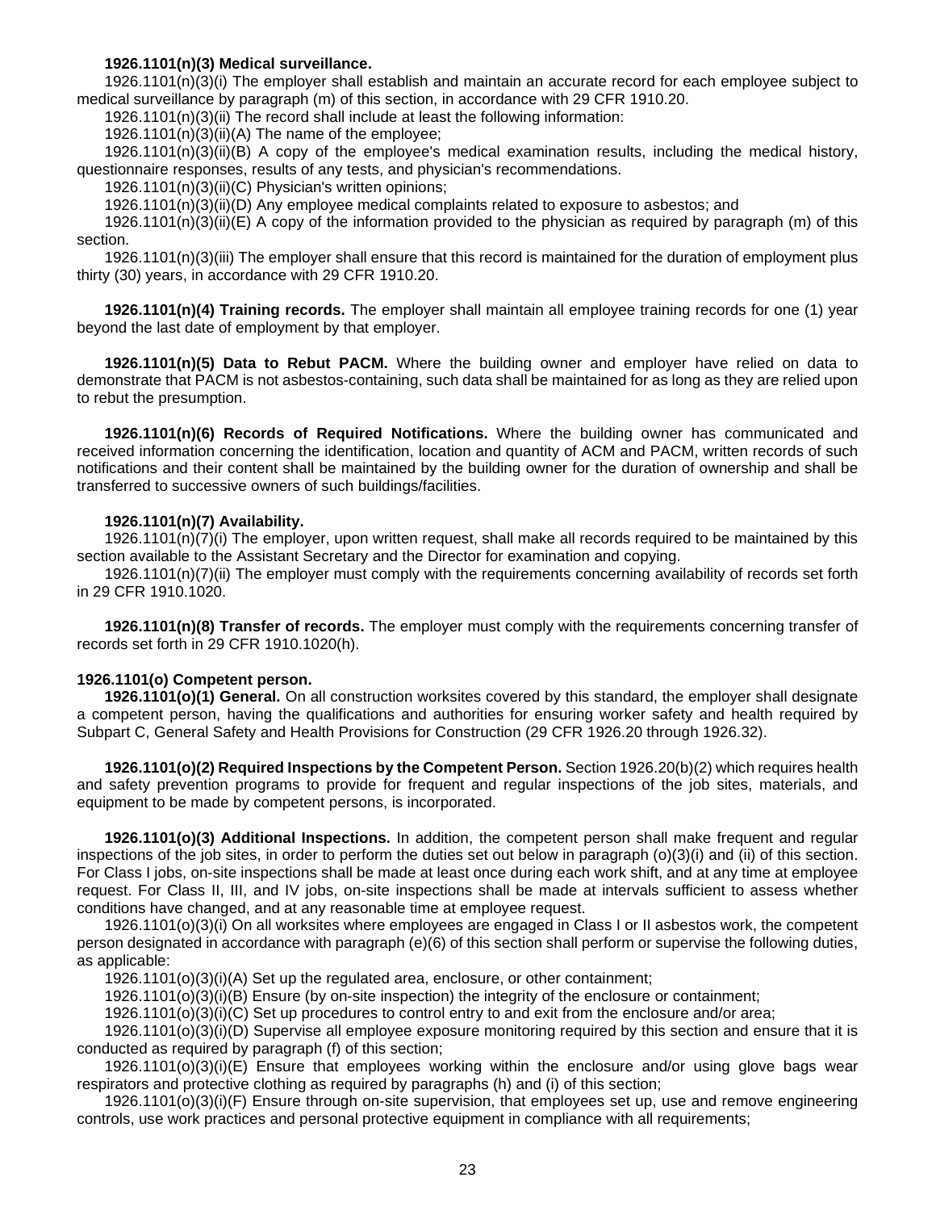**1926.1101(n)(3) Medical surveillance.**

1926.1101(n)(3)(i) The employer shall establish and maintain an accurate record for each employee subject to medical surveillance by paragraph (m) of this section, in accordance with 29 CFR 1910.20.

1926.1101(n)(3)(ii) The record shall include at least the following information:

1926.1101(n)(3)(ii)(A) The name of the employee;

1926.1101(n)(3)(ii)(B) A copy of the employee's medical examination results, including the medical history, questionnaire responses, results of any tests, and physician's recommendations.

1926.1101(n)(3)(ii)(C) Physician's written opinions;

1926.1101(n)(3)(ii)(D) Any employee medical complaints related to exposure to asbestos; and

1926.1101(n)(3)(ii)(E) A copy of the information provided to the physician as required by paragraph (m) of this section.

1926.1101(n)(3)(iii) The employer shall ensure that this record is maintained for the duration of employment plus thirty (30) years, in accordance with 29 CFR 1910.20.

**1926.1101(n)(4) Training records.** The employer shall maintain all employee training records for one (1) year beyond the last date of employment by that employer.

**1926.1101(n)(5) Data to Rebut PACM.** Where the building owner and employer have relied on data to demonstrate that PACM is not asbestos-containing, such data shall be maintained for as long as they are relied upon to rebut the presumption.

**1926.1101(n)(6) Records of Required Notifications.** Where the building owner has communicated and received information concerning the identification, location and quantity of ACM and PACM, written records of such notifications and their content shall be maintained by the building owner for the duration of ownership and shall be transferred to successive owners of such buildings/facilities.

**1926.1101(n)(7) Availability.**

1926.1101(n)(7)(i) The employer, upon written request, shall make all records required to be maintained by this section available to the Assistant Secretary and the Director for examination and copying.

1926.1101(n)(7)(ii) The employer must comply with the requirements concerning availability of records set forth in 29 CFR 1910.1020.

**1926.1101(n)(8) Transfer of records.** The employer must comply with the requirements concerning transfer of records set forth in 29 CFR 1910.1020(h).

**1926.1101(o) Competent person.**

**1926.1101(o)(1) General.** On all construction worksites covered by this standard, the employer shall designate a competent person, having the qualifications and authorities for ensuring worker safety and health required by Subpart C, General Safety and Health Provisions for Construction (29 CFR 1926.20 through 1926.32).

**1926.1101(o)(2) Required Inspections by the Competent Person.** Section 1926.20(b)(2) which requires health and safety prevention programs to provide for frequent and regular inspections of the job sites, materials, and equipment to be made by competent persons, is incorporated.

**1926.1101(o)(3) Additional Inspections.** In addition, the competent person shall make frequent and regular inspections of the job sites, in order to perform the duties set out below in paragraph (o)(3)(i) and (ii) of this section. For Class I jobs, on-site inspections shall be made at least once during each work shift, and at any time at employee request. For Class II, III, and IV jobs, on-site inspections shall be made at intervals sufficient to assess whether conditions have changed, and at any reasonable time at employee request.

1926.1101(o)(3)(i) On all worksites where employees are engaged in Class I or II asbestos work, the competent person designated in accordance with paragraph (e)(6) of this section shall perform or supervise the following duties, as applicable:

1926.1101(o)(3)(i)(A) Set up the regulated area, enclosure, or other containment;

1926.1101(o)(3)(i)(B) Ensure (by on-site inspection) the integrity of the enclosure or containment;

1926.1101(o)(3)(i)(C) Set up procedures to control entry to and exit from the enclosure and/or area;

1926.1101(o)(3)(i)(D) Supervise all employee exposure monitoring required by this section and ensure that it is conducted as required by paragraph (f) of this section;

1926.1101(o)(3)(i)(E) Ensure that employees working within the enclosure and/or using glove bags wear respirators and protective clothing as required by paragraphs (h) and (i) of this section;

1926.1101(o)(3)(i)(F) Ensure through on-site supervision, that employees set up, use and remove engineering controls, use work practices and personal protective equipment in compliance with all requirements;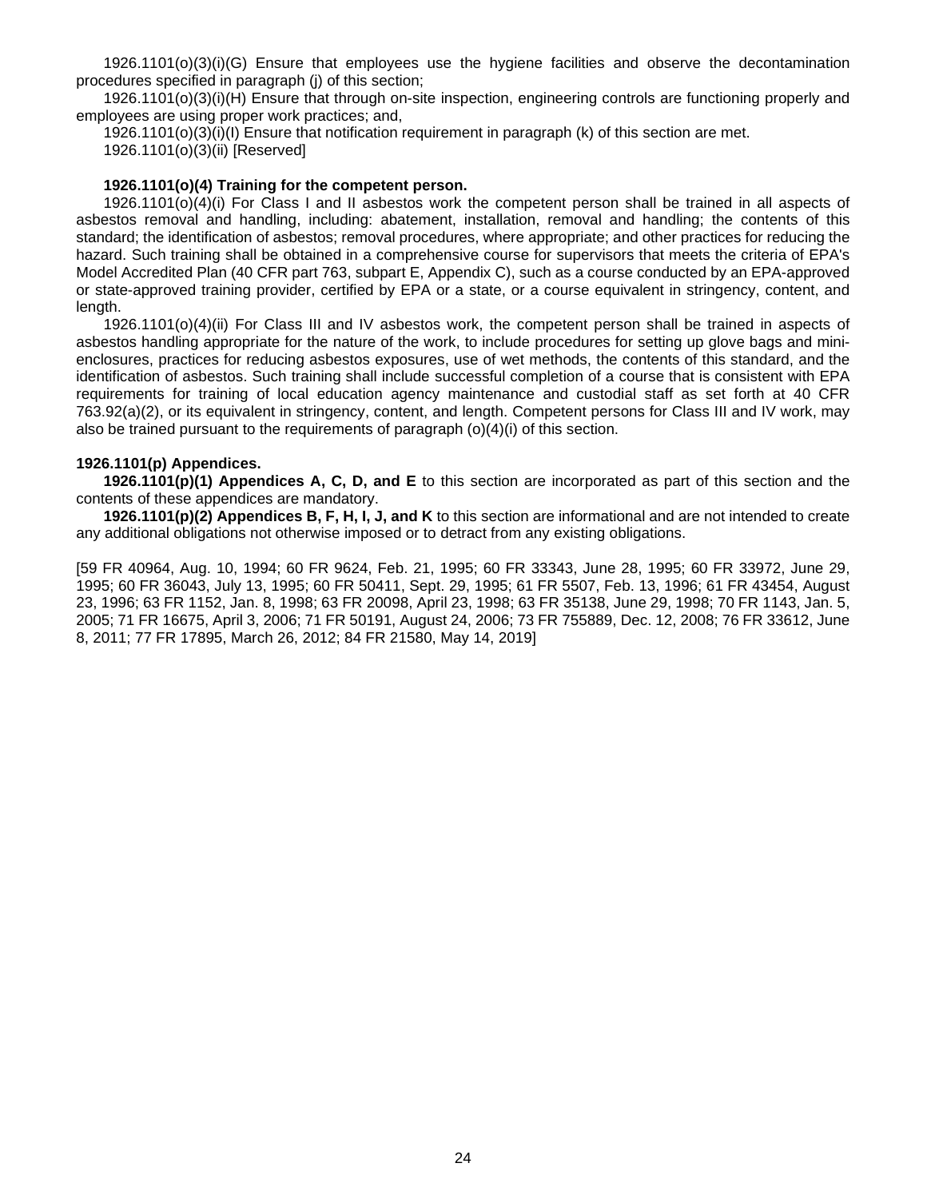1926.1101(o)(3)(i)(G) Ensure that employees use the hygiene facilities and observe the decontamination procedures specified in paragraph (j) of this section;

1926.1101(o)(3)(i)(H) Ensure that through on-site inspection, engineering controls are functioning properly and employees are using proper work practices; and,

1926.1101(o)(3)(i)(I) Ensure that notification requirement in paragraph (k) of this section are met.

1926.1101(o)(3)(ii) [Reserved]

**1926.1101(o)(4) Training for the competent person.**

1926.1101(o)(4)(i) For Class I and II asbestos work the competent person shall be trained in all aspects of asbestos removal and handling, including: abatement, installation, removal and handling; the contents of this standard; the identification of asbestos; removal procedures, where appropriate; and other practices for reducing the hazard. Such training shall be obtained in a comprehensive course for supervisors that meets the criteria of EPA's Model Accredited Plan (40 CFR part 763, subpart E, Appendix C), such as a course conducted by an EPA-approved or state-approved training provider, certified by EPA or a state, or a course equivalent in stringency, content, and length.

1926.1101(o)(4)(ii) For Class III and IV asbestos work, the competent person shall be trained in aspects of asbestos handling appropriate for the nature of the work, to include procedures for setting up glove bags and mini-enclosures, practices for reducing asbestos exposures, use of wet methods, the contents of this standard, and the identification of asbestos. Such training shall include successful completion of a course that is consistent with EPA requirements for training of local education agency maintenance and custodial staff as set forth at 40 CFR 763.92(a)(2), or its equivalent in stringency, content, and length. Competent persons for Class III and IV work, may also be trained pursuant to the requirements of paragraph (o)(4)(i) of this section.

**1926.1101(p) Appendices.**

**1926.1101(p)(1) Appendices A, C, D, and E** to this section are incorporated as part of this section and the contents of these appendices are mandatory.

**1926.1101(p)(2) Appendices B, F, H, I, J, and K** to this section are informational and are not intended to create any additional obligations not otherwise imposed or to detract from any existing obligations.

[59 FR 40964, Aug. 10, 1994; 60 FR 9624, Feb. 21, 1995; 60 FR 33343, June 28, 1995; 60 FR 33972, June 29, 1995; 60 FR 36043, July 13, 1995; 60 FR 50411, Sept. 29, 1995; 61 FR 5507, Feb. 13, 1996; 61 FR 43454, August 23, 1996; 63 FR 1152, Jan. 8, 1998; 63 FR 20098, April 23, 1998; 63 FR 35138, June 29, 1998; 70 FR 1143, Jan. 5, 2005; 71 FR 16675, April 3, 2006; 71 FR 50191, August 24, 2006; 73 FR 755889, Dec. 12, 2008; 76 FR 33612, June 8, 2011; 77 FR 17895, March 26, 2012; 84 FR 21580, May 14, 2019]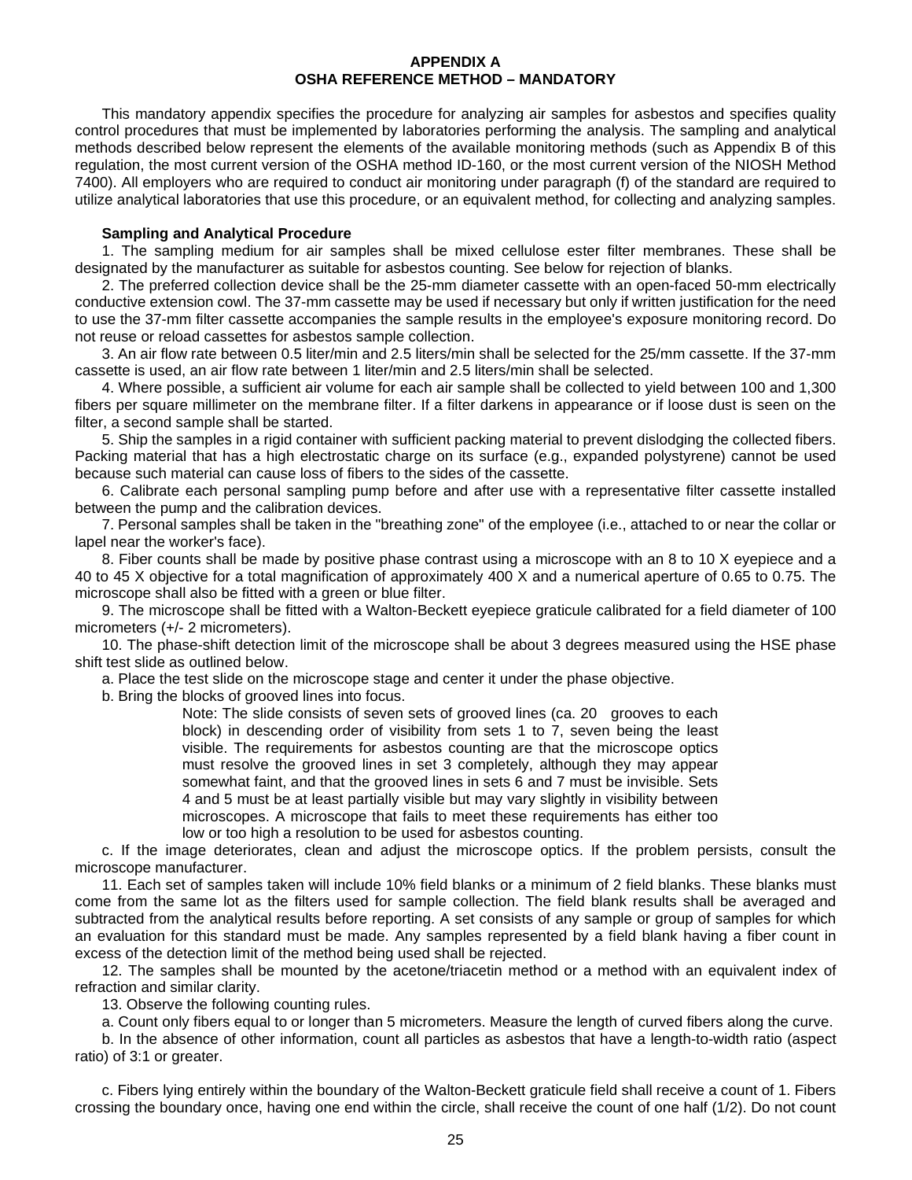# APPENDIX A
## OSHA REFERENCE METHOD – MANDATORY

This mandatory appendix specifies the procedure for analyzing air samples for asbestos and specifies quality control procedures that must be implemented by laboratories performing the analysis. The sampling and analytical methods described below represent the elements of the available monitoring methods (such as Appendix B of this regulation, the most current version of the OSHA method ID-160, or the most current version of the NIOSH Method 7400). All employers who are required to conduct air monitoring under paragraph (f) of the standard are required to utilize analytical laboratories that use this procedure, or an equivalent method, for collecting and analyzing samples.

**Sampling and Analytical Procedure**

1. The sampling medium for air samples shall be mixed cellulose ester filter membranes. These shall be designated by the manufacturer as suitable for asbestos counting. See below for rejection of blanks.

2. The preferred collection device shall be the 25-mm diameter cassette with an open-faced 50-mm electrically conductive extension cowl. The 37-mm cassette may be used if necessary but only if written justification for the need to use the 37-mm filter cassette accompanies the sample results in the employee's exposure monitoring record. Do not reuse or reload cassettes for asbestos sample collection.

3. An air flow rate between 0.5 liter/min and 2.5 liters/min shall be selected for the 25/mm cassette. If the 37-mm cassette is used, an air flow rate between 1 liter/min and 2.5 liters/min shall be selected.

4. Where possible, a sufficient air volume for each air sample shall be collected to yield between 100 and 1,300 fibers per square millimeter on the membrane filter. If a filter darkens in appearance or if loose dust is seen on the filter, a second sample shall be started.

5. Ship the samples in a rigid container with sufficient packing material to prevent dislodging the collected fibers. Packing material that has a high electrostatic charge on its surface (e.g., expanded polystyrene) cannot be used because such material can cause loss of fibers to the sides of the cassette.

6. Calibrate each personal sampling pump before and after use with a representative filter cassette installed between the pump and the calibration devices.

7. Personal samples shall be taken in the "breathing zone" of the employee (i.e., attached to or near the collar or lapel near the worker's face).

8. Fiber counts shall be made by positive phase contrast using a microscope with an 8 to 10 X eyepiece and a 40 to 45 X objective for a total magnification of approximately 400 X and a numerical aperture of 0.65 to 0.75. The microscope shall also be fitted with a green or blue filter.

9. The microscope shall be fitted with a Walton-Beckett eyepiece graticule calibrated for a field diameter of 100 micrometers (+/- 2 micrometers).

10. The phase-shift detection limit of the microscope shall be about 3 degrees measured using the HSE phase shift test slide as outlined below.

a. Place the test slide on the microscope stage and center it under the phase objective.

b. Bring the blocks of grooved lines into focus.

> Note: The slide consists of seven sets of grooved lines (ca. 20 grooves to each block) in descending order of visibility from sets 1 to 7, seven being the least visible. The requirements for asbestos counting are that the microscope optics must resolve the grooved lines in set 3 completely, although they may appear somewhat faint, and that the grooved lines in sets 6 and 7 must be invisible. Sets 4 and 5 must be at least partially visible but may vary slightly in visibility between microscopes. A microscope that fails to meet these requirements has either too low or too high a resolution to be used for asbestos counting.

c. If the image deteriorates, clean and adjust the microscope optics. If the problem persists, consult the microscope manufacturer.

11. Each set of samples taken will include 10% field blanks or a minimum of 2 field blanks. These blanks must come from the same lot as the filters used for sample collection. The field blank results shall be averaged and subtracted from the analytical results before reporting. A set consists of any sample or group of samples for which an evaluation for this standard must be made. Any samples represented by a field blank having a fiber count in excess of the detection limit of the method being used shall be rejected.

12. The samples shall be mounted by the acetone/triacetin method or a method with an equivalent index of refraction and similar clarity.

13. Observe the following counting rules.

a. Count only fibers equal to or longer than 5 micrometers. Measure the length of curved fibers along the curve.

b. In the absence of other information, count all particles as asbestos that have a length-to-width ratio (aspect ratio) of 3:1 or greater.

c. Fibers lying entirely within the boundary of the Walton-Beckett graticule field shall receive a count of 1. Fibers crossing the boundary once, having one end within the circle, shall receive the count of one half (1/2). Do not count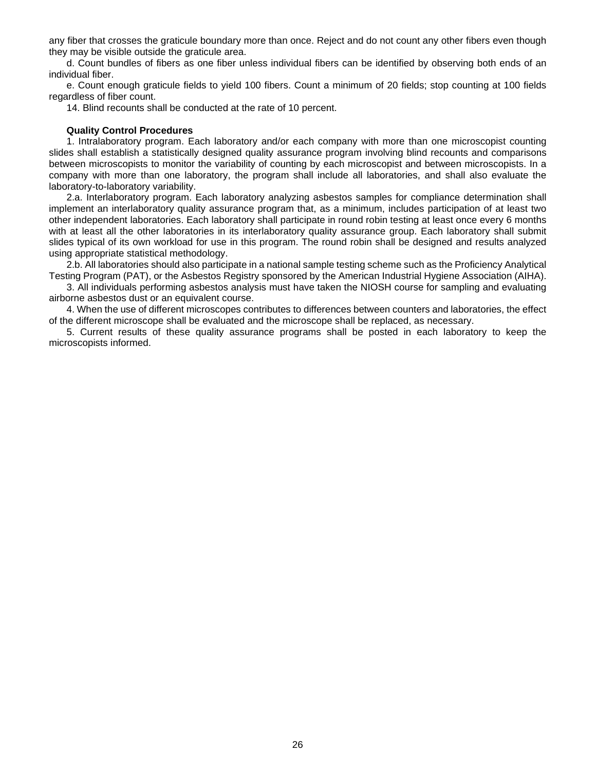any fiber that crosses the graticule boundary more than once. Reject and do not count any other fibers even though they may be visible outside the graticule area.

d. Count bundles of fibers as one fiber unless individual fibers can be identified by observing both ends of an individual fiber.

e. Count enough graticule fields to yield 100 fibers. Count a minimum of 20 fields; stop counting at 100 fields regardless of fiber count.

14. Blind recounts shall be conducted at the rate of 10 percent.

**Quality Control Procedures**

1. Intralaboratory program. Each laboratory and/or each company with more than one microscopist counting slides shall establish a statistically designed quality assurance program involving blind recounts and comparisons between microscopists to monitor the variability of counting by each microscopist and between microscopists. In a company with more than one laboratory, the program shall include all laboratories, and shall also evaluate the laboratory-to-laboratory variability.

2.a. Interlaboratory program. Each laboratory analyzing asbestos samples for compliance determination shall implement an interlaboratory quality assurance program that, as a minimum, includes participation of at least two other independent laboratories. Each laboratory shall participate in round robin testing at least once every 6 months with at least all the other laboratories in its interlaboratory quality assurance group. Each laboratory shall submit slides typical of its own workload for use in this program. The round robin shall be designed and results analyzed using appropriate statistical methodology.

2.b. All laboratories should also participate in a national sample testing scheme such as the Proficiency Analytical Testing Program (PAT), or the Asbestos Registry sponsored by the American Industrial Hygiene Association (AIHA).

3. All individuals performing asbestos analysis must have taken the NIOSH course for sampling and evaluating airborne asbestos dust or an equivalent course.

4. When the use of different microscopes contributes to differences between counters and laboratories, the effect of the different microscope shall be evaluated and the microscope shall be replaced, as necessary.

5. Current results of these quality assurance programs shall be posted in each laboratory to keep the microscopists informed.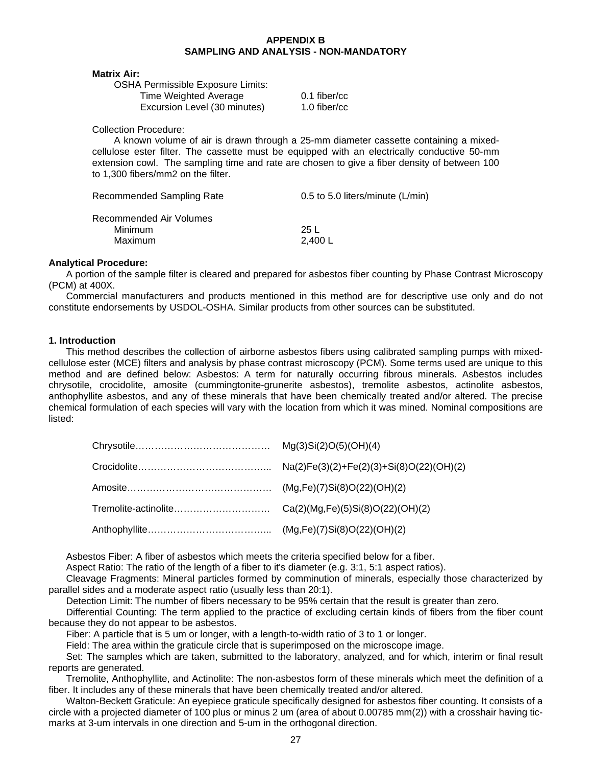## APPENDIX B
## SAMPLING AND ANALYSIS - NON-MANDATORY

**Matrix Air:**

OSHA Permissible Exposure Limits:

| | |
|---|---|
| Time Weighted Average | 0.1 fiber/cc |
| Excursion Level (30 minutes) | 1.0 fiber/cc |

Collection Procedure:

A known volume of air is drawn through a 25-mm diameter cassette containing a mixed-cellulose ester filter. The cassette must be equipped with an electrically conductive 50-mm extension cowl. The sampling time and rate are chosen to give a fiber density of between 100 to 1,300 fibers/mm2 on the filter.

| | |
|---|---|
| Recommended Sampling Rate | 0.5 to 5.0 liters/minute (L/min) |
| Recommended Air Volumes | |
| Minimum | 25 L |
| Maximum | 2,400 L |

**Analytical Procedure:**

A portion of the sample filter is cleared and prepared for asbestos fiber counting by Phase Contrast Microscopy (PCM) at 400X.

Commercial manufacturers and products mentioned in this method are for descriptive use only and do not constitute endorsements by USDOL-OSHA. Similar products from other sources can be substituted.

### 1. Introduction

This method describes the collection of airborne asbestos fibers using calibrated sampling pumps with mixed-cellulose ester (MCE) filters and analysis by phase contrast microscopy (PCM). Some terms used are unique to this method and are defined below: Asbestos: A term for naturally occurring fibrous minerals. Asbestos includes chrysotile, crocidolite, amosite (cummingtonite-grunerite asbestos), tremolite asbestos, actinolite asbestos, anthophyllite asbestos, and any of these minerals that have been chemically treated and/or altered. The precise chemical formulation of each species will vary with the location from which it was mined. Nominal compositions are listed:

| | |
|---|---|
| Chrysotile | Mg(3)Si(2)O(5)(OH)(4) |
| Crocidolite | Na(2)Fe(3)(2)+Fe(2)(3)+Si(8)O(22)(OH)(2) |
| Amosite | (Mg,Fe)(7)Si(8)O(22)(OH)(2) |
| Tremolite-actinolite | Ca(2)(Mg,Fe)(5)Si(8)O(22)(OH)(2) |
| Anthophyllite | (Mg,Fe)(7)Si(8)O(22)(OH)(2) |

Asbestos Fiber: A fiber of asbestos which meets the criteria specified below for a fiber.

Aspect Ratio: The ratio of the length of a fiber to it's diameter (e.g. 3:1, 5:1 aspect ratios).

Cleavage Fragments: Mineral particles formed by comminution of minerals, especially those characterized by parallel sides and a moderate aspect ratio (usually less than 20:1).

Detection Limit: The number of fibers necessary to be 95% certain that the result is greater than zero.

Differential Counting: The term applied to the practice of excluding certain kinds of fibers from the fiber count because they do not appear to be asbestos.

Fiber: A particle that is 5 um or longer, with a length-to-width ratio of 3 to 1 or longer.

Field: The area within the graticule circle that is superimposed on the microscope image.

Set: The samples which are taken, submitted to the laboratory, analyzed, and for which, interim or final result reports are generated.

Tremolite, Anthophyllite, and Actinolite: The non-asbestos form of these minerals which meet the definition of a fiber. It includes any of these minerals that have been chemically treated and/or altered.

Walton-Beckett Graticule: An eyepiece graticule specifically designed for asbestos fiber counting. It consists of a circle with a projected diameter of 100 plus or minus 2 um (area of about 0.00785 mm(2)) with a crosshair having tic-marks at 3-um intervals in one direction and 5-um in the orthogonal direction.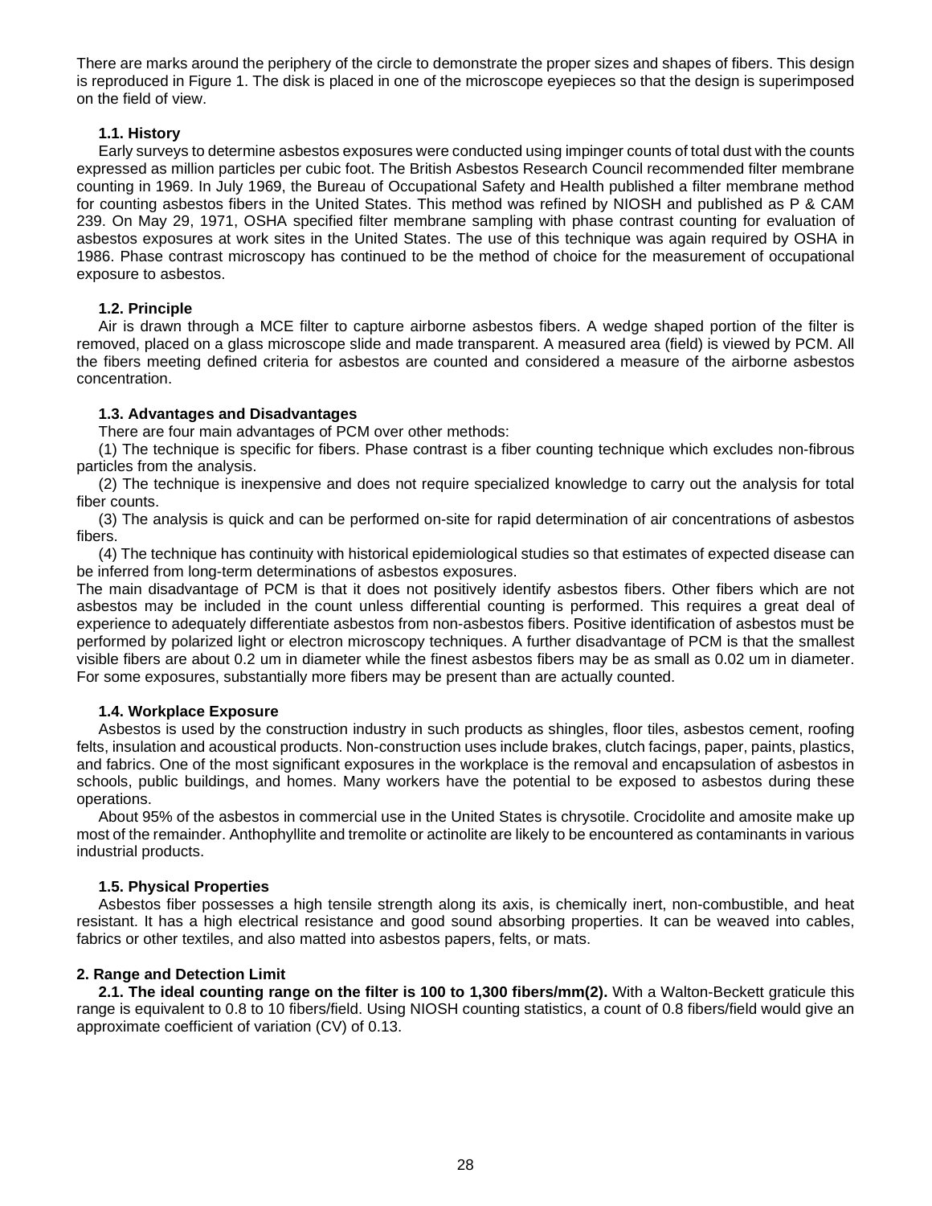There are marks around the periphery of the circle to demonstrate the proper sizes and shapes of fibers. This design is reproduced in Figure 1. The disk is placed in one of the microscope eyepieces so that the design is superimposed on the field of view.

### 1.1. History

Early surveys to determine asbestos exposures were conducted using impinger counts of total dust with the counts expressed as million particles per cubic foot. The British Asbestos Research Council recommended filter membrane counting in 1969. In July 1969, the Bureau of Occupational Safety and Health published a filter membrane method for counting asbestos fibers in the United States. This method was refined by NIOSH and published as P & CAM 239. On May 29, 1971, OSHA specified filter membrane sampling with phase contrast counting for evaluation of asbestos exposures at work sites in the United States. The use of this technique was again required by OSHA in 1986. Phase contrast microscopy has continued to be the method of choice for the measurement of occupational exposure to asbestos.

### 1.2. Principle

Air is drawn through a MCE filter to capture airborne asbestos fibers. A wedge shaped portion of the filter is removed, placed on a glass microscope slide and made transparent. A measured area (field) is viewed by PCM. All the fibers meeting defined criteria for asbestos are counted and considered a measure of the airborne asbestos concentration.

### 1.3. Advantages and Disadvantages

There are four main advantages of PCM over other methods:

(1) The technique is specific for fibers. Phase contrast is a fiber counting technique which excludes non-fibrous particles from the analysis.

(2) The technique is inexpensive and does not require specialized knowledge to carry out the analysis for total fiber counts.

(3) The analysis is quick and can be performed on-site for rapid determination of air concentrations of asbestos fibers.

(4) The technique has continuity with historical epidemiological studies so that estimates of expected disease can be inferred from long-term determinations of asbestos exposures.

The main disadvantage of PCM is that it does not positively identify asbestos fibers. Other fibers which are not asbestos may be included in the count unless differential counting is performed. This requires a great deal of experience to adequately differentiate asbestos from non-asbestos fibers. Positive identification of asbestos must be performed by polarized light or electron microscopy techniques. A further disadvantage of PCM is that the smallest visible fibers are about 0.2 um in diameter while the finest asbestos fibers may be as small as 0.02 um in diameter. For some exposures, substantially more fibers may be present than are actually counted.

### 1.4. Workplace Exposure

Asbestos is used by the construction industry in such products as shingles, floor tiles, asbestos cement, roofing felts, insulation and acoustical products. Non-construction uses include brakes, clutch facings, paper, paints, plastics, and fabrics. One of the most significant exposures in the workplace is the removal and encapsulation of asbestos in schools, public buildings, and homes. Many workers have the potential to be exposed to asbestos during these operations.

About 95% of the asbestos in commercial use in the United States is chrysotile. Crocidolite and amosite make up most of the remainder. Anthophyllite and tremolite or actinolite are likely to be encountered as contaminants in various industrial products.

### 1.5. Physical Properties

Asbestos fiber possesses a high tensile strength along its axis, is chemically inert, non-combustible, and heat resistant. It has a high electrical resistance and good sound absorbing properties. It can be weaved into cables, fabrics or other textiles, and also matted into asbestos papers, felts, or mats.

## 2. Range and Detection Limit

**2.1. The ideal counting range on the filter is 100 to 1,300 fibers/mm(2).** With a Walton-Beckett graticule this range is equivalent to 0.8 to 10 fibers/field. Using NIOSH counting statistics, a count of 0.8 fibers/field would give an approximate coefficient of variation (CV) of 0.13.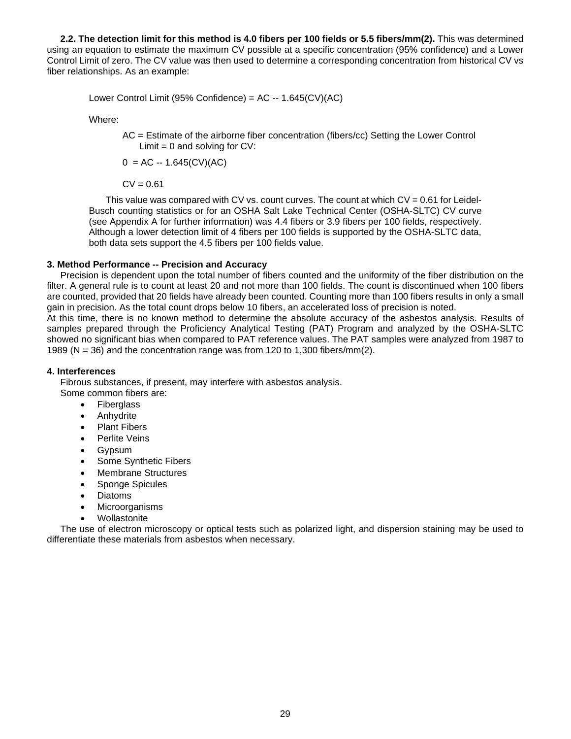**2.2. The detection limit for this method is 4.0 fibers per 100 fields or 5.5 fibers/mm(2).** This was determined using an equation to estimate the maximum CV possible at a specific concentration (95% confidence) and a Lower Control Limit of zero. The CV value was then used to determine a corresponding concentration from historical CV vs fiber relationships. As an example:

Lower Control Limit (95% Confidence) = AC -- 1.645(CV)(AC)

Where:

AC = Estimate of the airborne fiber concentration (fibers/cc) Setting the Lower Control Limit = 0 and solving for CV:

0 = AC -- 1.645(CV)(AC)

CV = 0.61

This value was compared with CV vs. count curves. The count at which CV = 0.61 for Leidel-Busch counting statistics or for an OSHA Salt Lake Technical Center (OSHA-SLTC) CV curve (see Appendix A for further information) was 4.4 fibers or 3.9 fibers per 100 fields, respectively. Although a lower detection limit of 4 fibers per 100 fields is supported by the OSHA-SLTC data, both data sets support the 4.5 fibers per 100 fields value.

### 3. Method Performance -- Precision and Accuracy

Precision is dependent upon the total number of fibers counted and the uniformity of the fiber distribution on the filter. A general rule is to count at least 20 and not more than 100 fields. The count is discontinued when 100 fibers are counted, provided that 20 fields have already been counted. Counting more than 100 fibers results in only a small gain in precision. As the total count drops below 10 fibers, an accelerated loss of precision is noted.

At this time, there is no known method to determine the absolute accuracy of the asbestos analysis. Results of samples prepared through the Proficiency Analytical Testing (PAT) Program and analyzed by the OSHA-SLTC showed no significant bias when compared to PAT reference values. The PAT samples were analyzed from 1987 to 1989 (N = 36) and the concentration range was from 120 to 1,300 fibers/mm(2).

### 4. Interferences

Fibrous substances, if present, may interfere with asbestos analysis.

Some common fibers are:

- Fiberglass
- Anhydrite
- Plant Fibers
- Perlite Veins
- Gypsum
- Some Synthetic Fibers
- Membrane Structures
- Sponge Spicules
- Diatoms
- Microorganisms
- Wollastonite

The use of electron microscopy or optical tests such as polarized light, and dispersion staining may be used to differentiate these materials from asbestos when necessary.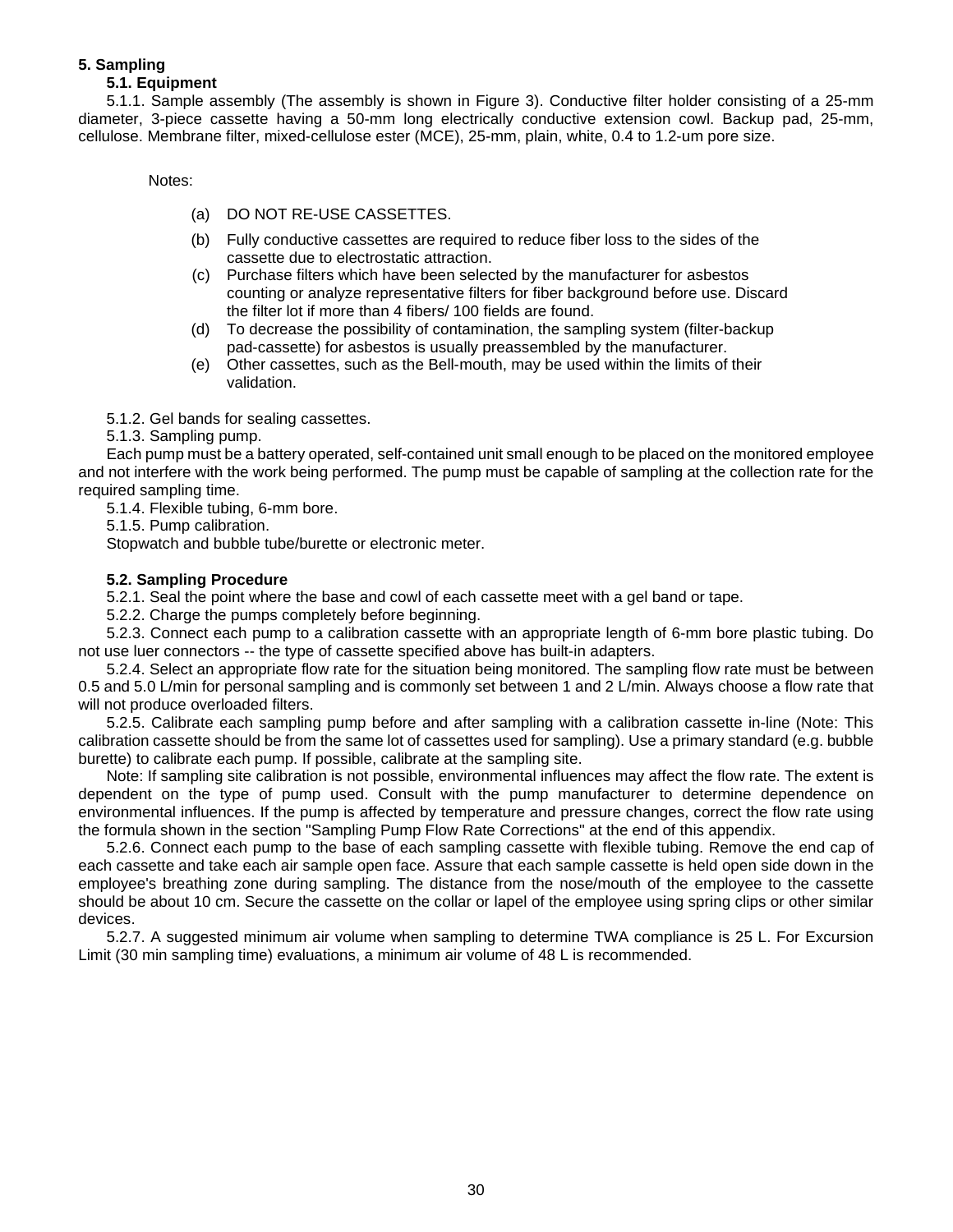## 5. Sampling

### 5.1. Equipment

5.1.1. Sample assembly (The assembly is shown in Figure 3). Conductive filter holder consisting of a 25-mm diameter, 3-piece cassette having a 50-mm long electrically conductive extension cowl. Backup pad, 25-mm, cellulose. Membrane filter, mixed-cellulose ester (MCE), 25-mm, plain, white, 0.4 to 1.2-um pore size.

Notes:

(a) DO NOT RE-USE CASSETTES.

(b) Fully conductive cassettes are required to reduce fiber loss to the sides of the cassette due to electrostatic attraction.

(c) Purchase filters which have been selected by the manufacturer for asbestos counting or analyze representative filters for fiber background before use. Discard the filter lot if more than 4 fibers/ 100 fields are found.

(d) To decrease the possibility of contamination, the sampling system (filter-backup pad-cassette) for asbestos is usually preassembled by the manufacturer.

(e) Other cassettes, such as the Bell-mouth, may be used within the limits of their validation.

5.1.2. Gel bands for sealing cassettes.

5.1.3. Sampling pump.

Each pump must be a battery operated, self-contained unit small enough to be placed on the monitored employee and not interfere with the work being performed. The pump must be capable of sampling at the collection rate for the required sampling time.

5.1.4. Flexible tubing, 6-mm bore.

5.1.5. Pump calibration.

Stopwatch and bubble tube/burette or electronic meter.

### 5.2. Sampling Procedure

5.2.1. Seal the point where the base and cowl of each cassette meet with a gel band or tape.

5.2.2. Charge the pumps completely before beginning.

5.2.3. Connect each pump to a calibration cassette with an appropriate length of 6-mm bore plastic tubing. Do not use luer connectors -- the type of cassette specified above has built-in adapters.

5.2.4. Select an appropriate flow rate for the situation being monitored. The sampling flow rate must be between 0.5 and 5.0 L/min for personal sampling and is commonly set between 1 and 2 L/min. Always choose a flow rate that will not produce overloaded filters.

5.2.5. Calibrate each sampling pump before and after sampling with a calibration cassette in-line (Note: This calibration cassette should be from the same lot of cassettes used for sampling). Use a primary standard (e.g. bubble burette) to calibrate each pump. If possible, calibrate at the sampling site.

Note: If sampling site calibration is not possible, environmental influences may affect the flow rate. The extent is dependent on the type of pump used. Consult with the pump manufacturer to determine dependence on environmental influences. If the pump is affected by temperature and pressure changes, correct the flow rate using the formula shown in the section "Sampling Pump Flow Rate Corrections" at the end of this appendix.

5.2.6. Connect each pump to the base of each sampling cassette with flexible tubing. Remove the end cap of each cassette and take each air sample open face. Assure that each sample cassette is held open side down in the employee's breathing zone during sampling. The distance from the nose/mouth of the employee to the cassette should be about 10 cm. Secure the cassette on the collar or lapel of the employee using spring clips or other similar devices.

5.2.7. A suggested minimum air volume when sampling to determine TWA compliance is 25 L. For Excursion Limit (30 min sampling time) evaluations, a minimum air volume of 48 L is recommended.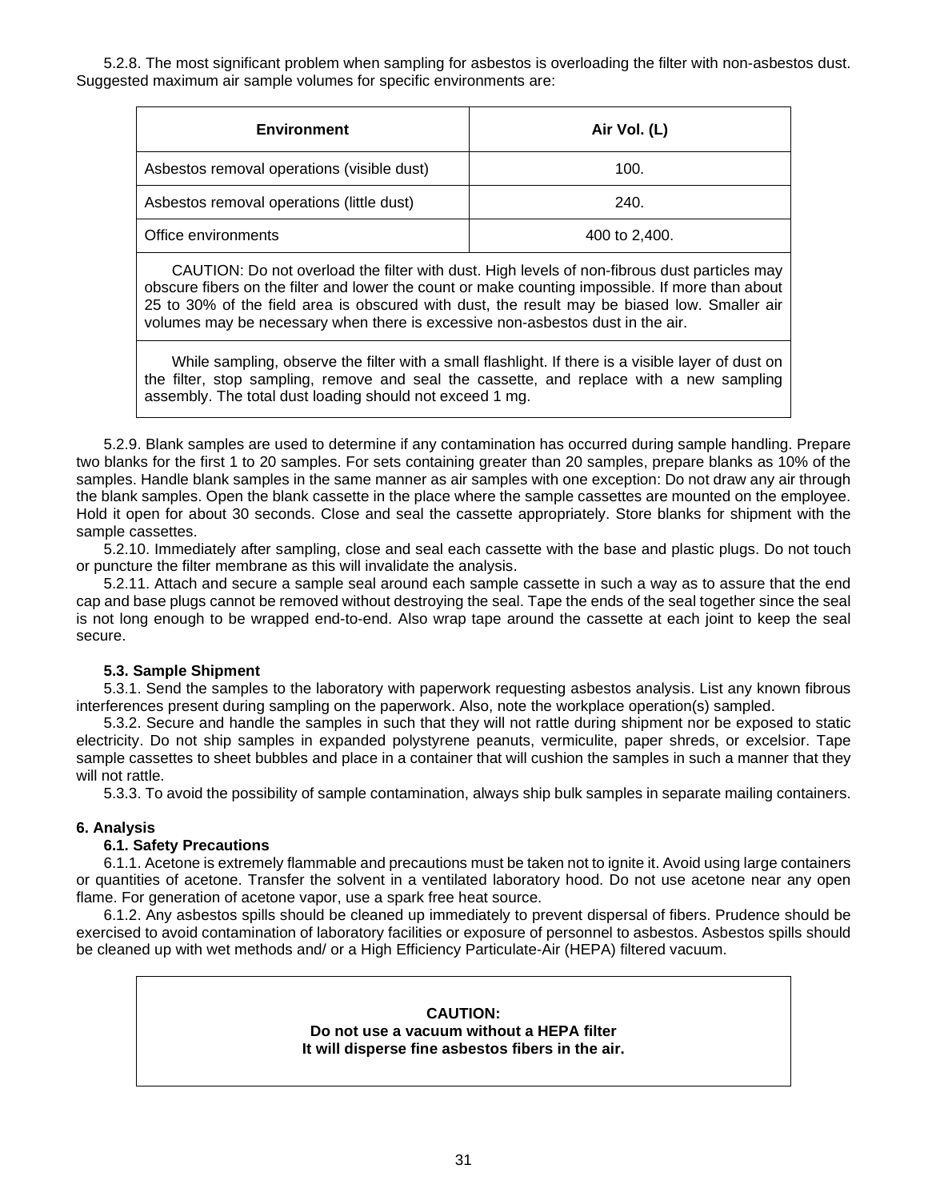5.2.8. The most significant problem when sampling for asbestos is overloading the filter with non-asbestos dust. Suggested maximum air sample volumes for specific environments are:

| Environment | Air Vol. (L) |
|---|---|
| Asbestos removal operations (visible dust) | 100. |
| Asbestos removal operations (little dust) | 240. |
| Office environments | 400 to 2,400. |

CAUTION: Do not overload the filter with dust. High levels of non-fibrous dust particles may obscure fibers on the filter and lower the count or make counting impossible. If more than about 25 to 30% of the field area is obscured with dust, the result may be biased low. Smaller air volumes may be necessary when there is excessive non-asbestos dust in the air.

While sampling, observe the filter with a small flashlight. If there is a visible layer of dust on the filter, stop sampling, remove and seal the cassette, and replace with a new sampling assembly. The total dust loading should not exceed 1 mg.

5.2.9. Blank samples are used to determine if any contamination has occurred during sample handling. Prepare two blanks for the first 1 to 20 samples. For sets containing greater than 20 samples, prepare blanks as 10% of the samples. Handle blank samples in the same manner as air samples with one exception: Do not draw any air through the blank samples. Open the blank cassette in the place where the sample cassettes are mounted on the employee. Hold it open for about 30 seconds. Close and seal the cassette appropriately. Store blanks for shipment with the sample cassettes.

5.2.10. Immediately after sampling, close and seal each cassette with the base and plastic plugs. Do not touch or puncture the filter membrane as this will invalidate the analysis.

5.2.11. Attach and secure a sample seal around each sample cassette in such a way as to assure that the end cap and base plugs cannot be removed without destroying the seal. Tape the ends of the seal together since the seal is not long enough to be wrapped end-to-end. Also wrap tape around the cassette at each joint to keep the seal secure.

### 5.3. Sample Shipment

5.3.1. Send the samples to the laboratory with paperwork requesting asbestos analysis. List any known fibrous interferences present during sampling on the paperwork. Also, note the workplace operation(s) sampled.

5.3.2. Secure and handle the samples in such that they will not rattle during shipment nor be exposed to static electricity. Do not ship samples in expanded polystyrene peanuts, vermiculite, paper shreds, or excelsior. Tape sample cassettes to sheet bubbles and place in a container that will cushion the samples in such a manner that they will not rattle.

5.3.3. To avoid the possibility of sample contamination, always ship bulk samples in separate mailing containers.

## 6. Analysis

### 6.1. Safety Precautions

6.1.1. Acetone is extremely flammable and precautions must be taken not to ignite it. Avoid using large containers or quantities of acetone. Transfer the solvent in a ventilated laboratory hood. Do not use acetone near any open flame. For generation of acetone vapor, use a spark free heat source.

6.1.2. Any asbestos spills should be cleaned up immediately to prevent dispersal of fibers. Prudence should be exercised to avoid contamination of laboratory facilities or exposure of personnel to asbestos. Asbestos spills should be cleaned up with wet methods and/ or a High Efficiency Particulate-Air (HEPA) filtered vacuum.

**CAUTION:**
**Do not use a vacuum without a HEPA filter**
**It will disperse fine asbestos fibers in the air.**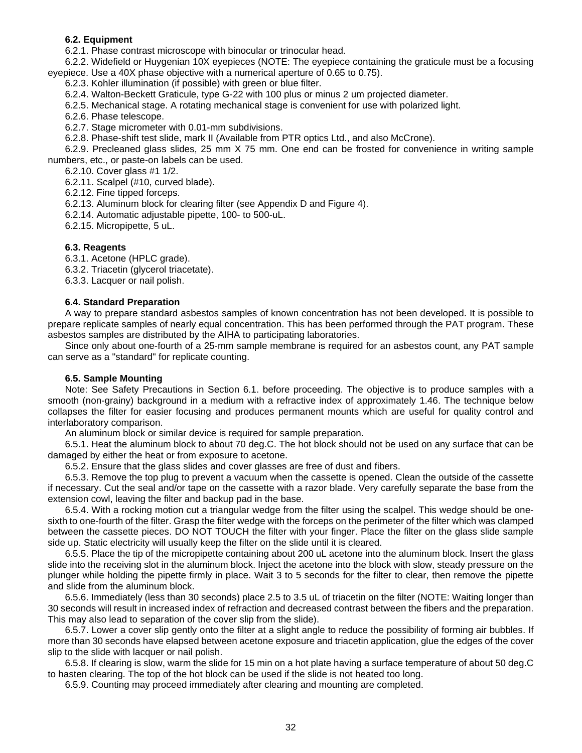### 6.2. Equipment

6.2.1. Phase contrast microscope with binocular or trinocular head.

6.2.2. Widefield or Huygenian 10X eyepieces (NOTE: The eyepiece containing the graticule must be a focusing eyepiece. Use a 40X phase objective with a numerical aperture of 0.65 to 0.75).

6.2.3. Kohler illumination (if possible) with green or blue filter.

6.2.4. Walton-Beckett Graticule, type G-22 with 100 plus or minus 2 um projected diameter.

6.2.5. Mechanical stage. A rotating mechanical stage is convenient for use with polarized light.

6.2.6. Phase telescope.

6.2.7. Stage micrometer with 0.01-mm subdivisions.

6.2.8. Phase-shift test slide, mark II (Available from PTR optics Ltd., and also McCrone).

6.2.9. Precleaned glass slides, 25 mm X 75 mm. One end can be frosted for convenience in writing sample numbers, etc., or paste-on labels can be used.

6.2.10. Cover glass #1 1/2.

6.2.11. Scalpel (#10, curved blade).

6.2.12. Fine tipped forceps.

6.2.13. Aluminum block for clearing filter (see Appendix D and Figure 4).

6.2.14. Automatic adjustable pipette, 100- to 500-uL.

6.2.15. Micropipette, 5 uL.

### 6.3. Reagents

6.3.1. Acetone (HPLC grade).

6.3.2. Triacetin (glycerol triacetate).

6.3.3. Lacquer or nail polish.

### 6.4. Standard Preparation

A way to prepare standard asbestos samples of known concentration has not been developed. It is possible to prepare replicate samples of nearly equal concentration. This has been performed through the PAT program. These asbestos samples are distributed by the AIHA to participating laboratories.

Since only about one-fourth of a 25-mm sample membrane is required for an asbestos count, any PAT sample can serve as a "standard" for replicate counting.

### 6.5. Sample Mounting

Note: See Safety Precautions in Section 6.1. before proceeding. The objective is to produce samples with a smooth (non-grainy) background in a medium with a refractive index of approximately 1.46. The technique below collapses the filter for easier focusing and produces permanent mounts which are useful for quality control and interlaboratory comparison.

An aluminum block or similar device is required for sample preparation.

6.5.1. Heat the aluminum block to about 70 deg.C. The hot block should not be used on any surface that can be damaged by either the heat or from exposure to acetone.

6.5.2. Ensure that the glass slides and cover glasses are free of dust and fibers.

6.5.3. Remove the top plug to prevent a vacuum when the cassette is opened. Clean the outside of the cassette if necessary. Cut the seal and/or tape on the cassette with a razor blade. Very carefully separate the base from the extension cowl, leaving the filter and backup pad in the base.

6.5.4. With a rocking motion cut a triangular wedge from the filter using the scalpel. This wedge should be one-sixth to one-fourth of the filter. Grasp the filter wedge with the forceps on the perimeter of the filter which was clamped between the cassette pieces. DO NOT TOUCH the filter with your finger. Place the filter on the glass slide sample side up. Static electricity will usually keep the filter on the slide until it is cleared.

6.5.5. Place the tip of the micropipette containing about 200 uL acetone into the aluminum block. Insert the glass slide into the receiving slot in the aluminum block. Inject the acetone into the block with slow, steady pressure on the plunger while holding the pipette firmly in place. Wait 3 to 5 seconds for the filter to clear, then remove the pipette and slide from the aluminum block.

6.5.6. Immediately (less than 30 seconds) place 2.5 to 3.5 uL of triacetin on the filter (NOTE: Waiting longer than 30 seconds will result in increased index of refraction and decreased contrast between the fibers and the preparation. This may also lead to separation of the cover slip from the slide).

6.5.7. Lower a cover slip gently onto the filter at a slight angle to reduce the possibility of forming air bubbles. If more than 30 seconds have elapsed between acetone exposure and triacetin application, glue the edges of the cover slip to the slide with lacquer or nail polish.

6.5.8. If clearing is slow, warm the slide for 15 min on a hot plate having a surface temperature of about 50 deg.C to hasten clearing. The top of the hot block can be used if the slide is not heated too long.

6.5.9. Counting may proceed immediately after clearing and mounting are completed.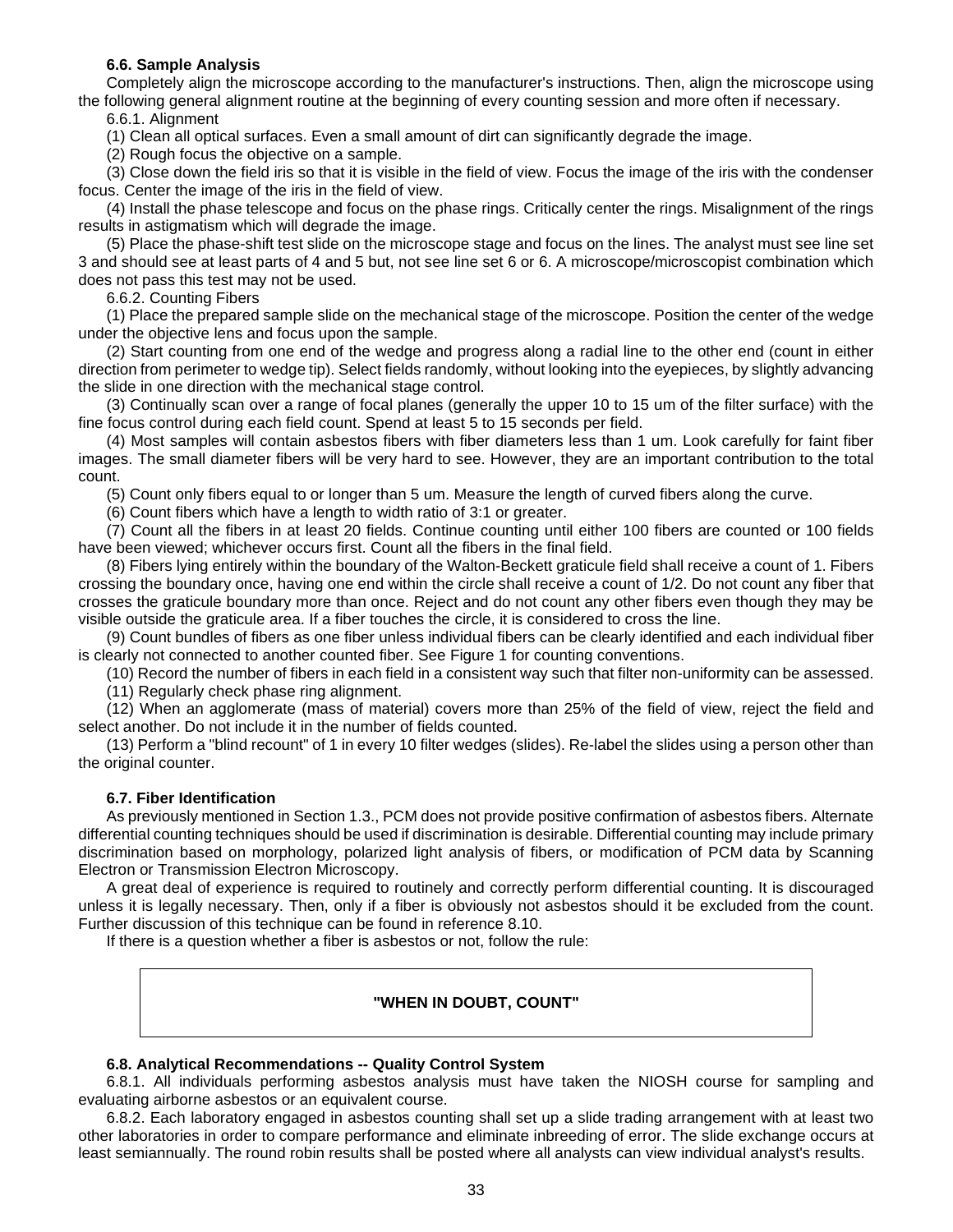### 6.6. Sample Analysis

Completely align the microscope according to the manufacturer's instructions. Then, align the microscope using the following general alignment routine at the beginning of every counting session and more often if necessary.

6.6.1. Alignment

(1) Clean all optical surfaces. Even a small amount of dirt can significantly degrade the image.

(2) Rough focus the objective on a sample.

(3) Close down the field iris so that it is visible in the field of view. Focus the image of the iris with the condenser focus. Center the image of the iris in the field of view.

(4) Install the phase telescope and focus on the phase rings. Critically center the rings. Misalignment of the rings results in astigmatism which will degrade the image.

(5) Place the phase-shift test slide on the microscope stage and focus on the lines. The analyst must see line set 3 and should see at least parts of 4 and 5 but, not see line set 6 or 6. A microscope/microscopist combination which does not pass this test may not be used.

6.6.2. Counting Fibers

(1) Place the prepared sample slide on the mechanical stage of the microscope. Position the center of the wedge under the objective lens and focus upon the sample.

(2) Start counting from one end of the wedge and progress along a radial line to the other end (count in either direction from perimeter to wedge tip). Select fields randomly, without looking into the eyepieces, by slightly advancing the slide in one direction with the mechanical stage control.

(3) Continually scan over a range of focal planes (generally the upper 10 to 15 um of the filter surface) with the fine focus control during each field count. Spend at least 5 to 15 seconds per field.

(4) Most samples will contain asbestos fibers with fiber diameters less than 1 um. Look carefully for faint fiber images. The small diameter fibers will be very hard to see. However, they are an important contribution to the total count.

(5) Count only fibers equal to or longer than 5 um. Measure the length of curved fibers along the curve.

(6) Count fibers which have a length to width ratio of 3:1 or greater.

(7) Count all the fibers in at least 20 fields. Continue counting until either 100 fibers are counted or 100 fields have been viewed; whichever occurs first. Count all the fibers in the final field.

(8) Fibers lying entirely within the boundary of the Walton-Beckett graticule field shall receive a count of 1. Fibers crossing the boundary once, having one end within the circle shall receive a count of 1/2. Do not count any fiber that crosses the graticule boundary more than once. Reject and do not count any other fibers even though they may be visible outside the graticule area. If a fiber touches the circle, it is considered to cross the line.

(9) Count bundles of fibers as one fiber unless individual fibers can be clearly identified and each individual fiber is clearly not connected to another counted fiber. See Figure 1 for counting conventions.

(10) Record the number of fibers in each field in a consistent way such that filter non-uniformity can be assessed.

(11) Regularly check phase ring alignment.

(12) When an agglomerate (mass of material) covers more than 25% of the field of view, reject the field and select another. Do not include it in the number of fields counted.

(13) Perform a "blind recount" of 1 in every 10 filter wedges (slides). Re-label the slides using a person other than the original counter.

### 6.7. Fiber Identification

As previously mentioned in Section 1.3., PCM does not provide positive confirmation of asbestos fibers. Alternate differential counting techniques should be used if discrimination is desirable. Differential counting may include primary discrimination based on morphology, polarized light analysis of fibers, or modification of PCM data by Scanning Electron or Transmission Electron Microscopy.

A great deal of experience is required to routinely and correctly perform differential counting. It is discouraged unless it is legally necessary. Then, only if a fiber is obviously not asbestos should it be excluded from the count. Further discussion of this technique can be found in reference 8.10.

If there is a question whether a fiber is asbestos or not, follow the rule:

**"WHEN IN DOUBT, COUNT"**

### 6.8. Analytical Recommendations -- Quality Control System

6.8.1. All individuals performing asbestos analysis must have taken the NIOSH course for sampling and evaluating airborne asbestos or an equivalent course.

6.8.2. Each laboratory engaged in asbestos counting shall set up a slide trading arrangement with at least two other laboratories in order to compare performance and eliminate inbreeding of error. The slide exchange occurs at least semiannually. The round robin results shall be posted where all analysts can view individual analyst's results.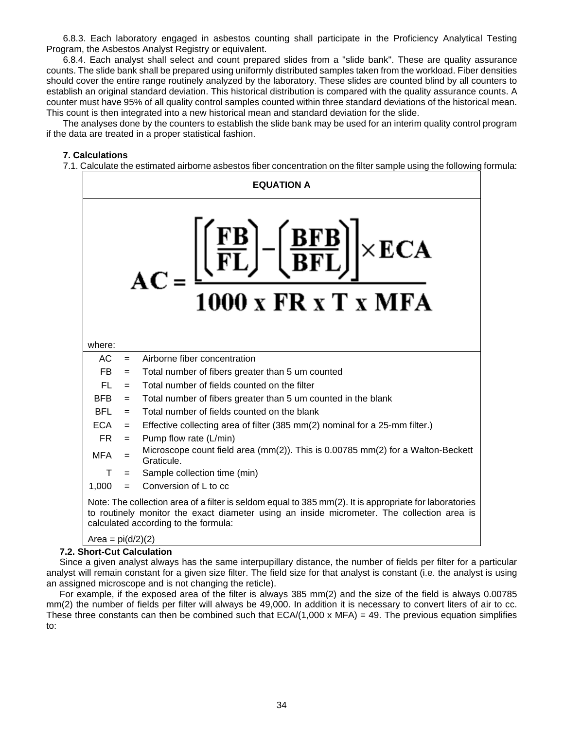6.8.3. Each laboratory engaged in asbestos counting shall participate in the Proficiency Analytical Testing Program, the Asbestos Analyst Registry or equivalent.

6.8.4. Each analyst shall select and count prepared slides from a "slide bank". These are quality assurance counts. The slide bank shall be prepared using uniformly distributed samples taken from the workload. Fiber densities should cover the entire range routinely analyzed by the laboratory. These slides are counted blind by all counters to establish an original standard deviation. This historical distribution is compared with the quality assurance counts. A counter must have 95% of all quality control samples counted within three standard deviations of the historical mean. This count is then integrated into a new historical mean and standard deviation for the slide.

The analyses done by the counters to establish the slide bank may be used for an interim quality control program if the data are treated in a proper statistical fashion.

### 7. Calculations

7.1. Calculate the estimated airborne asbestos fiber concentration on the filter sample using the following formula:

**EQUATION A**

$$AC = \frac{\left[\left(\frac{FB}{FL}\right) - \left(\frac{BFB}{BFL}\right)\right] \times ECA}{1000 \times FR \times T \times MFA}$$

where:

| | | |
|---|---|---|
| AC | = | Airborne fiber concentration |
| FB | = | Total number of fibers greater than 5 um counted |
| FL | = | Total number of fields counted on the filter |
| BFB | = | Total number of fibers greater than 5 um counted in the blank |
| BFL | = | Total number of fields counted on the blank |
| ECA | = | Effective collecting area of filter (385 mm(2) nominal for a 25-mm filter.) |
| FR | = | Pump flow rate (L/min) |
| MFA | = | Microscope count field area (mm(2)). This is 0.00785 mm(2) for a Walton-Beckett Graticule. |
| T | = | Sample collection time (min) |
| 1,000 | = | Conversion of L to cc |

Note: The collection area of a filter is seldom equal to 385 mm(2). It is appropriate for laboratories to routinely monitor the exact diameter using an inside micrometer. The collection area is calculated according to the formula:

Area = pi(d/2)(2)

#### 7.2. Short-Cut Calculation

Since a given analyst always has the same interpupillary distance, the number of fields per filter for a particular analyst will remain constant for a given size filter. The field size for that analyst is constant (i.e. the analyst is using an assigned microscope and is not changing the reticle).

For example, if the exposed area of the filter is always 385 mm(2) and the size of the field is always 0.00785 mm(2) the number of fields per filter will always be 49,000. In addition it is necessary to convert liters of air to cc. These three constants can then be combined such that ECA/(1,000 x MFA) = 49. The previous equation simplifies to: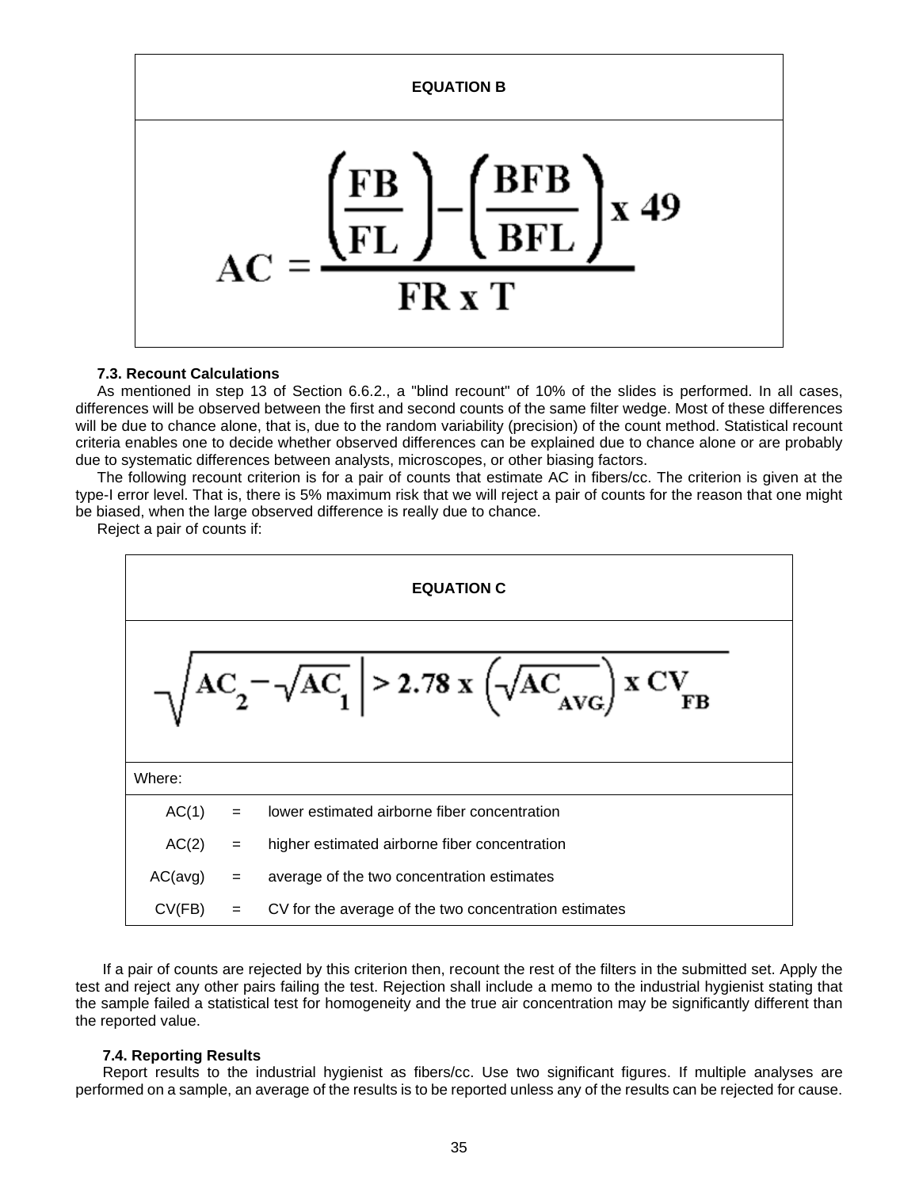**EQUATION B**

$$AC = \frac{\left(\frac{FB}{FL}\right) - \left(\frac{BFB}{BFL}\right) \times 49}{FR \times T}$$

### 7.3. Recount Calculations

As mentioned in step 13 of Section 6.6.2., a "blind recount" of 10% of the slides is performed. In all cases, differences will be observed between the first and second counts of the same filter wedge. Most of these differences will be due to chance alone, that is, due to the random variability (precision) of the count method. Statistical recount criteria enables one to decide whether observed differences can be explained due to chance alone or are probably due to systematic differences between analysts, microscopes, or other biasing factors.

The following recount criterion is for a pair of counts that estimate AC in fibers/cc. The criterion is given at the type-I error level. That is, there is 5% maximum risk that we will reject a pair of counts for the reason that one might be biased, when the large observed difference is really due to chance.

Reject a pair of counts if:

**EQUATION C**

$$\sqrt{\left|AC_2 - \sqrt{AC_1}\right|} > 2.78 \times \left(\sqrt{AC_{AVG}}\right) \times CV_{FB}$$

Where:

| | | |
|---|---|---|
| AC(1) | = | lower estimated airborne fiber concentration |
| AC(2) | = | higher estimated airborne fiber concentration |
| AC(avg) | = | average of the two concentration estimates |
| CV(FB) | = | CV for the average of the two concentration estimates |

If a pair of counts are rejected by this criterion then, recount the rest of the filters in the submitted set. Apply the test and reject any other pairs failing the test. Rejection shall include a memo to the industrial hygienist stating that the sample failed a statistical test for homogeneity and the true air concentration may be significantly different than the reported value.

### 7.4. Reporting Results

Report results to the industrial hygienist as fibers/cc. Use two significant figures. If multiple analyses are performed on a sample, an average of the results is to be reported unless any of the results can be rejected for cause.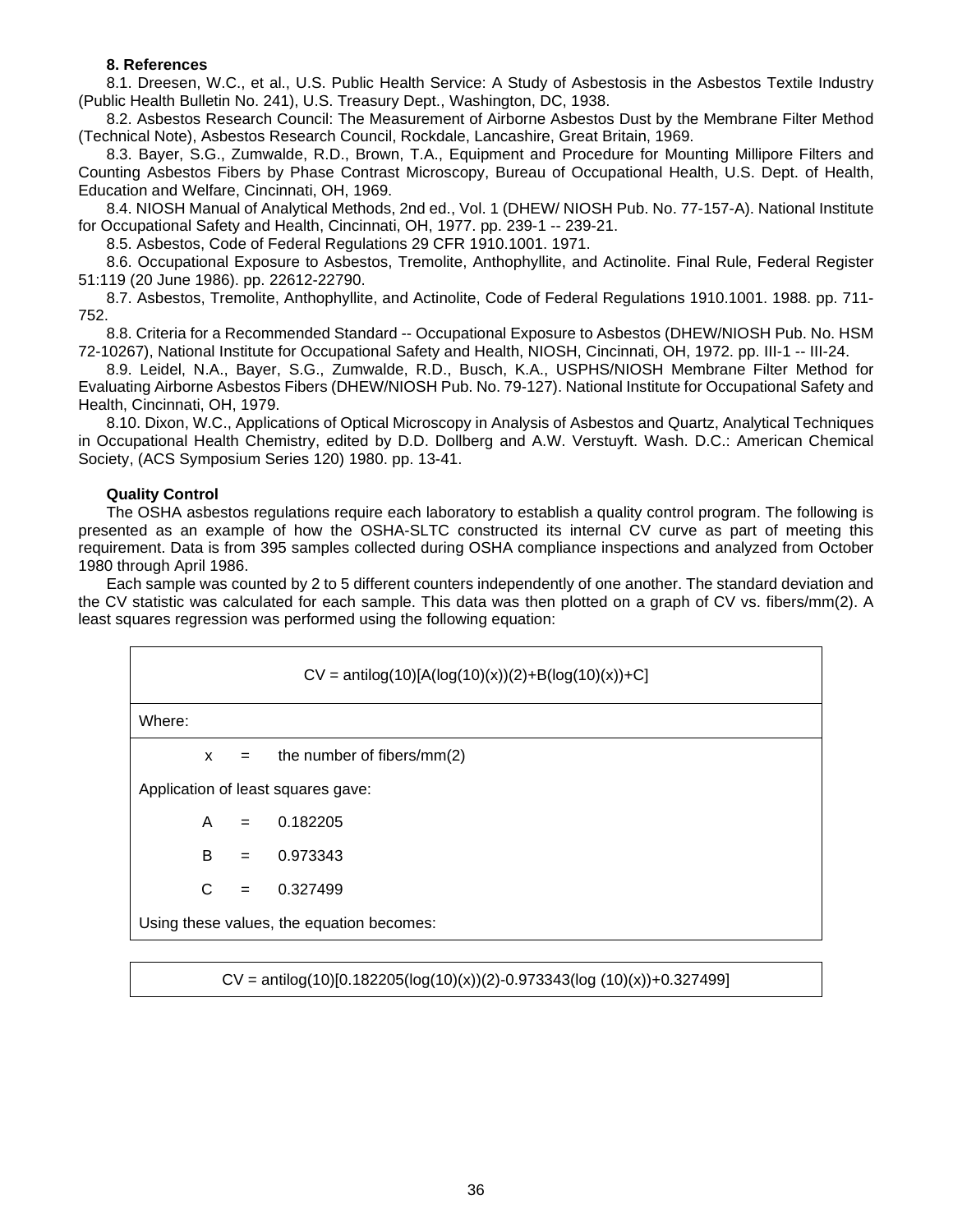### 8. References

8.1. Dreesen, W.C., et al., U.S. Public Health Service: A Study of Asbestosis in the Asbestos Textile Industry (Public Health Bulletin No. 241), U.S. Treasury Dept., Washington, DC, 1938.

8.2. Asbestos Research Council: The Measurement of Airborne Asbestos Dust by the Membrane Filter Method (Technical Note), Asbestos Research Council, Rockdale, Lancashire, Great Britain, 1969.

8.3. Bayer, S.G., Zumwalde, R.D., Brown, T.A., Equipment and Procedure for Mounting Millipore Filters and Counting Asbestos Fibers by Phase Contrast Microscopy, Bureau of Occupational Health, U.S. Dept. of Health, Education and Welfare, Cincinnati, OH, 1969.

8.4. NIOSH Manual of Analytical Methods, 2nd ed., Vol. 1 (DHEW/ NIOSH Pub. No. 77-157-A). National Institute for Occupational Safety and Health, Cincinnati, OH, 1977. pp. 239-1 -- 239-21.

8.5. Asbestos, Code of Federal Regulations 29 CFR 1910.1001. 1971.

8.6. Occupational Exposure to Asbestos, Tremolite, Anthophyllite, and Actinolite. Final Rule, Federal Register 51:119 (20 June 1986). pp. 22612-22790.

8.7. Asbestos, Tremolite, Anthophyllite, and Actinolite, Code of Federal Regulations 1910.1001. 1988. pp. 711-752.

8.8. Criteria for a Recommended Standard -- Occupational Exposure to Asbestos (DHEW/NIOSH Pub. No. HSM 72-10267), National Institute for Occupational Safety and Health, NIOSH, Cincinnati, OH, 1972. pp. III-1 -- III-24.

8.9. Leidel, N.A., Bayer, S.G., Zumwalde, R.D., Busch, K.A., USPHS/NIOSH Membrane Filter Method for Evaluating Airborne Asbestos Fibers (DHEW/NIOSH Pub. No. 79-127). National Institute for Occupational Safety and Health, Cincinnati, OH, 1979.

8.10. Dixon, W.C., Applications of Optical Microscopy in Analysis of Asbestos and Quartz, Analytical Techniques in Occupational Health Chemistry, edited by D.D. Dollberg and A.W. Verstuyft. Wash. D.C.: American Chemical Society, (ACS Symposium Series 120) 1980. pp. 13-41.

### Quality Control

The OSHA asbestos regulations require each laboratory to establish a quality control program. The following is presented as an example of how the OSHA-SLTC constructed its internal CV curve as part of meeting this requirement. Data is from 395 samples collected during OSHA compliance inspections and analyzed from October 1980 through April 1986.

Each sample was counted by 2 to 5 different counters independently of one another. The standard deviation and the CV statistic was calculated for each sample. This data was then plotted on a graph of CV vs. fibers/mm(2). A least squares regression was performed using the following equation:

$$CV = \text{antilog}_{10}[A(\log_{10}(x))^2 + B(\log_{10}(x)) + C]$$

Where:

x = the number of fibers/mm(2)

Application of least squares gave:

A = 0.182205

B = 0.973343

C = 0.327499

Using these values, the equation becomes:

$$CV = \text{antilog}_{10}[0.182205(\log_{10}(x))^2 - 0.973343(\log_{10}(x)) + 0.327499]$$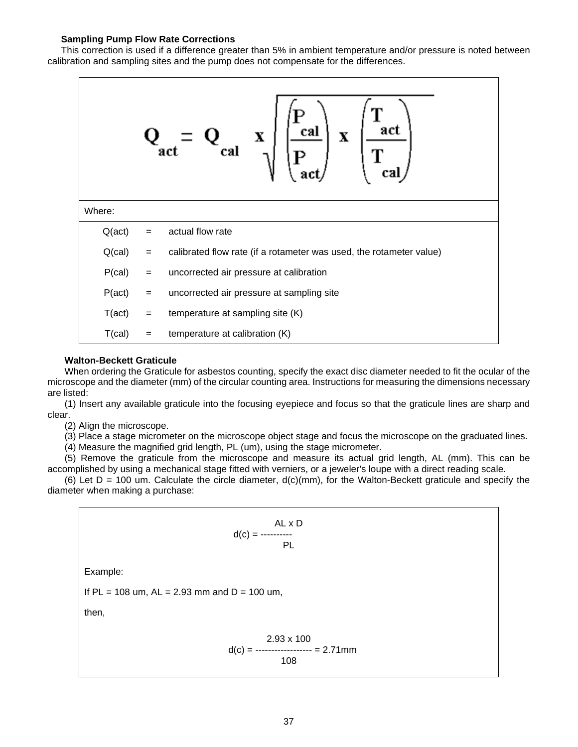### Sampling Pump Flow Rate Corrections

This correction is used if a difference greater than 5% in ambient temperature and/or pressure is noted between calibration and sampling sites and the pump does not compensate for the differences.

$$Q_{act} = Q_{cal} \times \sqrt{\left(\frac{P_{cal}}{P_{act}}\right) \times \left(\frac{T_{act}}{T_{cal}}\right)}$$

Where:

| | | |
|---|---|---|
| Q(act) | = | actual flow rate |
| Q(cal) | = | calibrated flow rate (if a rotameter was used, the rotameter value) |
| P(cal) | = | uncorrected air pressure at calibration |
| P(act) | = | uncorrected air pressure at sampling site |
| T(act) | = | temperature at sampling site (K) |
| T(cal) | = | temperature at calibration (K) |

### Walton-Beckett Graticule

When ordering the Graticule for asbestos counting, specify the exact disc diameter needed to fit the ocular of the microscope and the diameter (mm) of the circular counting area. Instructions for measuring the dimensions necessary are listed:

(1) Insert any available graticule into the focusing eyepiece and focus so that the graticule lines are sharp and clear.

(2) Align the microscope.

(3) Place a stage micrometer on the microscope object stage and focus the microscope on the graduated lines.

(4) Measure the magnified grid length, PL (um), using the stage micrometer.

(5) Remove the graticule from the microscope and measure its actual grid length, AL (mm). This can be accomplished by using a mechanical stage fitted with verniers, or a jeweler's loupe with a direct reading scale.

(6) Let D = 100 um. Calculate the circle diameter, d(c)(mm), for the Walton-Beckett graticule and specify the diameter when making a purchase:

$$d(c) = \frac{AL \times D}{PL}$$

Example:

If PL = 108 um, AL = 2.93 mm and D = 100 um,

then,

$$d(c) = \frac{2.93 \times 100}{108} = 2.71\text{mm}$$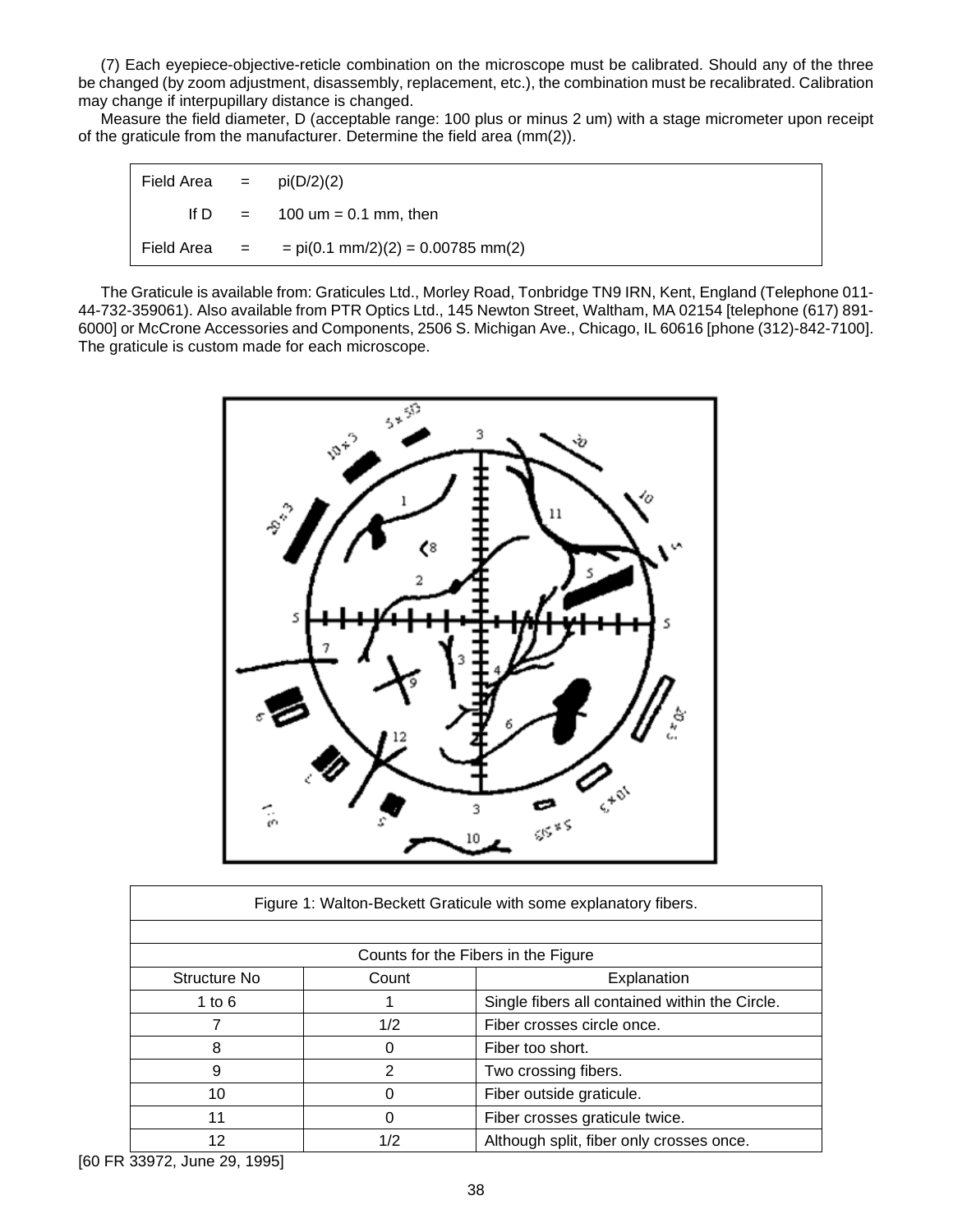(7) Each eyepiece-objective-reticle combination on the microscope must be calibrated. Should any of the three be changed (by zoom adjustment, disassembly, replacement, etc.), the combination must be recalibrated. Calibration may change if interpupillary distance is changed.

Measure the field diameter, D (acceptable range: 100 plus or minus 2 um) with a stage micrometer upon receipt of the graticule from the manufacturer. Determine the field area (mm(2)).

| | | |
|---|---|---|
| Field Area | = | pi(D/2)(2) |
| If D | = | 100 um = 0.1 mm, then |
| Field Area | = | = pi(0.1 mm/2)(2) = 0.00785 mm(2) |

The Graticule is available from: Graticules Ltd., Morley Road, Tonbridge TN9 IRN, Kent, England (Telephone 011-44-732-359061). Also available from PTR Optics Ltd., 145 Newton Street, Waltham, MA 02154 [telephone (617) 891-6000] or McCrone Accessories and Components, 2506 S. Michigan Ave., Chicago, IL 60616 [phone (312)-842-7100]. The graticule is custom made for each microscope.

Figure 1: Walton-Beckett Graticule with some explanatory fibers.

Counts for the Fibers in the Figure

| Structure No | Count | Explanation |
|---|---|---|
| 1 to 6 | 1 | Single fibers all contained within the Circle. |
| 7 | 1/2 | Fiber crosses circle once. |
| 8 | 0 | Fiber too short. |
| 9 | 2 | Two crossing fibers. |
| 10 | 0 | Fiber outside graticule. |
| 11 | 0 | Fiber crosses graticule twice. |
| 12 | 1/2 | Although split, fiber only crosses once. |

[60 FR 33972, June 29, 1995]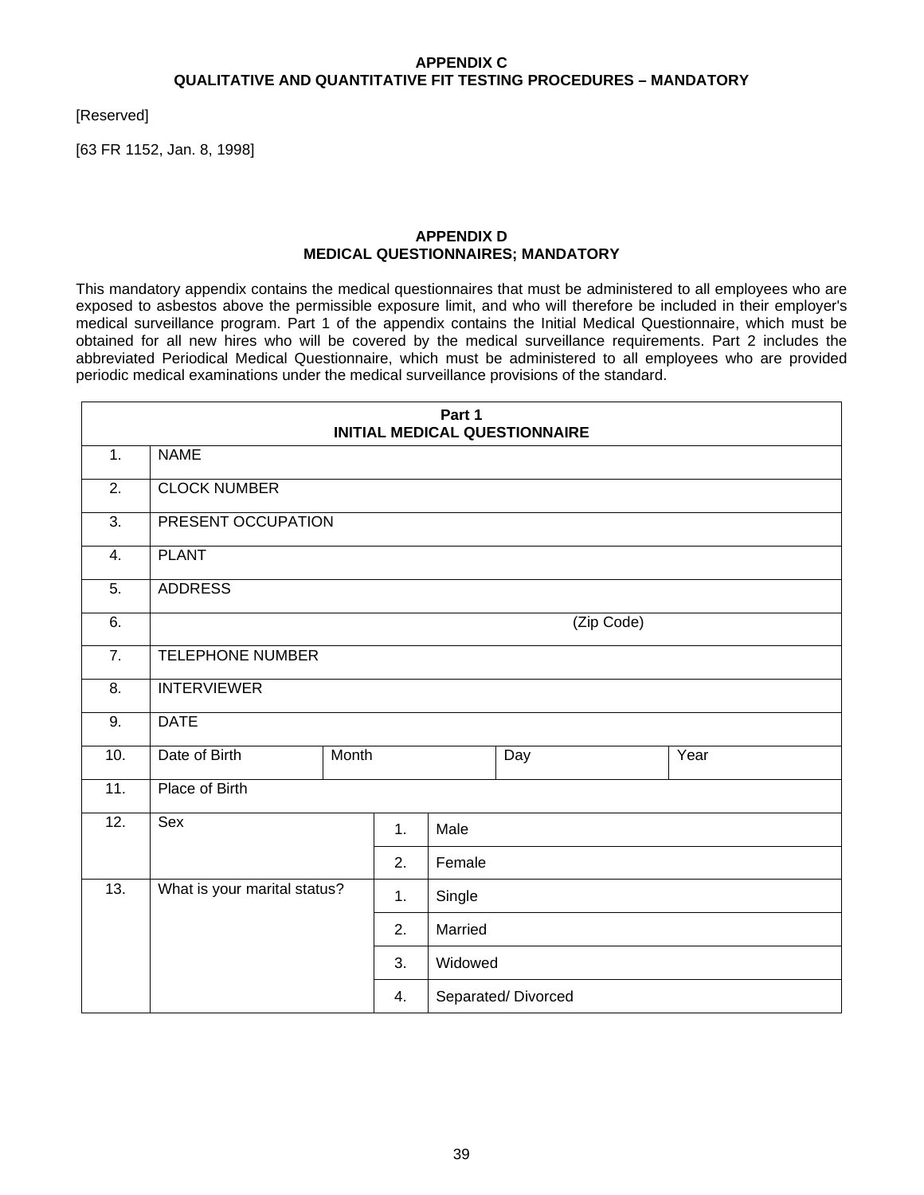**APPENDIX C**
**QUALITATIVE AND QUANTITATIVE FIT TESTING PROCEDURES – MANDATORY**

[Reserved]

[63 FR 1152, Jan. 8, 1998]

**APPENDIX D**
**MEDICAL QUESTIONNAIRES; MANDATORY**

This mandatory appendix contains the medical questionnaires that must be administered to all employees who are exposed to asbestos above the permissible exposure limit, and who will therefore be included in their employer's medical surveillance program. Part 1 of the appendix contains the Initial Medical Questionnaire, which must be obtained for all new hires who will be covered by the medical surveillance requirements. Part 2 includes the abbreviated Periodical Medical Questionnaire, which must be administered to all employees who are provided periodic medical examinations under the medical surveillance provisions of the standard.

| Part 1<br>INITIAL MEDICAL QUESTIONNAIRE | | | | | |
|---|---|---|---|---|---|
| 1. | NAME | | | | |
| 2. | CLOCK NUMBER | | | | |
| 3. | PRESENT OCCUPATION | | | | |
| 4. | PLANT | | | | |
| 5. | ADDRESS | | | | |
| 6. | | | | (Zip Code) | |
| 7. | TELEPHONE NUMBER | | | | |
| 8. | INTERVIEWER | | | | |
| 9. | DATE | | | | |
| 10. | Date of Birth | Month | | Day | Year |
| 11. | Place of Birth | | | | |
| 12. | Sex | 1. | Male | | |
| | | 2. | Female | | |
| 13. | What is your marital status? | 1. | Single | | |
| | | 2. | Married | | |
| | | 3. | Widowed | | |
| | | 4. | Separated/ Divorced | | |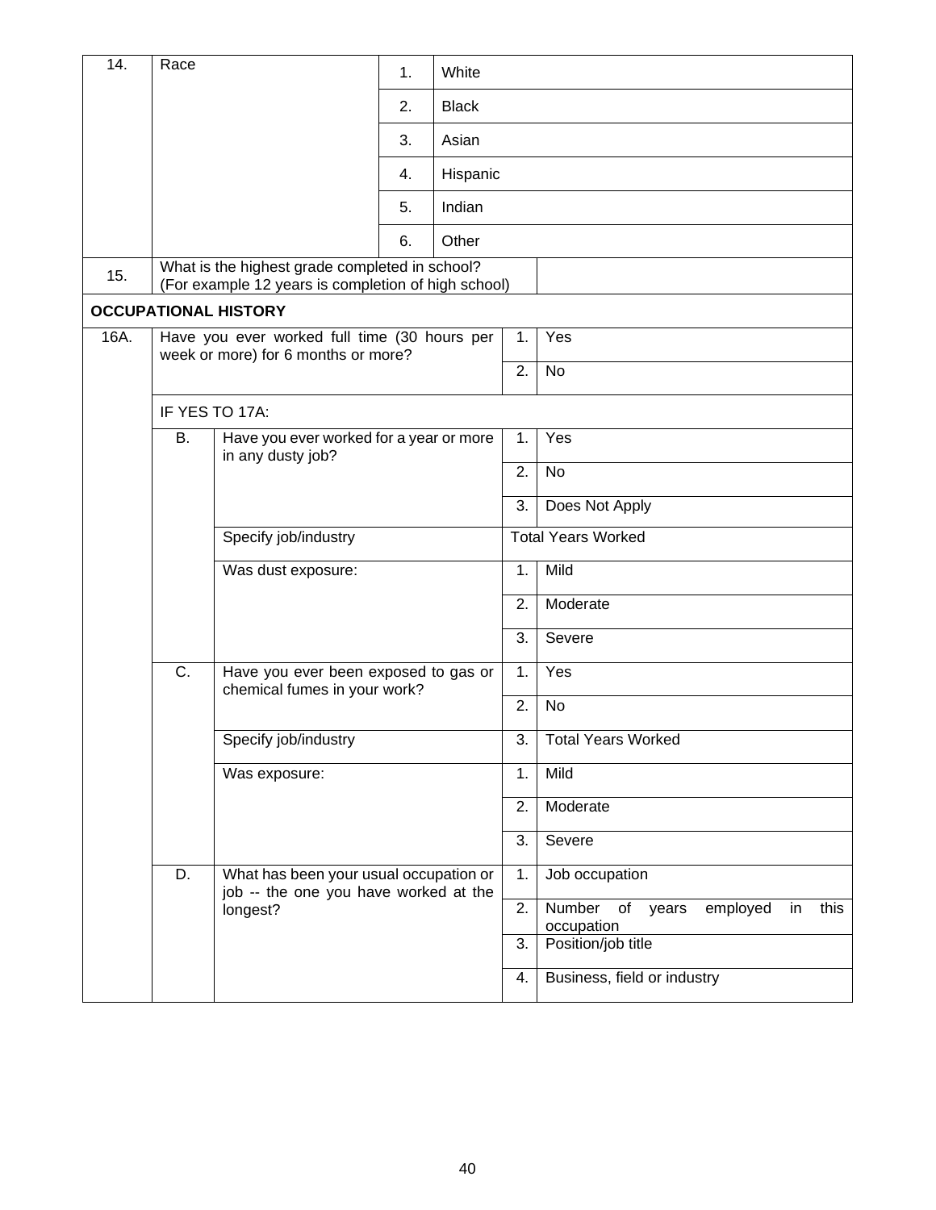| | | | |
|---|---|---|---|
| 14. | Race | 1. | White |
| | | 2. | Black |
| | | 3. | Asian |
| | | 4. | Hispanic |
| | | 5. | Indian |
| | | 6. | Other |
| 15. | What is the highest grade completed in school? (For example 12 years is completion of high school) | | |

**OCCUPATIONAL HISTORY**

| | | | | |
|---|---|---|---|---|
| 16A. | Have you ever worked full time (30 hours per week or more) for 6 months or more? | | 1. | Yes |
| | | | 2. | No |
| | IF YES TO 17A: | | | |
| | B. | Have you ever worked for a year or more in any dusty job? | 1. | Yes |
| | | | 2. | No |
| | | | 3. | Does Not Apply |
| | | Specify job/industry | Total Years Worked | |
| | | Was dust exposure: | 1. | Mild |
| | | | 2. | Moderate |
| | | | 3. | Severe |
| | C. | Have you ever been exposed to gas or chemical fumes in your work? | 1. | Yes |
| | | | 2. | No |
| | | Specify job/industry | 3. | Total Years Worked |
| | | Was exposure: | 1. | Mild |
| | | | 2. | Moderate |
| | | | 3. | Severe |
| | D. | What has been your usual occupation or job -- the one you have worked at the longest? | 1. | Job occupation |
| | | | 2. | Number of years employed in this occupation |
| | | | 3. | Position/job title |
| | | | 4. | Business, field or industry |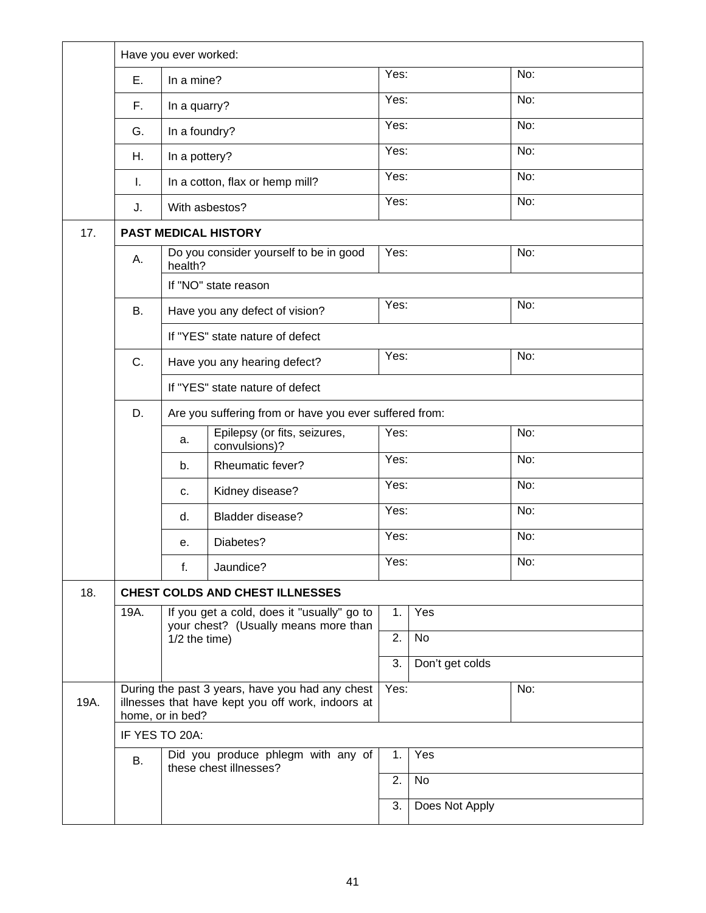| | | | | | |
|---|---|---|---|---|---|
| | Have you ever worked: | | | | |
| | E. | In a mine? | | Yes: | No: |
| | F. | In a quarry? | | Yes: | No: |
| | G. | In a foundry? | | Yes: | No: |
| | H. | In a pottery? | | Yes: | No: |
| | I. | In a cotton, flax or hemp mill? | | Yes: | No: |
| | J. | With asbestos? | | Yes: | No: |
| 17. | **PAST MEDICAL HISTORY** | | | | |
| | A. | Do you consider yourself to be in good health? | | Yes: | No: |
| | | If "NO" state reason | | | |
| | B. | Have you any defect of vision? | | Yes: | No: |
| | | If "YES" state nature of defect | | | |
| | C. | Have you any hearing defect? | | Yes: | No: |
| | | If "YES" state nature of defect | | | |
| | D. | Are you suffering from or have you ever suffered from: | | | |
| | | a. | Epilepsy (or fits, seizures, convulsions)? | Yes: | No: |
| | | b. | Rheumatic fever? | Yes: | No: |
| | | c. | Kidney disease? | Yes: | No: |
| | | d. | Bladder disease? | Yes: | No: |
| | | e. | Diabetes? | Yes: | No: |
| | | f. | Jaundice? | Yes: | No: |
| 18. | **CHEST COLDS AND CHEST ILLNESSES** | | | | |
| | 19A. | If you get a cold, does it "usually" go to your chest? (Usually means more than 1/2 the time) | | 1. | Yes |
| | | | | 2. | No |
| | | | | 3. | Don't get colds |
| 19A. | During the past 3 years, have you had any chest illnesses that have kept you off work, indoors at home, or in bed? | | | Yes: | No: |
| | IF YES TO 20A: | | | | |
| | B. | Did you produce phlegm with any of these chest illnesses? | | 1. | Yes |
| | | | | 2. | No |
| | | | | 3. | Does Not Apply |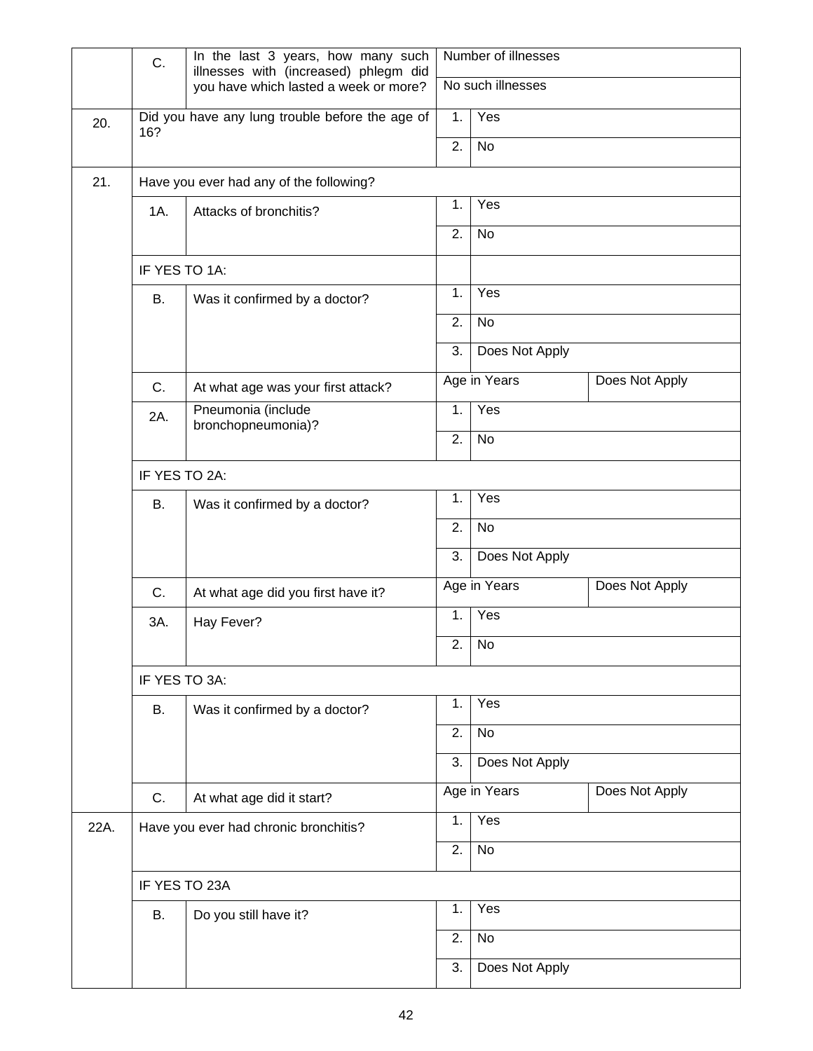| | | | | | |
|---|---|---|---|---|---|
| | C. | In the last 3 years, how many such illnesses with (increased) phlegm did you have which lasted a week or more? | Number of illnesses | | |
| | | | No such illnesses | | |
| 20. | Did you have any lung trouble before the age of 16? | | 1. | Yes | |
| | | | 2. | No | |
| 21. | Have you ever had any of the following? | | | | |
| | 1A. | Attacks of bronchitis? | 1. | Yes | |
| | | | 2. | No | |
| | IF YES TO 1A: | | | | |
| | B. | Was it confirmed by a doctor? | 1. | Yes | |
| | | | 2. | No | |
| | | | 3. | Does Not Apply | |
| | C. | At what age was your first attack? | Age in Years | | Does Not Apply |
| | 2A. | Pneumonia (include bronchopneumonia)? | 1. | Yes | |
| | | | 2. | No | |
| | IF YES TO 2A: | | | | |
| | B. | Was it confirmed by a doctor? | 1. | Yes | |
| | | | 2. | No | |
| | | | 3. | Does Not Apply | |
| | C. | At what age did you first have it? | Age in Years | | Does Not Apply |
| | 3A. | Hay Fever? | 1. | Yes | |
| | | | 2. | No | |
| | IF YES TO 3A: | | | | |
| | B. | Was it confirmed by a doctor? | 1. | Yes | |
| | | | 2. | No | |
| | | | 3. | Does Not Apply | |
| | C. | At what age did it start? | Age in Years | | Does Not Apply |
| 22A. | Have you ever had chronic bronchitis? | | 1. | Yes | |
| | | | 2. | No | |
| | IF YES TO 23A | | | | |
| | B. | Do you still have it? | 1. | Yes | |
| | | | 2. | No | |
| | | | 3. | Does Not Apply | |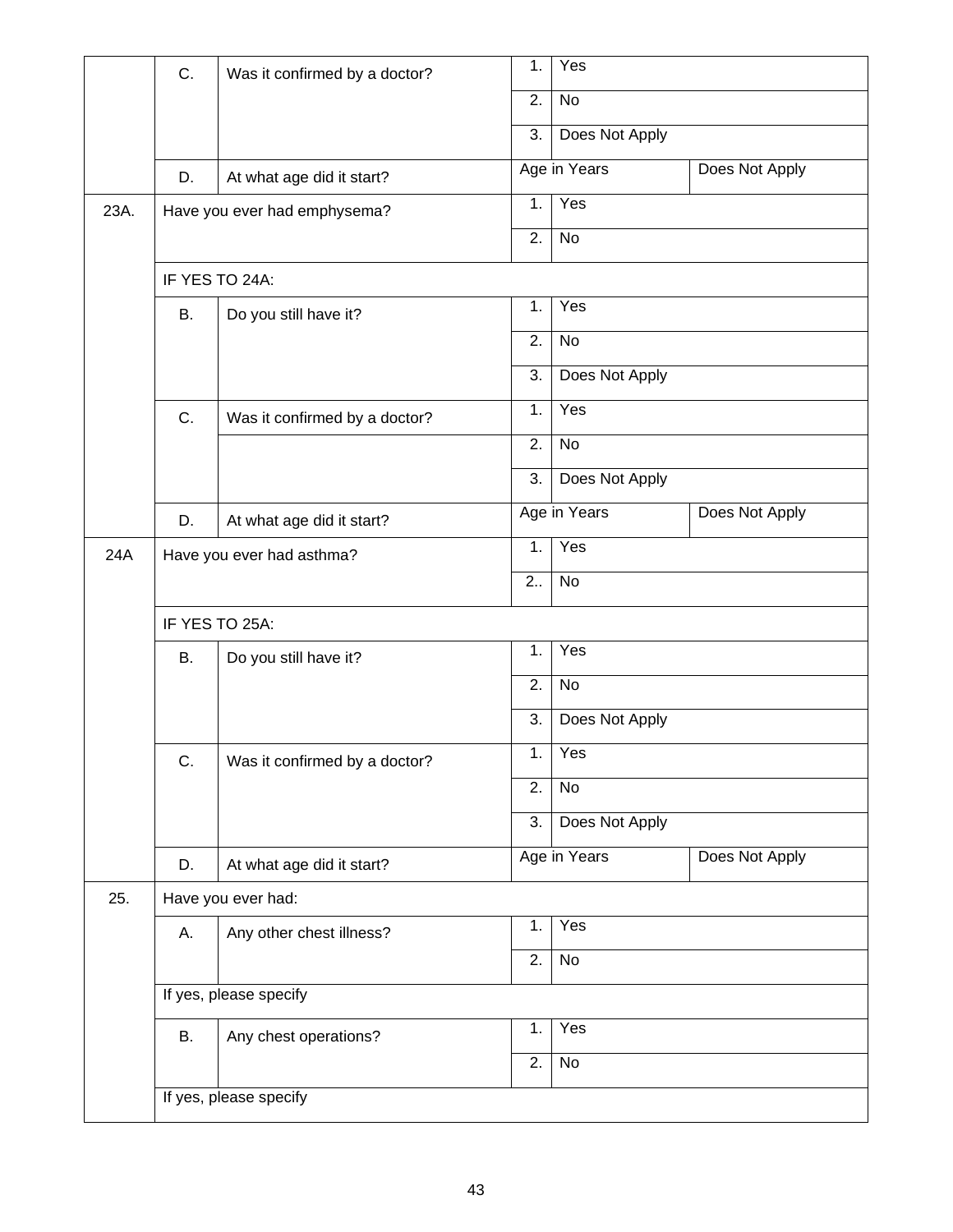| | | | | | |
|---|---|---|---|---|---|
| | C. | Was it confirmed by a doctor? | 1. | Yes | |
| | | | 2. | No | |
| | | | 3. | Does Not Apply | |
| | D. | At what age did it start? | Age in Years | | Does Not Apply |
| 23A. | Have you ever had emphysema? | | 1. | Yes | |
| | | | 2. | No | |
| | IF YES TO 24A: | | | | |
| | B. | Do you still have it? | 1. | Yes | |
| | | | 2. | No | |
| | | | 3. | Does Not Apply | |
| | C. | Was it confirmed by a doctor? | 1. | Yes | |
| | | | 2. | No | |
| | | | 3. | Does Not Apply | |
| | D. | At what age did it start? | Age in Years | | Does Not Apply |
| 24A | Have you ever had asthma? | | 1. | Yes | |
| | | | 2.. | No | |
| | IF YES TO 25A: | | | | |
| | B. | Do you still have it? | 1. | Yes | |
| | | | 2. | No | |
| | | | 3. | Does Not Apply | |
| | C. | Was it confirmed by a doctor? | 1. | Yes | |
| | | | 2. | No | |
| | | | 3. | Does Not Apply | |
| | D. | At what age did it start? | Age in Years | | Does Not Apply |
| 25. | Have you ever had: | | | | |
| | A. | Any other chest illness? | 1. | Yes | |
| | | | 2. | No | |
| | If yes, please specify | | | | |
| | B. | Any chest operations? | 1. | Yes | |
| | | | 2. | No | |
| | If yes, please specify | | | | |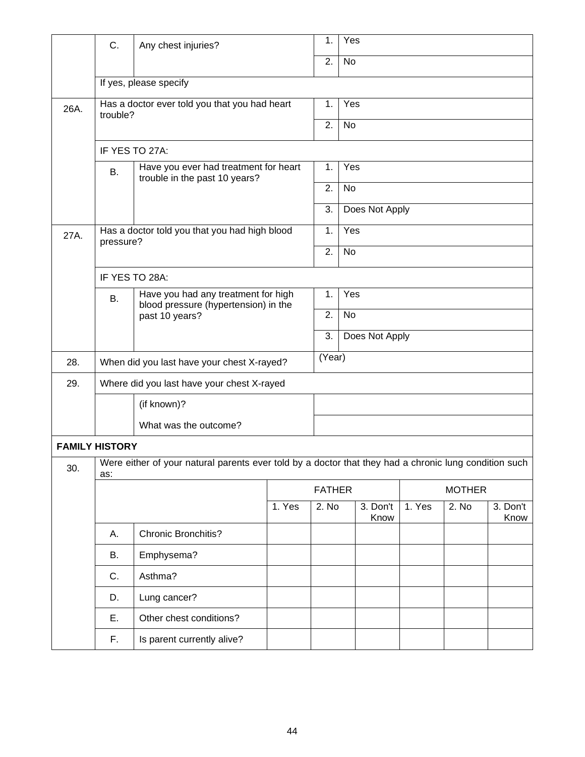| | | | | |
|---|---|---|---|---|
| | C. | Any chest injuries? | 1. | Yes |
| | | | 2. | No |
| | If yes, please specify | | | |
| 26A. | Has a doctor ever told you that you had heart trouble? | | 1. | Yes |
| | | | 2. | No |
| | IF YES TO 27A: | | | |
| | B. | Have you ever had treatment for heart trouble in the past 10 years? | 1. | Yes |
| | | | 2. | No |
| | | | 3. | Does Not Apply |
| 27A. | Has a doctor told you that you had high blood pressure? | | 1. | Yes |
| | | | 2. | No |
| | IF YES TO 28A: | | | |
| | B. | Have you had any treatment for high blood pressure (hypertension) in the past 10 years? | 1. | Yes |
| | | | 2. | No |
| | | | 3. | Does Not Apply |
| 28. | When did you last have your chest X-rayed? | | (Year) | |
| 29. | Where did you last have your chest X-rayed | | | |
| | | (if known)? | | |
| | | What was the outcome? | | |

**FAMILY HISTORY**

30. Were either of your natural parents ever told by a doctor that they had a chronic lung condition such as:

| | | FATHER | | | MOTHER | | |
|---|---|---|---|---|---|---|---|
| | | 1. Yes | 2. No | 3. Don't Know | 1. Yes | 2. No | 3. Don't Know |
| A. | Chronic Bronchitis? | | | | | | |
| B. | Emphysema? | | | | | | |
| C. | Asthma? | | | | | | |
| D. | Lung cancer? | | | | | | |
| E. | Other chest conditions? | | | | | | |
| F. | Is parent currently alive? | | | | | | |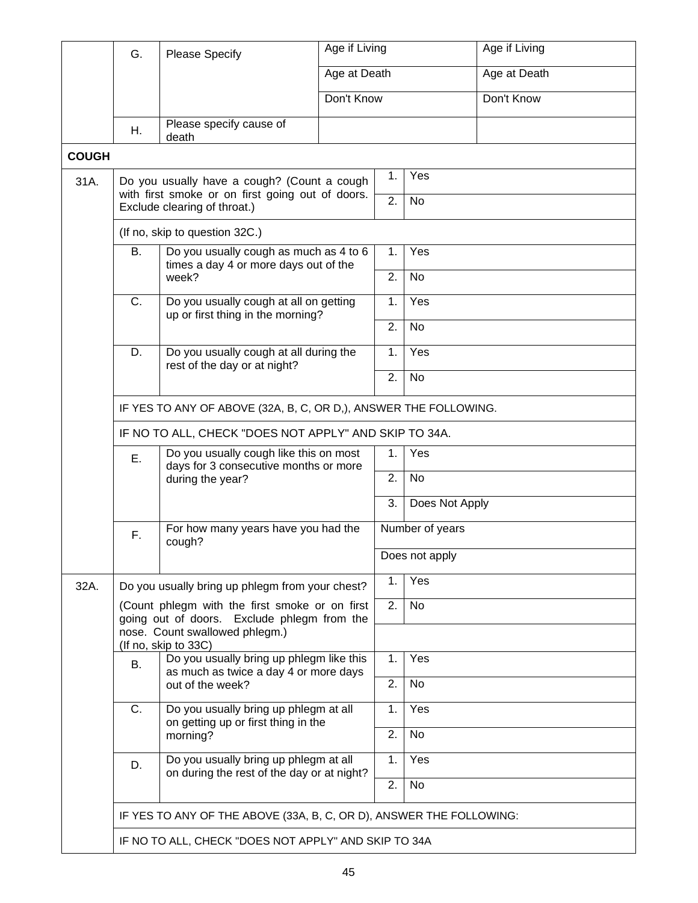| | | | | |
|---|---|---|---|---|
| | G. | Please Specify | Age if Living | Age if Living |
| | | | Age at Death | Age at Death |
| | | | Don't Know | Don't Know |
| | H. | Please specify cause of death | | |

**COUGH**

| | | | | |
|---|---|---|---|---|
| 31A. | Do you usually have a cough? (Count a cough with first smoke or on first going out of doors. Exclude clearing of throat.) | | 1. | Yes |
| | | | 2. | No |
| | (If no, skip to question 32C.) | | | |
| | B. | Do you usually cough as much as 4 to 6 times a day 4 or more days out of the week? | 1. | Yes |
| | | | 2. | No |
| | C. | Do you usually cough at all on getting up or first thing in the morning? | 1. | Yes |
| | | | 2. | No |
| | D. | Do you usually cough at all during the rest of the day or at night? | 1. | Yes |
| | | | 2. | No |
| | IF YES TO ANY OF ABOVE (32A, B, C, OR D,), ANSWER THE FOLLOWING. | | | |
| | IF NO TO ALL, CHECK "DOES NOT APPLY" AND SKIP TO 34A. | | | |
| | E. | Do you usually cough like this on most days for 3 consecutive months or more during the year? | 1. | Yes |
| | | | 2. | No |
| | | | 3. | Does Not Apply |
| | F. | For how many years have you had the cough? | Number of years | |
| | | | Does not apply | |
| 32A. | Do you usually bring up phlegm from your chest? | | 1. | Yes |
| | (Count phlegm with the first smoke or on first going out of doors. Exclude phlegm from the nose. Count swallowed phlegm.) (If no, skip to 33C) | | 2. | No |
| | B. | Do you usually bring up phlegm like this as much as twice a day 4 or more days out of the week? | 1. | Yes |
| | | | 2. | No |
| | C. | Do you usually bring up phlegm at all on getting up or first thing in the morning? | 1. | Yes |
| | | | 2. | No |
| | D. | Do you usually bring up phlegm at all on during the rest of the day or at night? | 1. | Yes |
| | | | 2. | No |
| | IF YES TO ANY OF THE ABOVE (33A, B, C, OR D), ANSWER THE FOLLOWING: | | | |
| | IF NO TO ALL, CHECK "DOES NOT APPLY" AND SKIP TO 34A | | | |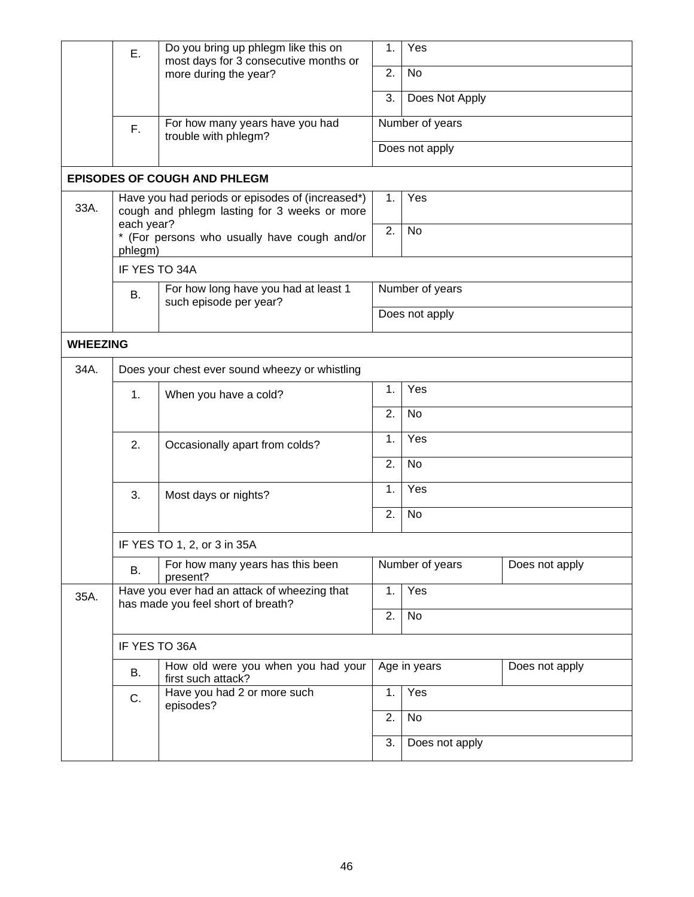| | | | | | |
|---|---|---|---|---|---|
| | E. | Do you bring up phlegm like this on most days for 3 consecutive months or more during the year? | 1. | Yes | |
| | | | 2. | No | |
| | | | 3. | Does Not Apply | |
| | F. | For how many years have you had trouble with phlegm? | Number of years | | |
| | | | Does not apply | | |
| **EPISODES OF COUGH AND PHLEGM** | | | | | |
| 33A. | Have you had periods or episodes of (increased*) cough and phlegm lasting for 3 weeks or more each year? * (For persons who usually have cough and/or phlegm) | | 1. | Yes | |
| | | | 2. | No | |
| | IF YES TO 34A | | | | |
| | B. | For how long have you had at least 1 such episode per year? | Number of years | | |
| | | | Does not apply | | |
| **WHEEZING** | | | | | |
| 34A. | Does your chest ever sound wheezy or whistling | | | | |
| | 1. | When you have a cold? | 1. | Yes | |
| | | | 2. | No | |
| | 2. | Occasionally apart from colds? | 1. | Yes | |
| | | | 2. | No | |
| | 3. | Most days or nights? | 1. | Yes | |
| | | | 2. | No | |
| | IF YES TO 1, 2, or 3 in 35A | | | | |
| | B. | For how many years has this been present? | Number of years | | Does not apply |
| 35A. | Have you ever had an attack of wheezing that has made you feel short of breath? | | 1. | Yes | |
| | | | 2. | No | |
| | IF YES TO 36A | | | | |
| | B. | How old were you when you had your first such attack? | Age in years | | Does not apply |
| | C. | Have you had 2 or more such episodes? | 1. | Yes | |
| | | | 2. | No | |
| | | | 3. | Does not apply | |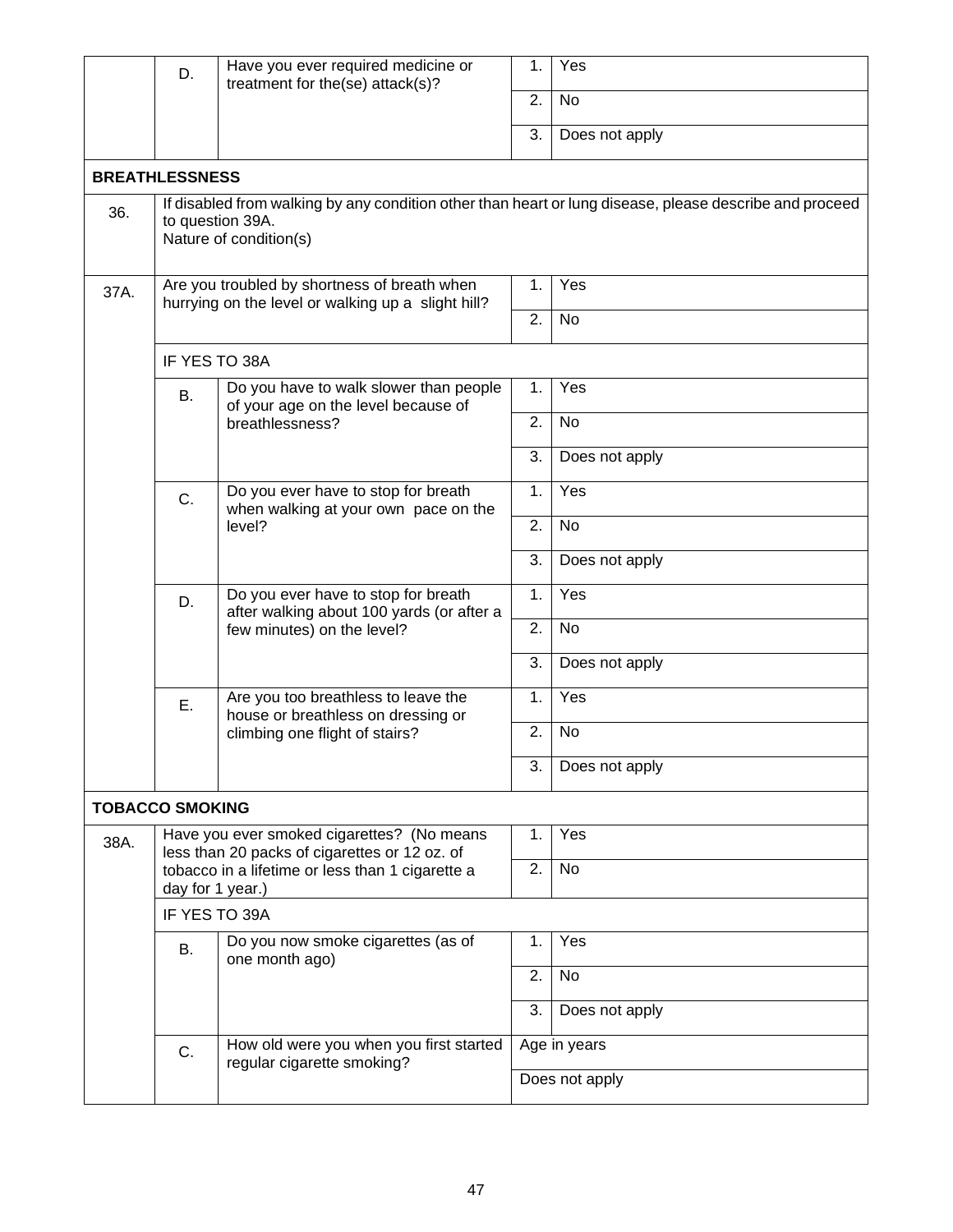| | | | | |
|---|---|---|---|---|
| | D. | Have you ever required medicine or treatment for the(se) attack(s)? | 1. | Yes |
| | | | 2. | No |
| | | | 3. | Does not apply |
| **BREATHLESSNESS** | | | | |
| 36. | If disabled from walking by any condition other than heart or lung disease, please describe and proceed to question 39A. Nature of condition(s) | | | |
| 37A. | Are you troubled by shortness of breath when hurrying on the level or walking up a slight hill? | | 1. | Yes |
| | | | 2. | No |
| | IF YES TO 38A | | | |
| | B. | Do you have to walk slower than people of your age on the level because of breathlessness? | 1. | Yes |
| | | | 2. | No |
| | | | 3. | Does not apply |
| | C. | Do you ever have to stop for breath when walking at your own pace on the level? | 1. | Yes |
| | | | 2. | No |
| | | | 3. | Does not apply |
| | D. | Do you ever have to stop for breath after walking about 100 yards (or after a few minutes) on the level? | 1. | Yes |
| | | | 2. | No |
| | | | 3. | Does not apply |
| | E. | Are you too breathless to leave the house or breathless on dressing or climbing one flight of stairs? | 1. | Yes |
| | | | 2. | No |
| | | | 3. | Does not apply |
| **TOBACCO SMOKING** | | | | |
| 38A. | Have you ever smoked cigarettes? (No means less than 20 packs of cigarettes or 12 oz. of tobacco in a lifetime or less than 1 cigarette a day for 1 year.) | | 1. | Yes |
| | | | 2. | No |
| | IF YES TO 39A | | | |
| | B. | Do you now smoke cigarettes (as of one month ago) | 1. | Yes |
| | | | 2. | No |
| | | | 3. | Does not apply |
| | C. | How old were you when you first started regular cigarette smoking? | Age in years | |
| | | | Does not apply | |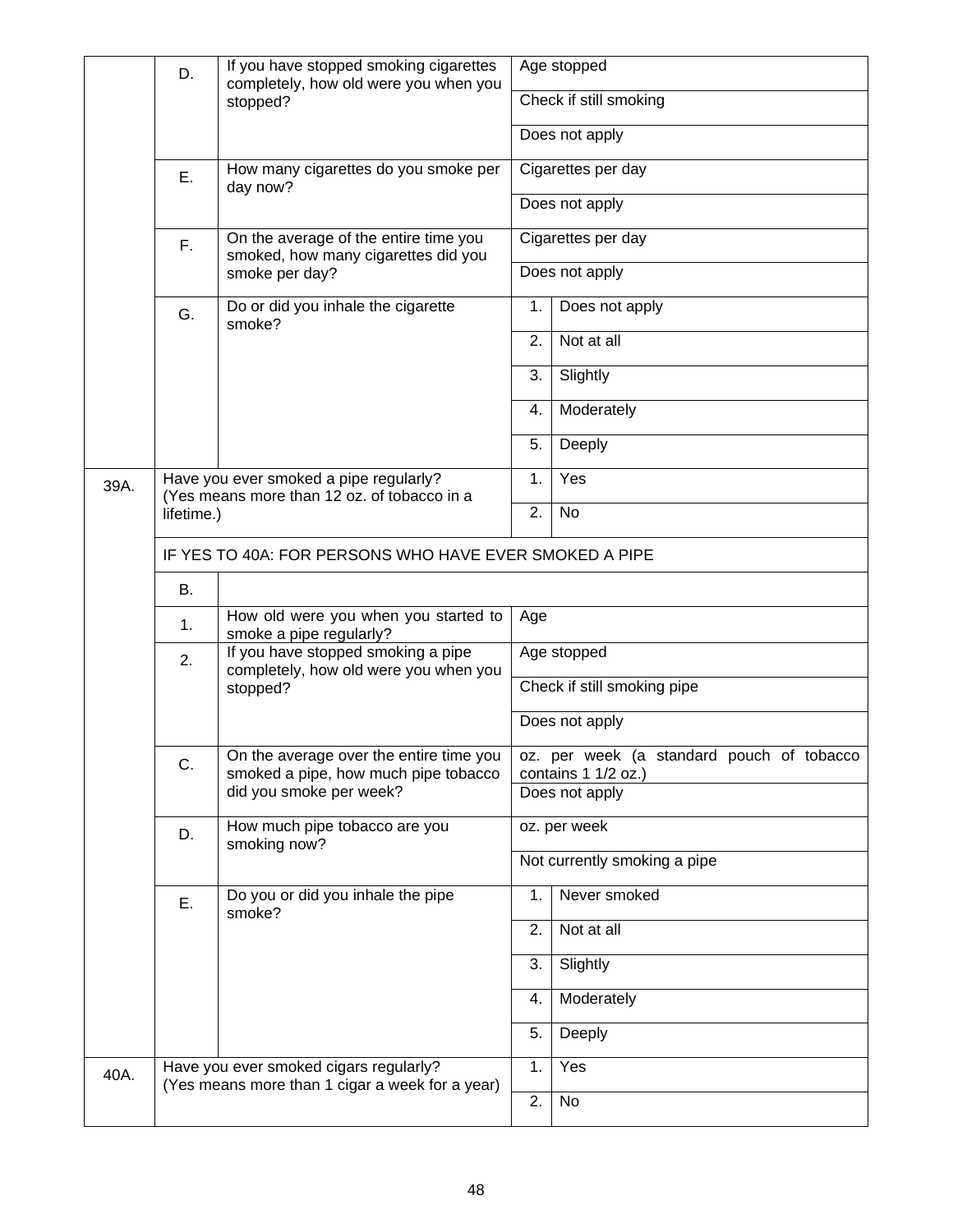| | | | | |
|---|---|---|---|---|
| | D. | If you have stopped smoking cigarettes completely, how old were you when you stopped? | Age stopped | |
| | | | Check if still smoking | |
| | | | Does not apply | |
| | E. | How many cigarettes do you smoke per day now? | Cigarettes per day | |
| | | | Does not apply | |
| | F. | On the average of the entire time you smoked, how many cigarettes did you smoke per day? | Cigarettes per day | |
| | | | Does not apply | |
| | G. | Do or did you inhale the cigarette smoke? | 1. | Does not apply |
| | | | 2. | Not at all |
| | | | 3. | Slightly |
| | | | 4. | Moderately |
| | | | 5. | Deeply |
| 39A. | Have you ever smoked a pipe regularly? (Yes means more than 12 oz. of tobacco in a lifetime.) | | 1. | Yes |
| | | | 2. | No |
| | IF YES TO 40A: FOR PERSONS WHO HAVE EVER SMOKED A PIPE | | | |
| | B. | | | |
| | 1. | How old were you when you started to smoke a pipe regularly? | Age | |
| | 2. | If you have stopped smoking a pipe completely, how old were you when you stopped? | Age stopped | |
| | | | Check if still smoking pipe | |
| | | | Does not apply | |
| | C. | On the average over the entire time you smoked a pipe, how much pipe tobacco did you smoke per week? | oz. per week (a standard pouch of tobacco contains 1 1/2 oz.) | |
| | | | Does not apply | |
| | D. | How much pipe tobacco are you smoking now? | oz. per week | |
| | | | Not currently smoking a pipe | |
| | E. | Do you or did you inhale the pipe smoke? | 1. | Never smoked |
| | | | 2. | Not at all |
| | | | 3. | Slightly |
| | | | 4. | Moderately |
| | | | 5. | Deeply |
| 40A. | Have you ever smoked cigars regularly? (Yes means more than 1 cigar a week for a year) | | 1. | Yes |
| | | | 2. | No |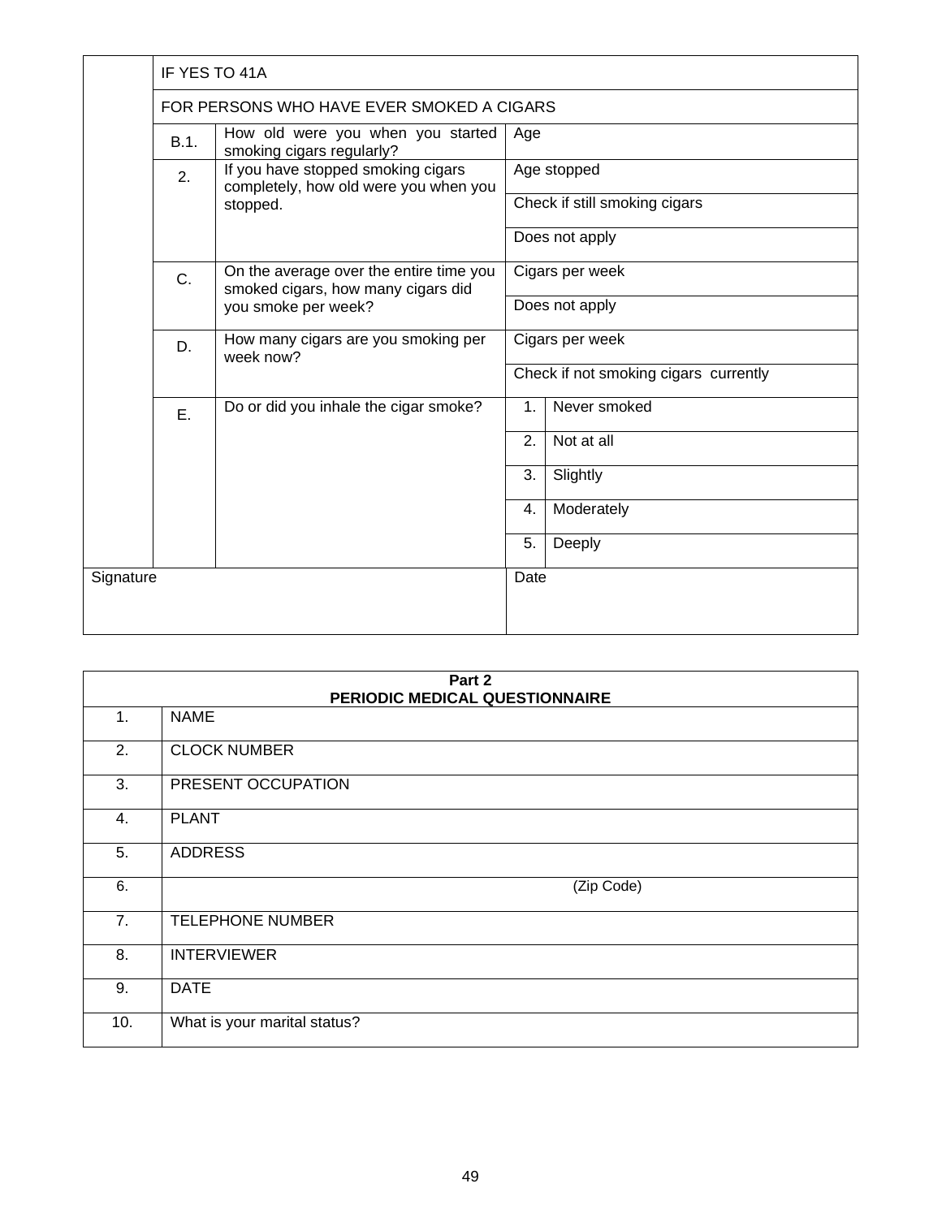| | | | | |
|---|---|---|---|---|
| | IF YES TO 41A | | | |
| | FOR PERSONS WHO HAVE EVER SMOKED A CIGARS | | | |
| | B.1. | How old were you when you started smoking cigars regularly? | Age | |
| | 2. | If you have stopped smoking cigars completely, how old were you when you stopped. | Age stopped | |
| | | | Check if still smoking cigars | |
| | | | Does not apply | |
| | C. | On the average over the entire time you smoked cigars, how many cigars did you smoke per week? | Cigars per week | |
| | | | Does not apply | |
| | D. | How many cigars are you smoking per week now? | Cigars per week | |
| | | | Check if not smoking cigars currently | |
| | E. | Do or did you inhale the cigar smoke? | 1. | Never smoked |
| | | | 2. | Not at all |
| | | | 3. | Slightly |
| | | | 4. | Moderately |
| | | | 5. | Deeply |
| Signature | | | Date | |

| Part 2<br>**PERIODIC MEDICAL QUESTIONNAIRE** | |
|---|---|
| 1. | NAME |
| 2. | CLOCK NUMBER |
| 3. | PRESENT OCCUPATION |
| 4. | PLANT |
| 5. | ADDRESS |
| 6. | (Zip Code) |
| 7. | TELEPHONE NUMBER |
| 8. | INTERVIEWER |
| 9. | DATE |
| 10. | What is your marital status? |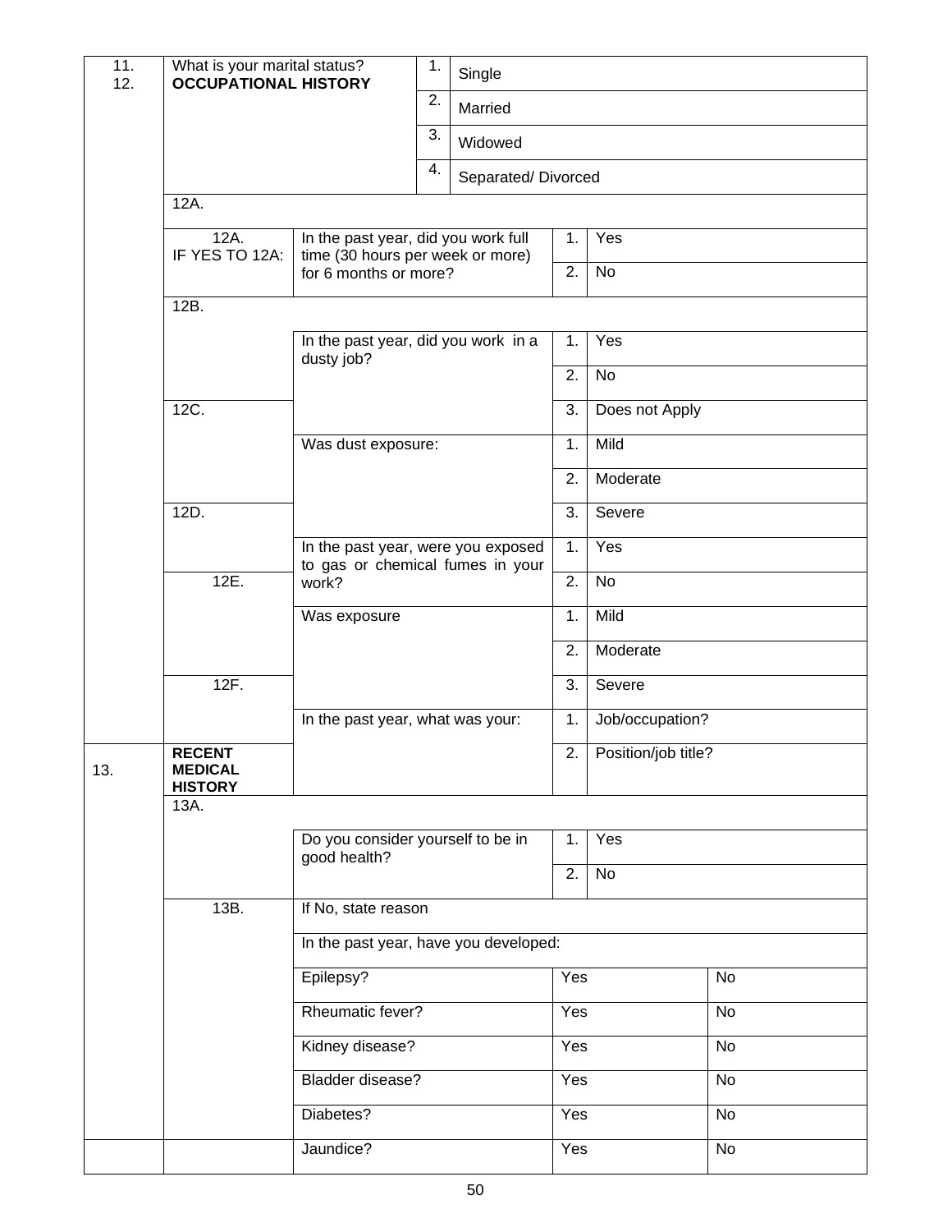| | | | | | |
|---|---|---|---|---|---|
| 11. 12. | What is your marital status? **OCCUPATIONAL HISTORY** | | 1. | Single | |
| | | | 2. | Married | |
| | | | 3. | Widowed | |
| | | | 4. | Separated/ Divorced | |
| | 12A. | | | | |
| | 12A. IF YES TO 12A: | In the past year, did you work full time (30 hours per week or more) for 6 months or more? | 1. | Yes | |
| | | | 2. | No | |
| | 12B. | | | | |
| | | In the past year, did you work in a dusty job? | 1. | Yes | |
| | | | 2. | No | |
| | 12C. | | 3. | Does not Apply | |
| | | Was dust exposure: | 1. | Mild | |
| | | | 2. | Moderate | |
| | 12D. | | 3. | Severe | |
| | | In the past year, were you exposed to gas or chemical fumes in your work? | 1. | Yes | |
| | 12E. | | 2. | No | |
| | | Was exposure | 1. | Mild | |
| | | | 2. | Moderate | |
| | 12F. | | 3. | Severe | |
| | | In the past year, what was your: | 1. | Job/occupation? | |
| 13. | **RECENT MEDICAL HISTORY** | | 2. | Position/job title? | |
| | 13A. | | | | |
| | | Do you consider yourself to be in good health? | 1. | Yes | |
| | | | 2. | No | |
| | 13B. | If No, state reason | | | |
| | | In the past year, have you developed: | | | |
| | | Epilepsy? | Yes | | No |
| | | Rheumatic fever? | Yes | | No |
| | | Kidney disease? | Yes | | No |
| | | Bladder disease? | Yes | | No |
| | | Diabetes? | Yes | | No |
| | | Jaundice? | Yes | | No |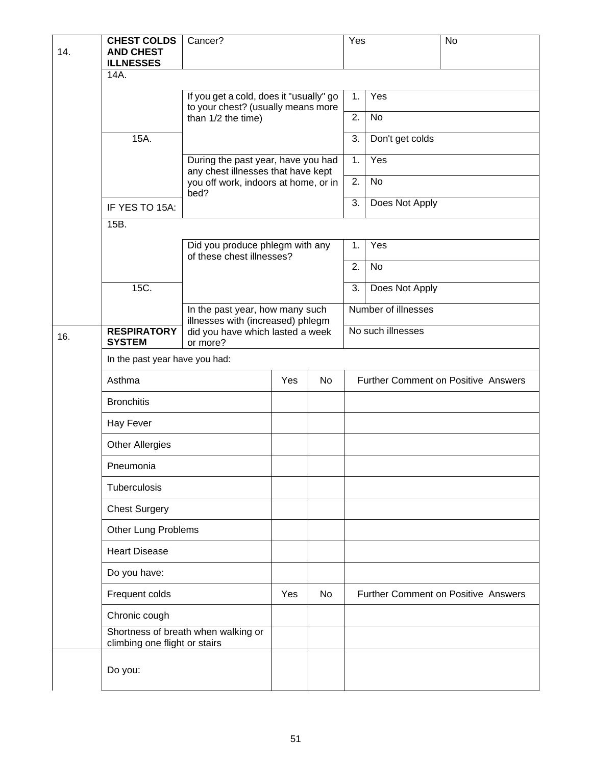| | | | | | |
|---|---|---|---|---|---|
| 14. | **CHEST COLDS AND CHEST ILLNESSES** | Cancer? | Yes | | No |
| | 14A. | | | | |
| | | If you get a cold, does it "usually" go to your chest? (usually means more than 1/2 the time) | 1. | Yes | |
| | | | 2. | No | |
| | 15A. | | 3. | Don't get colds | |
| | | During the past year, have you had any chest illnesses that have kept you off work, indoors at home, or in bed? | 1. | Yes | |
| | | | 2. | No | |
| | IF YES TO 15A: | | 3. | Does Not Apply | |
| | 15B. | | | | |
| | | Did you produce phlegm with any of these chest illnesses? | 1. | Yes | |
| | | | 2. | No | |
| | 15C. | | 3. | Does Not Apply | |
| | | In the past year, how many such illnesses with (increased) phlegm did you have which lasted a week or more? | Number of illnesses | | |
| 16. | **RESPIRATORY SYSTEM** | | No such illnesses | | |

| | | | | |
|---|---|---|---|---|
| In the past year have you had: | | | | |
| Asthma | Yes | No | Further Comment on Positive Answers |
| Bronchitis | | | |
| Hay Fever | | | |
| Other Allergies | | | |
| Pneumonia | | | |
| Tuberculosis | | | |
| Chest Surgery | | | |
| Other Lung Problems | | | |
| Heart Disease | | | |
| Do you have: | | | |
| Frequent colds | Yes | No | Further Comment on Positive Answers |
| Chronic cough | | | |
| Shortness of breath when walking or climbing one flight or stairs | | | |
| Do you: | | | |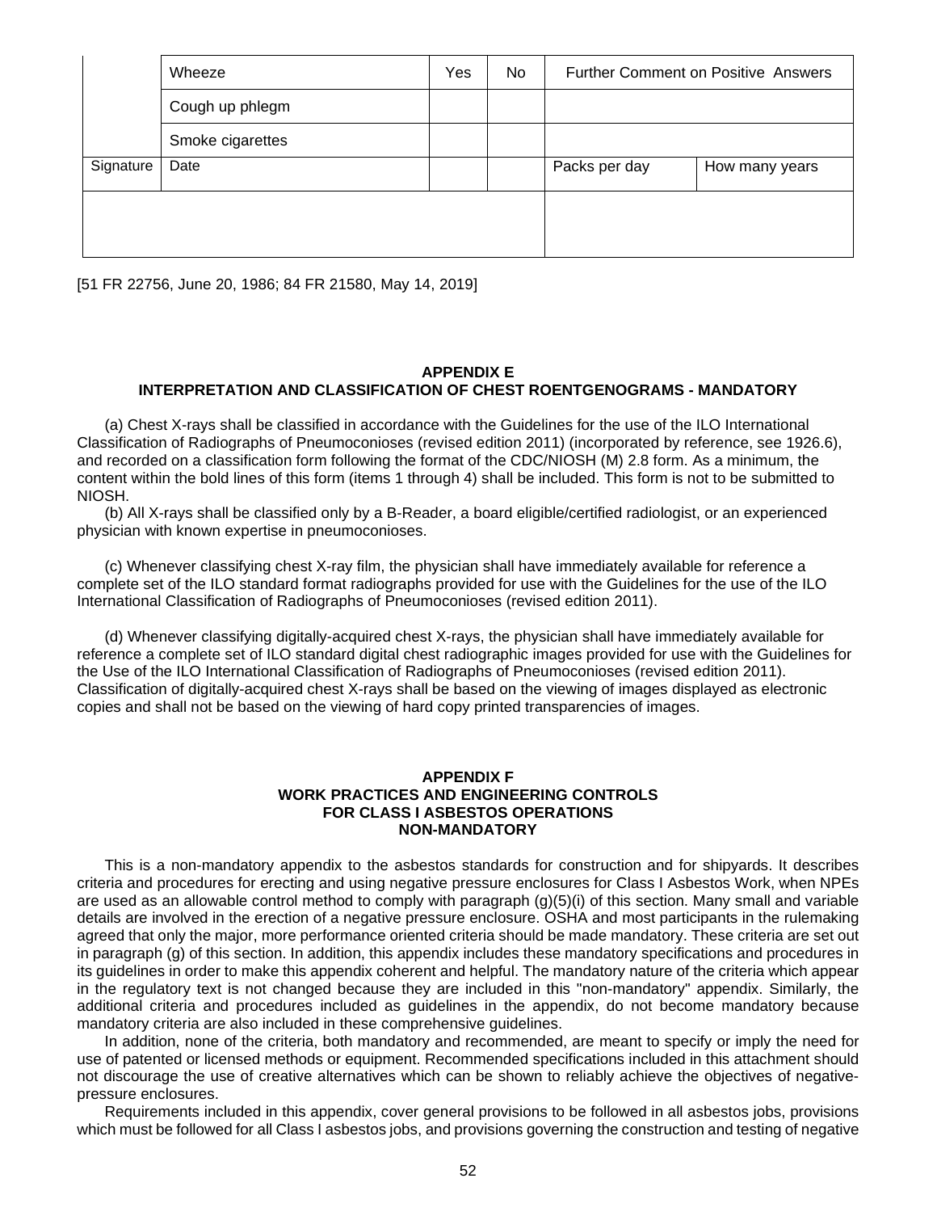| | | | | | |
|---|---|---|---|---|---|
| | Wheeze | Yes | No | Further Comment on Positive Answers | |
| | Cough up phlegm | | | | |
| | Smoke cigarettes | | | | |
| Signature | Date | | | Packs per day | How many years |
| | | | | | |

[51 FR 22756, June 20, 1986; 84 FR 21580, May 14, 2019]

## APPENDIX E
## INTERPRETATION AND CLASSIFICATION OF CHEST ROENTGENOGRAMS - MANDATORY

(a) Chest X-rays shall be classified in accordance with the Guidelines for the use of the ILO International Classification of Radiographs of Pneumoconioses (revised edition 2011) (incorporated by reference, see 1926.6), and recorded on a classification form following the format of the CDC/NIOSH (M) 2.8 form. As a minimum, the content within the bold lines of this form (items 1 through 4) shall be included. This form is not to be submitted to NIOSH.

(b) All X-rays shall be classified only by a B-Reader, a board eligible/certified radiologist, or an experienced physician with known expertise in pneumoconioses.

(c) Whenever classifying chest X-ray film, the physician shall have immediately available for reference a complete set of the ILO standard format radiographs provided for use with the Guidelines for the use of the ILO International Classification of Radiographs of Pneumoconioses (revised edition 2011).

(d) Whenever classifying digitally-acquired chest X-rays, the physician shall have immediately available for reference a complete set of ILO standard digital chest radiographic images provided for use with the Guidelines for the Use of the ILO International Classification of Radiographs of Pneumoconioses (revised edition 2011). Classification of digitally-acquired chest X-rays shall be based on the viewing of images displayed as electronic copies and shall not be based on the viewing of hard copy printed transparencies of images.

## APPENDIX F
## WORK PRACTICES AND ENGINEERING CONTROLS FOR CLASS I ASBESTOS OPERATIONS NON-MANDATORY

This is a non-mandatory appendix to the asbestos standards for construction and for shipyards. It describes criteria and procedures for erecting and using negative pressure enclosures for Class I Asbestos Work, when NPEs are used as an allowable control method to comply with paragraph (g)(5)(i) of this section. Many small and variable details are involved in the erection of a negative pressure enclosure. OSHA and most participants in the rulemaking agreed that only the major, more performance oriented criteria should be made mandatory. These criteria are set out in paragraph (g) of this section. In addition, this appendix includes these mandatory specifications and procedures in its guidelines in order to make this appendix coherent and helpful. The mandatory nature of the criteria which appear in the regulatory text is not changed because they are included in this "non-mandatory" appendix. Similarly, the additional criteria and procedures included as guidelines in the appendix, do not become mandatory because mandatory criteria are also included in these comprehensive guidelines.

In addition, none of the criteria, both mandatory and recommended, are meant to specify or imply the need for use of patented or licensed methods or equipment. Recommended specifications included in this attachment should not discourage the use of creative alternatives which can be shown to reliably achieve the objectives of negative-pressure enclosures.

Requirements included in this appendix, cover general provisions to be followed in all asbestos jobs, provisions which must be followed for all Class I asbestos jobs, and provisions governing the construction and testing of negative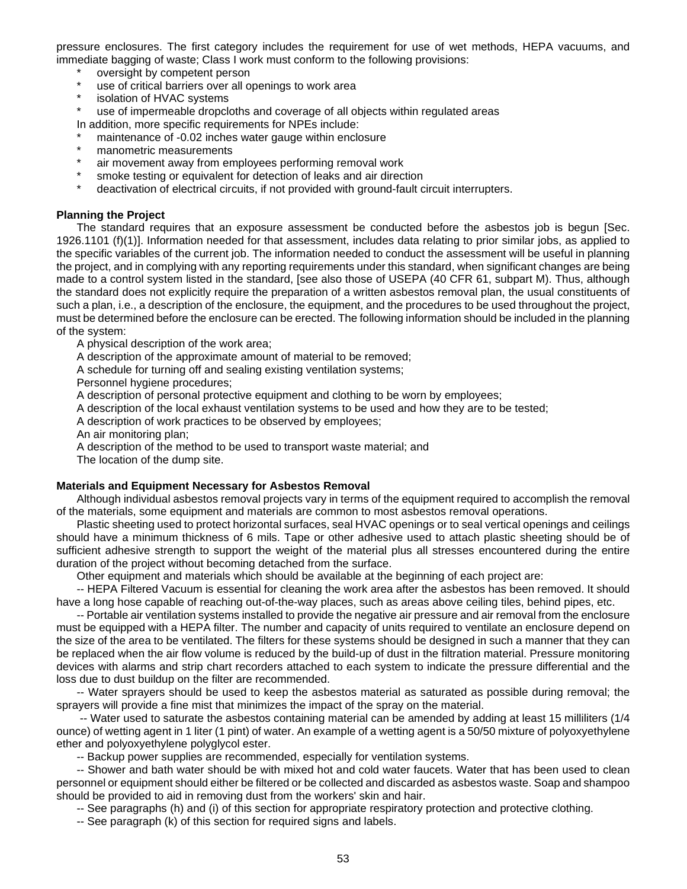pressure enclosures. The first category includes the requirement for use of wet methods, HEPA vacuums, and immediate bagging of waste; Class I work must conform to the following provisions:

- oversight by competent person
- use of critical barriers over all openings to work area
- isolation of HVAC systems
- use of impermeable dropcloths and coverage of all objects within regulated areas

In addition, more specific requirements for NPEs include:

- maintenance of -0.02 inches water gauge within enclosure
- manometric measurements
- air movement away from employees performing removal work
- smoke testing or equivalent for detection of leaks and air direction
- deactivation of electrical circuits, if not provided with ground-fault circuit interrupters.

**Planning the Project**

The standard requires that an exposure assessment be conducted before the asbestos job is begun [Sec. 1926.1101 (f)(1)]. Information needed for that assessment, includes data relating to prior similar jobs, as applied to the specific variables of the current job. The information needed to conduct the assessment will be useful in planning the project, and in complying with any reporting requirements under this standard, when significant changes are being made to a control system listed in the standard, [see also those of USEPA (40 CFR 61, subpart M). Thus, although the standard does not explicitly require the preparation of a written asbestos removal plan, the usual constituents of such a plan, i.e., a description of the enclosure, the equipment, and the procedures to be used throughout the project, must be determined before the enclosure can be erected. The following information should be included in the planning of the system:

A physical description of the work area;
A description of the approximate amount of material to be removed;
A schedule for turning off and sealing existing ventilation systems;
Personnel hygiene procedures;
A description of personal protective equipment and clothing to be worn by employees;
A description of the local exhaust ventilation systems to be used and how they are to be tested;
A description of work practices to be observed by employees;
An air monitoring plan;
A description of the method to be used to transport waste material; and
The location of the dump site.

**Materials and Equipment Necessary for Asbestos Removal**

Although individual asbestos removal projects vary in terms of the equipment required to accomplish the removal of the materials, some equipment and materials are common to most asbestos removal operations.

Plastic sheeting used to protect horizontal surfaces, seal HVAC openings or to seal vertical openings and ceilings should have a minimum thickness of 6 mils. Tape or other adhesive used to attach plastic sheeting should be of sufficient adhesive strength to support the weight of the material plus all stresses encountered during the entire duration of the project without becoming detached from the surface.

Other equipment and materials which should be available at the beginning of each project are:

-- HEPA Filtered Vacuum is essential for cleaning the work area after the asbestos has been removed. It should have a long hose capable of reaching out-of-the-way places, such as areas above ceiling tiles, behind pipes, etc.

-- Portable air ventilation systems installed to provide the negative air pressure and air removal from the enclosure must be equipped with a HEPA filter. The number and capacity of units required to ventilate an enclosure depend on the size of the area to be ventilated. The filters for these systems should be designed in such a manner that they can be replaced when the air flow volume is reduced by the build-up of dust in the filtration material. Pressure monitoring devices with alarms and strip chart recorders attached to each system to indicate the pressure differential and the loss due to dust buildup on the filter are recommended.

-- Water sprayers should be used to keep the asbestos material as saturated as possible during removal; the sprayers will provide a fine mist that minimizes the impact of the spray on the material.

-- Water used to saturate the asbestos containing material can be amended by adding at least 15 milliliters (1/4 ounce) of wetting agent in 1 liter (1 pint) of water. An example of a wetting agent is a 50/50 mixture of polyoxyethylene ether and polyoxyethylene polyglycol ester.

-- Backup power supplies are recommended, especially for ventilation systems.

-- Shower and bath water should be with mixed hot and cold water faucets. Water that has been used to clean personnel or equipment should either be filtered or be collected and discarded as asbestos waste. Soap and shampoo should be provided to aid in removing dust from the workers' skin and hair.

-- See paragraphs (h) and (i) of this section for appropriate respiratory protection and protective clothing.

-- See paragraph (k) of this section for required signs and labels.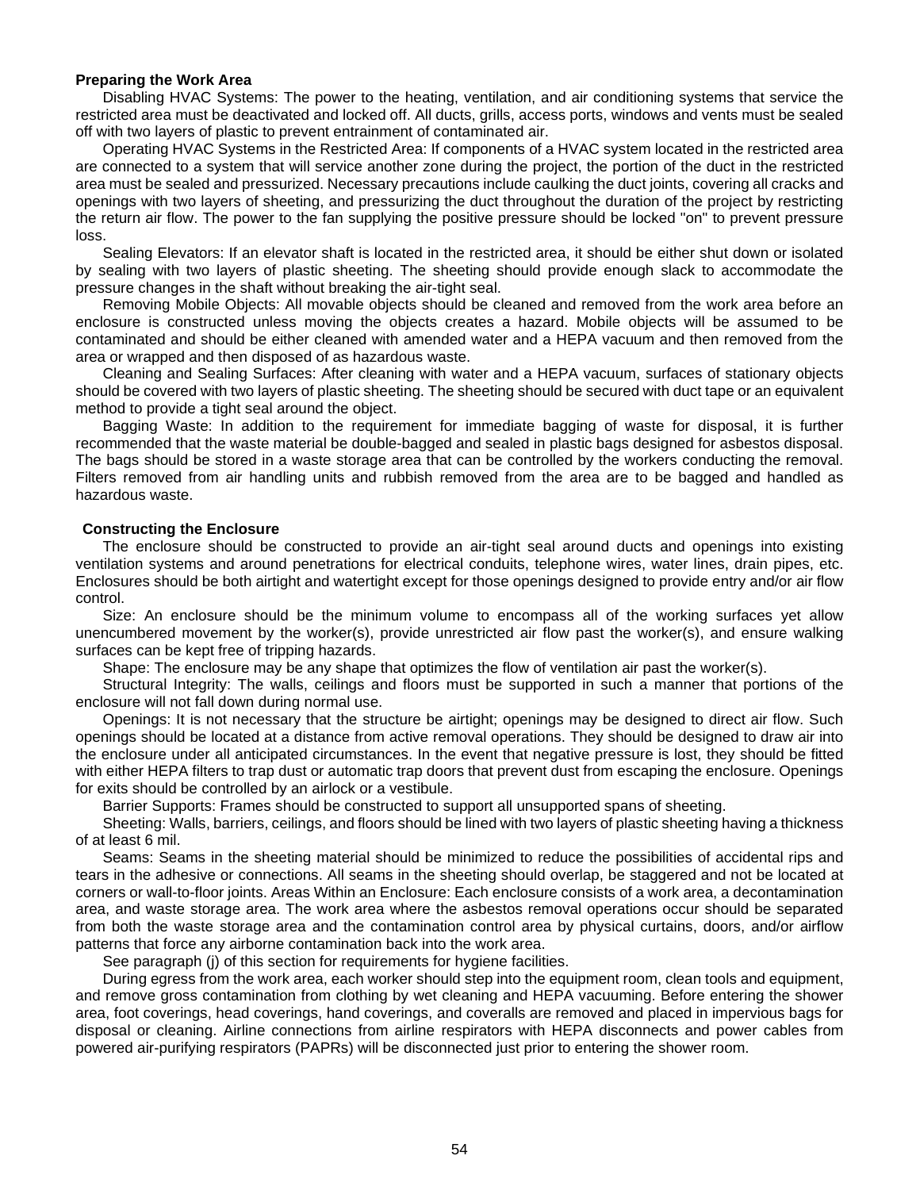**Preparing the Work Area**

Disabling HVAC Systems: The power to the heating, ventilation, and air conditioning systems that service the restricted area must be deactivated and locked off. All ducts, grills, access ports, windows and vents must be sealed off with two layers of plastic to prevent entrainment of contaminated air.

Operating HVAC Systems in the Restricted Area: If components of a HVAC system located in the restricted area are connected to a system that will service another zone during the project, the portion of the duct in the restricted area must be sealed and pressurized. Necessary precautions include caulking the duct joints, covering all cracks and openings with two layers of sheeting, and pressurizing the duct throughout the duration of the project by restricting the return air flow. The power to the fan supplying the positive pressure should be locked "on" to prevent pressure loss.

Sealing Elevators: If an elevator shaft is located in the restricted area, it should be either shut down or isolated by sealing with two layers of plastic sheeting. The sheeting should provide enough slack to accommodate the pressure changes in the shaft without breaking the air-tight seal.

Removing Mobile Objects: All movable objects should be cleaned and removed from the work area before an enclosure is constructed unless moving the objects creates a hazard. Mobile objects will be assumed to be contaminated and should be either cleaned with amended water and a HEPA vacuum and then removed from the area or wrapped and then disposed of as hazardous waste.

Cleaning and Sealing Surfaces: After cleaning with water and a HEPA vacuum, surfaces of stationary objects should be covered with two layers of plastic sheeting. The sheeting should be secured with duct tape or an equivalent method to provide a tight seal around the object.

Bagging Waste: In addition to the requirement for immediate bagging of waste for disposal, it is further recommended that the waste material be double-bagged and sealed in plastic bags designed for asbestos disposal. The bags should be stored in a waste storage area that can be controlled by the workers conducting the removal. Filters removed from air handling units and rubbish removed from the area are to be bagged and handled as hazardous waste.

**Constructing the Enclosure**

The enclosure should be constructed to provide an air-tight seal around ducts and openings into existing ventilation systems and around penetrations for electrical conduits, telephone wires, water lines, drain pipes, etc. Enclosures should be both airtight and watertight except for those openings designed to provide entry and/or air flow control.

Size: An enclosure should be the minimum volume to encompass all of the working surfaces yet allow unencumbered movement by the worker(s), provide unrestricted air flow past the worker(s), and ensure walking surfaces can be kept free of tripping hazards.

Shape: The enclosure may be any shape that optimizes the flow of ventilation air past the worker(s).

Structural Integrity: The walls, ceilings and floors must be supported in such a manner that portions of the enclosure will not fall down during normal use.

Openings: It is not necessary that the structure be airtight; openings may be designed to direct air flow. Such openings should be located at a distance from active removal operations. They should be designed to draw air into the enclosure under all anticipated circumstances. In the event that negative pressure is lost, they should be fitted with either HEPA filters to trap dust or automatic trap doors that prevent dust from escaping the enclosure. Openings for exits should be controlled by an airlock or a vestibule.

Barrier Supports: Frames should be constructed to support all unsupported spans of sheeting.

Sheeting: Walls, barriers, ceilings, and floors should be lined with two layers of plastic sheeting having a thickness of at least 6 mil.

Seams: Seams in the sheeting material should be minimized to reduce the possibilities of accidental rips and tears in the adhesive or connections. All seams in the sheeting should overlap, be staggered and not be located at corners or wall-to-floor joints. Areas Within an Enclosure: Each enclosure consists of a work area, a decontamination area, and waste storage area. The work area where the asbestos removal operations occur should be separated from both the waste storage area and the contamination control area by physical curtains, doors, and/or airflow patterns that force any airborne contamination back into the work area.

See paragraph (j) of this section for requirements for hygiene facilities.

During egress from the work area, each worker should step into the equipment room, clean tools and equipment, and remove gross contamination from clothing by wet cleaning and HEPA vacuuming. Before entering the shower area, foot coverings, head coverings, hand coverings, and coveralls are removed and placed in impervious bags for disposal or cleaning. Airline connections from airline respirators with HEPA disconnects and power cables from powered air-purifying respirators (PAPRs) will be disconnected just prior to entering the shower room.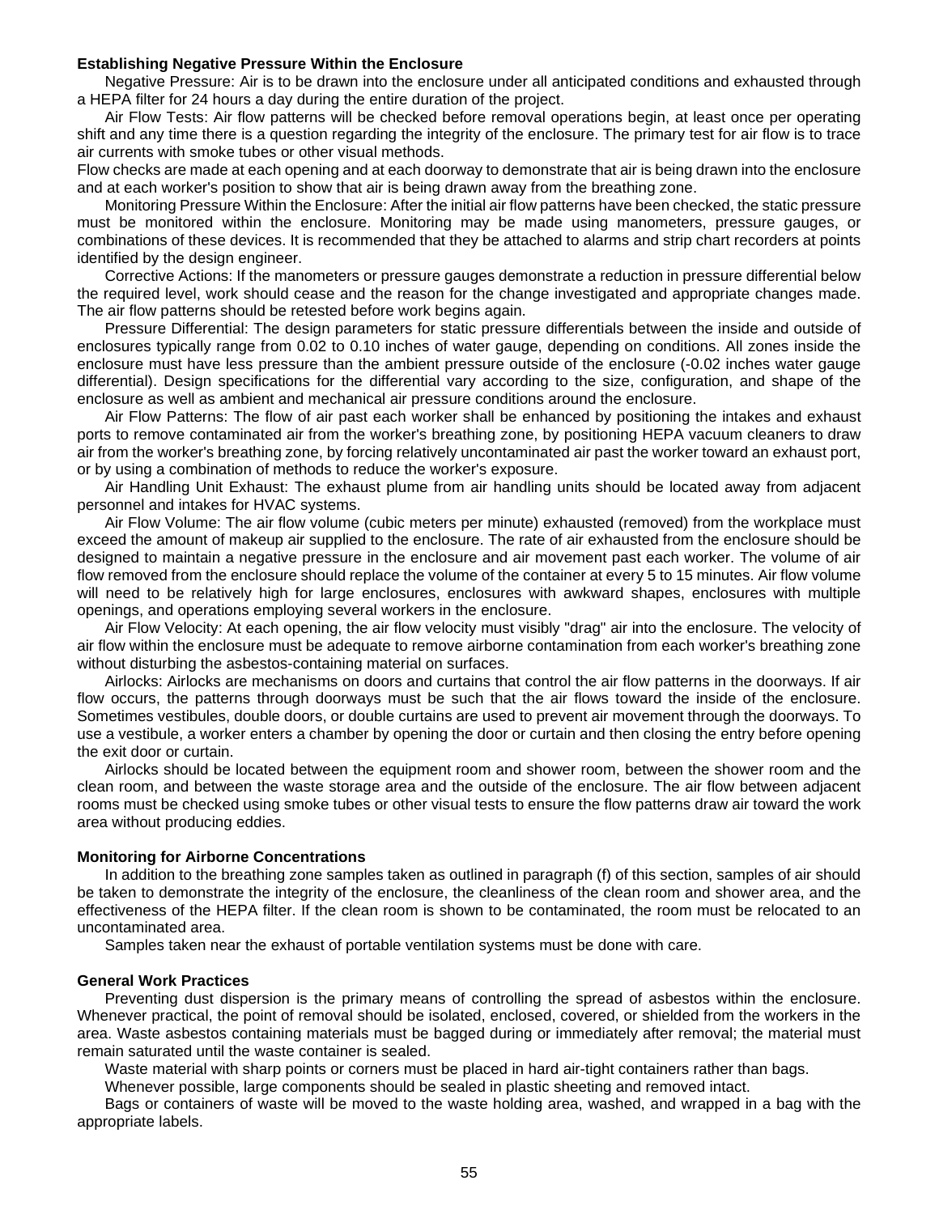**Establishing Negative Pressure Within the Enclosure**

Negative Pressure: Air is to be drawn into the enclosure under all anticipated conditions and exhausted through a HEPA filter for 24 hours a day during the entire duration of the project.

Air Flow Tests: Air flow patterns will be checked before removal operations begin, at least once per operating shift and any time there is a question regarding the integrity of the enclosure. The primary test for air flow is to trace air currents with smoke tubes or other visual methods.

Flow checks are made at each opening and at each doorway to demonstrate that air is being drawn into the enclosure and at each worker's position to show that air is being drawn away from the breathing zone.

Monitoring Pressure Within the Enclosure: After the initial air flow patterns have been checked, the static pressure must be monitored within the enclosure. Monitoring may be made using manometers, pressure gauges, or combinations of these devices. It is recommended that they be attached to alarms and strip chart recorders at points identified by the design engineer.

Corrective Actions: If the manometers or pressure gauges demonstrate a reduction in pressure differential below the required level, work should cease and the reason for the change investigated and appropriate changes made. The air flow patterns should be retested before work begins again.

Pressure Differential: The design parameters for static pressure differentials between the inside and outside of enclosures typically range from 0.02 to 0.10 inches of water gauge, depending on conditions. All zones inside the enclosure must have less pressure than the ambient pressure outside of the enclosure (-0.02 inches water gauge differential). Design specifications for the differential vary according to the size, configuration, and shape of the enclosure as well as ambient and mechanical air pressure conditions around the enclosure.

Air Flow Patterns: The flow of air past each worker shall be enhanced by positioning the intakes and exhaust ports to remove contaminated air from the worker's breathing zone, by positioning HEPA vacuum cleaners to draw air from the worker's breathing zone, by forcing relatively uncontaminated air past the worker toward an exhaust port, or by using a combination of methods to reduce the worker's exposure.

Air Handling Unit Exhaust: The exhaust plume from air handling units should be located away from adjacent personnel and intakes for HVAC systems.

Air Flow Volume: The air flow volume (cubic meters per minute) exhausted (removed) from the workplace must exceed the amount of makeup air supplied to the enclosure. The rate of air exhausted from the enclosure should be designed to maintain a negative pressure in the enclosure and air movement past each worker. The volume of air flow removed from the enclosure should replace the volume of the container at every 5 to 15 minutes. Air flow volume will need to be relatively high for large enclosures, enclosures with awkward shapes, enclosures with multiple openings, and operations employing several workers in the enclosure.

Air Flow Velocity: At each opening, the air flow velocity must visibly "drag" air into the enclosure. The velocity of air flow within the enclosure must be adequate to remove airborne contamination from each worker's breathing zone without disturbing the asbestos-containing material on surfaces.

Airlocks: Airlocks are mechanisms on doors and curtains that control the air flow patterns in the doorways. If air flow occurs, the patterns through doorways must be such that the air flows toward the inside of the enclosure. Sometimes vestibules, double doors, or double curtains are used to prevent air movement through the doorways. To use a vestibule, a worker enters a chamber by opening the door or curtain and then closing the entry before opening the exit door or curtain.

Airlocks should be located between the equipment room and shower room, between the shower room and the clean room, and between the waste storage area and the outside of the enclosure. The air flow between adjacent rooms must be checked using smoke tubes or other visual tests to ensure the flow patterns draw air toward the work area without producing eddies.

**Monitoring for Airborne Concentrations**

In addition to the breathing zone samples taken as outlined in paragraph (f) of this section, samples of air should be taken to demonstrate the integrity of the enclosure, the cleanliness of the clean room and shower area, and the effectiveness of the HEPA filter. If the clean room is shown to be contaminated, the room must be relocated to an uncontaminated area.

Samples taken near the exhaust of portable ventilation systems must be done with care.

**General Work Practices**

Preventing dust dispersion is the primary means of controlling the spread of asbestos within the enclosure. Whenever practical, the point of removal should be isolated, enclosed, covered, or shielded from the workers in the area. Waste asbestos containing materials must be bagged during or immediately after removal; the material must remain saturated until the waste container is sealed.

Waste material with sharp points or corners must be placed in hard air-tight containers rather than bags.

Whenever possible, large components should be sealed in plastic sheeting and removed intact.

Bags or containers of waste will be moved to the waste holding area, washed, and wrapped in a bag with the appropriate labels.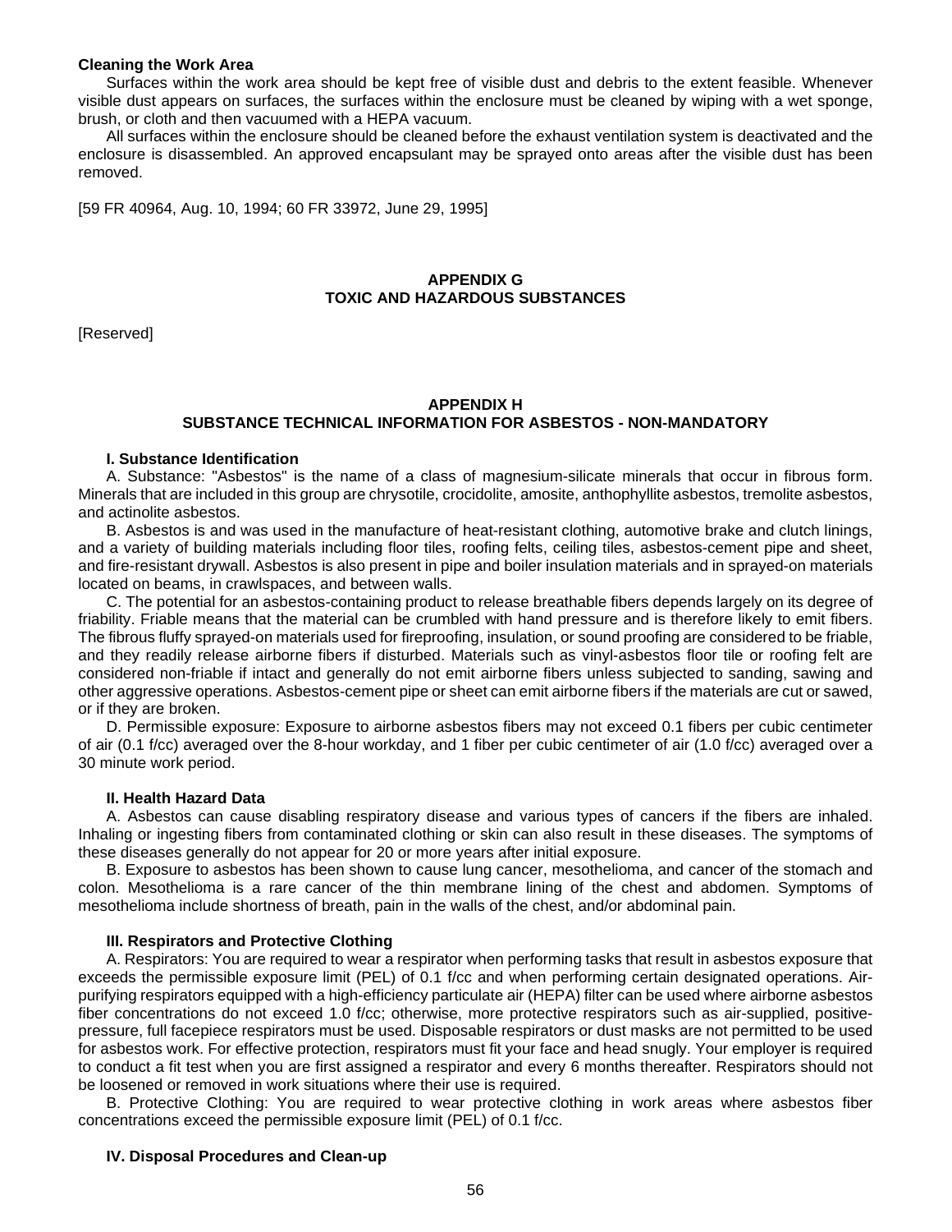**Cleaning the Work Area**

Surfaces within the work area should be kept free of visible dust and debris to the extent feasible. Whenever visible dust appears on surfaces, the surfaces within the enclosure must be cleaned by wiping with a wet sponge, brush, or cloth and then vacuumed with a HEPA vacuum.

All surfaces within the enclosure should be cleaned before the exhaust ventilation system is deactivated and the enclosure is disassembled. An approved encapsulant may be sprayed onto areas after the visible dust has been removed.

[59 FR 40964, Aug. 10, 1994; 60 FR 33972, June 29, 1995]

## APPENDIX G
## TOXIC AND HAZARDOUS SUBSTANCES

[Reserved]

## APPENDIX H
## SUBSTANCE TECHNICAL INFORMATION FOR ASBESTOS - NON-MANDATORY

### I. Substance Identification

A. Substance: "Asbestos" is the name of a class of magnesium-silicate minerals that occur in fibrous form. Minerals that are included in this group are chrysotile, crocidolite, amosite, anthophyllite asbestos, tremolite asbestos, and actinolite asbestos.

B. Asbestos is and was used in the manufacture of heat-resistant clothing, automotive brake and clutch linings, and a variety of building materials including floor tiles, roofing felts, ceiling tiles, asbestos-cement pipe and sheet, and fire-resistant drywall. Asbestos is also present in pipe and boiler insulation materials and in sprayed-on materials located on beams, in crawlspaces, and between walls.

C. The potential for an asbestos-containing product to release breathable fibers depends largely on its degree of friability. Friable means that the material can be crumbled with hand pressure and is therefore likely to emit fibers. The fibrous fluffy sprayed-on materials used for fireproofing, insulation, or sound proofing are considered to be friable, and they readily release airborne fibers if disturbed. Materials such as vinyl-asbestos floor tile or roofing felt are considered non-friable if intact and generally do not emit airborne fibers unless subjected to sanding, sawing and other aggressive operations. Asbestos-cement pipe or sheet can emit airborne fibers if the materials are cut or sawed, or if they are broken.

D. Permissible exposure: Exposure to airborne asbestos fibers may not exceed 0.1 fibers per cubic centimeter of air (0.1 f/cc) averaged over the 8-hour workday, and 1 fiber per cubic centimeter of air (1.0 f/cc) averaged over a 30 minute work period.

### II. Health Hazard Data

A. Asbestos can cause disabling respiratory disease and various types of cancers if the fibers are inhaled. Inhaling or ingesting fibers from contaminated clothing or skin can also result in these diseases. The symptoms of these diseases generally do not appear for 20 or more years after initial exposure.

B. Exposure to asbestos has been shown to cause lung cancer, mesothelioma, and cancer of the stomach and colon. Mesothelioma is a rare cancer of the thin membrane lining of the chest and abdomen. Symptoms of mesothelioma include shortness of breath, pain in the walls of the chest, and/or abdominal pain.

### III. Respirators and Protective Clothing

A. Respirators: You are required to wear a respirator when performing tasks that result in asbestos exposure that exceeds the permissible exposure limit (PEL) of 0.1 f/cc and when performing certain designated operations. Air-purifying respirators equipped with a high-efficiency particulate air (HEPA) filter can be used where airborne asbestos fiber concentrations do not exceed 1.0 f/cc; otherwise, more protective respirators such as air-supplied, positive-pressure, full facepiece respirators must be used. Disposable respirators or dust masks are not permitted to be used for asbestos work. For effective protection, respirators must fit your face and head snugly. Your employer is required to conduct a fit test when you are first assigned a respirator and every 6 months thereafter. Respirators should not be loosened or removed in work situations where their use is required.

B. Protective Clothing: You are required to wear protective clothing in work areas where asbestos fiber concentrations exceed the permissible exposure limit (PEL) of 0.1 f/cc.

### IV. Disposal Procedures and Clean-up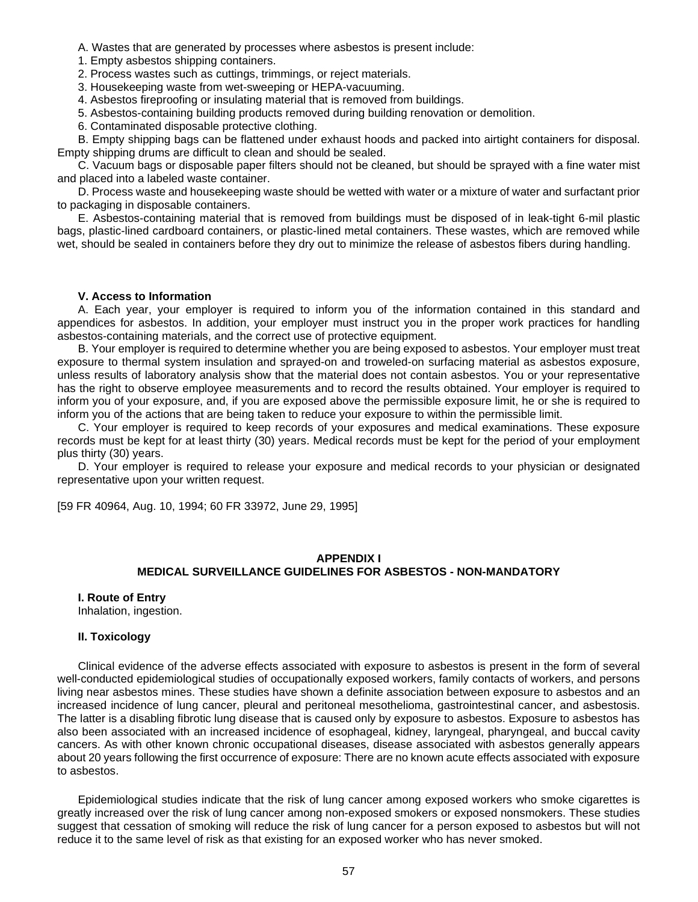A. Wastes that are generated by processes where asbestos is present include:

1. Empty asbestos shipping containers.
2. Process wastes such as cuttings, trimmings, or reject materials.
3. Housekeeping waste from wet-sweeping or HEPA-vacuuming.
4. Asbestos fireproofing or insulating material that is removed from buildings.
5. Asbestos-containing building products removed during building renovation or demolition.
6. Contaminated disposable protective clothing.

B. Empty shipping bags can be flattened under exhaust hoods and packed into airtight containers for disposal. Empty shipping drums are difficult to clean and should be sealed.

C. Vacuum bags or disposable paper filters should not be cleaned, but should be sprayed with a fine water mist and placed into a labeled waste container.

D. Process waste and housekeeping waste should be wetted with water or a mixture of water and surfactant prior to packaging in disposable containers.

E. Asbestos-containing material that is removed from buildings must be disposed of in leak-tight 6-mil plastic bags, plastic-lined cardboard containers, or plastic-lined metal containers. These wastes, which are removed while wet, should be sealed in containers before they dry out to minimize the release of asbestos fibers during handling.

**V. Access to Information**

A. Each year, your employer is required to inform you of the information contained in this standard and appendices for asbestos. In addition, your employer must instruct you in the proper work practices for handling asbestos-containing materials, and the correct use of protective equipment.

B. Your employer is required to determine whether you are being exposed to asbestos. Your employer must treat exposure to thermal system insulation and sprayed-on and troweled-on surfacing material as asbestos exposure, unless results of laboratory analysis show that the material does not contain asbestos. You or your representative has the right to observe employee measurements and to record the results obtained. Your employer is required to inform you of your exposure, and, if you are exposed above the permissible exposure limit, he or she is required to inform you of the actions that are being taken to reduce your exposure to within the permissible limit.

C. Your employer is required to keep records of your exposures and medical examinations. These exposure records must be kept for at least thirty (30) years. Medical records must be kept for the period of your employment plus thirty (30) years.

D. Your employer is required to release your exposure and medical records to your physician or designated representative upon your written request.

[59 FR 40964, Aug. 10, 1994; 60 FR 33972, June 29, 1995]

## APPENDIX I
## MEDICAL SURVEILLANCE GUIDELINES FOR ASBESTOS - NON-MANDATORY

**I. Route of Entry**

Inhalation, ingestion.

**II. Toxicology**

Clinical evidence of the adverse effects associated with exposure to asbestos is present in the form of several well-conducted epidemiological studies of occupationally exposed workers, family contacts of workers, and persons living near asbestos mines. These studies have shown a definite association between exposure to asbestos and an increased incidence of lung cancer, pleural and peritoneal mesothelioma, gastrointestinal cancer, and asbestosis. The latter is a disabling fibrotic lung disease that is caused only by exposure to asbestos. Exposure to asbestos has also been associated with an increased incidence of esophageal, kidney, laryngeal, pharyngeal, and buccal cavity cancers. As with other known chronic occupational diseases, disease associated with asbestos generally appears about 20 years following the first occurrence of exposure: There are no known acute effects associated with exposure to asbestos.

Epidemiological studies indicate that the risk of lung cancer among exposed workers who smoke cigarettes is greatly increased over the risk of lung cancer among non-exposed smokers or exposed nonsmokers. These studies suggest that cessation of smoking will reduce the risk of lung cancer for a person exposed to asbestos but will not reduce it to the same level of risk as that existing for an exposed worker who has never smoked.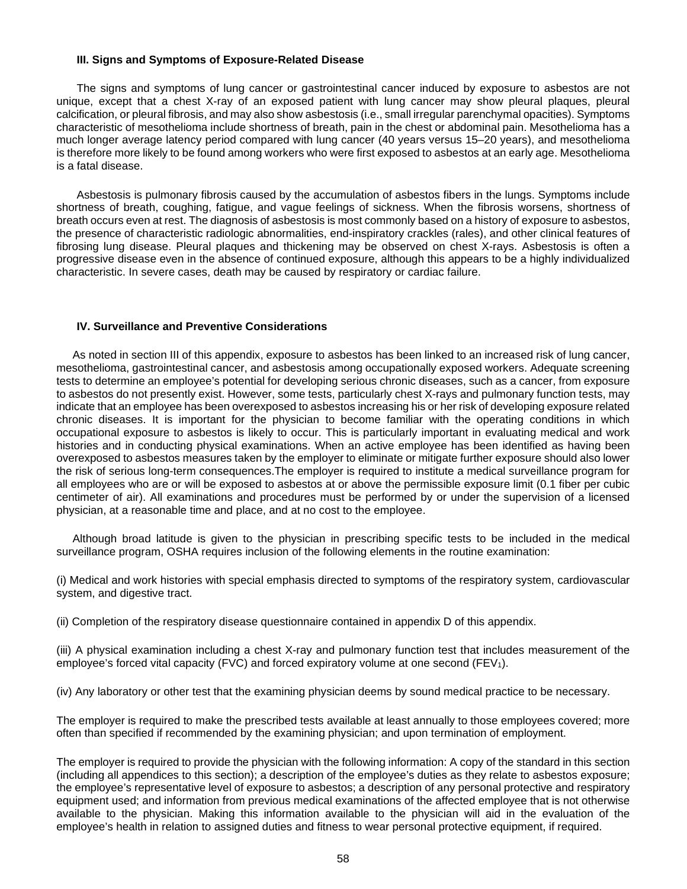### III. Signs and Symptoms of Exposure-Related Disease

The signs and symptoms of lung cancer or gastrointestinal cancer induced by exposure to asbestos are not unique, except that a chest X-ray of an exposed patient with lung cancer may show pleural plaques, pleural calcification, or pleural fibrosis, and may also show asbestosis (i.e., small irregular parenchymal opacities). Symptoms characteristic of mesothelioma include shortness of breath, pain in the chest or abdominal pain. Mesothelioma has a much longer average latency period compared with lung cancer (40 years versus 15–20 years), and mesothelioma is therefore more likely to be found among workers who were first exposed to asbestos at an early age. Mesothelioma is a fatal disease.

Asbestosis is pulmonary fibrosis caused by the accumulation of asbestos fibers in the lungs. Symptoms include shortness of breath, coughing, fatigue, and vague feelings of sickness. When the fibrosis worsens, shortness of breath occurs even at rest. The diagnosis of asbestosis is most commonly based on a history of exposure to asbestos, the presence of characteristic radiologic abnormalities, end-inspiratory crackles (rales), and other clinical features of fibrosing lung disease. Pleural plaques and thickening may be observed on chest X-rays. Asbestosis is often a progressive disease even in the absence of continued exposure, although this appears to be a highly individualized characteristic. In severe cases, death may be caused by respiratory or cardiac failure.

### IV. Surveillance and Preventive Considerations

As noted in section III of this appendix, exposure to asbestos has been linked to an increased risk of lung cancer, mesothelioma, gastrointestinal cancer, and asbestosis among occupationally exposed workers. Adequate screening tests to determine an employee's potential for developing serious chronic diseases, such as a cancer, from exposure to asbestos do not presently exist. However, some tests, particularly chest X-rays and pulmonary function tests, may indicate that an employee has been overexposed to asbestos increasing his or her risk of developing exposure related chronic diseases. It is important for the physician to become familiar with the operating conditions in which occupational exposure to asbestos is likely to occur. This is particularly important in evaluating medical and work histories and in conducting physical examinations. When an active employee has been identified as having been overexposed to asbestos measures taken by the employer to eliminate or mitigate further exposure should also lower the risk of serious long-term consequences.The employer is required to institute a medical surveillance program for all employees who are or will be exposed to asbestos at or above the permissible exposure limit (0.1 fiber per cubic centimeter of air). All examinations and procedures must be performed by or under the supervision of a licensed physician, at a reasonable time and place, and at no cost to the employee.

Although broad latitude is given to the physician in prescribing specific tests to be included in the medical surveillance program, OSHA requires inclusion of the following elements in the routine examination:

(i) Medical and work histories with special emphasis directed to symptoms of the respiratory system, cardiovascular system, and digestive tract.

(ii) Completion of the respiratory disease questionnaire contained in appendix D of this appendix.

(iii) A physical examination including a chest X-ray and pulmonary function test that includes measurement of the employee's forced vital capacity (FVC) and forced expiratory volume at one second ($FEV_1$).

(iv) Any laboratory or other test that the examining physician deems by sound medical practice to be necessary.

The employer is required to make the prescribed tests available at least annually to those employees covered; more often than specified if recommended by the examining physician; and upon termination of employment.

The employer is required to provide the physician with the following information: A copy of the standard in this section (including all appendices to this section); a description of the employee's duties as they relate to asbestos exposure; the employee's representative level of exposure to asbestos; a description of any personal protective and respiratory equipment used; and information from previous medical examinations of the affected employee that is not otherwise available to the physician. Making this information available to the physician will aid in the evaluation of the employee's health in relation to assigned duties and fitness to wear personal protective equipment, if required.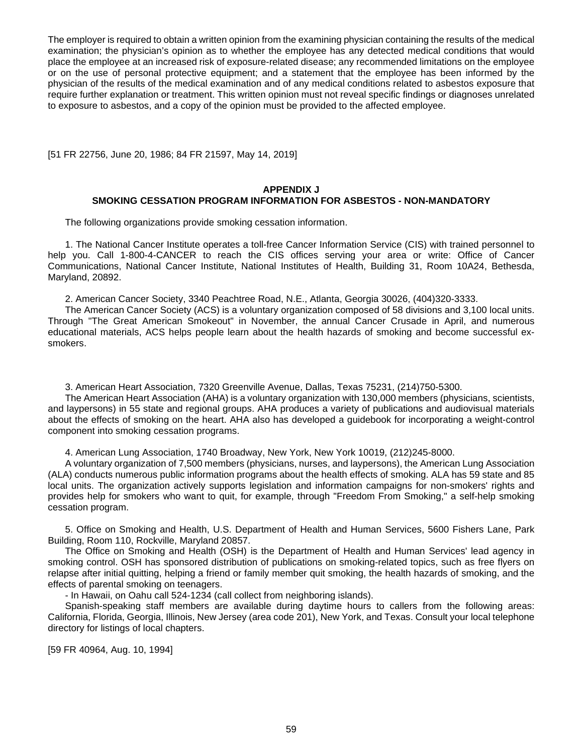The employer is required to obtain a written opinion from the examining physician containing the results of the medical examination; the physician's opinion as to whether the employee has any detected medical conditions that would place the employee at an increased risk of exposure-related disease; any recommended limitations on the employee or on the use of personal protective equipment; and a statement that the employee has been informed by the physician of the results of the medical examination and of any medical conditions related to asbestos exposure that require further explanation or treatment. This written opinion must not reveal specific findings or diagnoses unrelated to exposure to asbestos, and a copy of the opinion must be provided to the affected employee.

[51 FR 22756, June 20, 1986; 84 FR 21597, May 14, 2019]

## APPENDIX J
## SMOKING CESSATION PROGRAM INFORMATION FOR ASBESTOS - NON-MANDATORY

The following organizations provide smoking cessation information.

1. The National Cancer Institute operates a toll-free Cancer Information Service (CIS) with trained personnel to help you. Call 1-800-4-CANCER to reach the CIS offices serving your area or write: Office of Cancer Communications, National Cancer Institute, National Institutes of Health, Building 31, Room 10A24, Bethesda, Maryland, 20892.

2. American Cancer Society, 3340 Peachtree Road, N.E., Atlanta, Georgia 30026, (404)320-3333.

The American Cancer Society (ACS) is a voluntary organization composed of 58 divisions and 3,100 local units. Through "The Great American Smokeout" in November, the annual Cancer Crusade in April, and numerous educational materials, ACS helps people learn about the health hazards of smoking and become successful ex-smokers.

3. American Heart Association, 7320 Greenville Avenue, Dallas, Texas 75231, (214)750-5300.

The American Heart Association (AHA) is a voluntary organization with 130,000 members (physicians, scientists, and laypersons) in 55 state and regional groups. AHA produces a variety of publications and audiovisual materials about the effects of smoking on the heart. AHA also has developed a guidebook for incorporating a weight-control component into smoking cessation programs.

4. American Lung Association, 1740 Broadway, New York, New York 10019, (212)245-8000.

A voluntary organization of 7,500 members (physicians, nurses, and laypersons), the American Lung Association (ALA) conducts numerous public information programs about the health effects of smoking. ALA has 59 state and 85 local units. The organization actively supports legislation and information campaigns for non-smokers' rights and provides help for smokers who want to quit, for example, through "Freedom From Smoking," a self-help smoking cessation program.

5. Office on Smoking and Health, U.S. Department of Health and Human Services, 5600 Fishers Lane, Park Building, Room 110, Rockville, Maryland 20857.

The Office on Smoking and Health (OSH) is the Department of Health and Human Services' lead agency in smoking control. OSH has sponsored distribution of publications on smoking-related topics, such as free flyers on relapse after initial quitting, helping a friend or family member quit smoking, the health hazards of smoking, and the effects of parental smoking on teenagers.

- In Hawaii, on Oahu call 524-1234 (call collect from neighboring islands).

Spanish-speaking staff members are available during daytime hours to callers from the following areas: California, Florida, Georgia, Illinois, New Jersey (area code 201), New York, and Texas. Consult your local telephone directory for listings of local chapters.

[59 FR 40964, Aug. 10, 1994]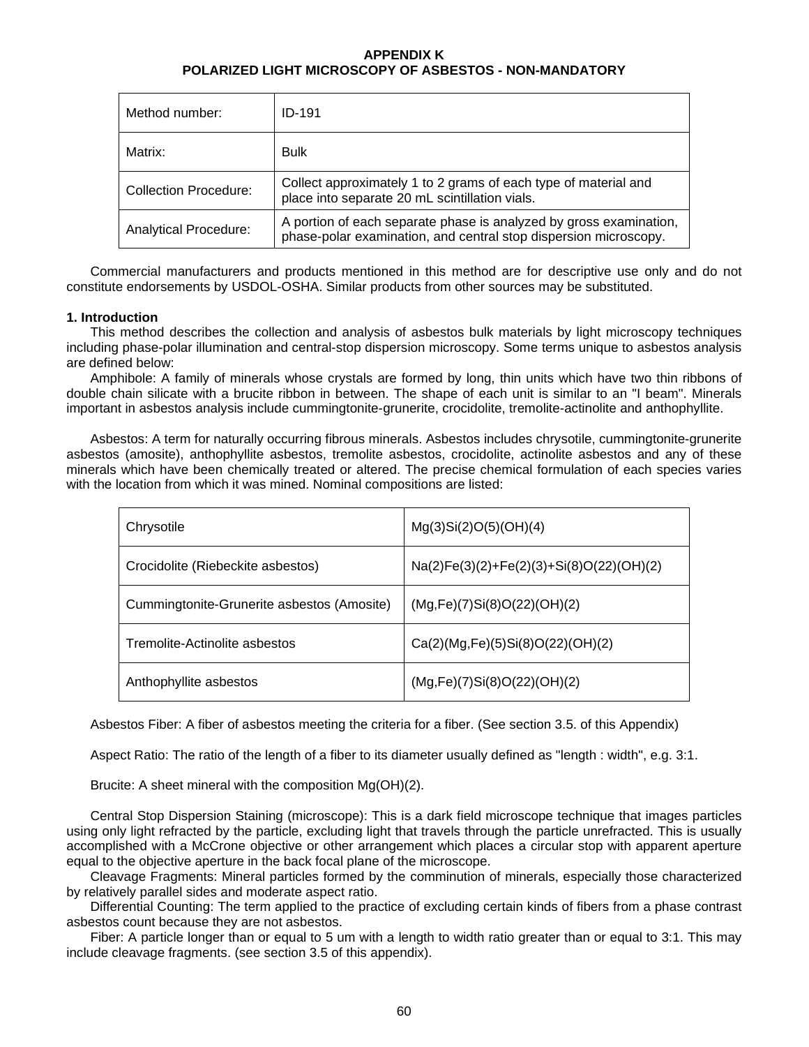**APPENDIX K**
**POLARIZED LIGHT MICROSCOPY OF ASBESTOS - NON-MANDATORY**

| | |
|---|---|
| Method number: | ID-191 |
| Matrix: | Bulk |
| Collection Procedure: | Collect approximately 1 to 2 grams of each type of material and place into separate 20 mL scintillation vials. |
| Analytical Procedure: | A portion of each separate phase is analyzed by gross examination, phase-polar examination, and central stop dispersion microscopy. |

Commercial manufacturers and products mentioned in this method are for descriptive use only and do not constitute endorsements by USDOL-OSHA. Similar products from other sources may be substituted.

**1. Introduction**

This method describes the collection and analysis of asbestos bulk materials by light microscopy techniques including phase-polar illumination and central-stop dispersion microscopy. Some terms unique to asbestos analysis are defined below:

Amphibole: A family of minerals whose crystals are formed by long, thin units which have two thin ribbons of double chain silicate with a brucite ribbon in between. The shape of each unit is similar to an "I beam". Minerals important in asbestos analysis include cummingtonite-grunerite, crocidolite, tremolite-actinolite and anthophyllite.

Asbestos: A term for naturally occurring fibrous minerals. Asbestos includes chrysotile, cummingtonite-grunerite asbestos (amosite), anthophyllite asbestos, tremolite asbestos, crocidolite, actinolite asbestos and any of these minerals which have been chemically treated or altered. The precise chemical formulation of each species varies with the location from which it was mined. Nominal compositions are listed:

| | |
|---|---|
| Chrysotile | Mg(3)Si(2)O(5)(OH)(4) |
| Crocidolite (Riebeckite asbestos) | Na(2)Fe(3)(2)+Fe(2)(3)+Si(8)O(22)(OH)(2) |
| Cummingtonite-Grunerite asbestos (Amosite) | (Mg,Fe)(7)Si(8)O(22)(OH)(2) |
| Tremolite-Actinolite asbestos | Ca(2)(Mg,Fe)(5)Si(8)O(22)(OH)(2) |
| Anthophyllite asbestos | (Mg,Fe)(7)Si(8)O(22)(OH)(2) |

Asbestos Fiber: A fiber of asbestos meeting the criteria for a fiber. (See section 3.5. of this Appendix)

Aspect Ratio: The ratio of the length of a fiber to its diameter usually defined as "length : width", e.g. 3:1.

Brucite: A sheet mineral with the composition Mg(OH)(2).

Central Stop Dispersion Staining (microscope): This is a dark field microscope technique that images particles using only light refracted by the particle, excluding light that travels through the particle unrefracted. This is usually accomplished with a McCrone objective or other arrangement which places a circular stop with apparent aperture equal to the objective aperture in the back focal plane of the microscope.

Cleavage Fragments: Mineral particles formed by the comminution of minerals, especially those characterized by relatively parallel sides and moderate aspect ratio.

Differential Counting: The term applied to the practice of excluding certain kinds of fibers from a phase contrast asbestos count because they are not asbestos.

Fiber: A particle longer than or equal to 5 um with a length to width ratio greater than or equal to 3:1. This may include cleavage fragments. (see section 3.5 of this appendix).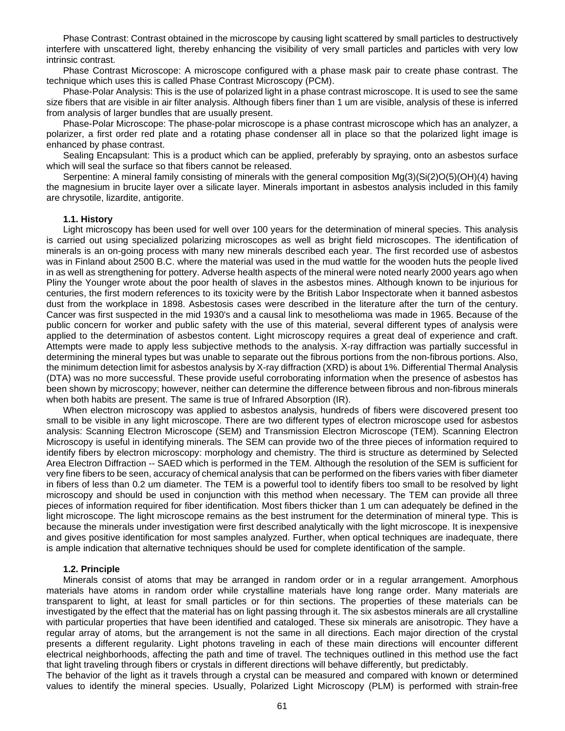Phase Contrast: Contrast obtained in the microscope by causing light scattered by small particles to destructively interfere with unscattered light, thereby enhancing the visibility of very small particles and particles with very low intrinsic contrast.

Phase Contrast Microscope: A microscope configured with a phase mask pair to create phase contrast. The technique which uses this is called Phase Contrast Microscopy (PCM).

Phase-Polar Analysis: This is the use of polarized light in a phase contrast microscope. It is used to see the same size fibers that are visible in air filter analysis. Although fibers finer than 1 um are visible, analysis of these is inferred from analysis of larger bundles that are usually present.

Phase-Polar Microscope: The phase-polar microscope is a phase contrast microscope which has an analyzer, a polarizer, a first order red plate and a rotating phase condenser all in place so that the polarized light image is enhanced by phase contrast.

Sealing Encapsulant: This is a product which can be applied, preferably by spraying, onto an asbestos surface which will seal the surface so that fibers cannot be released.

Serpentine: A mineral family consisting of minerals with the general composition Mg(3)(Si(2)O(5)(OH)(4) having the magnesium in brucite layer over a silicate layer. Minerals important in asbestos analysis included in this family are chrysotile, lizardite, antigorite.

### 1.1. History

Light microscopy has been used for well over 100 years for the determination of mineral species. This analysis is carried out using specialized polarizing microscopes as well as bright field microscopes. The identification of minerals is an on-going process with many new minerals described each year. The first recorded use of asbestos was in Finland about 2500 B.C. where the material was used in the mud wattle for the wooden huts the people lived in as well as strengthening for pottery. Adverse health aspects of the mineral were noted nearly 2000 years ago when Pliny the Younger wrote about the poor health of slaves in the asbestos mines. Although known to be injurious for centuries, the first modern references to its toxicity were by the British Labor Inspectorate when it banned asbestos dust from the workplace in 1898. Asbestosis cases were described in the literature after the turn of the century. Cancer was first suspected in the mid 1930's and a causal link to mesothelioma was made in 1965. Because of the public concern for worker and public safety with the use of this material, several different types of analysis were applied to the determination of asbestos content. Light microscopy requires a great deal of experience and craft. Attempts were made to apply less subjective methods to the analysis. X-ray diffraction was partially successful in determining the mineral types but was unable to separate out the fibrous portions from the non-fibrous portions. Also, the minimum detection limit for asbestos analysis by X-ray diffraction (XRD) is about 1%. Differential Thermal Analysis (DTA) was no more successful. These provide useful corroborating information when the presence of asbestos has been shown by microscopy; however, neither can determine the difference between fibrous and non-fibrous minerals when both habits are present. The same is true of Infrared Absorption (IR).

When electron microscopy was applied to asbestos analysis, hundreds of fibers were discovered present too small to be visible in any light microscope. There are two different types of electron microscope used for asbestos analysis: Scanning Electron Microscope (SEM) and Transmission Electron Microscope (TEM). Scanning Electron Microscopy is useful in identifying minerals. The SEM can provide two of the three pieces of information required to identify fibers by electron microscopy: morphology and chemistry. The third is structure as determined by Selected Area Electron Diffraction -- SAED which is performed in the TEM. Although the resolution of the SEM is sufficient for very fine fibers to be seen, accuracy of chemical analysis that can be performed on the fibers varies with fiber diameter in fibers of less than 0.2 um diameter. The TEM is a powerful tool to identify fibers too small to be resolved by light microscopy and should be used in conjunction with this method when necessary. The TEM can provide all three pieces of information required for fiber identification. Most fibers thicker than 1 um can adequately be defined in the light microscope. The light microscope remains as the best instrument for the determination of mineral type. This is because the minerals under investigation were first described analytically with the light microscope. It is inexpensive and gives positive identification for most samples analyzed. Further, when optical techniques are inadequate, there is ample indication that alternative techniques should be used for complete identification of the sample.

### 1.2. Principle

Minerals consist of atoms that may be arranged in random order or in a regular arrangement. Amorphous materials have atoms in random order while crystalline materials have long range order. Many materials are transparent to light, at least for small particles or for thin sections. The properties of these materials can be investigated by the effect that the material has on light passing through it. The six asbestos minerals are all crystalline with particular properties that have been identified and cataloged. These six minerals are anisotropic. They have a regular array of atoms, but the arrangement is not the same in all directions. Each major direction of the crystal presents a different regularity. Light photons traveling in each of these main directions will encounter different electrical neighborhoods, affecting the path and time of travel. The techniques outlined in this method use the fact that light traveling through fibers or crystals in different directions will behave differently, but predictably.

The behavior of the light as it travels through a crystal can be measured and compared with known or determined values to identify the mineral species. Usually, Polarized Light Microscopy (PLM) is performed with strain-free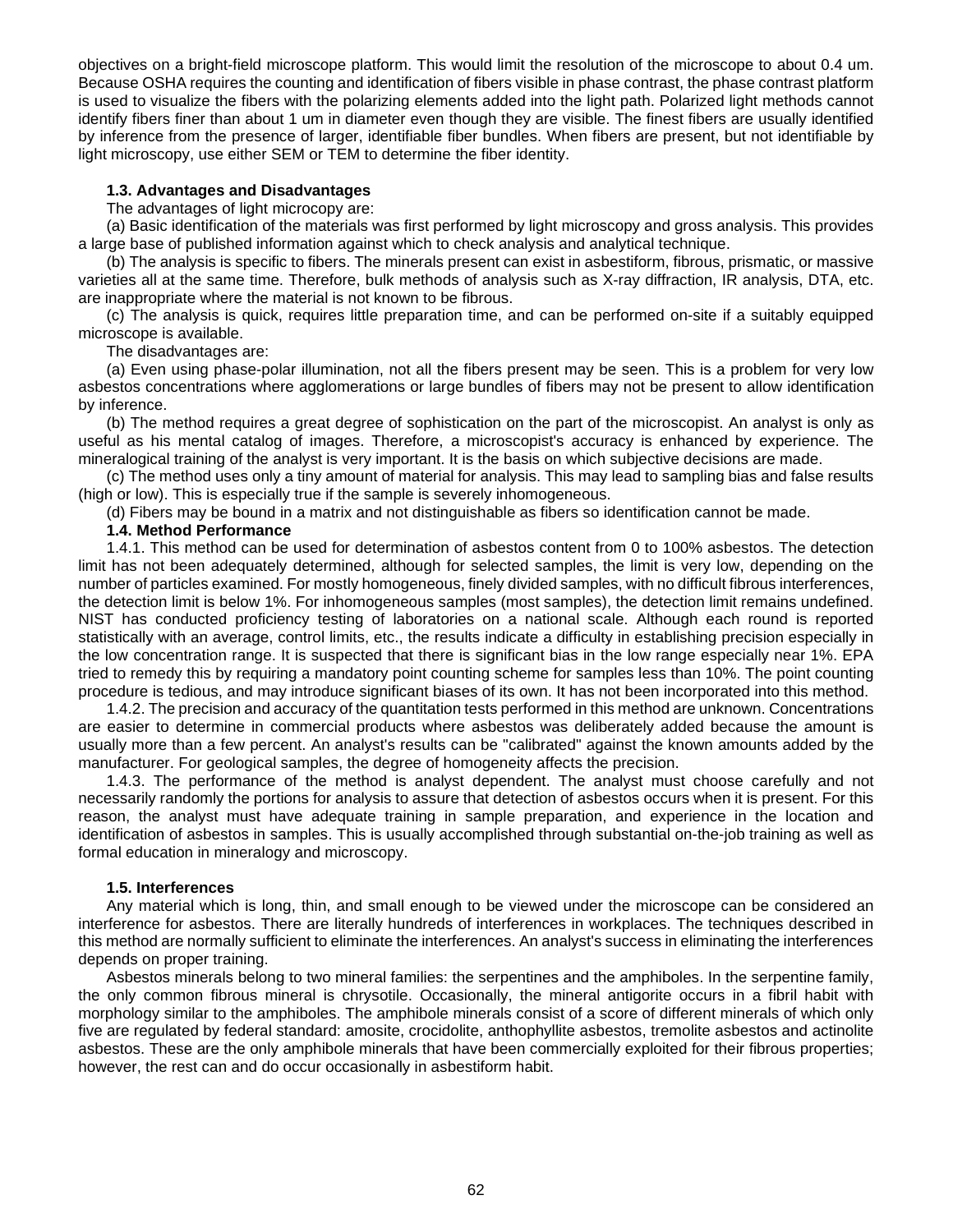objectives on a bright-field microscope platform. This would limit the resolution of the microscope to about 0.4 um. Because OSHA requires the counting and identification of fibers visible in phase contrast, the phase contrast platform is used to visualize the fibers with the polarizing elements added into the light path. Polarized light methods cannot identify fibers finer than about 1 um in diameter even though they are visible. The finest fibers are usually identified by inference from the presence of larger, identifiable fiber bundles. When fibers are present, but not identifiable by light microscopy, use either SEM or TEM to determine the fiber identity.

### 1.3. Advantages and Disadvantages

The advantages of light microcopy are:

(a) Basic identification of the materials was first performed by light microscopy and gross analysis. This provides a large base of published information against which to check analysis and analytical technique.

(b) The analysis is specific to fibers. The minerals present can exist in asbestiform, fibrous, prismatic, or massive varieties all at the same time. Therefore, bulk methods of analysis such as X-ray diffraction, IR analysis, DTA, etc. are inappropriate where the material is not known to be fibrous.

(c) The analysis is quick, requires little preparation time, and can be performed on-site if a suitably equipped microscope is available.

The disadvantages are:

(a) Even using phase-polar illumination, not all the fibers present may be seen. This is a problem for very low asbestos concentrations where agglomerations or large bundles of fibers may not be present to allow identification by inference.

(b) The method requires a great degree of sophistication on the part of the microscopist. An analyst is only as useful as his mental catalog of images. Therefore, a microscopist's accuracy is enhanced by experience. The mineralogical training of the analyst is very important. It is the basis on which subjective decisions are made.

(c) The method uses only a tiny amount of material for analysis. This may lead to sampling bias and false results (high or low). This is especially true if the sample is severely inhomogeneous.

(d) Fibers may be bound in a matrix and not distinguishable as fibers so identification cannot be made.

### 1.4. Method Performance

1.4.1. This method can be used for determination of asbestos content from 0 to 100% asbestos. The detection limit has not been adequately determined, although for selected samples, the limit is very low, depending on the number of particles examined. For mostly homogeneous, finely divided samples, with no difficult fibrous interferences, the detection limit is below 1%. For inhomogeneous samples (most samples), the detection limit remains undefined. NIST has conducted proficiency testing of laboratories on a national scale. Although each round is reported statistically with an average, control limits, etc., the results indicate a difficulty in establishing precision especially in the low concentration range. It is suspected that there is significant bias in the low range especially near 1%. EPA tried to remedy this by requiring a mandatory point counting scheme for samples less than 10%. The point counting procedure is tedious, and may introduce significant biases of its own. It has not been incorporated into this method.

1.4.2. The precision and accuracy of the quantitation tests performed in this method are unknown. Concentrations are easier to determine in commercial products where asbestos was deliberately added because the amount is usually more than a few percent. An analyst's results can be "calibrated" against the known amounts added by the manufacturer. For geological samples, the degree of homogeneity affects the precision.

1.4.3. The performance of the method is analyst dependent. The analyst must choose carefully and not necessarily randomly the portions for analysis to assure that detection of asbestos occurs when it is present. For this reason, the analyst must have adequate training in sample preparation, and experience in the location and identification of asbestos in samples. This is usually accomplished through substantial on-the-job training as well as formal education in mineralogy and microscopy.

### 1.5. Interferences

Any material which is long, thin, and small enough to be viewed under the microscope can be considered an interference for asbestos. There are literally hundreds of interferences in workplaces. The techniques described in this method are normally sufficient to eliminate the interferences. An analyst's success in eliminating the interferences depends on proper training.

Asbestos minerals belong to two mineral families: the serpentines and the amphiboles. In the serpentine family, the only common fibrous mineral is chrysotile. Occasionally, the mineral antigorite occurs in a fibril habit with morphology similar to the amphiboles. The amphibole minerals consist of a score of different minerals of which only five are regulated by federal standard: amosite, crocidolite, anthophyllite asbestos, tremolite asbestos and actinolite asbestos. These are the only amphibole minerals that have been commercially exploited for their fibrous properties; however, the rest can and do occur occasionally in asbestiform habit.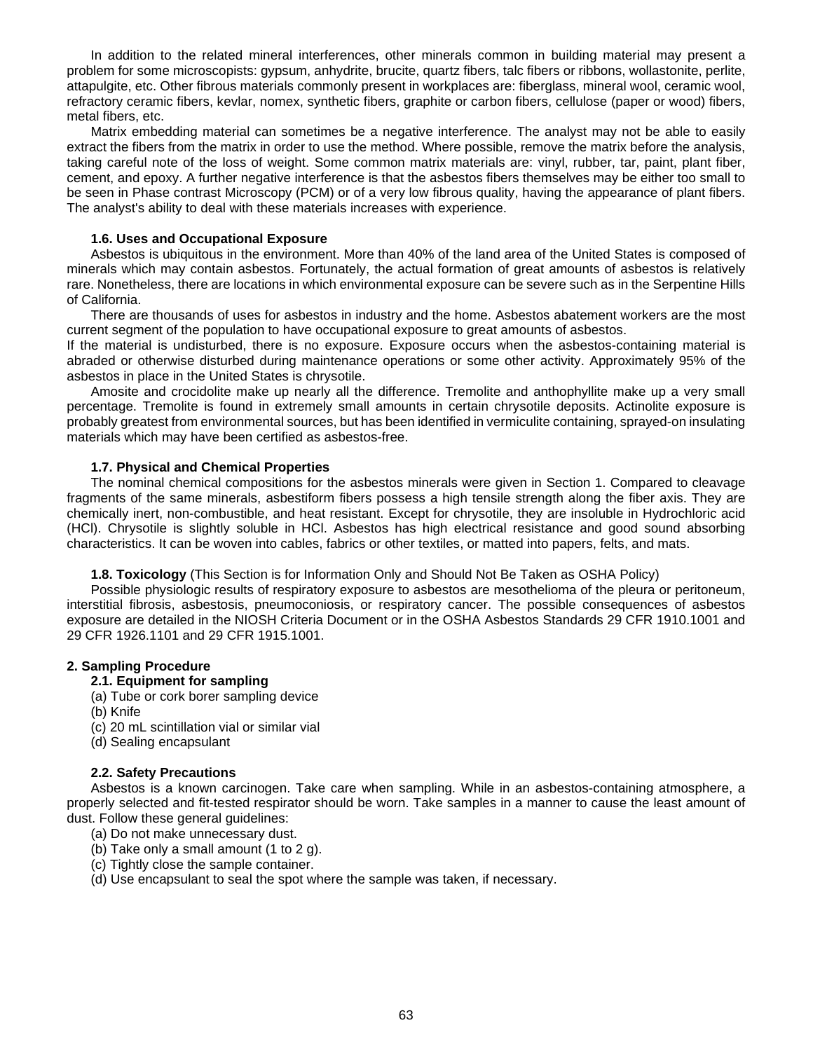In addition to the related mineral interferences, other minerals common in building material may present a problem for some microscopists: gypsum, anhydrite, brucite, quartz fibers, talc fibers or ribbons, wollastonite, perlite, attapulgite, etc. Other fibrous materials commonly present in workplaces are: fiberglass, mineral wool, ceramic wool, refractory ceramic fibers, kevlar, nomex, synthetic fibers, graphite or carbon fibers, cellulose (paper or wood) fibers, metal fibers, etc.

Matrix embedding material can sometimes be a negative interference. The analyst may not be able to easily extract the fibers from the matrix in order to use the method. Where possible, remove the matrix before the analysis, taking careful note of the loss of weight. Some common matrix materials are: vinyl, rubber, tar, paint, plant fiber, cement, and epoxy. A further negative interference is that the asbestos fibers themselves may be either too small to be seen in Phase contrast Microscopy (PCM) or of a very low fibrous quality, having the appearance of plant fibers. The analyst's ability to deal with these materials increases with experience.

### 1.6. Uses and Occupational Exposure

Asbestos is ubiquitous in the environment. More than 40% of the land area of the United States is composed of minerals which may contain asbestos. Fortunately, the actual formation of great amounts of asbestos is relatively rare. Nonetheless, there are locations in which environmental exposure can be severe such as in the Serpentine Hills of California.

There are thousands of uses for asbestos in industry and the home. Asbestos abatement workers are the most current segment of the population to have occupational exposure to great amounts of asbestos.

If the material is undisturbed, there is no exposure. Exposure occurs when the asbestos-containing material is abraded or otherwise disturbed during maintenance operations or some other activity. Approximately 95% of the asbestos in place in the United States is chrysotile.

Amosite and crocidolite make up nearly all the difference. Tremolite and anthophyllite make up a very small percentage. Tremolite is found in extremely small amounts in certain chrysotile deposits. Actinolite exposure is probably greatest from environmental sources, but has been identified in vermiculite containing, sprayed-on insulating materials which may have been certified as asbestos-free.

### 1.7. Physical and Chemical Properties

The nominal chemical compositions for the asbestos minerals were given in Section 1. Compared to cleavage fragments of the same minerals, asbestiform fibers possess a high tensile strength along the fiber axis. They are chemically inert, non-combustible, and heat resistant. Except for chrysotile, they are insoluble in Hydrochloric acid (HCl). Chrysotile is slightly soluble in HCl. Asbestos has high electrical resistance and good sound absorbing characteristics. It can be woven into cables, fabrics or other textiles, or matted into papers, felts, and mats.

### 1.8. Toxicology (This Section is for Information Only and Should Not Be Taken as OSHA Policy)

Possible physiologic results of respiratory exposure to asbestos are mesothelioma of the pleura or peritoneum, interstitial fibrosis, asbestosis, pneumoconiosis, or respiratory cancer. The possible consequences of asbestos exposure are detailed in the NIOSH Criteria Document or in the OSHA Asbestos Standards 29 CFR 1910.1001 and 29 CFR 1926.1101 and 29 CFR 1915.1001.

## 2. Sampling Procedure

### 2.1. Equipment for sampling

(a) Tube or cork borer sampling device
(b) Knife
(c) 20 mL scintillation vial or similar vial
(d) Sealing encapsulant

### 2.2. Safety Precautions

Asbestos is a known carcinogen. Take care when sampling. While in an asbestos-containing atmosphere, a properly selected and fit-tested respirator should be worn. Take samples in a manner to cause the least amount of dust. Follow these general guidelines:

(a) Do not make unnecessary dust.
(b) Take only a small amount (1 to 2 g).
(c) Tightly close the sample container.
(d) Use encapsulant to seal the spot where the sample was taken, if necessary.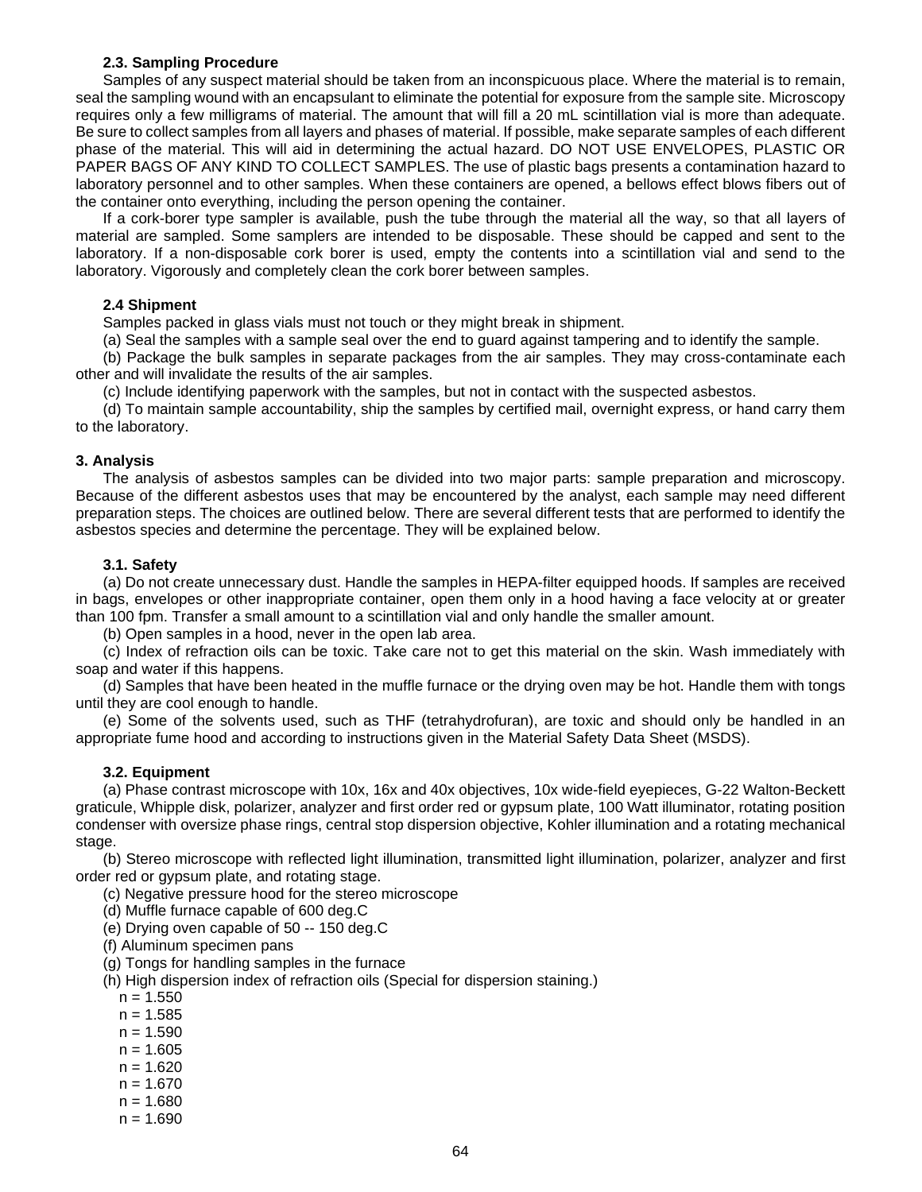### 2.3. Sampling Procedure

Samples of any suspect material should be taken from an inconspicuous place. Where the material is to remain, seal the sampling wound with an encapsulant to eliminate the potential for exposure from the sample site. Microscopy requires only a few milligrams of material. The amount that will fill a 20 mL scintillation vial is more than adequate. Be sure to collect samples from all layers and phases of material. If possible, make separate samples of each different phase of the material. This will aid in determining the actual hazard. DO NOT USE ENVELOPES, PLASTIC OR PAPER BAGS OF ANY KIND TO COLLECT SAMPLES. The use of plastic bags presents a contamination hazard to laboratory personnel and to other samples. When these containers are opened, a bellows effect blows fibers out of the container onto everything, including the person opening the container.

If a cork-borer type sampler is available, push the tube through the material all the way, so that all layers of material are sampled. Some samplers are intended to be disposable. These should be capped and sent to the laboratory. If a non-disposable cork borer is used, empty the contents into a scintillation vial and send to the laboratory. Vigorously and completely clean the cork borer between samples.

### 2.4 Shipment

Samples packed in glass vials must not touch or they might break in shipment.

(a) Seal the samples with a sample seal over the end to guard against tampering and to identify the sample.

(b) Package the bulk samples in separate packages from the air samples. They may cross-contaminate each other and will invalidate the results of the air samples.

(c) Include identifying paperwork with the samples, but not in contact with the suspected asbestos.

(d) To maintain sample accountability, ship the samples by certified mail, overnight express, or hand carry them to the laboratory.

## 3. Analysis

The analysis of asbestos samples can be divided into two major parts: sample preparation and microscopy. Because of the different asbestos uses that may be encountered by the analyst, each sample may need different preparation steps. The choices are outlined below. There are several different tests that are performed to identify the asbestos species and determine the percentage. They will be explained below.

### 3.1. Safety

(a) Do not create unnecessary dust. Handle the samples in HEPA-filter equipped hoods. If samples are received in bags, envelopes or other inappropriate container, open them only in a hood having a face velocity at or greater than 100 fpm. Transfer a small amount to a scintillation vial and only handle the smaller amount.

(b) Open samples in a hood, never in the open lab area.

(c) Index of refraction oils can be toxic. Take care not to get this material on the skin. Wash immediately with soap and water if this happens.

(d) Samples that have been heated in the muffle furnace or the drying oven may be hot. Handle them with tongs until they are cool enough to handle.

(e) Some of the solvents used, such as THF (tetrahydrofuran), are toxic and should only be handled in an appropriate fume hood and according to instructions given in the Material Safety Data Sheet (MSDS).

### 3.2. Equipment

(a) Phase contrast microscope with 10x, 16x and 40x objectives, 10x wide-field eyepieces, G-22 Walton-Beckett graticule, Whipple disk, polarizer, analyzer and first order red or gypsum plate, 100 Watt illuminator, rotating position condenser with oversize phase rings, central stop dispersion objective, Kohler illumination and a rotating mechanical stage.

(b) Stereo microscope with reflected light illumination, transmitted light illumination, polarizer, analyzer and first order red or gypsum plate, and rotating stage.

(c) Negative pressure hood for the stereo microscope

(d) Muffle furnace capable of 600 deg.C

(e) Drying oven capable of 50 -- 150 deg.C

(f) Aluminum specimen pans

(g) Tongs for handling samples in the furnace

(h) High dispersion index of refraction oils (Special for dispersion staining.)

$n = 1.550$
$n = 1.585$
$n = 1.590$
$n = 1.605$
$n = 1.620$
$n = 1.670$
$n = 1.680$
$n = 1.690$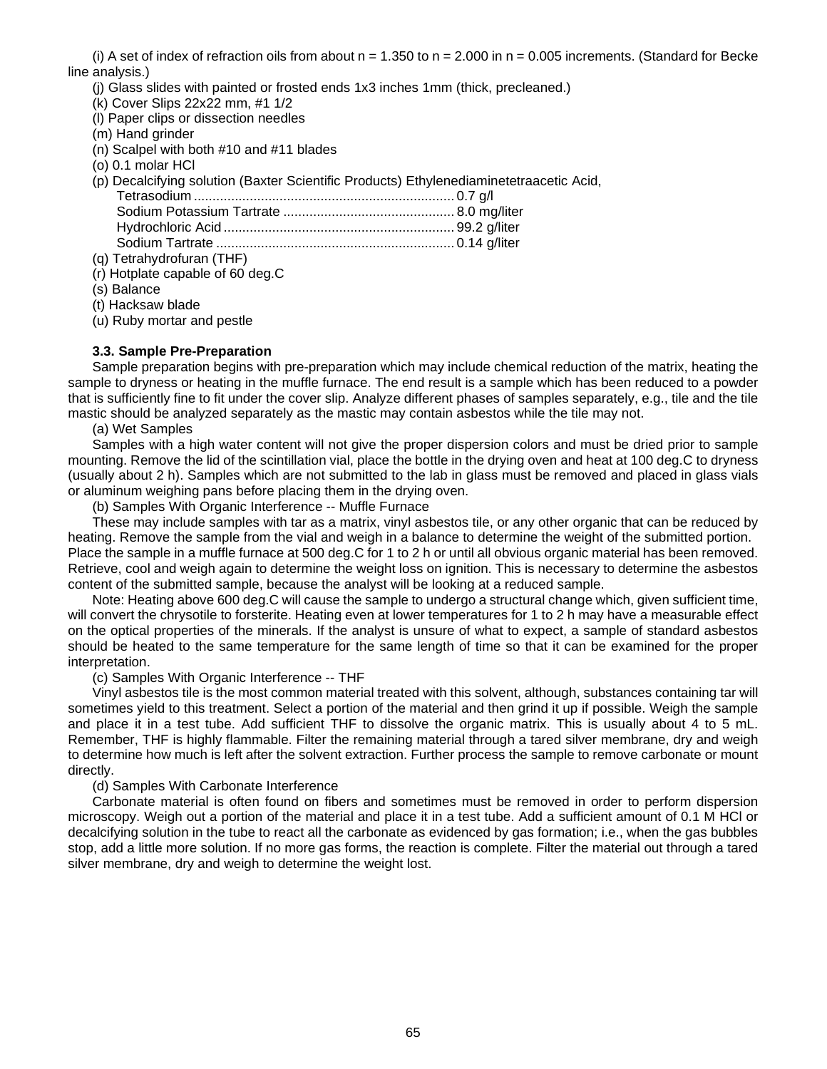(i) A set of index of refraction oils from about n = 1.350 to n = 2.000 in n = 0.005 increments. (Standard for Becke line analysis.)

(j) Glass slides with painted or frosted ends 1x3 inches 1mm (thick, precleaned.)

(k) Cover Slips 22x22 mm, #1 1/2

(l) Paper clips or dissection needles

(m) Hand grinder

(n) Scalpel with both #10 and #11 blades

(o) 0.1 molar HCl

(p) Decalcifying solution (Baxter Scientific Products) Ethylenediaminetetraacetic Acid,

| | |
|---|---|
| Tetrasodium | 0.7 g/l |
| Sodium Potassium Tartrate | 8.0 mg/liter |
| Hydrochloric Acid | 99.2 g/liter |
| Sodium Tartrate | 0.14 g/liter |

(q) Tetrahydrofuran (THF)

(r) Hotplate capable of 60 deg.C

(s) Balance

(t) Hacksaw blade

(u) Ruby mortar and pestle

### 3.3. Sample Pre-Preparation

Sample preparation begins with pre-preparation which may include chemical reduction of the matrix, heating the sample to dryness or heating in the muffle furnace. The end result is a sample which has been reduced to a powder that is sufficiently fine to fit under the cover slip. Analyze different phases of samples separately, e.g., tile and the tile mastic should be analyzed separately as the mastic may contain asbestos while the tile may not.

(a) Wet Samples

Samples with a high water content will not give the proper dispersion colors and must be dried prior to sample mounting. Remove the lid of the scintillation vial, place the bottle in the drying oven and heat at 100 deg.C to dryness (usually about 2 h). Samples which are not submitted to the lab in glass must be removed and placed in glass vials or aluminum weighing pans before placing them in the drying oven.

(b) Samples With Organic Interference -- Muffle Furnace

These may include samples with tar as a matrix, vinyl asbestos tile, or any other organic that can be reduced by heating. Remove the sample from the vial and weigh in a balance to determine the weight of the submitted portion. Place the sample in a muffle furnace at 500 deg.C for 1 to 2 h or until all obvious organic material has been removed. Retrieve, cool and weigh again to determine the weight loss on ignition. This is necessary to determine the asbestos content of the submitted sample, because the analyst will be looking at a reduced sample.

Note: Heating above 600 deg.C will cause the sample to undergo a structural change which, given sufficient time, will convert the chrysotile to forsterite. Heating even at lower temperatures for 1 to 2 h may have a measurable effect on the optical properties of the minerals. If the analyst is unsure of what to expect, a sample of standard asbestos should be heated to the same temperature for the same length of time so that it can be examined for the proper interpretation.

(c) Samples With Organic Interference -- THF

Vinyl asbestos tile is the most common material treated with this solvent, although, substances containing tar will sometimes yield to this treatment. Select a portion of the material and then grind it up if possible. Weigh the sample and place it in a test tube. Add sufficient THF to dissolve the organic matrix. This is usually about 4 to 5 mL. Remember, THF is highly flammable. Filter the remaining material through a tared silver membrane, dry and weigh to determine how much is left after the solvent extraction. Further process the sample to remove carbonate or mount directly.

(d) Samples With Carbonate Interference

Carbonate material is often found on fibers and sometimes must be removed in order to perform dispersion microscopy. Weigh out a portion of the material and place it in a test tube. Add a sufficient amount of 0.1 M HCl or decalcifying solution in the tube to react all the carbonate as evidenced by gas formation; i.e., when the gas bubbles stop, add a little more solution. If no more gas forms, the reaction is complete. Filter the material out through a tared silver membrane, dry and weigh to determine the weight lost.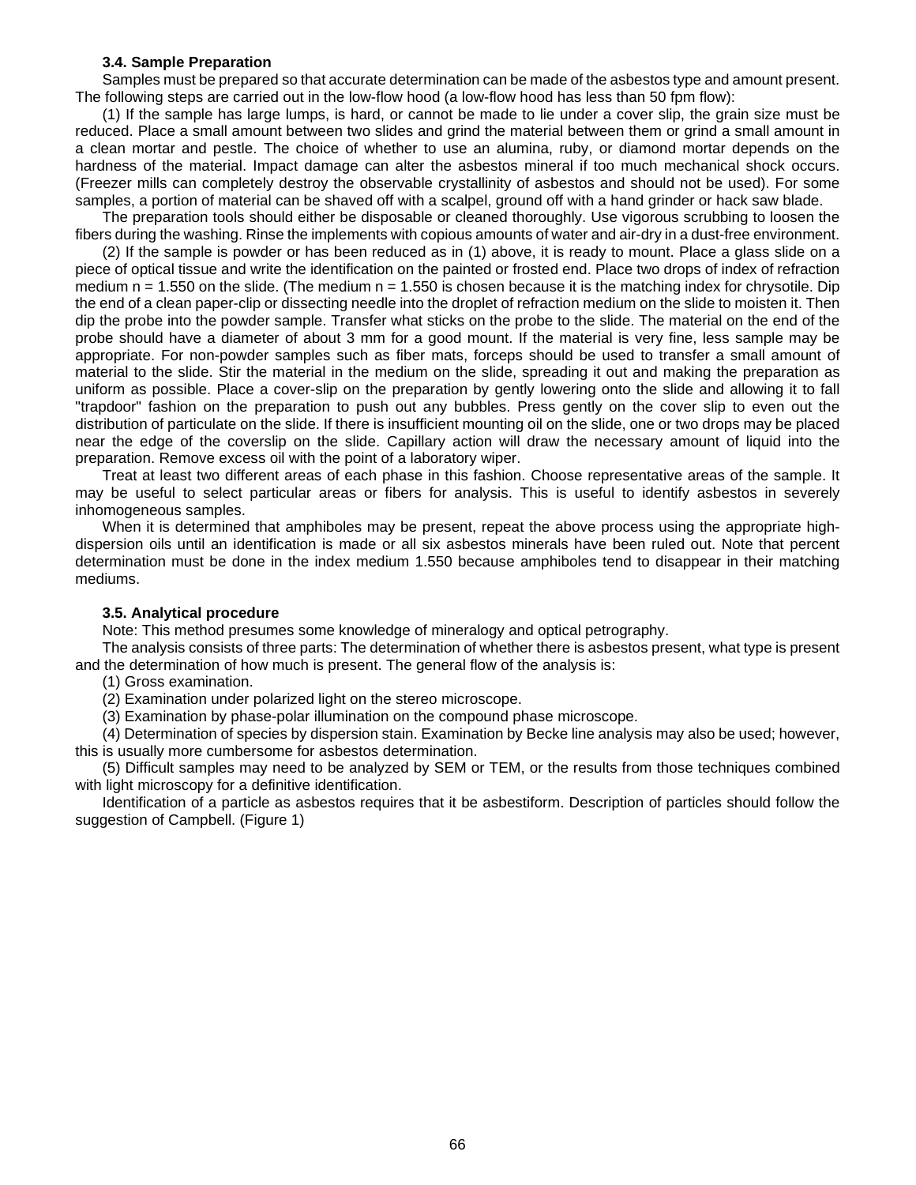### 3.4. Sample Preparation

Samples must be prepared so that accurate determination can be made of the asbestos type and amount present. The following steps are carried out in the low-flow hood (a low-flow hood has less than 50 fpm flow):

(1) If the sample has large lumps, is hard, or cannot be made to lie under a cover slip, the grain size must be reduced. Place a small amount between two slides and grind the material between them or grind a small amount in a clean mortar and pestle. The choice of whether to use an alumina, ruby, or diamond mortar depends on the hardness of the material. Impact damage can alter the asbestos mineral if too much mechanical shock occurs. (Freezer mills can completely destroy the observable crystallinity of asbestos and should not be used). For some samples, a portion of material can be shaved off with a scalpel, ground off with a hand grinder or hack saw blade.

The preparation tools should either be disposable or cleaned thoroughly. Use vigorous scrubbing to loosen the fibers during the washing. Rinse the implements with copious amounts of water and air-dry in a dust-free environment.

(2) If the sample is powder or has been reduced as in (1) above, it is ready to mount. Place a glass slide on a piece of optical tissue and write the identification on the painted or frosted end. Place two drops of index of refraction medium n = 1.550 on the slide. (The medium n = 1.550 is chosen because it is the matching index for chrysotile. Dip the end of a clean paper-clip or dissecting needle into the droplet of refraction medium on the slide to moisten it. Then dip the probe into the powder sample. Transfer what sticks on the probe to the slide. The material on the end of the probe should have a diameter of about 3 mm for a good mount. If the material is very fine, less sample may be appropriate. For non-powder samples such as fiber mats, forceps should be used to transfer a small amount of material to the slide. Stir the material in the medium on the slide, spreading it out and making the preparation as uniform as possible. Place a cover-slip on the preparation by gently lowering onto the slide and allowing it to fall "trapdoor" fashion on the preparation to push out any bubbles. Press gently on the cover slip to even out the distribution of particulate on the slide. If there is insufficient mounting oil on the slide, one or two drops may be placed near the edge of the coverslip on the slide. Capillary action will draw the necessary amount of liquid into the preparation. Remove excess oil with the point of a laboratory wiper.

Treat at least two different areas of each phase in this fashion. Choose representative areas of the sample. It may be useful to select particular areas or fibers for analysis. This is useful to identify asbestos in severely inhomogeneous samples.

When it is determined that amphiboles may be present, repeat the above process using the appropriate high-dispersion oils until an identification is made or all six asbestos minerals have been ruled out. Note that percent determination must be done in the index medium 1.550 because amphiboles tend to disappear in their matching mediums.

### 3.5. Analytical procedure

Note: This method presumes some knowledge of mineralogy and optical petrography.

The analysis consists of three parts: The determination of whether there is asbestos present, what type is present and the determination of how much is present. The general flow of the analysis is:

(1) Gross examination.

(2) Examination under polarized light on the stereo microscope.

(3) Examination by phase-polar illumination on the compound phase microscope.

(4) Determination of species by dispersion stain. Examination by Becke line analysis may also be used; however, this is usually more cumbersome for asbestos determination.

(5) Difficult samples may need to be analyzed by SEM or TEM, or the results from those techniques combined with light microscopy for a definitive identification.

Identification of a particle as asbestos requires that it be asbestiform. Description of particles should follow the suggestion of Campbell. (Figure 1)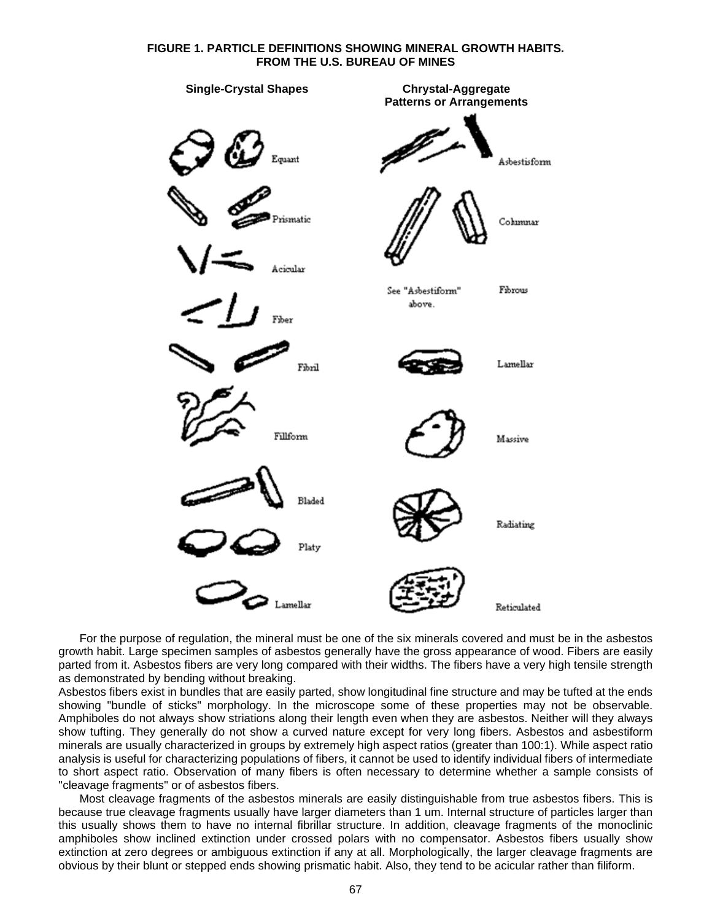**FIGURE 1. PARTICLE DEFINITIONS SHOWING MINERAL GROWTH HABITS. FROM THE U.S. BUREAU OF MINES**

**Single-Crystal Shapes**

Equant

Prismatic

Acicular

Fiber

Fibril

Fillform

Bladed

Platy

Lamellar

**Chrystal-Aggregate Patterns or Arrangements**

Asbestisform

Columnar

See "Asbestiform" above. Fibrous

Lamellar

Massive

Radiating

Reticulated

For the purpose of regulation, the mineral must be one of the six minerals covered and must be in the asbestos growth habit. Large specimen samples of asbestos generally have the gross appearance of wood. Fibers are easily parted from it. Asbestos fibers are very long compared with their widths. The fibers have a very high tensile strength as demonstrated by bending without breaking.

Asbestos fibers exist in bundles that are easily parted, show longitudinal fine structure and may be tufted at the ends showing "bundle of sticks" morphology. In the microscope some of these properties may not be observable. Amphiboles do not always show striations along their length even when they are asbestos. Neither will they always show tufting. They generally do not show a curved nature except for very long fibers. Asbestos and asbestiform minerals are usually characterized in groups by extremely high aspect ratios (greater than 100:1). While aspect ratio analysis is useful for characterizing populations of fibers, it cannot be used to identify individual fibers of intermediate to short aspect ratio. Observation of many fibers is often necessary to determine whether a sample consists of "cleavage fragments" or of asbestos fibers.

Most cleavage fragments of the asbestos minerals are easily distinguishable from true asbestos fibers. This is because true cleavage fragments usually have larger diameters than 1 um. Internal structure of particles larger than this usually shows them to have no internal fibrillar structure. In addition, cleavage fragments of the monoclinic amphiboles show inclined extinction under crossed polars with no compensator. Asbestos fibers usually show extinction at zero degrees or ambiguous extinction if any at all. Morphologically, the larger cleavage fragments are obvious by their blunt or stepped ends showing prismatic habit. Also, they tend to be acicular rather than filiform.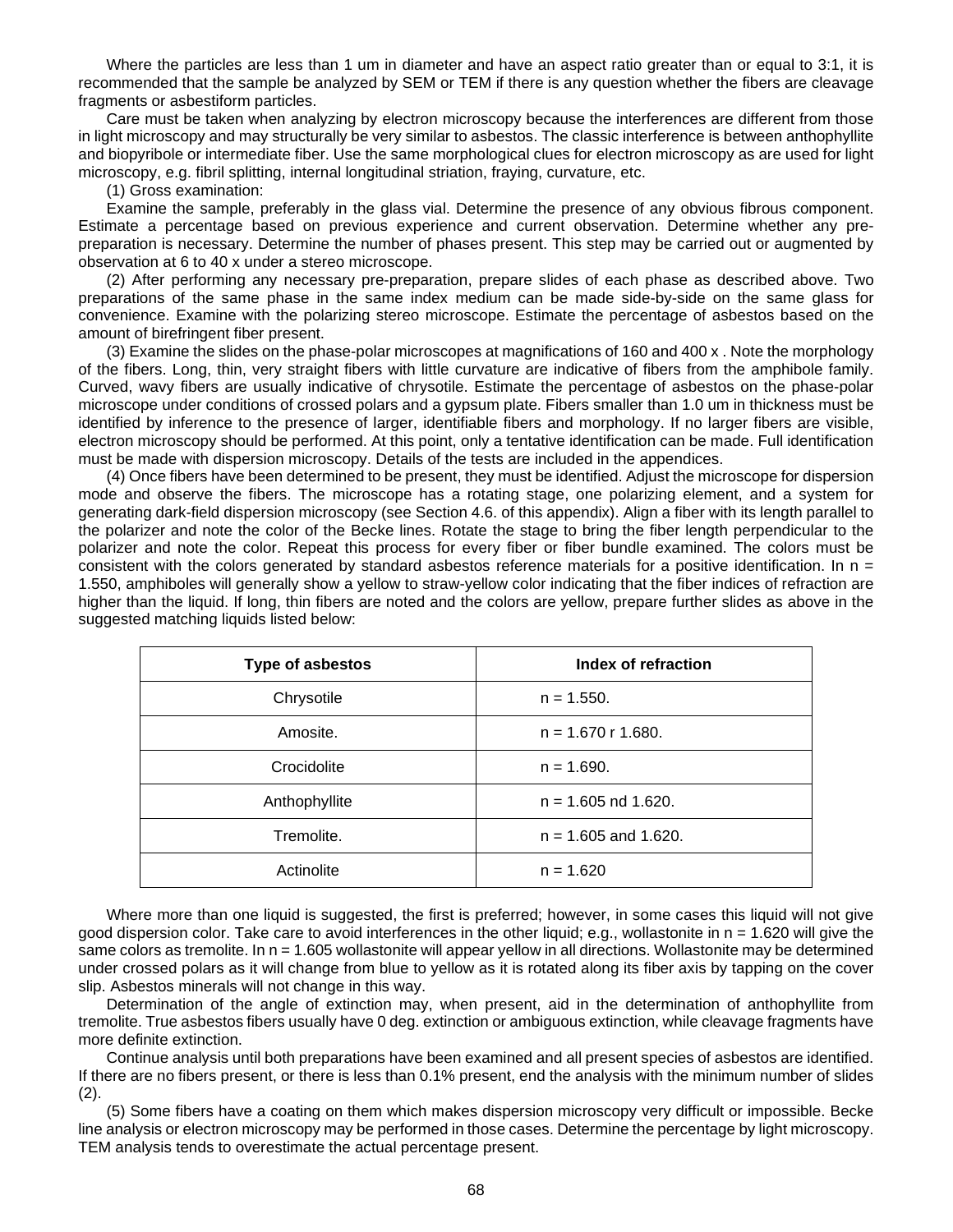Where the particles are less than 1 um in diameter and have an aspect ratio greater than or equal to 3:1, it is recommended that the sample be analyzed by SEM or TEM if there is any question whether the fibers are cleavage fragments or asbestiform particles.

Care must be taken when analyzing by electron microscopy because the interferences are different from those in light microscopy and may structurally be very similar to asbestos. The classic interference is between anthophyllite and biopyribole or intermediate fiber. Use the same morphological clues for electron microscopy as are used for light microscopy, e.g. fibril splitting, internal longitudinal striation, fraying, curvature, etc.

(1) Gross examination:

Examine the sample, preferably in the glass vial. Determine the presence of any obvious fibrous component. Estimate a percentage based on previous experience and current observation. Determine whether any pre-preparation is necessary. Determine the number of phases present. This step may be carried out or augmented by observation at 6 to 40 x under a stereo microscope.

(2) After performing any necessary pre-preparation, prepare slides of each phase as described above. Two preparations of the same phase in the same index medium can be made side-by-side on the same glass for convenience. Examine with the polarizing stereo microscope. Estimate the percentage of asbestos based on the amount of birefringent fiber present.

(3) Examine the slides on the phase-polar microscopes at magnifications of 160 and 400 x . Note the morphology of the fibers. Long, thin, very straight fibers with little curvature are indicative of fibers from the amphibole family. Curved, wavy fibers are usually indicative of chrysotile. Estimate the percentage of asbestos on the phase-polar microscope under conditions of crossed polars and a gypsum plate. Fibers smaller than 1.0 um in thickness must be identified by inference to the presence of larger, identifiable fibers and morphology. If no larger fibers are visible, electron microscopy should be performed. At this point, only a tentative identification can be made. Full identification must be made with dispersion microscopy. Details of the tests are included in the appendices.

(4) Once fibers have been determined to be present, they must be identified. Adjust the microscope for dispersion mode and observe the fibers. The microscope has a rotating stage, one polarizing element, and a system for generating dark-field dispersion microscopy (see Section 4.6. of this appendix). Align a fiber with its length parallel to the polarizer and note the color of the Becke lines. Rotate the stage to bring the fiber length perpendicular to the polarizer and note the color. Repeat this process for every fiber or fiber bundle examined. The colors must be consistent with the colors generated by standard asbestos reference materials for a positive identification. In n = 1.550, amphiboles will generally show a yellow to straw-yellow color indicating that the fiber indices of refraction are higher than the liquid. If long, thin fibers are noted and the colors are yellow, prepare further slides as above in the suggested matching liquids listed below:

| Type of asbestos | Index of refraction |
|---|---|
| Chrysotile | n = 1.550. |
| Amosite. | n = 1.670 r 1.680. |
| Crocidolite | n = 1.690. |
| Anthophyllite | n = 1.605 nd 1.620. |
| Tremolite. | n = 1.605 and 1.620. |
| Actinolite | n = 1.620 |

Where more than one liquid is suggested, the first is preferred; however, in some cases this liquid will not give good dispersion color. Take care to avoid interferences in the other liquid; e.g., wollastonite in n = 1.620 will give the same colors as tremolite. In n = 1.605 wollastonite will appear yellow in all directions. Wollastonite may be determined under crossed polars as it will change from blue to yellow as it is rotated along its fiber axis by tapping on the cover slip. Asbestos minerals will not change in this way.

Determination of the angle of extinction may, when present, aid in the determination of anthophyllite from tremolite. True asbestos fibers usually have 0 deg. extinction or ambiguous extinction, while cleavage fragments have more definite extinction.

Continue analysis until both preparations have been examined and all present species of asbestos are identified. If there are no fibers present, or there is less than 0.1% present, end the analysis with the minimum number of slides (2).

(5) Some fibers have a coating on them which makes dispersion microscopy very difficult or impossible. Becke line analysis or electron microscopy may be performed in those cases. Determine the percentage by light microscopy. TEM analysis tends to overestimate the actual percentage present.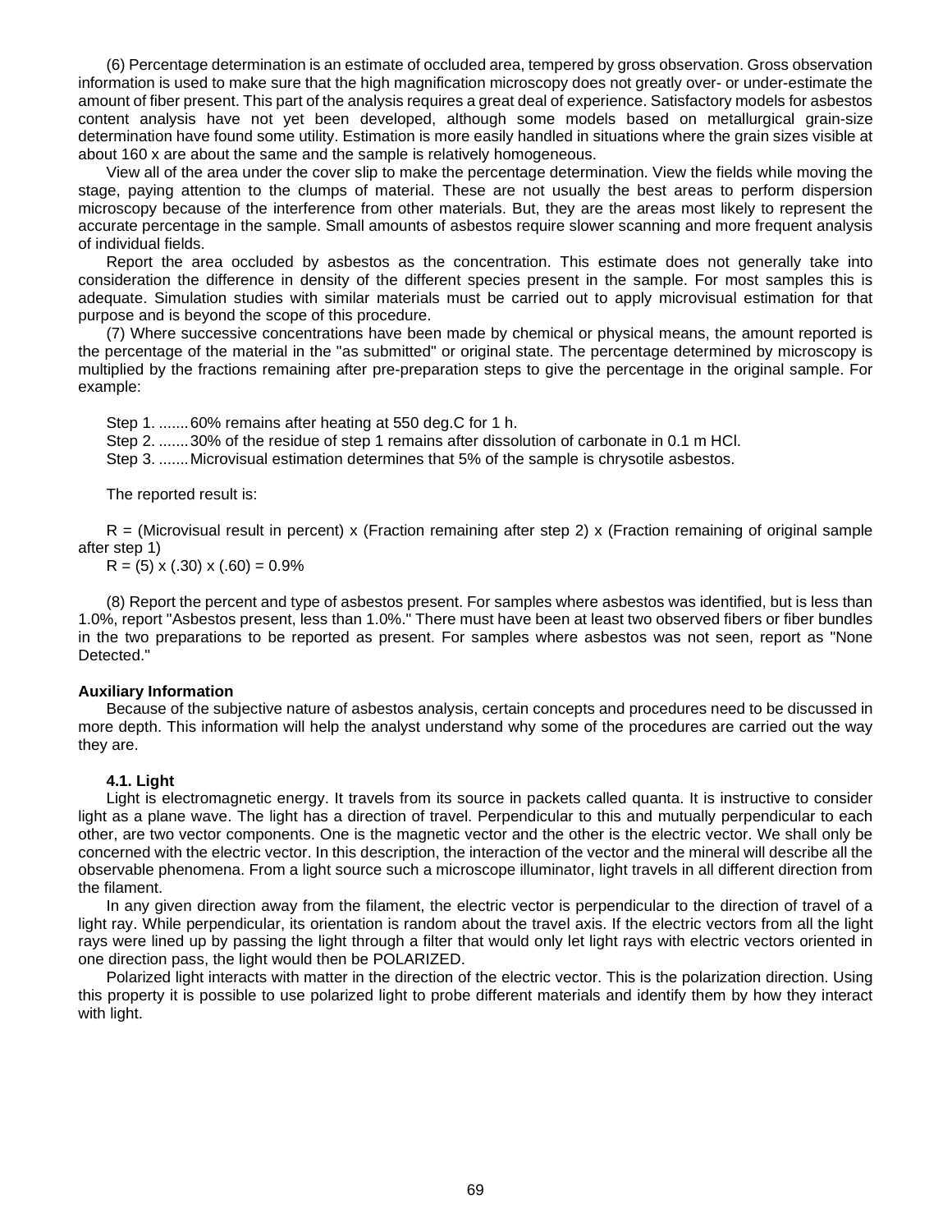(6) Percentage determination is an estimate of occluded area, tempered by gross observation. Gross observation information is used to make sure that the high magnification microscopy does not greatly over- or under-estimate the amount of fiber present. This part of the analysis requires a great deal of experience. Satisfactory models for asbestos content analysis have not yet been developed, although some models based on metallurgical grain-size determination have found some utility. Estimation is more easily handled in situations where the grain sizes visible at about 160 x are about the same and the sample is relatively homogeneous.

View all of the area under the cover slip to make the percentage determination. View the fields while moving the stage, paying attention to the clumps of material. These are not usually the best areas to perform dispersion microscopy because of the interference from other materials. But, they are the areas most likely to represent the accurate percentage in the sample. Small amounts of asbestos require slower scanning and more frequent analysis of individual fields.

Report the area occluded by asbestos as the concentration. This estimate does not generally take into consideration the difference in density of the different species present in the sample. For most samples this is adequate. Simulation studies with similar materials must be carried out to apply microvisual estimation for that purpose and is beyond the scope of this procedure.

(7) Where successive concentrations have been made by chemical or physical means, the amount reported is the percentage of the material in the "as submitted" or original state. The percentage determined by microscopy is multiplied by the fractions remaining after pre-preparation steps to give the percentage in the original sample. For example:

Step 1. ....... 60% remains after heating at 550 deg.C for 1 h.
Step 2. ....... 30% of the residue of step 1 remains after dissolution of carbonate in 0.1 m HCl.
Step 3. ....... Microvisual estimation determines that 5% of the sample is chrysotile asbestos.

The reported result is:

R = (Microvisual result in percent) x (Fraction remaining after step 2) x (Fraction remaining of original sample after step 1)

$R = (5) \times (.30) \times (.60) = 0.9\%$

(8) Report the percent and type of asbestos present. For samples where asbestos was identified, but is less than 1.0%, report "Asbestos present, less than 1.0%." There must have been at least two observed fibers or fiber bundles in the two preparations to be reported as present. For samples where asbestos was not seen, report as "None Detected."

**Auxiliary Information**

Because of the subjective nature of asbestos analysis, certain concepts and procedures need to be discussed in more depth. This information will help the analyst understand why some of the procedures are carried out the way they are.

**4.1. Light**

Light is electromagnetic energy. It travels from its source in packets called quanta. It is instructive to consider light as a plane wave. The light has a direction of travel. Perpendicular to this and mutually perpendicular to each other, are two vector components. One is the magnetic vector and the other is the electric vector. We shall only be concerned with the electric vector. In this description, the interaction of the vector and the mineral will describe all the observable phenomena. From a light source such a microscope illuminator, light travels in all different direction from the filament.

In any given direction away from the filament, the electric vector is perpendicular to the direction of travel of a light ray. While perpendicular, its orientation is random about the travel axis. If the electric vectors from all the light rays were lined up by passing the light through a filter that would only let light rays with electric vectors oriented in one direction pass, the light would then be POLARIZED.

Polarized light interacts with matter in the direction of the electric vector. This is the polarization direction. Using this property it is possible to use polarized light to probe different materials and identify them by how they interact with light.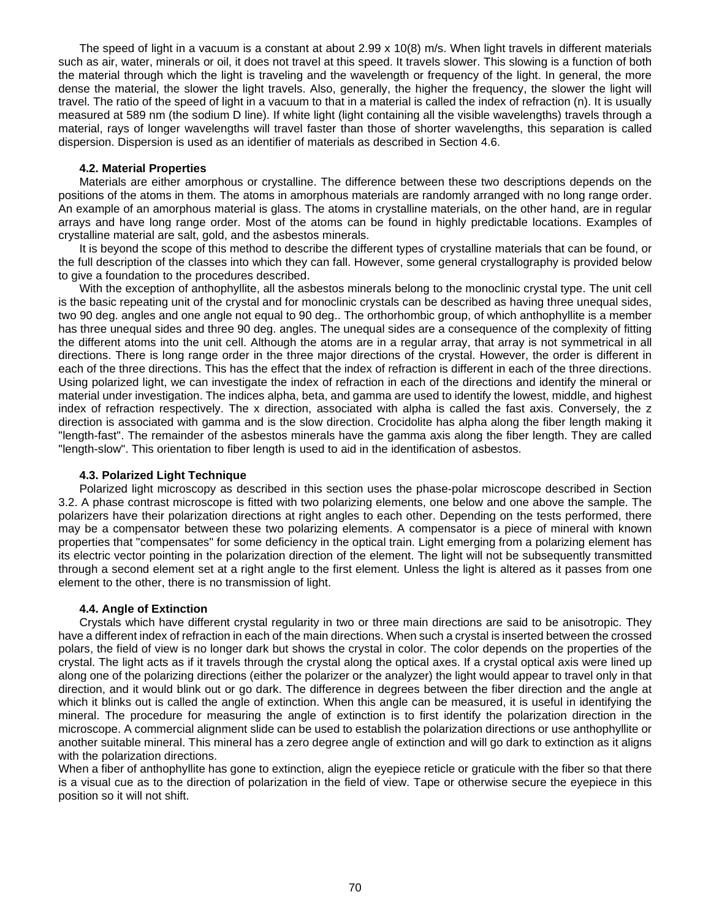The speed of light in a vacuum is a constant at about 2.99 x 10(8) m/s. When light travels in different materials such as air, water, minerals or oil, it does not travel at this speed. It travels slower. This slowing is a function of both the material through which the light is traveling and the wavelength or frequency of the light. In general, the more dense the material, the slower the light travels. Also, generally, the higher the frequency, the slower the light will travel. The ratio of the speed of light in a vacuum to that in a material is called the index of refraction (n). It is usually measured at 589 nm (the sodium D line). If white light (light containing all the visible wavelengths) travels through a material, rays of longer wavelengths will travel faster than those of shorter wavelengths, this separation is called dispersion. Dispersion is used as an identifier of materials as described in Section 4.6.

#### 4.2. Material Properties

Materials are either amorphous or crystalline. The difference between these two descriptions depends on the positions of the atoms in them. The atoms in amorphous materials are randomly arranged with no long range order. An example of an amorphous material is glass. The atoms in crystalline materials, on the other hand, are in regular arrays and have long range order. Most of the atoms can be found in highly predictable locations. Examples of crystalline material are salt, gold, and the asbestos minerals.

It is beyond the scope of this method to describe the different types of crystalline materials that can be found, or the full description of the classes into which they can fall. However, some general crystallography is provided below to give a foundation to the procedures described.

With the exception of anthophyllite, all the asbestos minerals belong to the monoclinic crystal type. The unit cell is the basic repeating unit of the crystal and for monoclinic crystals can be described as having three unequal sides, two 90 deg. angles and one angle not equal to 90 deg.. The orthorhombic group, of which anthophyllite is a member has three unequal sides and three 90 deg. angles. The unequal sides are a consequence of the complexity of fitting the different atoms into the unit cell. Although the atoms are in a regular array, that array is not symmetrical in all directions. There is long range order in the three major directions of the crystal. However, the order is different in each of the three directions. This has the effect that the index of refraction is different in each of the three directions. Using polarized light, we can investigate the index of refraction in each of the directions and identify the mineral or material under investigation. The indices alpha, beta, and gamma are used to identify the lowest, middle, and highest index of refraction respectively. The x direction, associated with alpha is called the fast axis. Conversely, the z direction is associated with gamma and is the slow direction. Crocidolite has alpha along the fiber length making it "length-fast". The remainder of the asbestos minerals have the gamma axis along the fiber length. They are called "length-slow". This orientation to fiber length is used to aid in the identification of asbestos.

#### 4.3. Polarized Light Technique

Polarized light microscopy as described in this section uses the phase-polar microscope described in Section 3.2. A phase contrast microscope is fitted with two polarizing elements, one below and one above the sample. The polarizers have their polarization directions at right angles to each other. Depending on the tests performed, there may be a compensator between these two polarizing elements. A compensator is a piece of mineral with known properties that "compensates" for some deficiency in the optical train. Light emerging from a polarizing element has its electric vector pointing in the polarization direction of the element. The light will not be subsequently transmitted through a second element set at a right angle to the first element. Unless the light is altered as it passes from one element to the other, there is no transmission of light.

#### 4.4. Angle of Extinction

Crystals which have different crystal regularity in two or three main directions are said to be anisotropic. They have a different index of refraction in each of the main directions. When such a crystal is inserted between the crossed polars, the field of view is no longer dark but shows the crystal in color. The color depends on the properties of the crystal. The light acts as if it travels through the crystal along the optical axes. If a crystal optical axis were lined up along one of the polarizing directions (either the polarizer or the analyzer) the light would appear to travel only in that direction, and it would blink out or go dark. The difference in degrees between the fiber direction and the angle at which it blinks out is called the angle of extinction. When this angle can be measured, it is useful in identifying the mineral. The procedure for measuring the angle of extinction is to first identify the polarization direction in the microscope. A commercial alignment slide can be used to establish the polarization directions or use anthophyllite or another suitable mineral. This mineral has a zero degree angle of extinction and will go dark to extinction as it aligns with the polarization directions.

When a fiber of anthophyllite has gone to extinction, align the eyepiece reticle or graticule with the fiber so that there is a visual cue as to the direction of polarization in the field of view. Tape or otherwise secure the eyepiece in this position so it will not shift.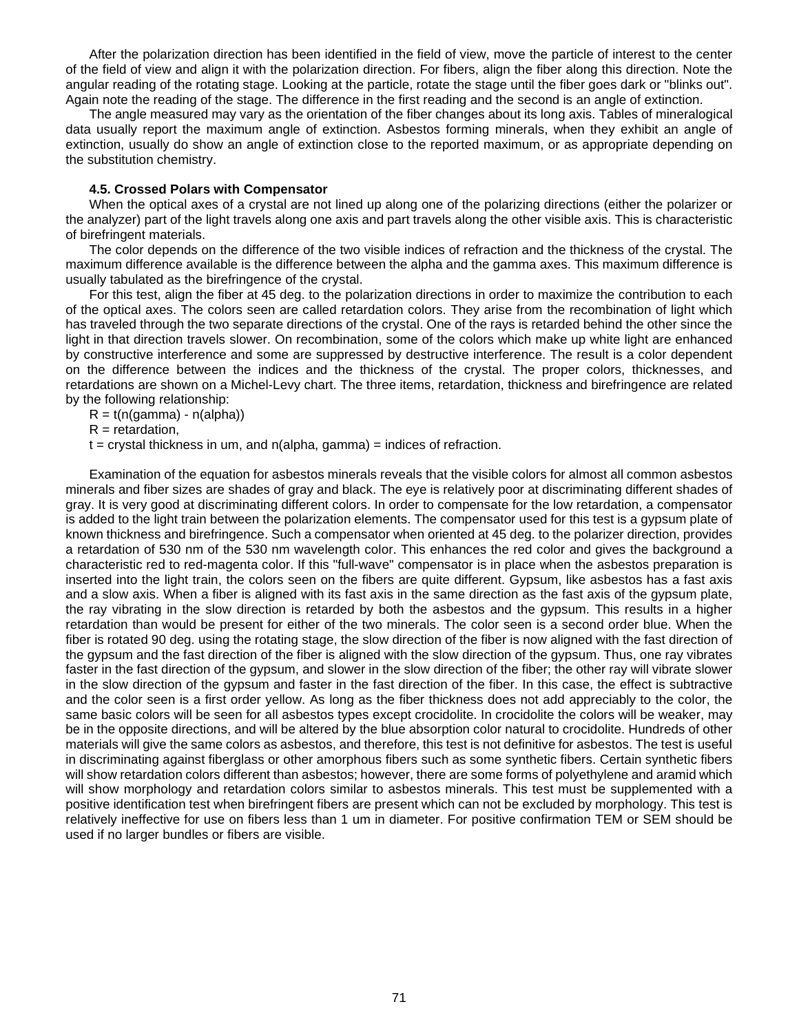After the polarization direction has been identified in the field of view, move the particle of interest to the center of the field of view and align it with the polarization direction. For fibers, align the fiber along this direction. Note the angular reading of the rotating stage. Looking at the particle, rotate the stage until the fiber goes dark or "blinks out". Again note the reading of the stage. The difference in the first reading and the second is an angle of extinction.

The angle measured may vary as the orientation of the fiber changes about its long axis. Tables of mineralogical data usually report the maximum angle of extinction. Asbestos forming minerals, when they exhibit an angle of extinction, usually do show an angle of extinction close to the reported maximum, or as appropriate depending on the substitution chemistry.

### 4.5. Crossed Polars with Compensator

When the optical axes of a crystal are not lined up along one of the polarizing directions (either the polarizer or the analyzer) part of the light travels along one axis and part travels along the other visible axis. This is characteristic of birefringent materials.

The color depends on the difference of the two visible indices of refraction and the thickness of the crystal. The maximum difference available is the difference between the alpha and the gamma axes. This maximum difference is usually tabulated as the birefringence of the crystal.

For this test, align the fiber at 45 deg. to the polarization directions in order to maximize the contribution to each of the optical axes. The colors seen are called retardation colors. They arise from the recombination of light which has traveled through the two separate directions of the crystal. One of the rays is retarded behind the other since the light in that direction travels slower. On recombination, some of the colors which make up white light are enhanced by constructive interference and some are suppressed by destructive interference. The result is a color dependent on the difference between the indices and the thickness of the crystal. The proper colors, thicknesses, and retardations are shown on a Michel-Levy chart. The three items, retardation, thickness and birefringence are related by the following relationship:

$R = t(n(\gamma) - n(\alpha))$

$R$ = retardation,

$t$ = crystal thickness in um, and $n(\alpha, \gamma)$ = indices of refraction.

Examination of the equation for asbestos minerals reveals that the visible colors for almost all common asbestos minerals and fiber sizes are shades of gray and black. The eye is relatively poor at discriminating different shades of gray. It is very good at discriminating different colors. In order to compensate for the low retardation, a compensator is added to the light train between the polarization elements. The compensator used for this test is a gypsum plate of known thickness and birefringence. Such a compensator when oriented at 45 deg. to the polarizer direction, provides a retardation of 530 nm of the 530 nm wavelength color. This enhances the red color and gives the background a characteristic red to red-magenta color. If this "full-wave" compensator is in place when the asbestos preparation is inserted into the light train, the colors seen on the fibers are quite different. Gypsum, like asbestos has a fast axis and a slow axis. When a fiber is aligned with its fast axis in the same direction as the fast axis of the gypsum plate, the ray vibrating in the slow direction is retarded by both the asbestos and the gypsum. This results in a higher retardation than would be present for either of the two minerals. The color seen is a second order blue. When the fiber is rotated 90 deg. using the rotating stage, the slow direction of the fiber is now aligned with the fast direction of the gypsum and the fast direction of the fiber is aligned with the slow direction of the gypsum. Thus, one ray vibrates faster in the fast direction of the gypsum, and slower in the slow direction of the fiber; the other ray will vibrate slower in the slow direction of the gypsum and faster in the fast direction of the fiber. In this case, the effect is subtractive and the color seen is a first order yellow. As long as the fiber thickness does not add appreciably to the color, the same basic colors will be seen for all asbestos types except crocidolite. In crocidolite the colors will be weaker, may be in the opposite directions, and will be altered by the blue absorption color natural to crocidolite. Hundreds of other materials will give the same colors as asbestos, and therefore, this test is not definitive for asbestos. The test is useful in discriminating against fiberglass or other amorphous fibers such as some synthetic fibers. Certain synthetic fibers will show retardation colors different than asbestos; however, there are some forms of polyethylene and aramid which will show morphology and retardation colors similar to asbestos minerals. This test must be supplemented with a positive identification test when birefringent fibers are present which can not be excluded by morphology. This test is relatively ineffective for use on fibers less than 1 um in diameter. For positive confirmation TEM or SEM should be used if no larger bundles or fibers are visible.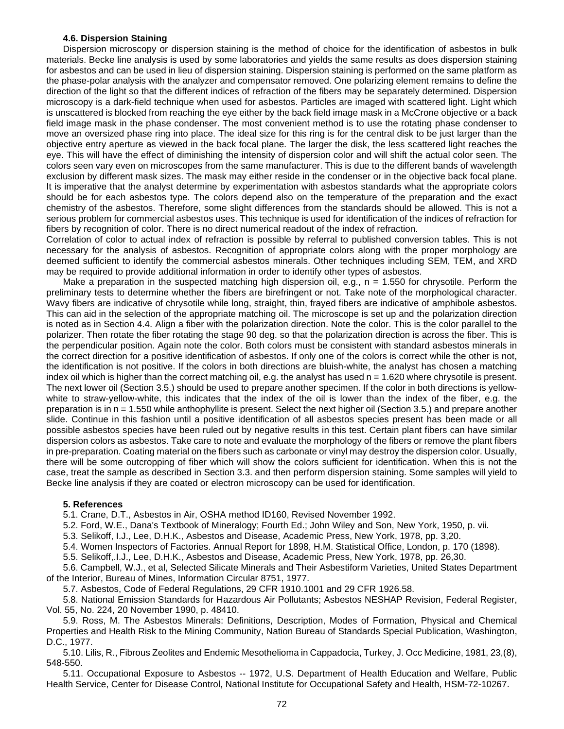### 4.6. Dispersion Staining

Dispersion microscopy or dispersion staining is the method of choice for the identification of asbestos in bulk materials. Becke line analysis is used by some laboratories and yields the same results as does dispersion staining for asbestos and can be used in lieu of dispersion staining. Dispersion staining is performed on the same platform as the phase-polar analysis with the analyzer and compensator removed. One polarizing element remains to define the direction of the light so that the different indices of refraction of the fibers may be separately determined. Dispersion microscopy is a dark-field technique when used for asbestos. Particles are imaged with scattered light. Light which is unscattered is blocked from reaching the eye either by the back field image mask in a McCrone objective or a back field image mask in the phase condenser. The most convenient method is to use the rotating phase condenser to move an oversized phase ring into place. The ideal size for this ring is for the central disk to be just larger than the objective entry aperture as viewed in the back focal plane. The larger the disk, the less scattered light reaches the eye. This will have the effect of diminishing the intensity of dispersion color and will shift the actual color seen. The colors seen vary even on microscopes from the same manufacturer. This is due to the different bands of wavelength exclusion by different mask sizes. The mask may either reside in the condenser or in the objective back focal plane. It is imperative that the analyst determine by experimentation with asbestos standards what the appropriate colors should be for each asbestos type. The colors depend also on the temperature of the preparation and the exact chemistry of the asbestos. Therefore, some slight differences from the standards should be allowed. This is not a serious problem for commercial asbestos uses. This technique is used for identification of the indices of refraction for fibers by recognition of color. There is no direct numerical readout of the index of refraction.

Correlation of color to actual index of refraction is possible by referral to published conversion tables. This is not necessary for the analysis of asbestos. Recognition of appropriate colors along with the proper morphology are deemed sufficient to identify the commercial asbestos minerals. Other techniques including SEM, TEM, and XRD may be required to provide additional information in order to identify other types of asbestos.

Make a preparation in the suspected matching high dispersion oil, e.g., n = 1.550 for chrysotile. Perform the preliminary tests to determine whether the fibers are birefringent or not. Take note of the morphological character. Wavy fibers are indicative of chrysotile while long, straight, thin, frayed fibers are indicative of amphibole asbestos. This can aid in the selection of the appropriate matching oil. The microscope is set up and the polarization direction is noted as in Section 4.4. Align a fiber with the polarization direction. Note the color. This is the color parallel to the polarizer. Then rotate the fiber rotating the stage 90 deg. so that the polarization direction is across the fiber. This is the perpendicular position. Again note the color. Both colors must be consistent with standard asbestos minerals in the correct direction for a positive identification of asbestos. If only one of the colors is correct while the other is not, the identification is not positive. If the colors in both directions are bluish-white, the analyst has chosen a matching index oil which is higher than the correct matching oil, e.g. the analyst has used n = 1.620 where chrysotile is present. The next lower oil (Section 3.5.) should be used to prepare another specimen. If the color in both directions is yellow-white to straw-yellow-white, this indicates that the index of the oil is lower than the index of the fiber, e.g. the preparation is in n = 1.550 while anthophyllite is present. Select the next higher oil (Section 3.5.) and prepare another slide. Continue in this fashion until a positive identification of all asbestos species present has been made or all possible asbestos species have been ruled out by negative results in this test. Certain plant fibers can have similar dispersion colors as asbestos. Take care to note and evaluate the morphology of the fibers or remove the plant fibers in pre-preparation. Coating material on the fibers such as carbonate or vinyl may destroy the dispersion color. Usually, there will be some outcropping of fiber which will show the colors sufficient for identification. When this is not the case, treat the sample as described in Section 3.3. and then perform dispersion staining. Some samples will yield to Becke line analysis if they are coated or electron microscopy can be used for identification.

### 5. References

5.1. Crane, D.T., Asbestos in Air, OSHA method ID160, Revised November 1992.

5.2. Ford, W.E., Dana's Textbook of Mineralogy; Fourth Ed.; John Wiley and Son, New York, 1950, p. vii.

5.3. Selikoff, I.J., Lee, D.H.K., Asbestos and Disease, Academic Press, New York, 1978, pp. 3,20.

5.4. Women Inspectors of Factories. Annual Report for 1898, H.M. Statistical Office, London, p. 170 (1898).

5.5. Selikoff,.I.J., Lee, D.H.K., Asbestos and Disease, Academic Press, New York, 1978, pp. 26,30.

5.6. Campbell, W.J., et al, Selected Silicate Minerals and Their Asbestiform Varieties, United States Department of the Interior, Bureau of Mines, Information Circular 8751, 1977.

5.7. Asbestos, Code of Federal Regulations, 29 CFR 1910.1001 and 29 CFR 1926.58.

5.8. National Emission Standards for Hazardous Air Pollutants; Asbestos NESHAP Revision, Federal Register, Vol. 55, No. 224, 20 November 1990, p. 48410.

5.9. Ross, M. The Asbestos Minerals: Definitions, Description, Modes of Formation, Physical and Chemical Properties and Health Risk to the Mining Community, Nation Bureau of Standards Special Publication, Washington, D.C., 1977.

5.10. Lilis, R., Fibrous Zeolites and Endemic Mesothelioma in Cappadocia, Turkey, J. Occ Medicine, 1981, 23,(8), 548-550.

5.11. Occupational Exposure to Asbestos -- 1972, U.S. Department of Health Education and Welfare, Public Health Service, Center for Disease Control, National Institute for Occupational Safety and Health, HSM-72-10267.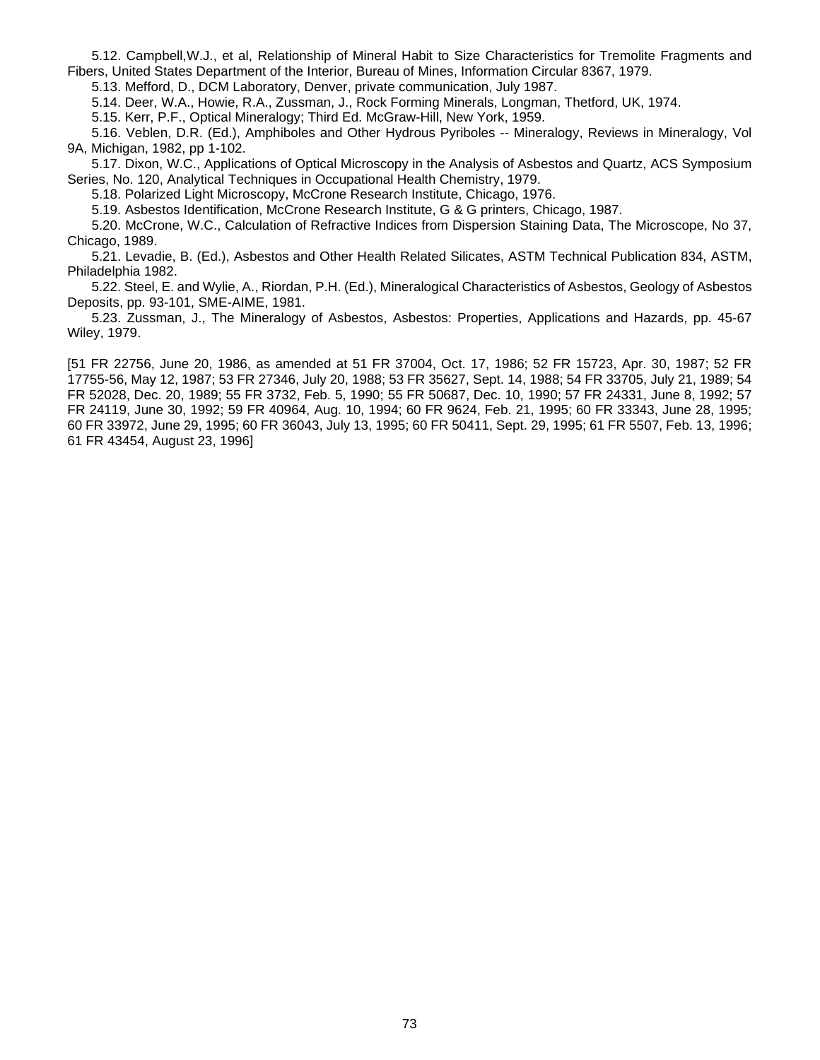5.12. Campbell,W.J., et al, Relationship of Mineral Habit to Size Characteristics for Tremolite Fragments and Fibers, United States Department of the Interior, Bureau of Mines, Information Circular 8367, 1979.

5.13. Mefford, D., DCM Laboratory, Denver, private communication, July 1987.

5.14. Deer, W.A., Howie, R.A., Zussman, J., Rock Forming Minerals, Longman, Thetford, UK, 1974.

5.15. Kerr, P.F., Optical Mineralogy; Third Ed. McGraw-Hill, New York, 1959.

5.16. Veblen, D.R. (Ed.), Amphiboles and Other Hydrous Pyriboles -- Mineralogy, Reviews in Mineralogy, Vol 9A, Michigan, 1982, pp 1-102.

5.17. Dixon, W.C., Applications of Optical Microscopy in the Analysis of Asbestos and Quartz, ACS Symposium Series, No. 120, Analytical Techniques in Occupational Health Chemistry, 1979.

5.18. Polarized Light Microscopy, McCrone Research Institute, Chicago, 1976.

5.19. Asbestos Identification, McCrone Research Institute, G & G printers, Chicago, 1987.

5.20. McCrone, W.C., Calculation of Refractive Indices from Dispersion Staining Data, The Microscope, No 37, Chicago, 1989.

5.21. Levadie, B. (Ed.), Asbestos and Other Health Related Silicates, ASTM Technical Publication 834, ASTM, Philadelphia 1982.

5.22. Steel, E. and Wylie, A., Riordan, P.H. (Ed.), Mineralogical Characteristics of Asbestos, Geology of Asbestos Deposits, pp. 93-101, SME-AIME, 1981.

5.23. Zussman, J., The Mineralogy of Asbestos, Asbestos: Properties, Applications and Hazards, pp. 45-67 Wiley, 1979.

[51 FR 22756, June 20, 1986, as amended at 51 FR 37004, Oct. 17, 1986; 52 FR 15723, Apr. 30, 1987; 52 FR 17755-56, May 12, 1987; 53 FR 27346, July 20, 1988; 53 FR 35627, Sept. 14, 1988; 54 FR 33705, July 21, 1989; 54 FR 52028, Dec. 20, 1989; 55 FR 3732, Feb. 5, 1990; 55 FR 50687, Dec. 10, 1990; 57 FR 24331, June 8, 1992; 57 FR 24119, June 30, 1992; 59 FR 40964, Aug. 10, 1994; 60 FR 9624, Feb. 21, 1995; 60 FR 33343, June 28, 1995; 60 FR 33972, June 29, 1995; 60 FR 36043, July 13, 1995; 60 FR 50411, Sept. 29, 1995; 61 FR 5507, Feb. 13, 1996; 61 FR 43454, August 23, 1996]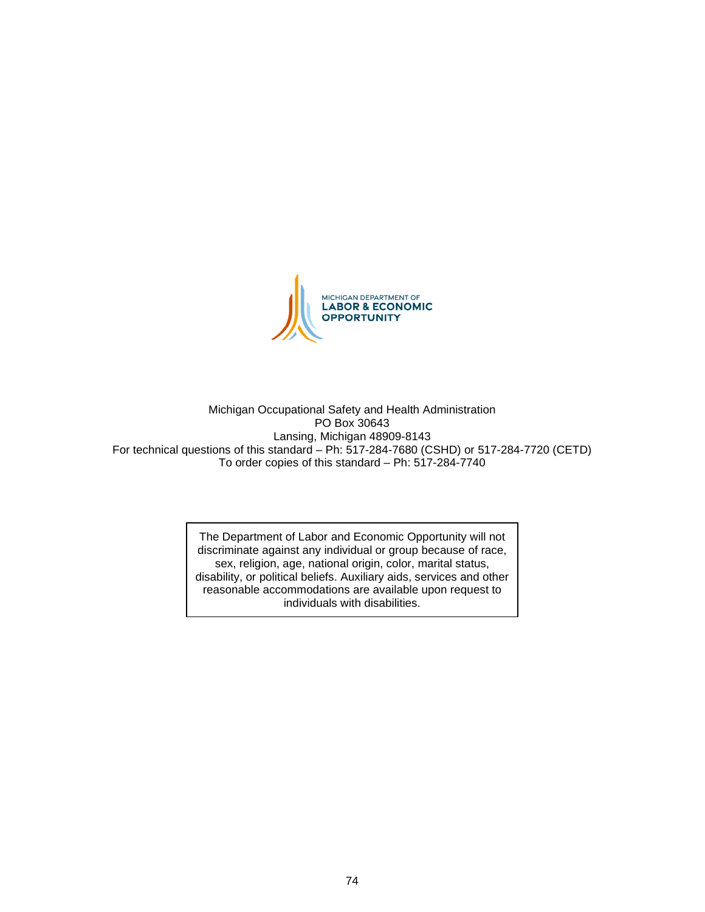MICHIGAN DEPARTMENT OF
LABOR & ECONOMIC
OPPORTUNITY

Michigan Occupational Safety and Health Administration
PO Box 30643
Lansing, Michigan 48909-8143
For technical questions of this standard – Ph: 517-284-7680 (CSHD) or 517-284-7720 (CETD)
To order copies of this standard – Ph: 517-284-7740

| |
|---|
| The Department of Labor and Economic Opportunity will not discriminate against any individual or group because of race, sex, religion, age, national origin, color, marital status, disability, or political beliefs. Auxiliary aids, services and other reasonable accommodations are available upon request to individuals with disabilities. |